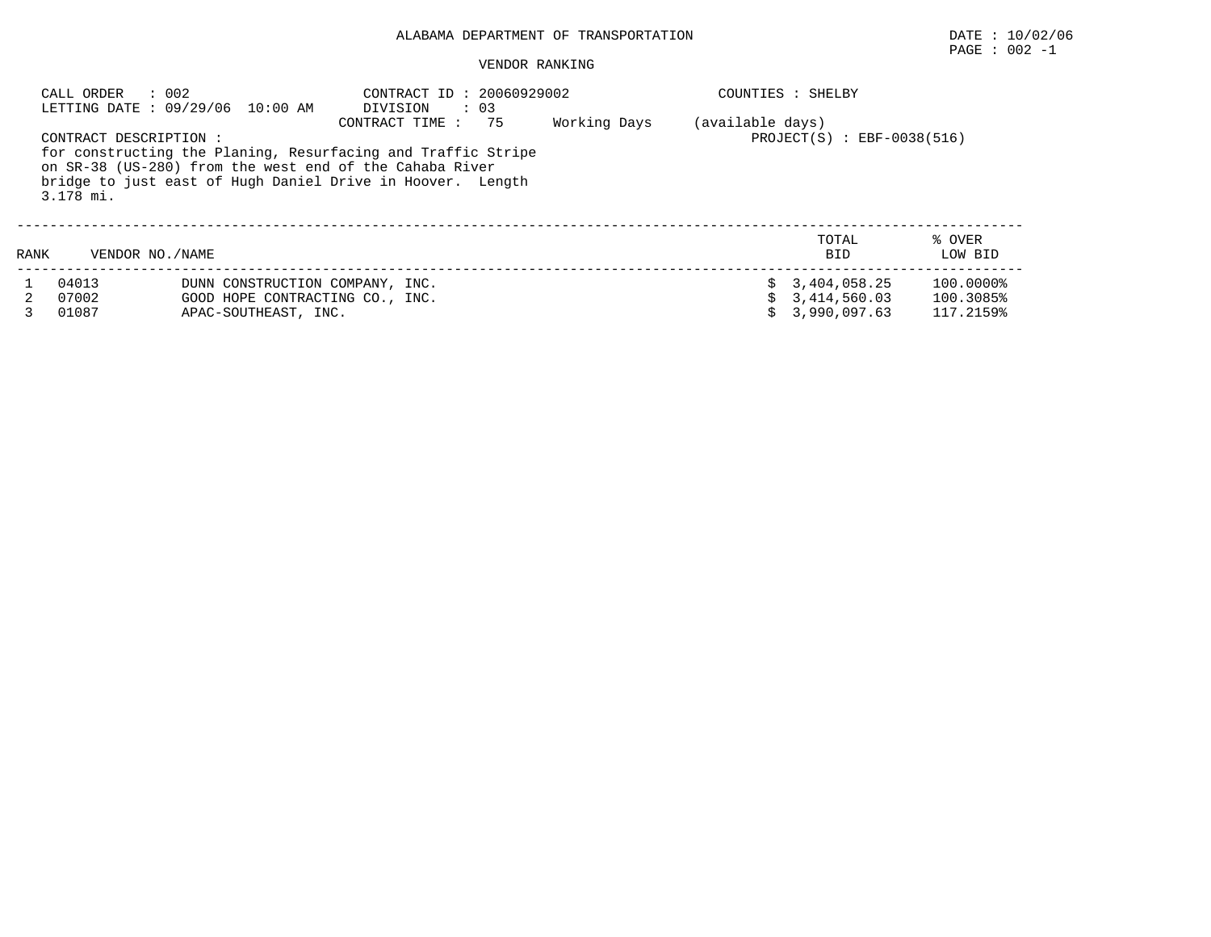# ALABAMA DEPARTMENT OF TRANSPORTATION

DATE : 10/02/06

## VENDOR RANKING

CALL ORDER : 002
LETTING DATE : 09/29/06 10:00 AM
CONTRACT ID : 20060929002
DIVISION : 03
CONTRACT TIME : 75 Working Days (available days)
COUNTIES : SHELBY
PROJECT(S) : EBF-0038(516)

CONTRACT DESCRIPTION :
for constructing the Planing, Resurfacing and Traffic Stripe on SR-38 (US-280) from the west end of the Cahaba River bridge to just east of Hugh Daniel Drive in Hoover. Length 3.178 mi.

| RANK | VENDOR NO. | NAME | TOTAL BID | % OVER LOW BID |
|---|---|---|---|---|
| 1 | 04013 | DUNN CONSTRUCTION COMPANY, INC. | $ 3,404,058.25 | 100.0000% |
| 2 | 07002 | GOOD HOPE CONTRACTING CO., INC. | $ 3,414,560.03 | 100.3085% |
| 3 | 01087 | APAC-SOUTHEAST, INC. | $ 3,990,097.63 | 117.2159% |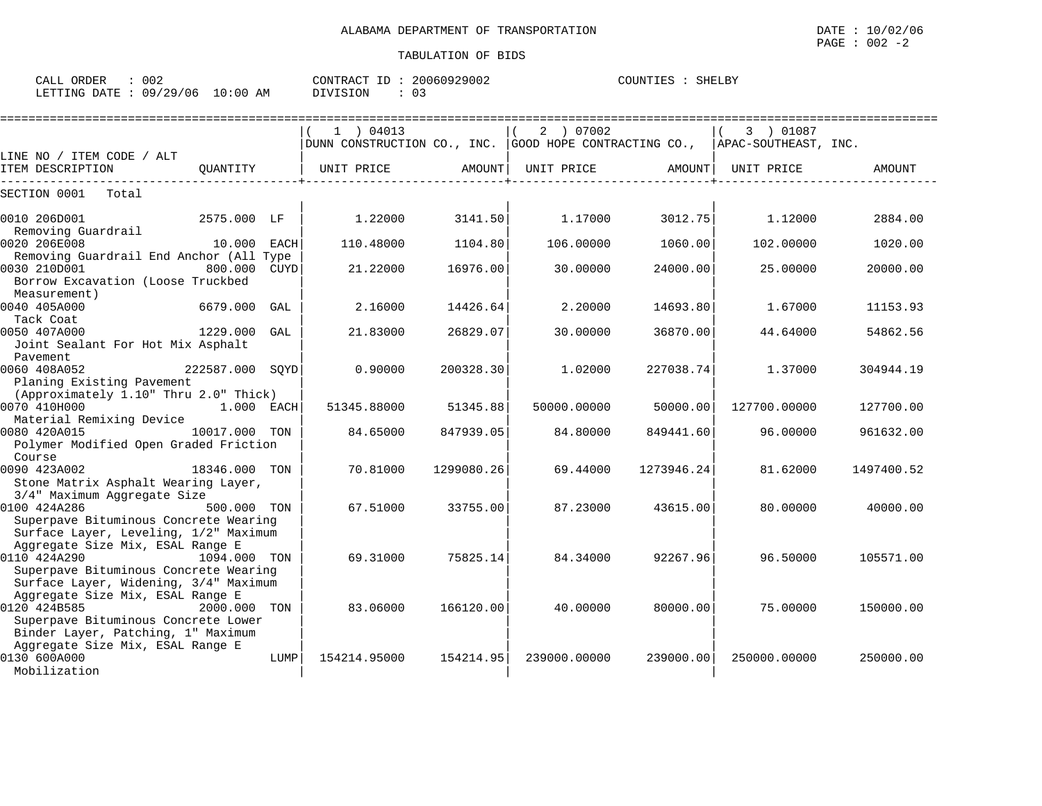ALABAMA DEPARTMENT OF TRANSPORTATION

TABULATION OF BIDS

CALL ORDER : 002 CONTRACT ID : 20060929002 COUNTIES : SHELBY
LETTING DATE : 09/29/06 10:00 AM DIVISION : 03

| LINE NO / ITEM CODE / ALT | | ( 1 ) 04013 DUNN CONSTRUCTION CO., INC. | | ( 2 ) 07002 GOOD HOPE CONTRACTING CO., | | ( 3 ) 01087 APAC-SOUTHEAST, INC. | |
|---|---|---|---|---|---|---|---|
| ITEM DESCRIPTION | QUANTITY | UNIT PRICE | AMOUNT | UNIT PRICE | AMOUNT | UNIT PRICE | AMOUNT |
| SECTION 0001 Total | | | | | | | |
| 0010 206D001 Removing Guardrail | 2575.000 LF | 1.22000 | 3141.50 | 1.17000 | 3012.75 | 1.12000 | 2884.00 |
| 0020 206E008 Removing Guardrail End Anchor (All Type | 10.000 EACH | 110.48000 | 1104.80 | 106.00000 | 1060.00 | 102.00000 | 1020.00 |
| 0030 210D001 Borrow Excavation (Loose Truckbed Measurement) | 800.000 CUYD | 21.22000 | 16976.00 | 30.00000 | 24000.00 | 25.00000 | 20000.00 |
| 0040 405A000 Tack Coat | 6679.000 GAL | 2.16000 | 14426.64 | 2.20000 | 14693.80 | 1.67000 | 11153.93 |
| 0050 407A000 Joint Sealant For Hot Mix Asphalt Pavement | 1229.000 GAL | 21.83000 | 26829.07 | 30.00000 | 36870.00 | 44.64000 | 54862.56 |
| 0060 408A052 Planing Existing Pavement (Approximately 1.10" Thru 2.0" Thick) | 222587.000 SQYD | 0.90000 | 200328.30 | 1.02000 | 227038.74 | 1.37000 | 304944.19 |
| 0070 410H000 Material Remixing Device | 1.000 EACH | 51345.88000 | 51345.88 | 50000.00000 | 50000.00 | 127700.00000 | 127700.00 |
| 0080 420A015 Polymer Modified Open Graded Friction Course | 10017.000 TON | 84.65000 | 847939.05 | 84.80000 | 849441.60 | 96.00000 | 961632.00 |
| 0090 423A002 Stone Matrix Asphalt Wearing Layer, 3/4" Maximum Aggregate Size | 18346.000 TON | 70.81000 | 1299080.26 | 69.44000 | 1273946.24 | 81.62000 | 1497400.52 |
| 0100 424A286 Superpave Bituminous Concrete Wearing Surface Layer, Leveling, 1/2" Maximum Aggregate Size Mix, ESAL Range E | 500.000 TON | 67.51000 | 33755.00 | 87.23000 | 43615.00 | 80.00000 | 40000.00 |
| 0110 424A290 Superpave Bituminous Concrete Wearing Surface Layer, Widening, 3/4" Maximum Aggregate Size Mix, ESAL Range E | 1094.000 TON | 69.31000 | 75825.14 | 84.34000 | 92267.96 | 96.50000 | 105571.00 |
| 0120 424B585 Superpave Bituminous Concrete Lower Binder Layer, Patching, 1" Maximum Aggregate Size Mix, ESAL Range E | 2000.000 TON | 83.06000 | 166120.00 | 40.00000 | 80000.00 | 75.00000 | 150000.00 |
| 0130 600A000 Mobilization | LUMP | 154214.95000 | 154214.95 | 239000.00000 | 239000.00 | 250000.00000 | 250000.00 |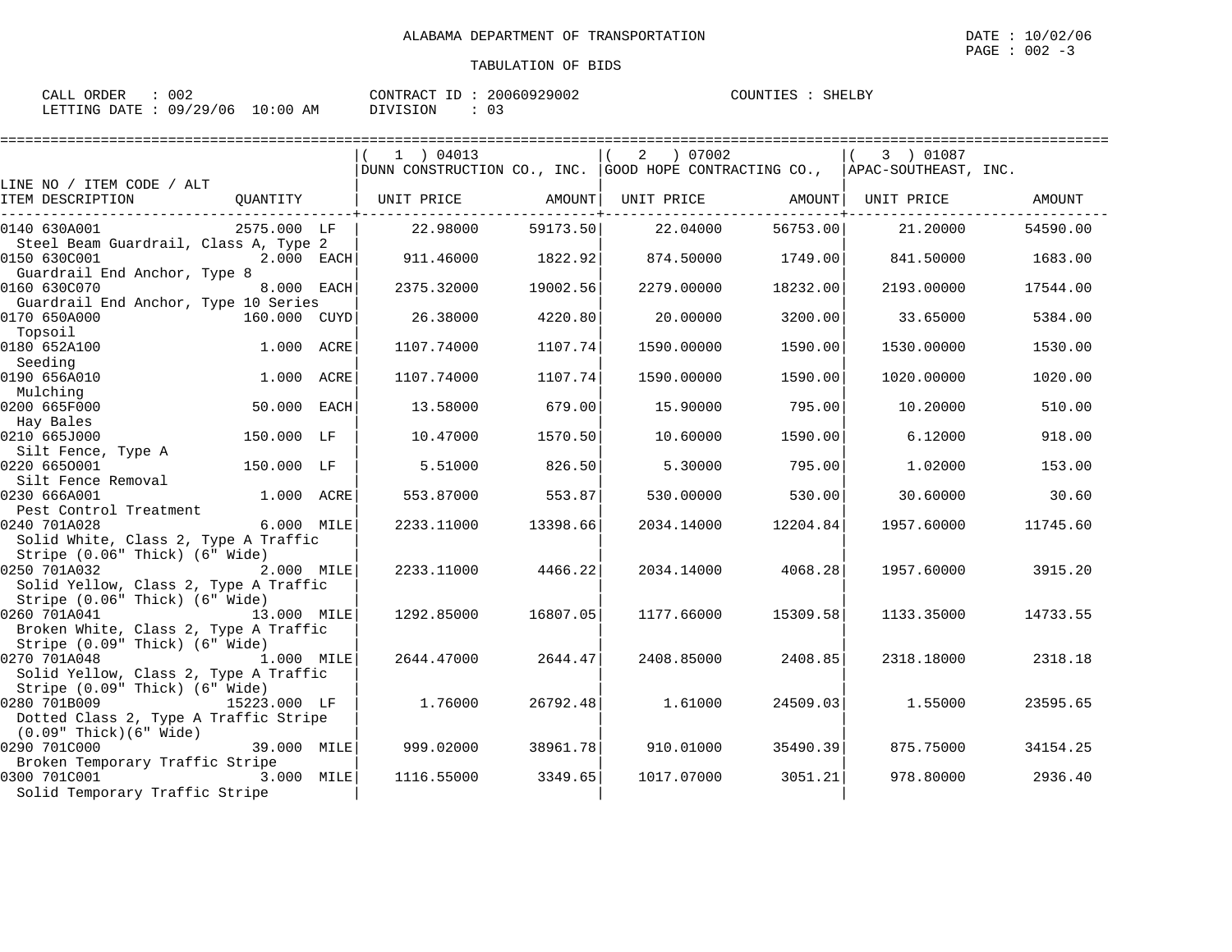ALABAMA DEPARTMENT OF TRANSPORTATION

DATE : 10/02/06

TABULATION OF BIDS

CALL ORDER : 002 CONTRACT ID : 20060929002 COUNTIES : SHELBY
LETTING DATE : 09/29/06 10:00 AM DIVISION : 03

| LINE NO / ITEM CODE / ALT ITEM DESCRIPTION | QUANTITY | (1) 04013 DUNN CONSTRUCTION CO., INC. UNIT PRICE | AMOUNT | (2) 07002 GOOD HOPE CONTRACTING CO., UNIT PRICE | AMOUNT | (3) 01087 APAC-SOUTHEAST, INC. UNIT PRICE | AMOUNT |
|---|---|---|---|---|---|---|---|
| 0140 630A001 Steel Beam Guardrail, Class A, Type 2 | 2575.000 LF | 22.98000 | 59173.50 | 22.04000 | 56753.00 | 21.20000 | 54590.00 |
| 0150 630C001 Guardrail End Anchor, Type 8 | 2.000 EACH | 911.46000 | 1822.92 | 874.50000 | 1749.00 | 841.50000 | 1683.00 |
| 0160 630C070 Guardrail End Anchor, Type 10 Series | 8.000 EACH | 2375.32000 | 19002.56 | 2279.00000 | 18232.00 | 2193.00000 | 17544.00 |
| 0170 650A000 Topsoil | 160.000 CUYD | 26.38000 | 4220.80 | 20.00000 | 3200.00 | 33.65000 | 5384.00 |
| 0180 652A100 Seeding | 1.000 ACRE | 1107.74000 | 1107.74 | 1590.00000 | 1590.00 | 1530.00000 | 1530.00 |
| 0190 656A010 Mulching | 1.000 ACRE | 1107.74000 | 1107.74 | 1590.00000 | 1590.00 | 1020.00000 | 1020.00 |
| 0200 665F000 Hay Bales | 50.000 EACH | 13.58000 | 679.00 | 15.90000 | 795.00 | 10.20000 | 510.00 |
| 0210 665J000 Silt Fence, Type A | 150.000 LF | 10.47000 | 1570.50 | 10.60000 | 1590.00 | 6.12000 | 918.00 |
| 0220 665O001 Silt Fence Removal | 150.000 LF | 5.51000 | 826.50 | 5.30000 | 795.00 | 1.02000 | 153.00 |
| 0230 666A001 Pest Control Treatment | 1.000 ACRE | 553.87000 | 553.87 | 530.00000 | 530.00 | 30.60000 | 30.60 |
| 0240 701A028 Solid White, Class 2, Type A Traffic Stripe (0.06" Thick) (6" Wide) | 6.000 MILE | 2233.11000 | 13398.66 | 2034.14000 | 12204.84 | 1957.60000 | 11745.60 |
| 0250 701A032 Solid Yellow, Class 2, Type A Traffic Stripe (0.06" Thick) (6" Wide) | 2.000 MILE | 2233.11000 | 4466.22 | 2034.14000 | 4068.28 | 1957.60000 | 3915.20 |
| 0260 701A041 Broken White, Class 2, Type A Traffic Stripe (0.09" Thick) (6" Wide) | 13.000 MILE | 1292.85000 | 16807.05 | 1177.66000 | 15309.58 | 1133.35000 | 14733.55 |
| 0270 701A048 Solid Yellow, Class 2, Type A Traffic Stripe (0.09" Thick) (6" Wide) | 1.000 MILE | 2644.47000 | 2644.47 | 2408.85000 | 2408.85 | 2318.18000 | 2318.18 |
| 0280 701B009 Dotted Class 2, Type A Traffic Stripe (0.09" Thick)(6" Wide) | 15223.000 LF | 1.76000 | 26792.48 | 1.61000 | 24509.03 | 1.55000 | 23595.65 |
| 0290 701C000 Broken Temporary Traffic Stripe | 39.000 MILE | 999.02000 | 38961.78 | 910.01000 | 35490.39 | 875.75000 | 34154.25 |
| 0300 701C001 Solid Temporary Traffic Stripe | 3.000 MILE | 1116.55000 | 3349.65 | 1017.07000 | 3051.21 | 978.80000 | 2936.40 |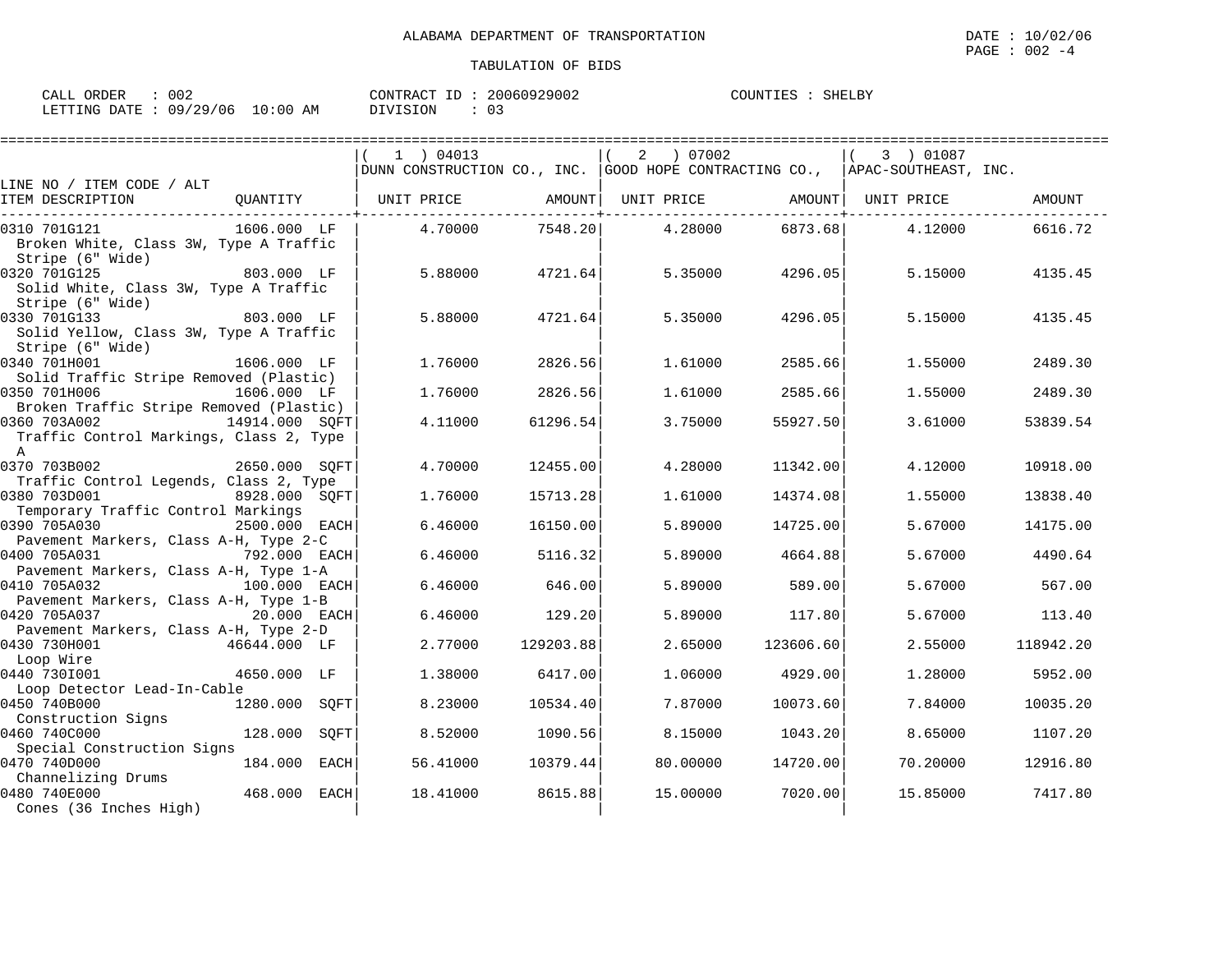ALABAMA DEPARTMENT OF TRANSPORTATION

TABULATION OF BIDS

DATE : 10/02/06

CALL ORDER : 002 &nbsp;&nbsp;&nbsp; CONTRACT ID : 20060929002 &nbsp;&nbsp;&nbsp; COUNTIES : SHELBY

LETTING DATE : 09/29/06 10:00 AM &nbsp;&nbsp;&nbsp; DIVISION : 03

| LINE NO / ITEM CODE / ALT ITEM DESCRIPTION | QUANTITY | ( 1 ) 04013 DUNN CONSTRUCTION CO., INC. UNIT PRICE | AMOUNT | ( 2 ) 07002 GOOD HOPE CONTRACTING CO., UNIT PRICE | AMOUNT | ( 3 ) 01087 APAC-SOUTHEAST, INC. UNIT PRICE | AMOUNT |
|---|---|---|---|---|---|---|---|
| 0310 701G121 Broken White, Class 3W, Type A Traffic Stripe (6" Wide) | 1606.000 LF | 4.70000 | 7548.20 | 4.28000 | 6873.68 | 4.12000 | 6616.72 |
| 0320 701G125 Solid White, Class 3W, Type A Traffic Stripe (6" Wide) | 803.000 LF | 5.88000 | 4721.64 | 5.35000 | 4296.05 | 5.15000 | 4135.45 |
| 0330 701G133 Solid Yellow, Class 3W, Type A Traffic Stripe (6" Wide) | 803.000 LF | 5.88000 | 4721.64 | 5.35000 | 4296.05 | 5.15000 | 4135.45 |
| 0340 701H001 Solid Traffic Stripe Removed (Plastic) | 1606.000 LF | 1.76000 | 2826.56 | 1.61000 | 2585.66 | 1.55000 | 2489.30 |
| 0350 701H006 Broken Traffic Stripe Removed (Plastic) | 1606.000 LF | 1.76000 | 2826.56 | 1.61000 | 2585.66 | 1.55000 | 2489.30 |
| 0360 703A002 Traffic Control Markings, Class 2, Type A | 14914.000 SQFT | 4.11000 | 61296.54 | 3.75000 | 55927.50 | 3.61000 | 53839.54 |
| 0370 703B002 Traffic Control Legends, Class 2, Type | 2650.000 SQFT | 4.70000 | 12455.00 | 4.28000 | 11342.00 | 4.12000 | 10918.00 |
| 0380 703D001 Temporary Traffic Control Markings | 8928.000 SQFT | 1.76000 | 15713.28 | 1.61000 | 14374.08 | 1.55000 | 13838.40 |
| 0390 705A030 Pavement Markers, Class A-H, Type 2-C | 2500.000 EACH | 6.46000 | 16150.00 | 5.89000 | 14725.00 | 5.67000 | 14175.00 |
| 0400 705A031 Pavement Markers, Class A-H, Type 1-A | 792.000 EACH | 6.46000 | 5116.32 | 5.89000 | 4664.88 | 5.67000 | 4490.64 |
| 0410 705A032 Pavement Markers, Class A-H, Type 1-B | 100.000 EACH | 6.46000 | 646.00 | 5.89000 | 589.00 | 5.67000 | 567.00 |
| 0420 705A037 Pavement Markers, Class A-H, Type 2-D | 20.000 EACH | 6.46000 | 129.20 | 5.89000 | 117.80 | 5.67000 | 113.40 |
| 0430 730H001 Loop Wire | 46644.000 LF | 2.77000 | 129203.88 | 2.65000 | 123606.60 | 2.55000 | 118942.20 |
| 0440 730I001 Loop Detector Lead-In-Cable | 4650.000 LF | 1.38000 | 6417.00 | 1.06000 | 4929.00 | 1.28000 | 5952.00 |
| 0450 740B000 Construction Signs | 1280.000 SQFT | 8.23000 | 10534.40 | 7.87000 | 10073.60 | 7.84000 | 10035.20 |
| 0460 740C000 Special Construction Signs | 128.000 SQFT | 8.52000 | 1090.56 | 8.15000 | 1043.20 | 8.65000 | 1107.20 |
| 0470 740D000 Channelizing Drums | 184.000 EACH | 56.41000 | 10379.44 | 80.00000 | 14720.00 | 70.20000 | 12916.80 |
| 0480 740E000 Cones (36 Inches High) | 468.000 EACH | 18.41000 | 8615.88 | 15.00000 | 7020.00 | 15.85000 | 7417.80 |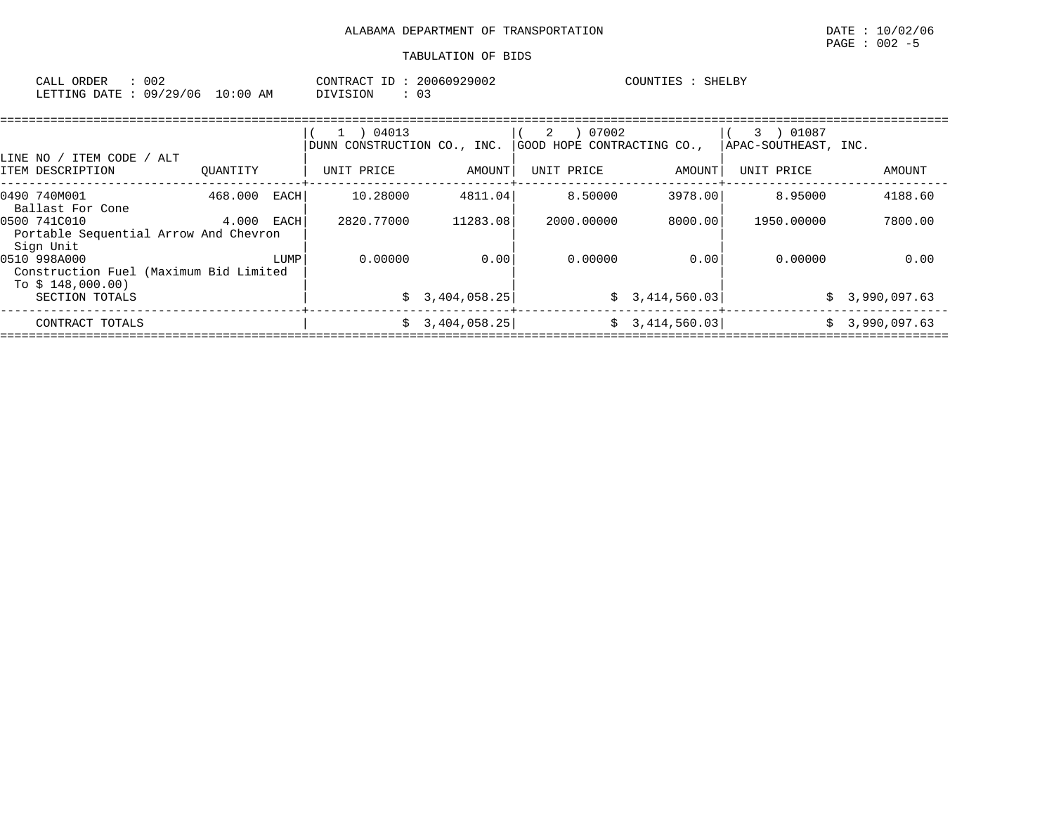ALABAMA DEPARTMENT OF TRANSPORTATION

TABULATION OF BIDS

CALL ORDER : 002 CONTRACT ID : 20060929002 COUNTIES : SHELBY
LETTING DATE : 09/29/06 10:00 AM DIVISION : 03

| LINE NO / ITEM CODE / ALT<br>ITEM DESCRIPTION | QUANTITY | ( 1 ) 04013<br>DUNN CONSTRUCTION CO., INC.<br>UNIT PRICE | AMOUNT | ( 2 ) 07002<br>GOOD HOPE CONTRACTING CO.,<br>UNIT PRICE | AMOUNT | ( 3 ) 01087<br>APAC-SOUTHEAST, INC.<br>UNIT PRICE | AMOUNT |
|---|---|---|---|---|---|---|---|
| 0490 740M001<br>Ballast For Cone | 468.000 EACH | 10.28000 | 4811.04 | 8.50000 | 3978.00 | 8.95000 | 4188.60 |
| 0500 741C010<br>Portable Sequential Arrow And Chevron Sign Unit | 4.000 EACH | 2820.77000 | 11283.08 | 2000.00000 | 8000.00 | 1950.00000 | 7800.00 |
| 0510 998A000<br>Construction Fuel (Maximum Bid Limited To $ 148,000.00) | LUMP | 0.00000 | 0.00 | 0.00000 | 0.00 | 0.00000 | 0.00 |
| SECTION TOTALS | | | $ 3,404,058.25 | | $ 3,414,560.03 | | $ 3,990,097.63 |
| CONTRACT TOTALS | | | $ 3,404,058.25 | | $ 3,414,560.03 | | $ 3,990,097.63 |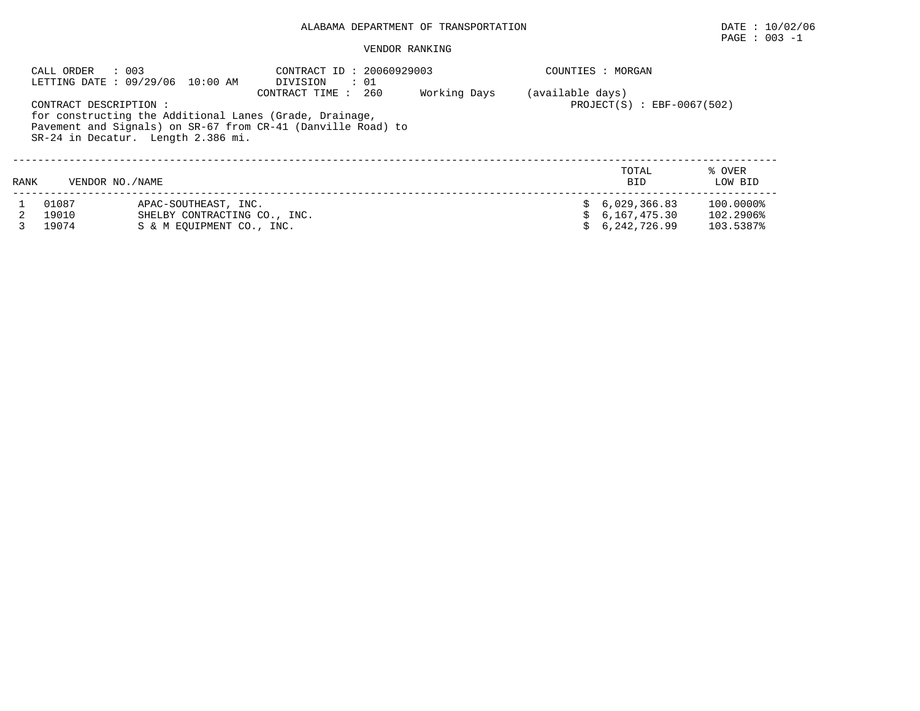ALABAMA DEPARTMENT OF TRANSPORTATION

DATE : 10/02/06

PAGE : 003 -1

VENDOR RANKING

CALL ORDER : 003
LETTING DATE : 09/29/06 10:00 AM

CONTRACT ID : 20060929003
DIVISION : 01
CONTRACT TIME : 260 Working Days (available days)

COUNTIES : MORGAN

PROJECT(S) : EBF-0067(502)

CONTRACT DESCRIPTION :
for constructing the Additional Lanes (Grade, Drainage, Pavement and Signals) on SR-67 from CR-41 (Danville Road) to SR-24 in Decatur. Length 2.386 mi.

| RANK | VENDOR NO. | NAME | TOTAL BID | % OVER LOW BID |
|---|---|---|---|---|
| 1 | 01087 | APAC-SOUTHEAST, INC. | $ 6,029,366.83 | 100.0000% |
| 2 | 19010 | SHELBY CONTRACTING CO., INC. | $ 6,167,475.30 | 102.2906% |
| 3 | 19074 | S & M EQUIPMENT CO., INC. | $ 6,242,726.99 | 103.5387% |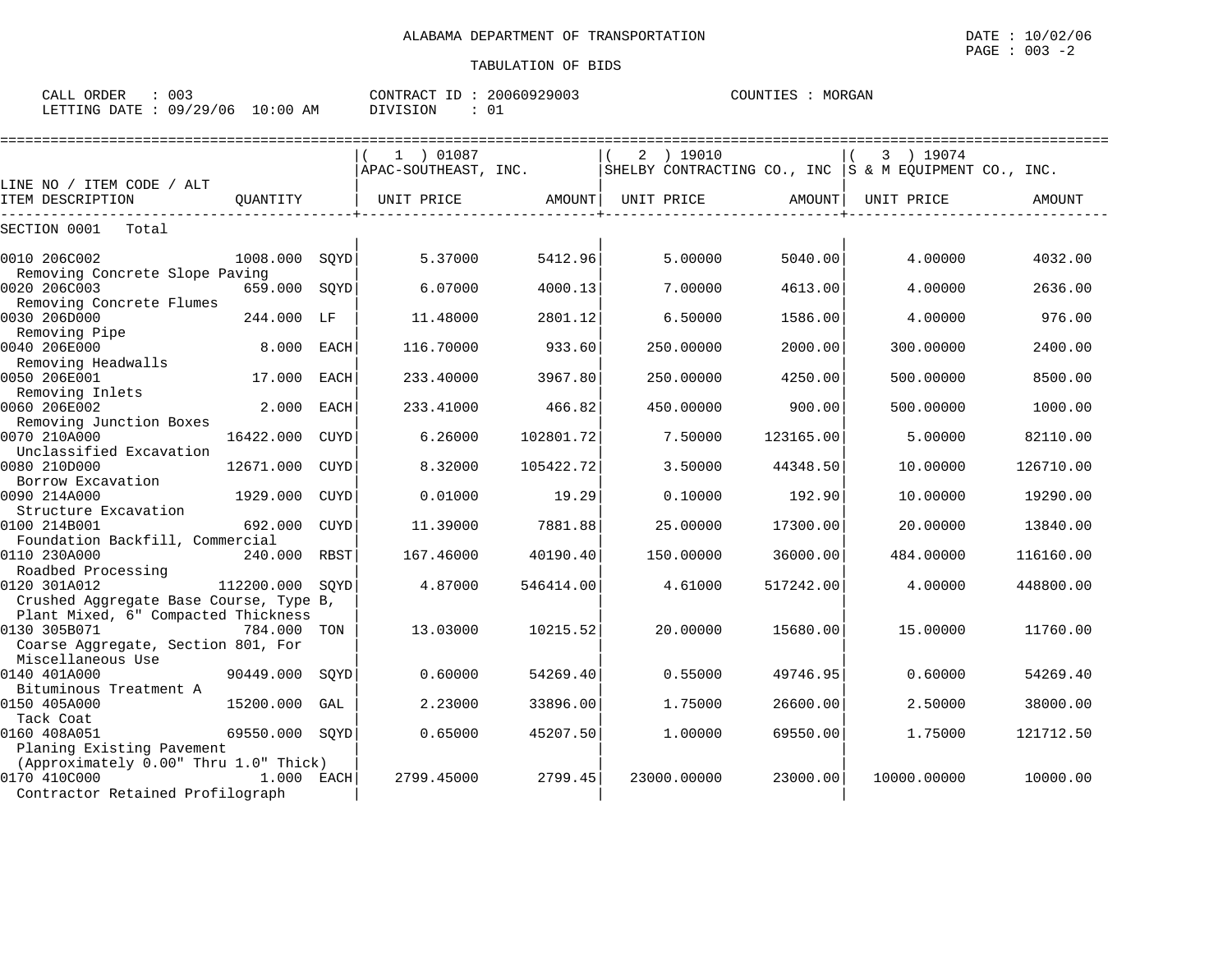ALABAMA DEPARTMENT OF TRANSPORTATION

TABULATION OF BIDS

DATE : 10/02/06
PAGE : 003 -2

CALL ORDER : 003 CONTRACT ID : 20060929003 COUNTIES : MORGAN
LETTING DATE : 09/29/06 10:00 AM DIVISION : 01

| LINE NO / ITEM CODE / ALT ITEM DESCRIPTION | QUANTITY | | ( 1 ) 01087 APAC-SOUTHEAST, INC. UNIT PRICE | AMOUNT | ( 2 ) 19010 SHELBY CONTRACTING CO., INC UNIT PRICE | AMOUNT | ( 3 ) 19074 S & M EQUIPMENT CO., INC. UNIT PRICE | AMOUNT |
|---|---|---|---|---|---|---|---|---|
| SECTION 0001 Total | | | | | | | | |
| 0010 206C002 Removing Concrete Slope Paving | 1008.000 | SQYD | 5.37000 | 5412.96 | 5.00000 | 5040.00 | 4.00000 | 4032.00 |
| 0020 206C003 Removing Concrete Flumes | 659.000 | SQYD | 6.07000 | 4000.13 | 7.00000 | 4613.00 | 4.00000 | 2636.00 |
| 0030 206D000 Removing Pipe | 244.000 | LF | 11.48000 | 2801.12 | 6.50000 | 1586.00 | 4.00000 | 976.00 |
| 0040 206E000 Removing Headwalls | 8.000 | EACH | 116.70000 | 933.60 | 250.00000 | 2000.00 | 300.00000 | 2400.00 |
| 0050 206E001 Removing Inlets | 17.000 | EACH | 233.40000 | 3967.80 | 250.00000 | 4250.00 | 500.00000 | 8500.00 |
| 0060 206E002 Removing Junction Boxes | 2.000 | EACH | 233.41000 | 466.82 | 450.00000 | 900.00 | 500.00000 | 1000.00 |
| 0070 210A000 Unclassified Excavation | 16422.000 | CUYD | 6.26000 | 102801.72 | 7.50000 | 123165.00 | 5.00000 | 82110.00 |
| 0080 210D000 Borrow Excavation | 12671.000 | CUYD | 8.32000 | 105422.72 | 3.50000 | 44348.50 | 10.00000 | 126710.00 |
| 0090 214A000 Structure Excavation | 1929.000 | CUYD | 0.01000 | 19.29 | 0.10000 | 192.90 | 10.00000 | 19290.00 |
| 0100 214B001 Foundation Backfill, Commercial | 692.000 | CUYD | 11.39000 | 7881.88 | 25.00000 | 17300.00 | 20.00000 | 13840.00 |
| 0110 230A000 Roadbed Processing | 240.000 | RBST | 167.46000 | 40190.40 | 150.00000 | 36000.00 | 484.00000 | 116160.00 |
| 0120 301A012 Crushed Aggregate Base Course, Type B, Plant Mixed, 6" Compacted Thickness | 112200.000 | SQYD | 4.87000 | 546414.00 | 4.61000 | 517242.00 | 4.00000 | 448800.00 |
| 0130 305B071 Coarse Aggregate, Section 801, For Miscellaneous Use | 784.000 | TON | 13.03000 | 10215.52 | 20.00000 | 15680.00 | 15.00000 | 11760.00 |
| 0140 401A000 Bituminous Treatment A | 90449.000 | SQYD | 0.60000 | 54269.40 | 0.55000 | 49746.95 | 0.60000 | 54269.40 |
| 0150 405A000 Tack Coat | 15200.000 | GAL | 2.23000 | 33896.00 | 1.75000 | 26600.00 | 2.50000 | 38000.00 |
| 0160 408A051 Planing Existing Pavement (Approximately 0.00" Thru 1.0" Thick) | 69550.000 | SQYD | 0.65000 | 45207.50 | 1.00000 | 69550.00 | 1.75000 | 121712.50 |
| 0170 410C000 Contractor Retained Profilograph | 1.000 | EACH | 2799.45000 | 2799.45 | 23000.00000 | 23000.00 | 10000.00000 | 10000.00 |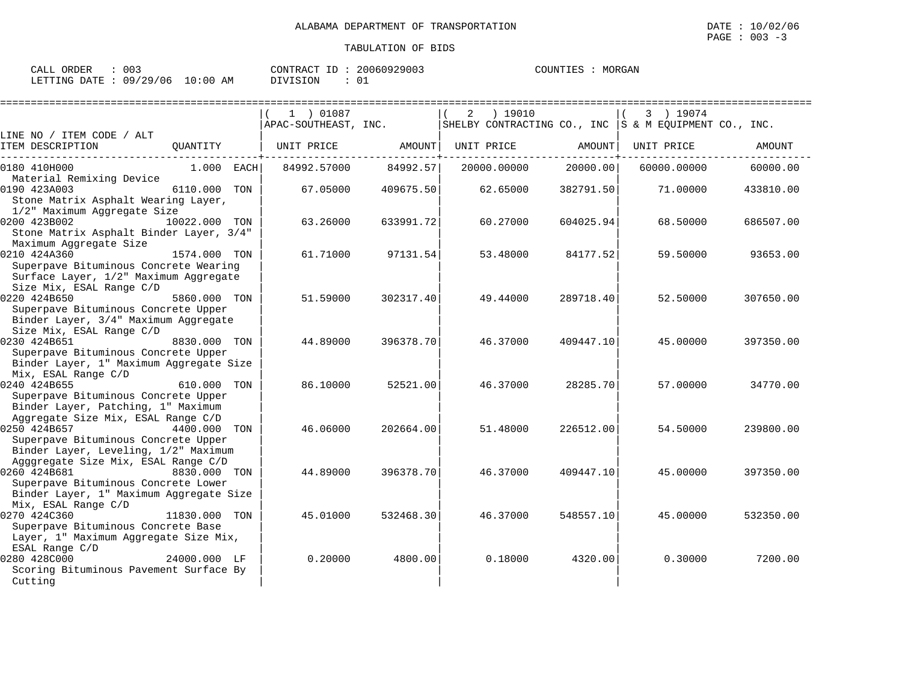ALABAMA DEPARTMENT OF TRANSPORTATION

TABULATION OF BIDS

CALL ORDER : 003 CONTRACT ID : 20060929003 COUNTIES : MORGAN
LETTING DATE : 09/29/06 10:00 AM DIVISION : 01

| LINE NO / ITEM CODE / ALT ITEM DESCRIPTION | QUANTITY | ( 1 ) 01087 APAC-SOUTHEAST, INC. UNIT PRICE | AMOUNT | ( 2 ) 19010 SHELBY CONTRACTING CO., INC UNIT PRICE | AMOUNT | ( 3 ) 19074 S & M EQUIPMENT CO., INC. UNIT PRICE | AMOUNT |
|---|---|---|---|---|---|---|---|
| 0180 410H000 Material Remixing Device | 1.000 EACH | 84992.57000 | 84992.57 | 20000.00000 | 20000.00 | 60000.00000 | 60000.00 |
| 0190 423A003 Stone Matrix Asphalt Wearing Layer, 1/2" Maximum Aggregate Size | 6110.000 TON | 67.05000 | 409675.50 | 62.65000 | 382791.50 | 71.00000 | 433810.00 |
| 0200 423B002 Stone Matrix Asphalt Binder Layer, 3/4" Maximum Aggregate Size | 10022.000 TON | 63.26000 | 633991.72 | 60.27000 | 604025.94 | 68.50000 | 686507.00 |
| 0210 424A360 Superpave Bituminous Concrete Wearing Surface Layer, 1/2" Maximum Aggregate Size Mix, ESAL Range C/D | 1574.000 TON | 61.71000 | 97131.54 | 53.48000 | 84177.52 | 59.50000 | 93653.00 |
| 0220 424B650 Superpave Bituminous Concrete Upper Binder Layer, 3/4" Maximum Aggregate Size Mix, ESAL Range C/D | 5860.000 TON | 51.59000 | 302317.40 | 49.44000 | 289718.40 | 52.50000 | 307650.00 |
| 0230 424B651 Superpave Bituminous Concrete Upper Binder Layer, 1" Maximum Aggregate Size Mix, ESAL Range C/D | 8830.000 TON | 44.89000 | 396378.70 | 46.37000 | 409447.10 | 45.00000 | 397350.00 |
| 0240 424B655 Superpave Bituminous Concrete Upper Binder Layer, Patching, 1" Maximum Aggregate Size Mix, ESAL Range C/D | 610.000 TON | 86.10000 | 52521.00 | 46.37000 | 28285.70 | 57.00000 | 34770.00 |
| 0250 424B657 Superpave Bituminous Concrete Upper Binder Layer, Leveling, 1/2" Maximum Agggregate Size Mix, ESAL Range C/D | 4400.000 TON | 46.06000 | 202664.00 | 51.48000 | 226512.00 | 54.50000 | 239800.00 |
| 0260 424B681 Superpave Bituminous Concrete Lower Binder Layer, 1" Maximum Aggregate Size Mix, ESAL Range C/D | 8830.000 TON | 44.89000 | 396378.70 | 46.37000 | 409447.10 | 45.00000 | 397350.00 |
| 0270 424C360 Superpave Bituminous Concrete Base Layer, 1" Maximum Aggregate Size Mix, ESAL Range C/D | 11830.000 TON | 45.01000 | 532468.30 | 46.37000 | 548557.10 | 45.00000 | 532350.00 |
| 0280 428C000 Scoring Bituminous Pavement Surface By Cutting | 24000.000 LF | 0.20000 | 4800.00 | 0.18000 | 4320.00 | 0.30000 | 7200.00 |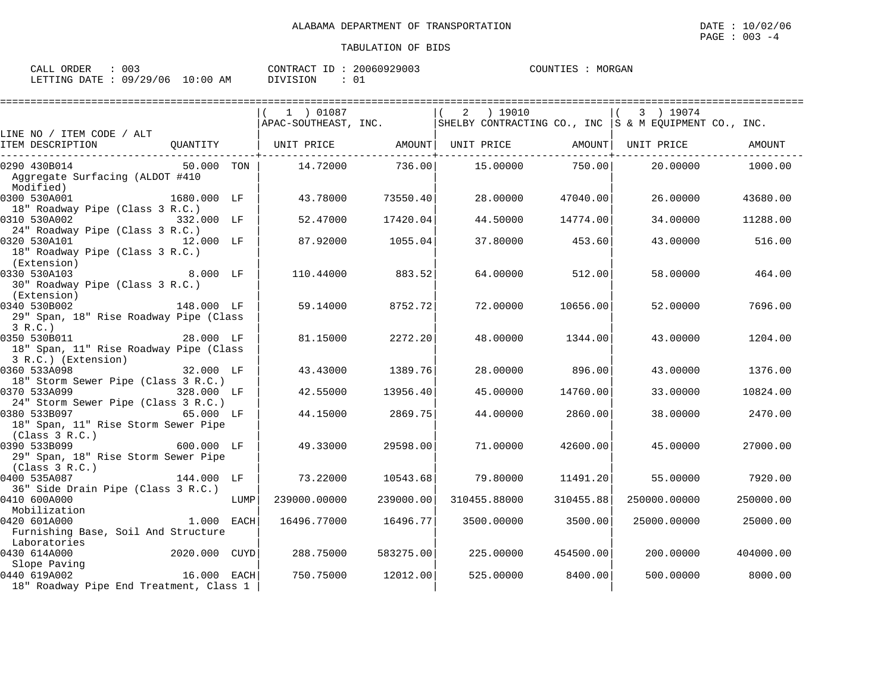ALABAMA DEPARTMENT OF TRANSPORTATION

TABULATION OF BIDS

CALL ORDER : 003
LETTING DATE : 09/29/06 10:00 AM

CONTRACT ID : 20060929003
DIVISION : 01

COUNTIES : MORGAN

DATE : 10/02/06

| LINE NO / ITEM CODE / ALT ITEM DESCRIPTION | QUANTITY | (1) 01087 APAC-SOUTHEAST, INC. UNIT PRICE | AMOUNT | (2) 19010 SHELBY CONTRACTING CO., INC UNIT PRICE | AMOUNT | (3) 19074 S & M EQUIPMENT CO., INC. UNIT PRICE | AMOUNT |
|---|---|---|---|---|---|---|---|
| 0290 430B014 Aggregate Surfacing (ALDOT #410 Modified) | 50.000 TON | 14.72000 | 736.00 | 15.00000 | 750.00 | 20.00000 | 1000.00 |
| 0300 530A001 18" Roadway Pipe (Class 3 R.C.) | 1680.000 LF | 43.78000 | 73550.40 | 28.00000 | 47040.00 | 26.00000 | 43680.00 |
| 0310 530A002 24" Roadway Pipe (Class 3 R.C.) | 332.000 LF | 52.47000 | 17420.04 | 44.50000 | 14774.00 | 34.00000 | 11288.00 |
| 0320 530A101 18" Roadway Pipe (Class 3 R.C.) (Extension) | 12.000 LF | 87.92000 | 1055.04 | 37.80000 | 453.60 | 43.00000 | 516.00 |
| 0330 530A103 30" Roadway Pipe (Class 3 R.C.) (Extension) | 8.000 LF | 110.44000 | 883.52 | 64.00000 | 512.00 | 58.00000 | 464.00 |
| 0340 530B002 29" Span, 18" Rise Roadway Pipe (Class 3 R.C.) | 148.000 LF | 59.14000 | 8752.72 | 72.00000 | 10656.00 | 52.00000 | 7696.00 |
| 0350 530B011 18" Span, 11" Rise Roadway Pipe (Class 3 R.C.) (Extension) | 28.000 LF | 81.15000 | 2272.20 | 48.00000 | 1344.00 | 43.00000 | 1204.00 |
| 0360 533A098 18" Storm Sewer Pipe (Class 3 R.C.) | 32.000 LF | 43.43000 | 1389.76 | 28.00000 | 896.00 | 43.00000 | 1376.00 |
| 0370 533A099 24" Storm Sewer Pipe (Class 3 R.C.) | 328.000 LF | 42.55000 | 13956.40 | 45.00000 | 14760.00 | 33.00000 | 10824.00 |
| 0380 533B097 18" Span, 11" Rise Storm Sewer Pipe (Class 3 R.C.) | 65.000 LF | 44.15000 | 2869.75 | 44.00000 | 2860.00 | 38.00000 | 2470.00 |
| 0390 533B099 29" Span, 18" Rise Storm Sewer Pipe (Class 3 R.C.) | 600.000 LF | 49.33000 | 29598.00 | 71.00000 | 42600.00 | 45.00000 | 27000.00 |
| 0400 535A087 36" Side Drain Pipe (Class 3 R.C.) | 144.000 LF | 73.22000 | 10543.68 | 79.80000 | 11491.20 | 55.00000 | 7920.00 |
| 0410 600A000 Mobilization | LUMP | 239000.00000 | 239000.00 | 310455.88000 | 310455.88 | 250000.00000 | 250000.00 |
| 0420 601A000 Furnishing Base, Soil And Structure Laboratories | 1.000 EACH | 16496.77000 | 16496.77 | 3500.00000 | 3500.00 | 25000.00000 | 25000.00 |
| 0430 614A000 Slope Paving | 2020.000 CUYD | 288.75000 | 583275.00 | 225.00000 | 454500.00 | 200.00000 | 404000.00 |
| 0440 619A002 18" Roadway Pipe End Treatment, Class 1 | 16.000 EACH | 750.75000 | 12012.00 | 525.00000 | 8400.00 | 500.00000 | 8000.00 |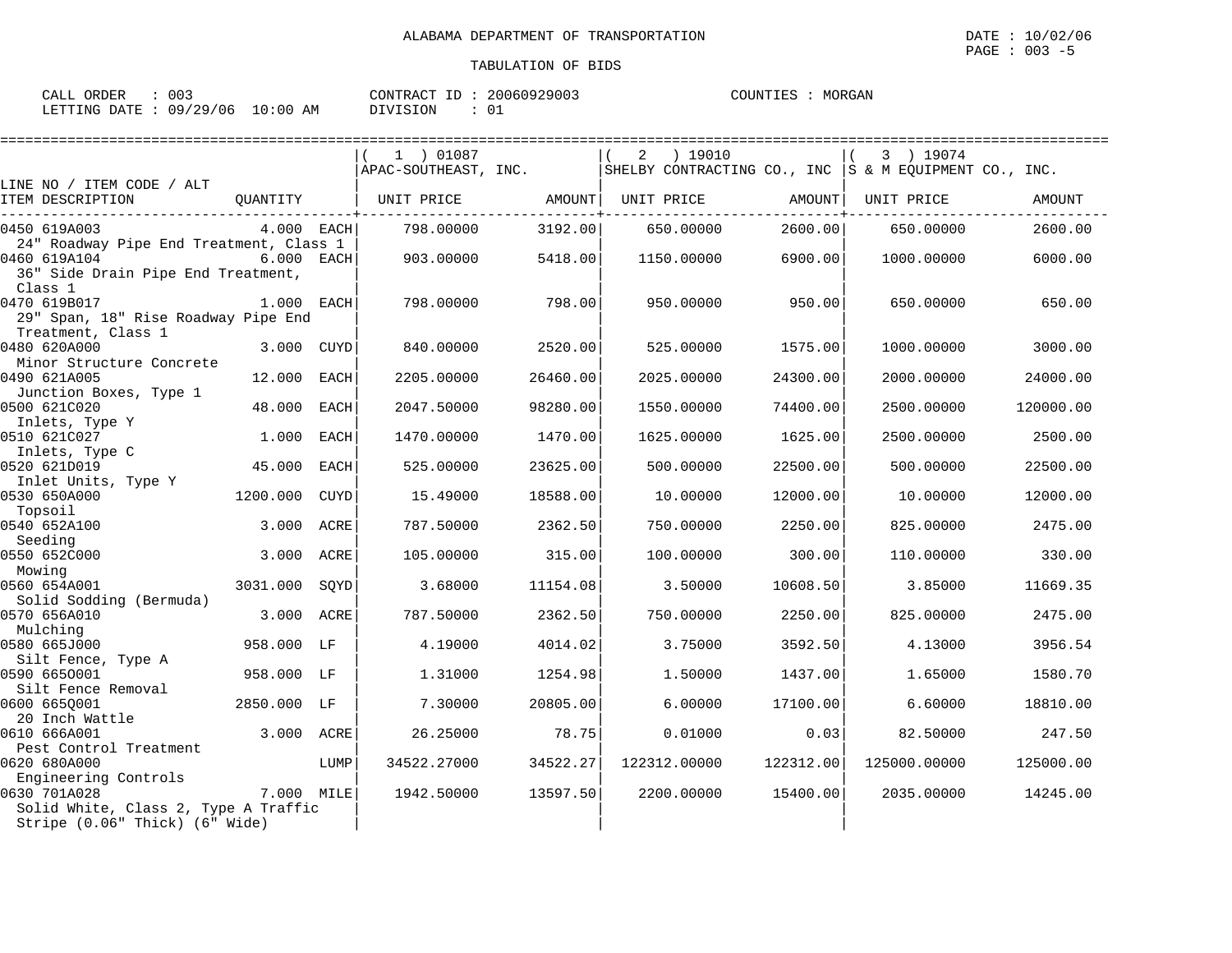ALABAMA DEPARTMENT OF TRANSPORTATION

TABULATION OF BIDS

CALL ORDER : 003 CONTRACT ID : 20060929003 COUNTIES : MORGAN
LETTING DATE : 09/29/06 10:00 AM DIVISION : 01

| LINE NO / ITEM CODE / ALT ITEM DESCRIPTION | QUANTITY | (1) 01087 APAC-SOUTHEAST, INC. UNIT PRICE | AMOUNT | (2) 19010 SHELBY CONTRACTING CO., INC UNIT PRICE | AMOUNT | (3) 19074 S & M EQUIPMENT CO., INC. UNIT PRICE | AMOUNT |
|---|---|---|---|---|---|---|---|
| 0450 619A003 24" Roadway Pipe End Treatment, Class 1 | 4.000 EACH | 798.00000 | 3192.00 | 650.00000 | 2600.00 | 650.00000 | 2600.00 |
| 0460 619A104 36" Side Drain Pipe End Treatment, Class 1 | 6.000 EACH | 903.00000 | 5418.00 | 1150.00000 | 6900.00 | 1000.00000 | 6000.00 |
| 0470 619B017 29" Span, 18" Rise Roadway Pipe End Treatment, Class 1 | 1.000 EACH | 798.00000 | 798.00 | 950.00000 | 950.00 | 650.00000 | 650.00 |
| 0480 620A000 Minor Structure Concrete | 3.000 CUYD | 840.00000 | 2520.00 | 525.00000 | 1575.00 | 1000.00000 | 3000.00 |
| 0490 621A005 Junction Boxes, Type 1 | 12.000 EACH | 2205.00000 | 26460.00 | 2025.00000 | 24300.00 | 2000.00000 | 24000.00 |
| 0500 621C020 Inlets, Type Y | 48.000 EACH | 2047.50000 | 98280.00 | 1550.00000 | 74400.00 | 2500.00000 | 120000.00 |
| 0510 621C027 Inlets, Type C | 1.000 EACH | 1470.00000 | 1470.00 | 1625.00000 | 1625.00 | 2500.00000 | 2500.00 |
| 0520 621D019 Inlet Units, Type Y | 45.000 EACH | 525.00000 | 23625.00 | 500.00000 | 22500.00 | 500.00000 | 22500.00 |
| 0530 650A000 Topsoil | 1200.000 CUYD | 15.49000 | 18588.00 | 10.00000 | 12000.00 | 10.00000 | 12000.00 |
| 0540 652A100 Seeding | 3.000 ACRE | 787.50000 | 2362.50 | 750.00000 | 2250.00 | 825.00000 | 2475.00 |
| 0550 652C000 Mowing | 3.000 ACRE | 105.00000 | 315.00 | 100.00000 | 300.00 | 110.00000 | 330.00 |
| 0560 654A001 Solid Sodding (Bermuda) | 3031.000 SQYD | 3.68000 | 11154.08 | 3.50000 | 10608.50 | 3.85000 | 11669.35 |
| 0570 656A010 Mulching | 3.000 ACRE | 787.50000 | 2362.50 | 750.00000 | 2250.00 | 825.00000 | 2475.00 |
| 0580 665J000 Silt Fence, Type A | 958.000 LF | 4.19000 | 4014.02 | 3.75000 | 3592.50 | 4.13000 | 3956.54 |
| 0590 665O001 Silt Fence Removal | 958.000 LF | 1.31000 | 1254.98 | 1.50000 | 1437.00 | 1.65000 | 1580.70 |
| 0600 665Q001 20 Inch Wattle | 2850.000 LF | 7.30000 | 20805.00 | 6.00000 | 17100.00 | 6.60000 | 18810.00 |
| 0610 666A001 Pest Control Treatment | 3.000 ACRE | 26.25000 | 78.75 | 0.01000 | 0.03 | 82.50000 | 247.50 |
| 0620 680A000 Engineering Controls | LUMP | 34522.27000 | 34522.27 | 122312.00000 | 122312.00 | 125000.00000 | 125000.00 |
| 0630 701A028 Solid White, Class 2, Type A Traffic Stripe (0.06" Thick) (6" Wide) | 7.000 MILE | 1942.50000 | 13597.50 | 2200.00000 | 15400.00 | 2035.00000 | 14245.00 |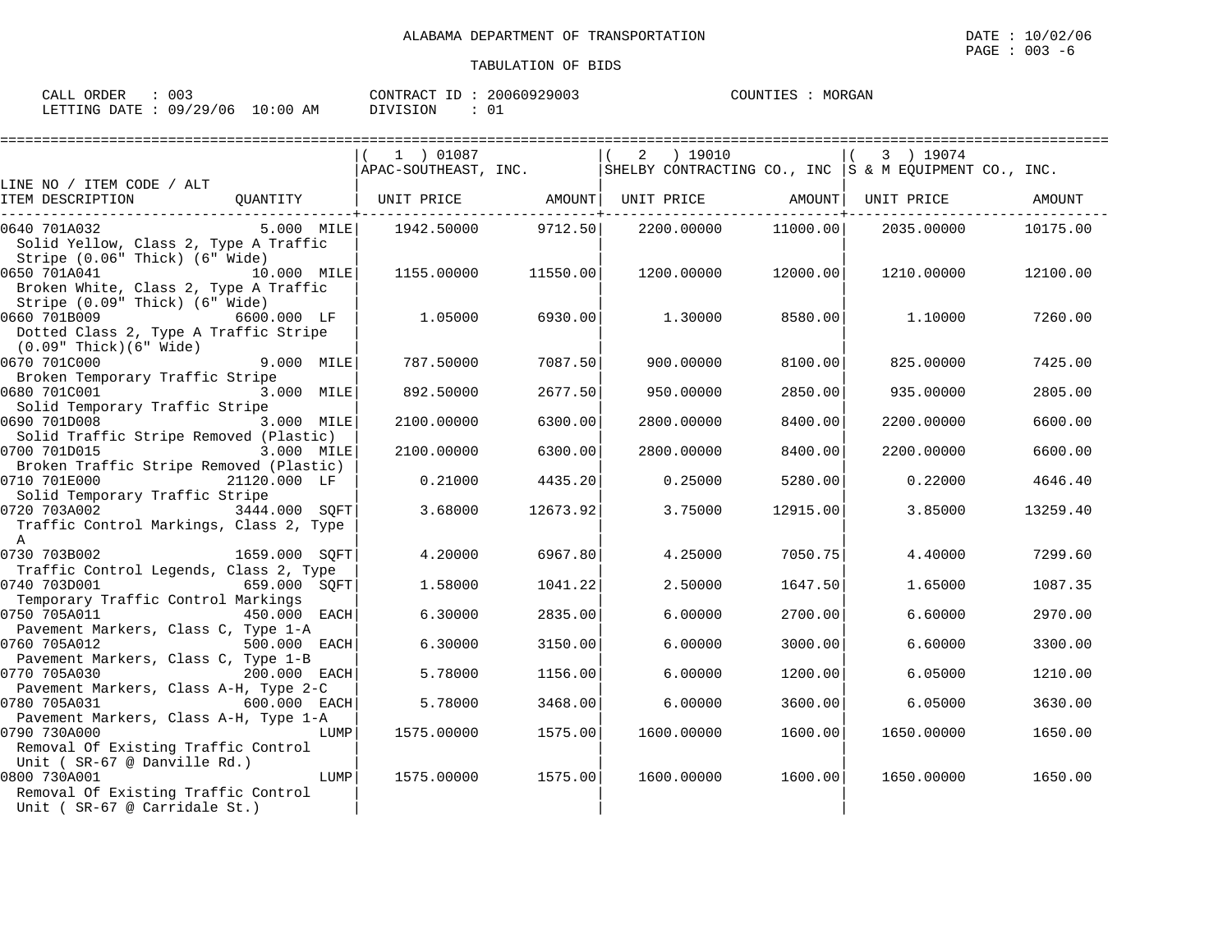ALABAMA DEPARTMENT OF TRANSPORTATION

DATE : 10/02/06

TABULATION OF BIDS

CALL ORDER : 003 CONTRACT ID : 20060929003 COUNTIES : MORGAN
LETTING DATE : 09/29/06 10:00 AM DIVISION : 01

| LINE NO / ITEM CODE / ALT ITEM DESCRIPTION | QUANTITY | (1) 01087 APAC-SOUTHEAST, INC. UNIT PRICE | AMOUNT | (2) 19010 SHELBY CONTRACTING CO., INC UNIT PRICE | AMOUNT | (3) 19074 S & M EQUIPMENT CO., INC. UNIT PRICE | AMOUNT |
|---|---|---|---|---|---|---|---|
| 0640 701A032 Solid Yellow, Class 2, Type A Traffic Stripe (0.06" Thick) (6" Wide) | 5.000 MILE | 1942.50000 | 9712.50 | 2200.00000 | 11000.00 | 2035.00000 | 10175.00 |
| 0650 701A041 Broken White, Class 2, Type A Traffic Stripe (0.09" Thick) (6" Wide) | 10.000 MILE | 1155.00000 | 11550.00 | 1200.00000 | 12000.00 | 1210.00000 | 12100.00 |
| 0660 701B009 Dotted Class 2, Type A Traffic Stripe (0.09" Thick)(6" Wide) | 6600.000 LF | 1.05000 | 6930.00 | 1.30000 | 8580.00 | 1.10000 | 7260.00 |
| 0670 701C000 Broken Temporary Traffic Stripe | 9.000 MILE | 787.50000 | 7087.50 | 900.00000 | 8100.00 | 825.00000 | 7425.00 |
| 0680 701C001 Solid Temporary Traffic Stripe | 3.000 MILE | 892.50000 | 2677.50 | 950.00000 | 2850.00 | 935.00000 | 2805.00 |
| 0690 701D008 Solid Traffic Stripe Removed (Plastic) | 3.000 MILE | 2100.00000 | 6300.00 | 2800.00000 | 8400.00 | 2200.00000 | 6600.00 |
| 0700 701D015 Broken Traffic Stripe Removed (Plastic) | 3.000 MILE | 2100.00000 | 6300.00 | 2800.00000 | 8400.00 | 2200.00000 | 6600.00 |
| 0710 701E000 Solid Temporary Traffic Stripe | 21120.000 LF | 0.21000 | 4435.20 | 0.25000 | 5280.00 | 0.22000 | 4646.40 |
| 0720 703A002 Traffic Control Markings, Class 2, Type A | 3444.000 SQFT | 3.68000 | 12673.92 | 3.75000 | 12915.00 | 3.85000 | 13259.40 |
| 0730 703B002 Traffic Control Legends, Class 2, Type | 1659.000 SQFT | 4.20000 | 6967.80 | 4.25000 | 7050.75 | 4.40000 | 7299.60 |
| 0740 703D001 Temporary Traffic Control Markings | 659.000 SQFT | 1.58000 | 1041.22 | 2.50000 | 1647.50 | 1.65000 | 1087.35 |
| 0750 705A011 Pavement Markers, Class C, Type 1-A | 450.000 EACH | 6.30000 | 2835.00 | 6.00000 | 2700.00 | 6.60000 | 2970.00 |
| 0760 705A012 Pavement Markers, Class C, Type 1-B | 500.000 EACH | 6.30000 | 3150.00 | 6.00000 | 3000.00 | 6.60000 | 3300.00 |
| 0770 705A030 Pavement Markers, Class A-H, Type 2-C | 200.000 EACH | 5.78000 | 1156.00 | 6.00000 | 1200.00 | 6.05000 | 1210.00 |
| 0780 705A031 Pavement Markers, Class A-H, Type 1-A | 600.000 EACH | 5.78000 | 3468.00 | 6.00000 | 3600.00 | 6.05000 | 3630.00 |
| 0790 730A000 Removal Of Existing Traffic Control Unit ( SR-67 @ Danville Rd.) | LUMP | 1575.00000 | 1575.00 | 1600.00000 | 1600.00 | 1650.00000 | 1650.00 |
| 0800 730A001 Removal Of Existing Traffic Control Unit ( SR-67 @ Carridale St.) | LUMP | 1575.00000 | 1575.00 | 1600.00000 | 1600.00 | 1650.00000 | 1650.00 |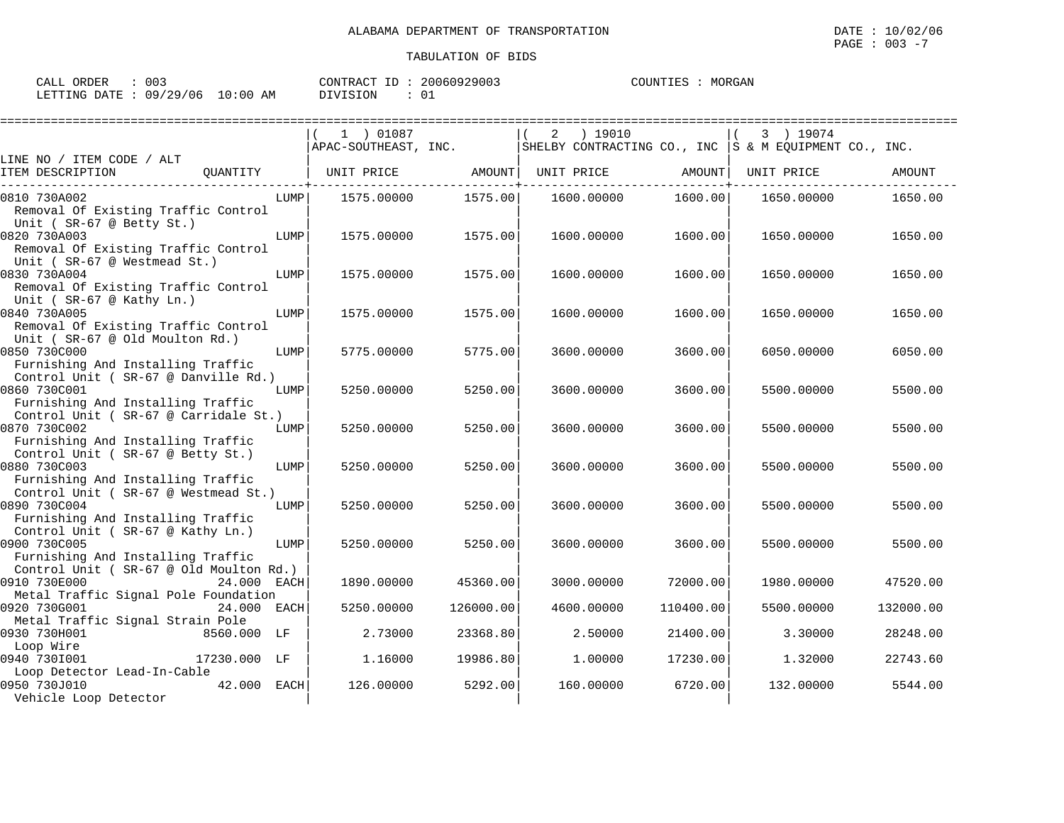ALABAMA DEPARTMENT OF TRANSPORTATION

TABULATION OF BIDS

DATE : 10/02/06
PAGE : 003 -7

CALL ORDER : 003 | CONTRACT ID : 20060929003 | COUNTIES : MORGAN
LETTING DATE : 09/29/06 10:00 AM | DIVISION : 01

| LINE NO / ITEM CODE / ALT ITEM DESCRIPTION | QUANTITY | (1) 01087 APAC-SOUTHEAST, INC. UNIT PRICE | AMOUNT | (2) 19010 SHELBY CONTRACTING CO., INC UNIT PRICE | AMOUNT | (3) 19074 S & M EQUIPMENT CO., INC. UNIT PRICE | AMOUNT |
|---|---|---|---|---|---|---|---|
| 0810 730A002 Removal Of Existing Traffic Control Unit ( SR-67 @ Betty St.) | LUMP | 1575.00000 | 1575.00 | 1600.00000 | 1600.00 | 1650.00000 | 1650.00 |
| 0820 730A003 Removal Of Existing Traffic Control Unit ( SR-67 @ Westmead St.) | LUMP | 1575.00000 | 1575.00 | 1600.00000 | 1600.00 | 1650.00000 | 1650.00 |
| 0830 730A004 Removal Of Existing Traffic Control Unit ( SR-67 @ Kathy Ln.) | LUMP | 1575.00000 | 1575.00 | 1600.00000 | 1600.00 | 1650.00000 | 1650.00 |
| 0840 730A005 Removal Of Existing Traffic Control Unit ( SR-67 @ Old Moulton Rd.) | LUMP | 1575.00000 | 1575.00 | 1600.00000 | 1600.00 | 1650.00000 | 1650.00 |
| 0850 730C000 Furnishing And Installing Traffic Control Unit ( SR-67 @ Danville Rd.) | LUMP | 5775.00000 | 5775.00 | 3600.00000 | 3600.00 | 6050.00000 | 6050.00 |
| 0860 730C001 Furnishing And Installing Traffic Control Unit ( SR-67 @ Carridale St.) | LUMP | 5250.00000 | 5250.00 | 3600.00000 | 3600.00 | 5500.00000 | 5500.00 |
| 0870 730C002 Furnishing And Installing Traffic Control Unit ( SR-67 @ Betty St.) | LUMP | 5250.00000 | 5250.00 | 3600.00000 | 3600.00 | 5500.00000 | 5500.00 |
| 0880 730C003 Furnishing And Installing Traffic Control Unit ( SR-67 @ Westmead St.) | LUMP | 5250.00000 | 5250.00 | 3600.00000 | 3600.00 | 5500.00000 | 5500.00 |
| 0890 730C004 Furnishing And Installing Traffic Control Unit ( SR-67 @ Kathy Ln.) | LUMP | 5250.00000 | 5250.00 | 3600.00000 | 3600.00 | 5500.00000 | 5500.00 |
| 0900 730C005 Furnishing And Installing Traffic Control Unit ( SR-67 @ Old Moulton Rd.) | LUMP | 5250.00000 | 5250.00 | 3600.00000 | 3600.00 | 5500.00000 | 5500.00 |
| 0910 730E000 Metal Traffic Signal Pole Foundation | 24.000 EACH | 1890.00000 | 45360.00 | 3000.00000 | 72000.00 | 1980.00000 | 47520.00 |
| 0920 730G001 Metal Traffic Signal Strain Pole | 24.000 EACH | 5250.00000 | 126000.00 | 4600.00000 | 110400.00 | 5500.00000 | 132000.00 |
| 0930 730H001 Loop Wire | 8560.000 LF | 2.73000 | 23368.80 | 2.50000 | 21400.00 | 3.30000 | 28248.00 |
| 0940 730I001 Loop Detector Lead-In-Cable | 17230.000 LF | 1.16000 | 19986.80 | 1.00000 | 17230.00 | 1.32000 | 22743.60 |
| 0950 730J010 Vehicle Loop Detector | 42.000 EACH | 126.00000 | 5292.00 | 160.00000 | 6720.00 | 132.00000 | 5544.00 |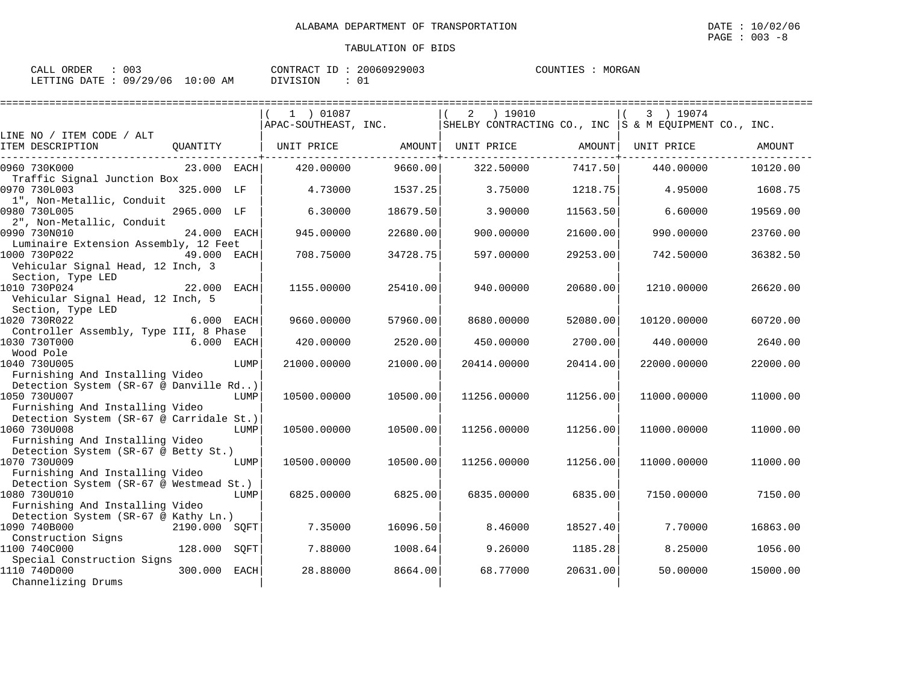ALABAMA DEPARTMENT OF TRANSPORTATION

TABULATION OF BIDS

CALL ORDER : 003    CONTRACT ID : 20060929003    COUNTIES : MORGAN
LETTING DATE : 09/29/06 10:00 AM    DIVISION : 01

| LINE NO / ITEM CODE / ALT<br>ITEM DESCRIPTION | QUANTITY | ( 1 ) 01087<br>APAC-SOUTHEAST, INC.<br>UNIT PRICE | AMOUNT | ( 2 ) 19010<br>SHELBY CONTRACTING CO., INC<br>UNIT PRICE | AMOUNT | ( 3 ) 19074<br>S & M EQUIPMENT CO., INC.<br>UNIT PRICE | AMOUNT |
|---|---|---|---|---|---|---|---|
| 0960 730K000<br>Traffic Signal Junction Box | 23.000 EACH | 420.00000 | 9660.00 | 322.50000 | 7417.50 | 440.00000 | 10120.00 |
| 0970 730L003<br>1", Non-Metallic, Conduit | 325.000 LF | 4.73000 | 1537.25 | 3.75000 | 1218.75 | 4.95000 | 1608.75 |
| 0980 730L005<br>2", Non-Metallic, Conduit | 2965.000 LF | 6.30000 | 18679.50 | 3.90000 | 11563.50 | 6.60000 | 19569.00 |
| 0990 730N010<br>Luminaire Extension Assembly, 12 Feet | 24.000 EACH | 945.00000 | 22680.00 | 900.00000 | 21600.00 | 990.00000 | 23760.00 |
| 1000 730P022<br>Vehicular Signal Head, 12 Inch, 3 Section, Type LED | 49.000 EACH | 708.75000 | 34728.75 | 597.00000 | 29253.00 | 742.50000 | 36382.50 |
| 1010 730P024<br>Vehicular Signal Head, 12 Inch, 5 Section, Type LED | 22.000 EACH | 1155.00000 | 25410.00 | 940.00000 | 20680.00 | 1210.00000 | 26620.00 |
| 1020 730R022<br>Controller Assembly, Type III, 8 Phase | 6.000 EACH | 9660.00000 | 57960.00 | 8680.00000 | 52080.00 | 10120.00000 | 60720.00 |
| 1030 730T000<br>Wood Pole | 6.000 EACH | 420.00000 | 2520.00 | 450.00000 | 2700.00 | 440.00000 | 2640.00 |
| 1040 730U005<br>Furnishing And Installing Video Detection System (SR-67 @ Danville Rd..) | LUMP | 21000.00000 | 21000.00 | 20414.00000 | 20414.00 | 22000.00000 | 22000.00 |
| 1050 730U007<br>Furnishing And Installing Video Detection System (SR-67 @ Carridale St.) | LUMP | 10500.00000 | 10500.00 | 11256.00000 | 11256.00 | 11000.00000 | 11000.00 |
| 1060 730U008<br>Furnishing And Installing Video Detection System (SR-67 @ Betty St.) | LUMP | 10500.00000 | 10500.00 | 11256.00000 | 11256.00 | 11000.00000 | 11000.00 |
| 1070 730U009<br>Furnishing And Installing Video Detection System (SR-67 @ Westmead St.) | LUMP | 10500.00000 | 10500.00 | 11256.00000 | 11256.00 | 11000.00000 | 11000.00 |
| 1080 730U010<br>Furnishing And Installing Video Detection System (SR-67 @ Kathy Ln.) | LUMP | 6825.00000 | 6825.00 | 6835.00000 | 6835.00 | 7150.00000 | 7150.00 |
| 1090 740B000<br>Construction Signs | 2190.000 SQFT | 7.35000 | 16096.50 | 8.46000 | 18527.40 | 7.70000 | 16863.00 |
| 1100 740C000<br>Special Construction Signs | 128.000 SQFT | 7.88000 | 1008.64 | 9.26000 | 1185.28 | 8.25000 | 1056.00 |
| 1110 740D000<br>Channelizing Drums | 300.000 EACH | 28.88000 | 8664.00 | 68.77000 | 20631.00 | 50.00000 | 15000.00 |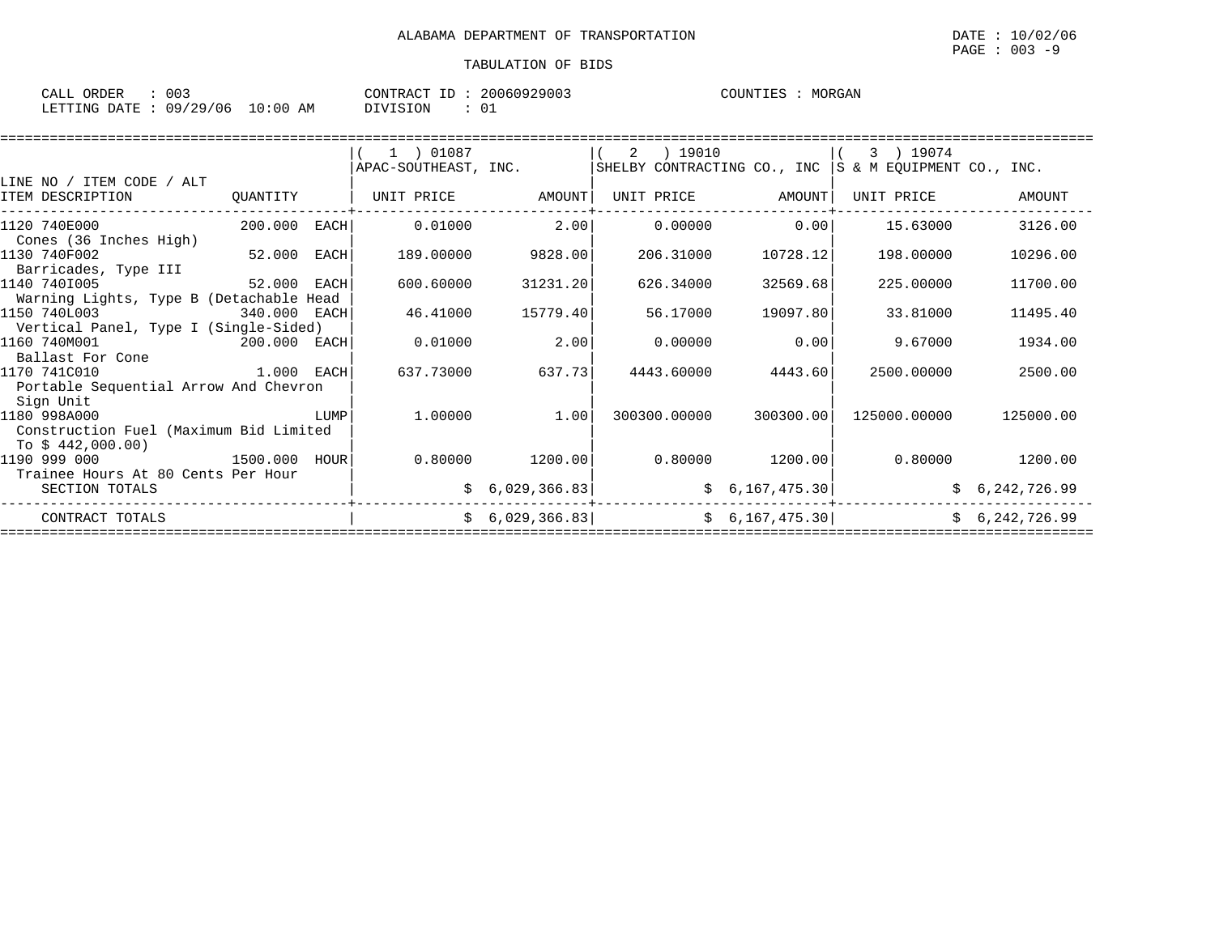ALABAMA DEPARTMENT OF TRANSPORTATION

TABULATION OF BIDS

DATE : 10/02/06

CALL ORDER : 003 CONTRACT ID : 20060929003 COUNTIES : MORGAN
LETTING DATE : 09/29/06 10:00 AM DIVISION : 01

| LINE NO / ITEM CODE / ALT ITEM DESCRIPTION | QUANTITY | (1) 01087 APAC-SOUTHEAST, INC. UNIT PRICE | AMOUNT | (2) 19010 SHELBY CONTRACTING CO., INC UNIT PRICE | AMOUNT | (3) 19074 S & M EQUIPMENT CO., INC. UNIT PRICE | AMOUNT |
|---|---|---|---|---|---|---|---|
| 1120 740E000 Cones (36 Inches High) | 200.000 EACH | 0.01000 | 2.00 | 0.00000 | 0.00 | 15.63000 | 3126.00 |
| 1130 740F002 Barricades, Type III | 52.000 EACH | 189.00000 | 9828.00 | 206.31000 | 10728.12 | 198.00000 | 10296.00 |
| 1140 740I005 Warning Lights, Type B (Detachable Head | 52.000 EACH | 600.60000 | 31231.20 | 626.34000 | 32569.68 | 225.00000 | 11700.00 |
| 1150 740L003 Vertical Panel, Type I (Single-Sided) | 340.000 EACH | 46.41000 | 15779.40 | 56.17000 | 19097.80 | 33.81000 | 11495.40 |
| 1160 740M001 Ballast For Cone | 200.000 EACH | 0.01000 | 2.00 | 0.00000 | 0.00 | 9.67000 | 1934.00 |
| 1170 741C010 Portable Sequential Arrow And Chevron Sign Unit | 1.000 EACH | 637.73000 | 637.73 | 4443.60000 | 4443.60 | 2500.00000 | 2500.00 |
| 1180 998A000 Construction Fuel (Maximum Bid Limited To $ 442,000.00) | LUMP | 1.00000 | 1.00 | 300300.00000 | 300300.00 | 125000.00000 | 125000.00 |
| 1190 999 000 Trainee Hours At 80 Cents Per Hour | 1500.000 HOUR | 0.80000 | 1200.00 | 0.80000 | 1200.00 | 0.80000 | 1200.00 |
| SECTION TOTALS | | | $ 6,029,366.83 | | $ 6,167,475.30 | | $ 6,242,726.99 |
| CONTRACT TOTALS | | | $ 6,029,366.83 | | $ 6,167,475.30 | | $ 6,242,726.99 |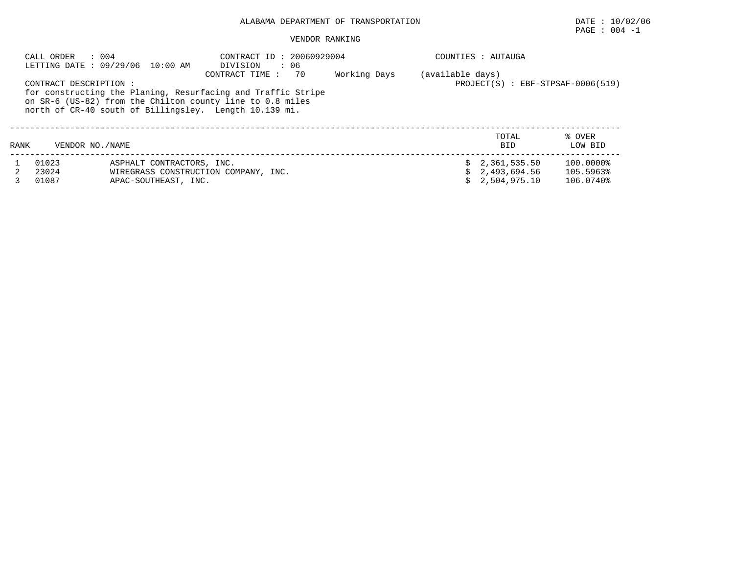ALABAMA DEPARTMENT OF TRANSPORTATION

DATE : 10/02/06

VENDOR RANKING

CALL ORDER : 004
LETTING DATE : 09/29/06 10:00 AM

CONTRACT ID : 20060929004
DIVISION : 06
CONTRACT TIME : 70 Working Days (available days)

COUNTIES : AUTAUGA

PROJECT(S) : EBF-STPSAF-0006(519)

CONTRACT DESCRIPTION :
for constructing the Planing, Resurfacing and Traffic Stripe on SR-6 (US-82) from the Chilton county line to 0.8 miles north of CR-40 south of Billingsley. Length 10.139 mi.

| RANK | VENDOR NO. | NAME | TOTAL BID | % OVER LOW BID |
|---|---|---|---|---|
| 1 | 01023 | ASPHALT CONTRACTORS, INC. | $ 2,361,535.50 | 100.0000% |
| 2 | 23024 | WIREGRASS CONSTRUCTION COMPANY, INC. | $ 2,493,694.56 | 105.5963% |
| 3 | 01087 | APAC-SOUTHEAST, INC. | $ 2,504,975.10 | 106.0740% |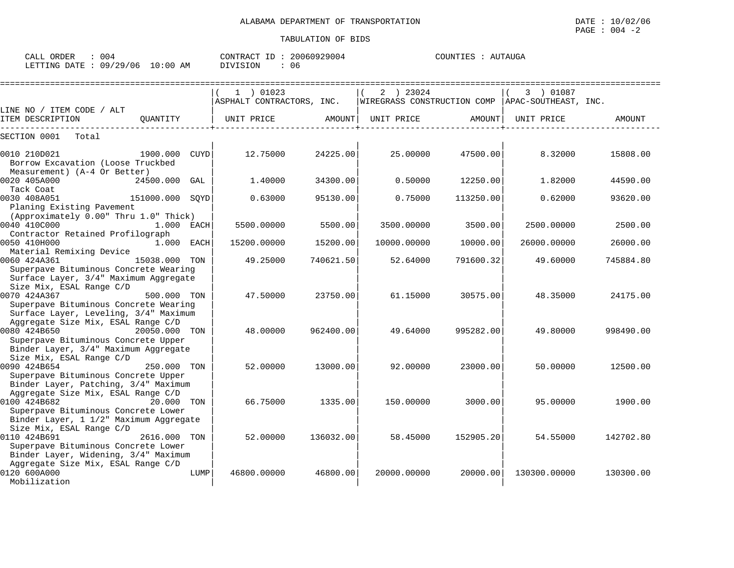ALABAMA DEPARTMENT OF TRANSPORTATION

DATE : 10/02/06

PAGE : 004 -2

TABULATION OF BIDS

CALL ORDER : 004 CONTRACT ID : 20060929004 COUNTIES : AUTAUGA
LETTING DATE : 09/29/06 10:00 AM DIVISION : 06

| LINE NO / ITEM CODE / ALT ITEM DESCRIPTION | QUANTITY | ( 1 ) 01023 ASPHALT CONTRACTORS, INC. UNIT PRICE | AMOUNT | ( 2 ) 23024 WIREGRASS CONSTRUCTION COMP UNIT PRICE | AMOUNT | ( 3 ) 01087 APAC-SOUTHEAST, INC. UNIT PRICE | AMOUNT |
|---|---|---|---|---|---|---|---|
| SECTION 0001 Total | | | | | | | |
| 0010 210D021 Borrow Excavation (Loose Truckbed Measurement) (A-4 Or Better) | 1900.000 CUYD | 12.75000 | 24225.00 | 25.00000 | 47500.00 | 8.32000 | 15808.00 |
| 0020 405A000 Tack Coat | 24500.000 GAL | 1.40000 | 34300.00 | 0.50000 | 12250.00 | 1.82000 | 44590.00 |
| 0030 408A051 Planing Existing Pavement (Approximately 0.00" Thru 1.0" Thick) | 151000.000 SQYD | 0.63000 | 95130.00 | 0.75000 | 113250.00 | 0.62000 | 93620.00 |
| 0040 410C000 Contractor Retained Profilograph | 1.000 EACH | 5500.00000 | 5500.00 | 3500.00000 | 3500.00 | 2500.00000 | 2500.00 |
| 0050 410H000 Material Remixing Device | 1.000 EACH | 15200.00000 | 15200.00 | 10000.00000 | 10000.00 | 26000.00000 | 26000.00 |
| 0060 424A361 Superpave Bituminous Concrete Wearing Surface Layer, 3/4" Maximum Aggregate Size Mix, ESAL Range C/D | 15038.000 TON | 49.25000 | 740621.50 | 52.64000 | 791600.32 | 49.60000 | 745884.80 |
| 0070 424A367 Superpave Bituminous Concrete Wearing Surface Layer, Leveling, 3/4" Maximum Aggregate Size Mix, ESAL Range C/D | 500.000 TON | 47.50000 | 23750.00 | 61.15000 | 30575.00 | 48.35000 | 24175.00 |
| 0080 424B650 Superpave Bituminous Concrete Upper Binder Layer, 3/4" Maximum Aggregate Size Mix, ESAL Range C/D | 20050.000 TON | 48.00000 | 962400.00 | 49.64000 | 995282.00 | 49.80000 | 998490.00 |
| 0090 424B654 Superpave Bituminous Concrete Upper Binder Layer, Patching, 3/4" Maximum Aggregate Size Mix, ESAL Range C/D | 250.000 TON | 52.00000 | 13000.00 | 92.00000 | 23000.00 | 50.00000 | 12500.00 |
| 0100 424B682 Superpave Bituminous Concrete Lower Binder Layer, 1 1/2" Maximum Aggregate Size Mix, ESAL Range C/D | 20.000 TON | 66.75000 | 1335.00 | 150.00000 | 3000.00 | 95.00000 | 1900.00 |
| 0110 424B691 Superpave Bituminous Concrete Lower Binder Layer, Widening, 3/4" Maximum Aggregate Size Mix, ESAL Range C/D | 2616.000 TON | 52.00000 | 136032.00 | 58.45000 | 152905.20 | 54.55000 | 142702.80 |
| 0120 600A000 Mobilization | LUMP | 46800.00000 | 46800.00 | 20000.00000 | 20000.00 | 130300.00000 | 130300.00 |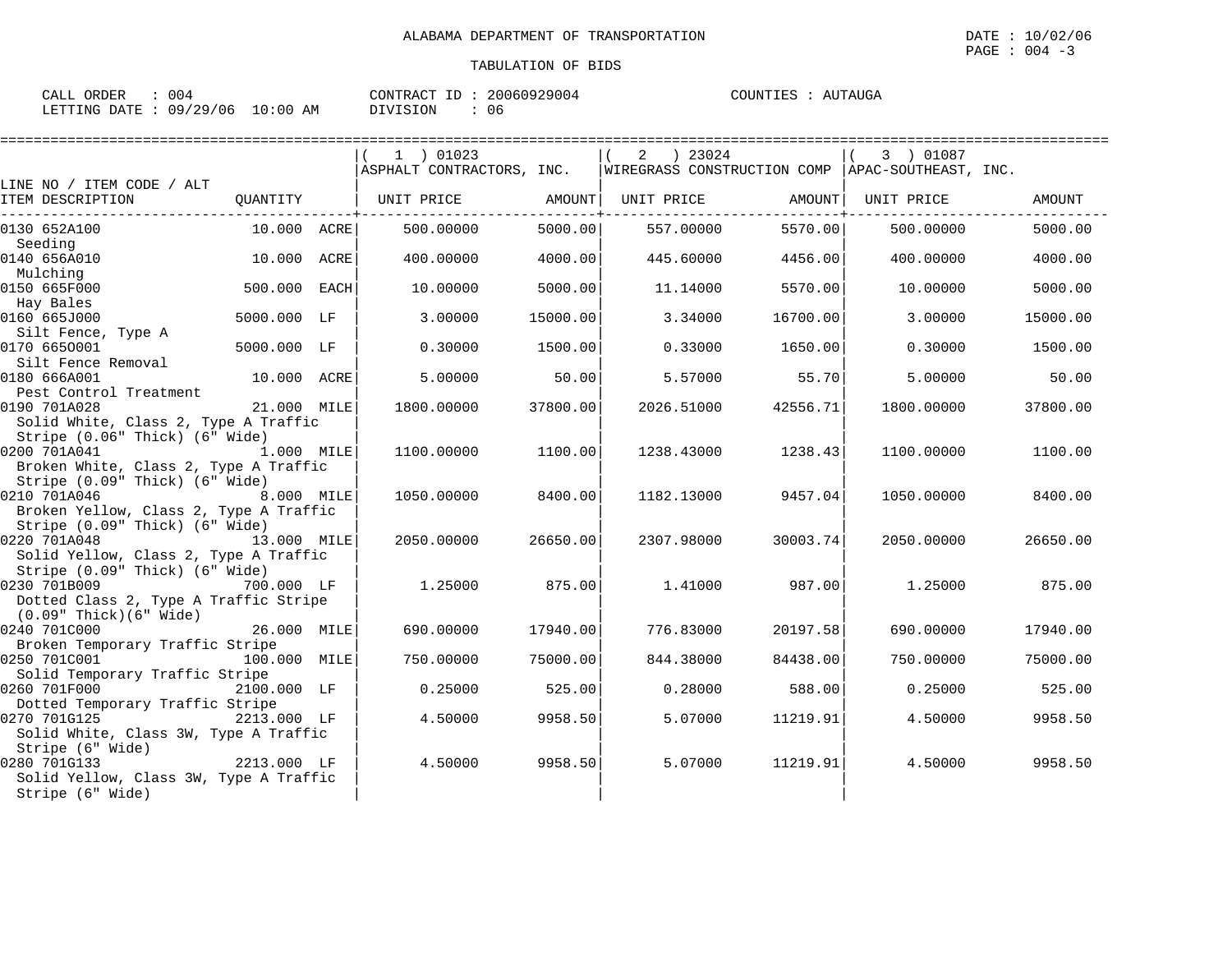ALABAMA DEPARTMENT OF TRANSPORTATION

DATE : 10/02/06

TABULATION OF BIDS

CALL ORDER : 004 CONTRACT ID : 20060929004 COUNTIES : AUTAUGA
LETTING DATE : 09/29/06 10:00 AM DIVISION : 06

| LINE NO / ITEM CODE / ALT ITEM DESCRIPTION | QUANTITY | (1) 01023 ASPHALT CONTRACTORS, INC. UNIT PRICE | AMOUNT | (2) 23024 WIREGRASS CONSTRUCTION COMP UNIT PRICE | AMOUNT | (3) 01087 APAC-SOUTHEAST, INC. UNIT PRICE | AMOUNT |
|---|---|---|---|---|---|---|---|
| 0130 652A100 Seeding | 10.000 ACRE | 500.00000 | 5000.00 | 557.00000 | 5570.00 | 500.00000 | 5000.00 |
| 0140 656A010 Mulching | 10.000 ACRE | 400.00000 | 4000.00 | 445.60000 | 4456.00 | 400.00000 | 4000.00 |
| 0150 665F000 Hay Bales | 500.000 EACH | 10.00000 | 5000.00 | 11.14000 | 5570.00 | 10.00000 | 5000.00 |
| 0160 665J000 Silt Fence, Type A | 5000.000 LF | 3.00000 | 15000.00 | 3.34000 | 16700.00 | 3.00000 | 15000.00 |
| 0170 665O001 Silt Fence Removal | 5000.000 LF | 0.30000 | 1500.00 | 0.33000 | 1650.00 | 0.30000 | 1500.00 |
| 0180 666A001 Pest Control Treatment | 10.000 ACRE | 5.00000 | 50.00 | 5.57000 | 55.70 | 5.00000 | 50.00 |
| 0190 701A028 Solid White, Class 2, Type A Traffic Stripe (0.06" Thick) (6" Wide) | 21.000 MILE | 1800.00000 | 37800.00 | 2026.51000 | 42556.71 | 1800.00000 | 37800.00 |
| 0200 701A041 Broken White, Class 2, Type A Traffic Stripe (0.09" Thick) (6" Wide) | 1.000 MILE | 1100.00000 | 1100.00 | 1238.43000 | 1238.43 | 1100.00000 | 1100.00 |
| 0210 701A046 Broken Yellow, Class 2, Type A Traffic Stripe (0.09" Thick) (6" Wide) | 8.000 MILE | 1050.00000 | 8400.00 | 1182.13000 | 9457.04 | 1050.00000 | 8400.00 |
| 0220 701A048 Solid Yellow, Class 2, Type A Traffic Stripe (0.09" Thick) (6" Wide) | 13.000 MILE | 2050.00000 | 26650.00 | 2307.98000 | 30003.74 | 2050.00000 | 26650.00 |
| 0230 701B009 Dotted Class 2, Type A Traffic Stripe (0.09" Thick)(6" Wide) | 700.000 LF | 1.25000 | 875.00 | 1.41000 | 987.00 | 1.25000 | 875.00 |
| 0240 701C000 Broken Temporary Traffic Stripe | 26.000 MILE | 690.00000 | 17940.00 | 776.83000 | 20197.58 | 690.00000 | 17940.00 |
| 0250 701C001 Solid Temporary Traffic Stripe | 100.000 MILE | 750.00000 | 75000.00 | 844.38000 | 84438.00 | 750.00000 | 75000.00 |
| 0260 701F000 Dotted Temporary Traffic Stripe | 2100.000 LF | 0.25000 | 525.00 | 0.28000 | 588.00 | 0.25000 | 525.00 |
| 0270 701G125 Solid White, Class 3W, Type A Traffic Stripe (6" Wide) | 2213.000 LF | 4.50000 | 9958.50 | 5.07000 | 11219.91 | 4.50000 | 9958.50 |
| 0280 701G133 Solid Yellow, Class 3W, Type A Traffic Stripe (6" Wide) | 2213.000 LF | 4.50000 | 9958.50 | 5.07000 | 11219.91 | 4.50000 | 9958.50 |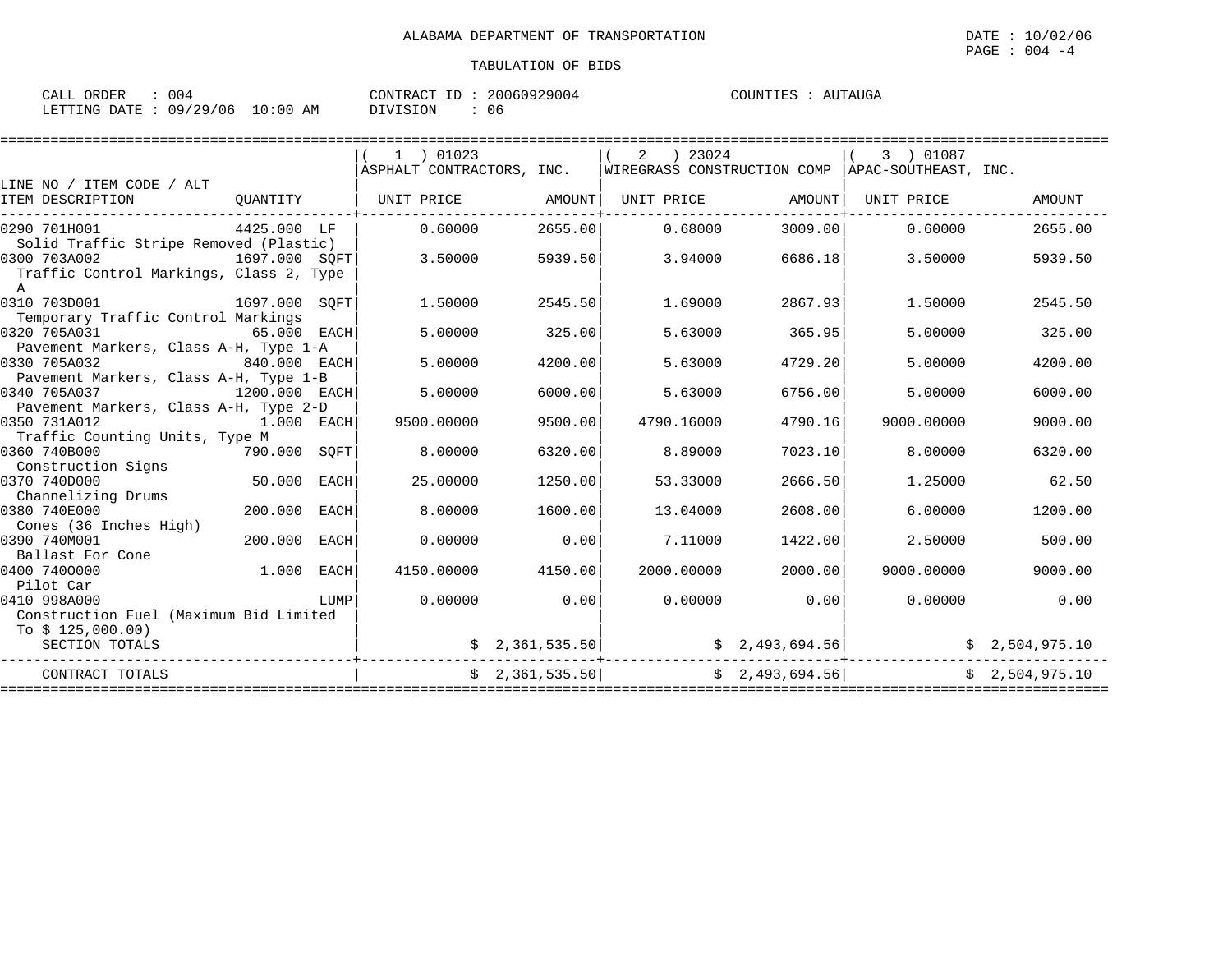ALABAMA DEPARTMENT OF TRANSPORTATION

DATE : 10/02/06

TABULATION OF BIDS

CALL ORDER : 004 | CONTRACT ID : 20060929004 | COUNTIES : AUTAUGA
LETTING DATE : 09/29/06 10:00 AM | DIVISION : 06

| LINE NO / ITEM CODE / ALT ITEM DESCRIPTION | QUANTITY | (1) 01023 ASPHALT CONTRACTORS, INC. UNIT PRICE | AMOUNT | (2) 23024 WIREGRASS CONSTRUCTION COMP UNIT PRICE | AMOUNT | (3) 01087 APAC-SOUTHEAST, INC. UNIT PRICE | AMOUNT |
|---|---|---|---|---|---|---|---|
| 0290 701H001 Solid Traffic Stripe Removed (Plastic) | 4425.000 LF | 0.60000 | 2655.00 | 0.68000 | 3009.00 | 0.60000 | 2655.00 |
| 0300 703A002 Traffic Control Markings, Class 2, Type A | 1697.000 SQFT | 3.50000 | 5939.50 | 3.94000 | 6686.18 | 3.50000 | 5939.50 |
| 0310 703D001 Temporary Traffic Control Markings | 1697.000 SQFT | 1.50000 | 2545.50 | 1.69000 | 2867.93 | 1.50000 | 2545.50 |
| 0320 705A031 Pavement Markers, Class A-H, Type 1-A | 65.000 EACH | 5.00000 | 325.00 | 5.63000 | 365.95 | 5.00000 | 325.00 |
| 0330 705A032 Pavement Markers, Class A-H, Type 1-B | 840.000 EACH | 5.00000 | 4200.00 | 5.63000 | 4729.20 | 5.00000 | 4200.00 |
| 0340 705A037 Pavement Markers, Class A-H, Type 2-D | 1200.000 EACH | 5.00000 | 6000.00 | 5.63000 | 6756.00 | 5.00000 | 6000.00 |
| 0350 731A012 Traffic Counting Units, Type M | 1.000 EACH | 9500.00000 | 9500.00 | 4790.16000 | 4790.16 | 9000.00000 | 9000.00 |
| 0360 740B000 Construction Signs | 790.000 SQFT | 8.00000 | 6320.00 | 8.89000 | 7023.10 | 8.00000 | 6320.00 |
| 0370 740D000 Channelizing Drums | 50.000 EACH | 25.00000 | 1250.00 | 53.33000 | 2666.50 | 1.25000 | 62.50 |
| 0380 740E000 Cones (36 Inches High) | 200.000 EACH | 8.00000 | 1600.00 | 13.04000 | 2608.00 | 6.00000 | 1200.00 |
| 0390 740M001 Ballast For Cone | 200.000 EACH | 0.00000 | 0.00 | 7.11000 | 1422.00 | 2.50000 | 500.00 |
| 0400 740O000 Pilot Car | 1.000 EACH | 4150.00000 | 4150.00 | 2000.00000 | 2000.00 | 9000.00000 | 9000.00 |
| 0410 998A000 Construction Fuel (Maximum Bid Limited To $ 125,000.00) | LUMP | 0.00000 | 0.00 | 0.00000 | 0.00 | 0.00000 | 0.00 |
| SECTION TOTALS | | | $ 2,361,535.50 | | $ 2,493,694.56 | | $ 2,504,975.10 |
| CONTRACT TOTALS | | | $ 2,361,535.50 | | $ 2,493,694.56 | | $ 2,504,975.10 |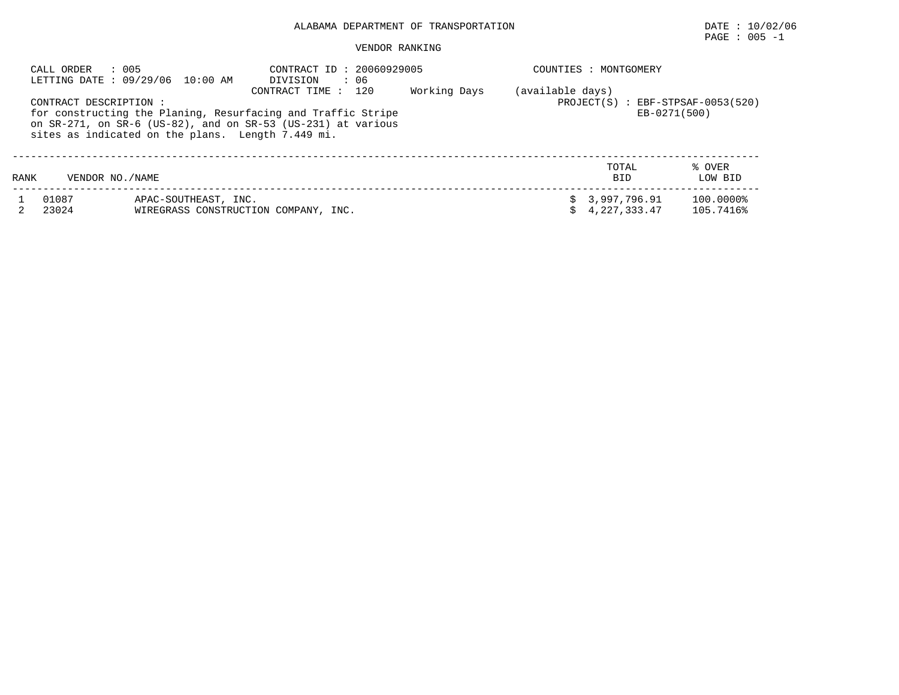ALABAMA DEPARTMENT OF TRANSPORTATION

DATE : 10/02/06
PAGE : 005 -1

VENDOR RANKING

CALL ORDER : 005
LETTING DATE : 09/29/06 10:00 AM

CONTRACT ID : 20060929005
DIVISION : 06
CONTRACT TIME : 120 Working Days (available days)

COUNTIES : MONTGOMERY

PROJECT(S) : EBF-STPSAF-0053(520)
EB-0271(500)

CONTRACT DESCRIPTION :
for constructing the Planing, Resurfacing and Traffic Stripe on SR-271, on SR-6 (US-82), and on SR-53 (US-231) at various sites as indicated on the plans. Length 7.449 mi.

| RANK | VENDOR NO./NAME | | TOTAL BID | % OVER LOW BID |
|---|---|---|---|---|
| 1 | 01087 | APAC-SOUTHEAST, INC. | $ 3,997,796.91 | 100.0000% |
| 2 | 23024 | WIREGRASS CONSTRUCTION COMPANY, INC. | $ 4,227,333.47 | 105.7416% |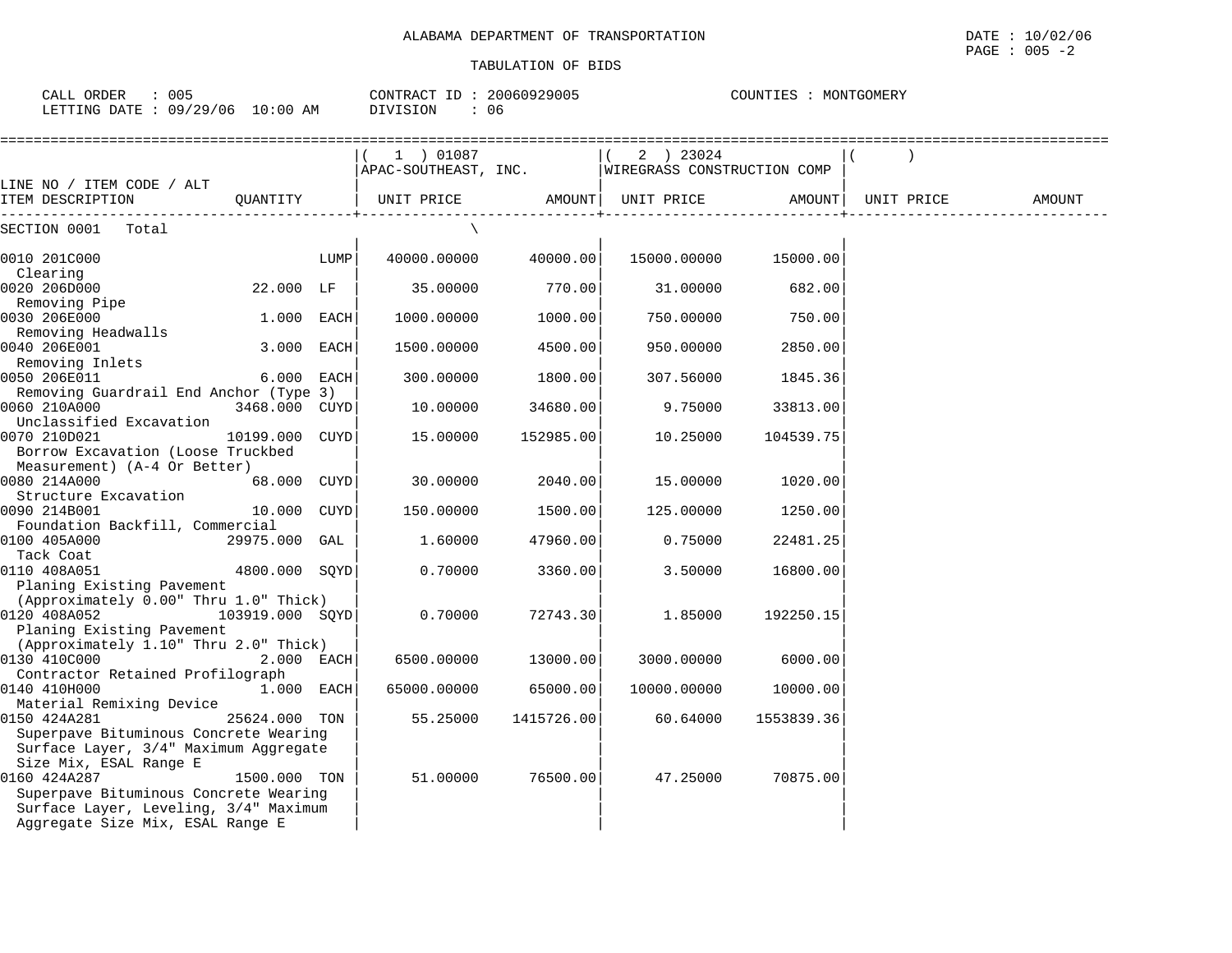ALABAMA DEPARTMENT OF TRANSPORTATION

TABULATION OF BIDS

CALL ORDER : 005 | CONTRACT ID : 20060929005 | COUNTIES : MONTGOMERY

LETTING DATE : 09/29/06 10:00 AM | DIVISION : 06

DATE : 10/02/06

| LINE NO / ITEM CODE / ALT ITEM DESCRIPTION | QUANTITY | (1) 01087 APAC-SOUTHEAST, INC. UNIT PRICE | AMOUNT | (2) 23024 WIREGRASS CONSTRUCTION COMP UNIT PRICE | AMOUNT | ( ) UNIT PRICE | AMOUNT |
|---|---|---|---|---|---|---|---|
| SECTION 0001 Total | | | | | | | |
| 0010 201C000 Clearing | LUMP | 40000.00000 | 40000.00 | 15000.00000 | 15000.00 | | |
| 0020 206D000 Removing Pipe | 22.000 LF | 35.00000 | 770.00 | 31.00000 | 682.00 | | |
| 0030 206E000 Removing Headwalls | 1.000 EACH | 1000.00000 | 1000.00 | 750.00000 | 750.00 | | |
| 0040 206E001 Removing Inlets | 3.000 EACH | 1500.00000 | 4500.00 | 950.00000 | 2850.00 | | |
| 0050 206E011 Removing Guardrail End Anchor (Type 3) | 6.000 EACH | 300.00000 | 1800.00 | 307.56000 | 1845.36 | | |
| 0060 210A000 Unclassified Excavation | 3468.000 CUYD | 10.00000 | 34680.00 | 9.75000 | 33813.00 | | |
| 0070 210D021 Borrow Excavation (Loose Truckbed Measurement) (A-4 Or Better) | 10199.000 CUYD | 15.00000 | 152985.00 | 10.25000 | 104539.75 | | |
| 0080 214A000 Structure Excavation | 68.000 CUYD | 30.00000 | 2040.00 | 15.00000 | 1020.00 | | |
| 0090 214B001 Foundation Backfill, Commercial | 10.000 CUYD | 150.00000 | 1500.00 | 125.00000 | 1250.00 | | |
| 0100 405A000 Tack Coat | 29975.000 GAL | 1.60000 | 47960.00 | 0.75000 | 22481.25 | | |
| 0110 408A051 Planing Existing Pavement (Approximately 0.00" Thru 1.0" Thick) | 4800.000 SQYD | 0.70000 | 3360.00 | 3.50000 | 16800.00 | | |
| 0120 408A052 Planing Existing Pavement (Approximately 1.10" Thru 2.0" Thick) | 103919.000 SQYD | 0.70000 | 72743.30 | 1.85000 | 192250.15 | | |
| 0130 410C000 Contractor Retained Profilograph | 2.000 EACH | 6500.00000 | 13000.00 | 3000.00000 | 6000.00 | | |
| 0140 410H000 Material Remixing Device | 1.000 EACH | 65000.00000 | 65000.00 | 10000.00000 | 10000.00 | | |
| 0150 424A281 Superpave Bituminous Concrete Wearing Surface Layer, 3/4" Maximum Aggregate Size Mix, ESAL Range E | 25624.000 TON | 55.25000 | 1415726.00 | 60.64000 | 1553839.36 | | |
| 0160 424A287 Superpave Bituminous Concrete Wearing Surface Layer, Leveling, 3/4" Maximum Aggregate Size Mix, ESAL Range E | 1500.000 TON | 51.00000 | 76500.00 | 47.25000 | 70875.00 | | |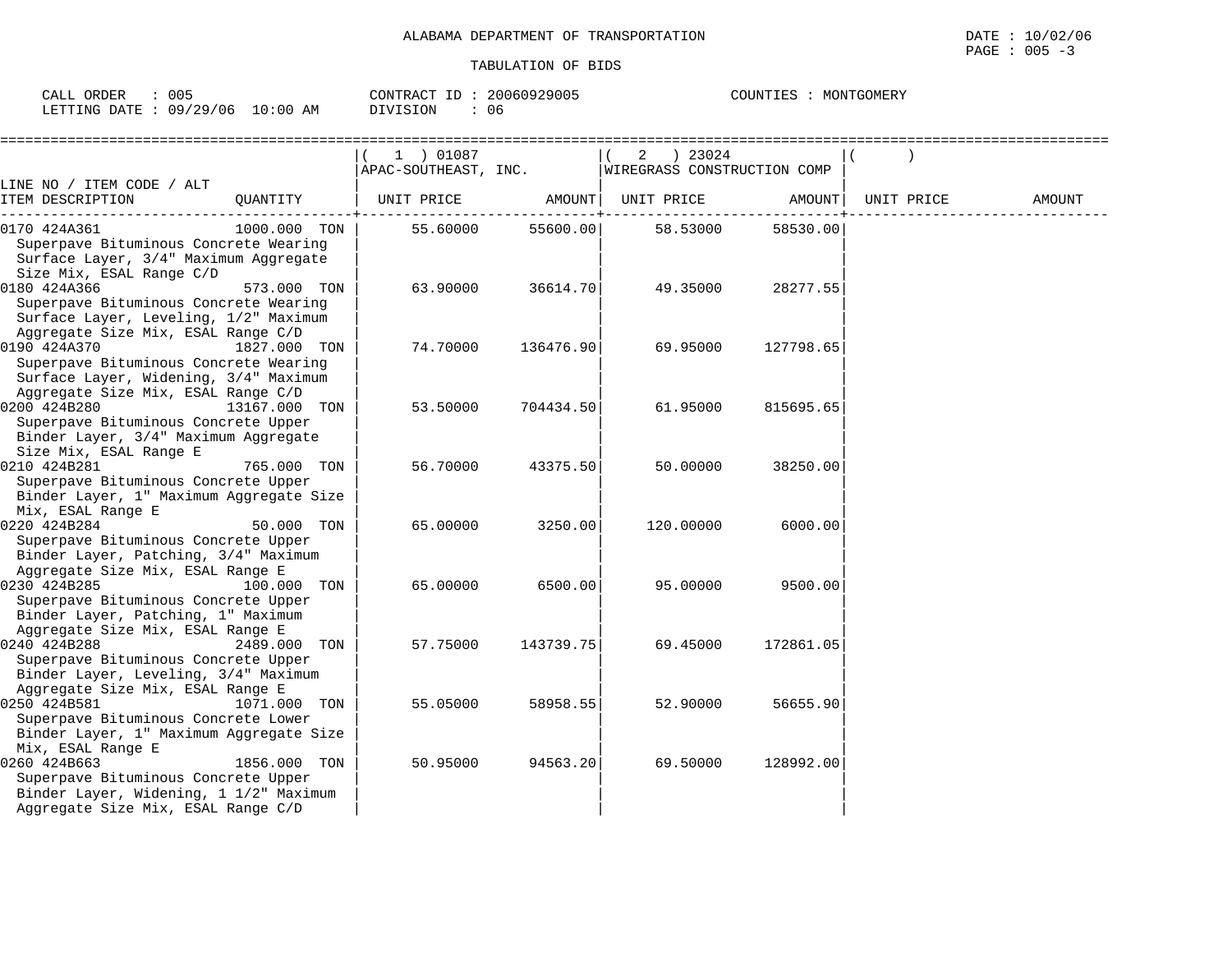ALABAMA DEPARTMENT OF TRANSPORTATION

DATE : 10/02/06

TABULATION OF BIDS

CALL ORDER : 005 CONTRACT ID : 20060929005 COUNTIES : MONTGOMERY
LETTING DATE : 09/29/06 10:00 AM DIVISION : 06

| LINE NO / ITEM CODE / ALT ITEM DESCRIPTION | QUANTITY | ( 1 ) 01087 APAC-SOUTHEAST, INC. UNIT PRICE | AMOUNT | ( 2 ) 23024 WIREGRASS CONSTRUCTION COMP UNIT PRICE | AMOUNT | ( ) UNIT PRICE | AMOUNT |
|---|---|---|---|---|---|---|---|
| 0170 424A361 Superpave Bituminous Concrete Wearing Surface Layer, 3/4" Maximum Aggregate Size Mix, ESAL Range C/D | 1000.000 TON | 55.60000 | 55600.00 | 58.53000 | 58530.00 | | |
| 0180 424A366 Superpave Bituminous Concrete Wearing Surface Layer, Leveling, 1/2" Maximum Aggregate Size Mix, ESAL Range C/D | 573.000 TON | 63.90000 | 36614.70 | 49.35000 | 28277.55 | | |
| 0190 424A370 Superpave Bituminous Concrete Wearing Surface Layer, Widening, 3/4" Maximum Aggregate Size Mix, ESAL Range C/D | 1827.000 TON | 74.70000 | 136476.90 | 69.95000 | 127798.65 | | |
| 0200 424B280 Superpave Bituminous Concrete Upper Binder Layer, 3/4" Maximum Aggregate Size Mix, ESAL Range E | 13167.000 TON | 53.50000 | 704434.50 | 61.95000 | 815695.65 | | |
| 0210 424B281 Superpave Bituminous Concrete Upper Binder Layer, 1" Maximum Aggregate Size Mix, ESAL Range E | 765.000 TON | 56.70000 | 43375.50 | 50.00000 | 38250.00 | | |
| 0220 424B284 Superpave Bituminous Concrete Upper Binder Layer, Patching, 3/4" Maximum Aggregate Size Mix, ESAL Range E | 50.000 TON | 65.00000 | 3250.00 | 120.00000 | 6000.00 | | |
| 0230 424B285 Superpave Bituminous Concrete Upper Binder Layer, Patching, 1" Maximum Aggregate Size Mix, ESAL Range E | 100.000 TON | 65.00000 | 6500.00 | 95.00000 | 9500.00 | | |
| 0240 424B288 Superpave Bituminous Concrete Upper Binder Layer, Leveling, 3/4" Maximum Aggregate Size Mix, ESAL Range E | 2489.000 TON | 57.75000 | 143739.75 | 69.45000 | 172861.05 | | |
| 0250 424B581 Superpave Bituminous Concrete Lower Binder Layer, 1" Maximum Aggregate Size Mix, ESAL Range E | 1071.000 TON | 55.05000 | 58958.55 | 52.90000 | 56655.90 | | |
| 0260 424B663 Superpave Bituminous Concrete Upper Binder Layer, Widening, 1 1/2" Maximum Aggregate Size Mix, ESAL Range C/D | 1856.000 TON | 50.95000 | 94563.20 | 69.50000 | 128992.00 | | |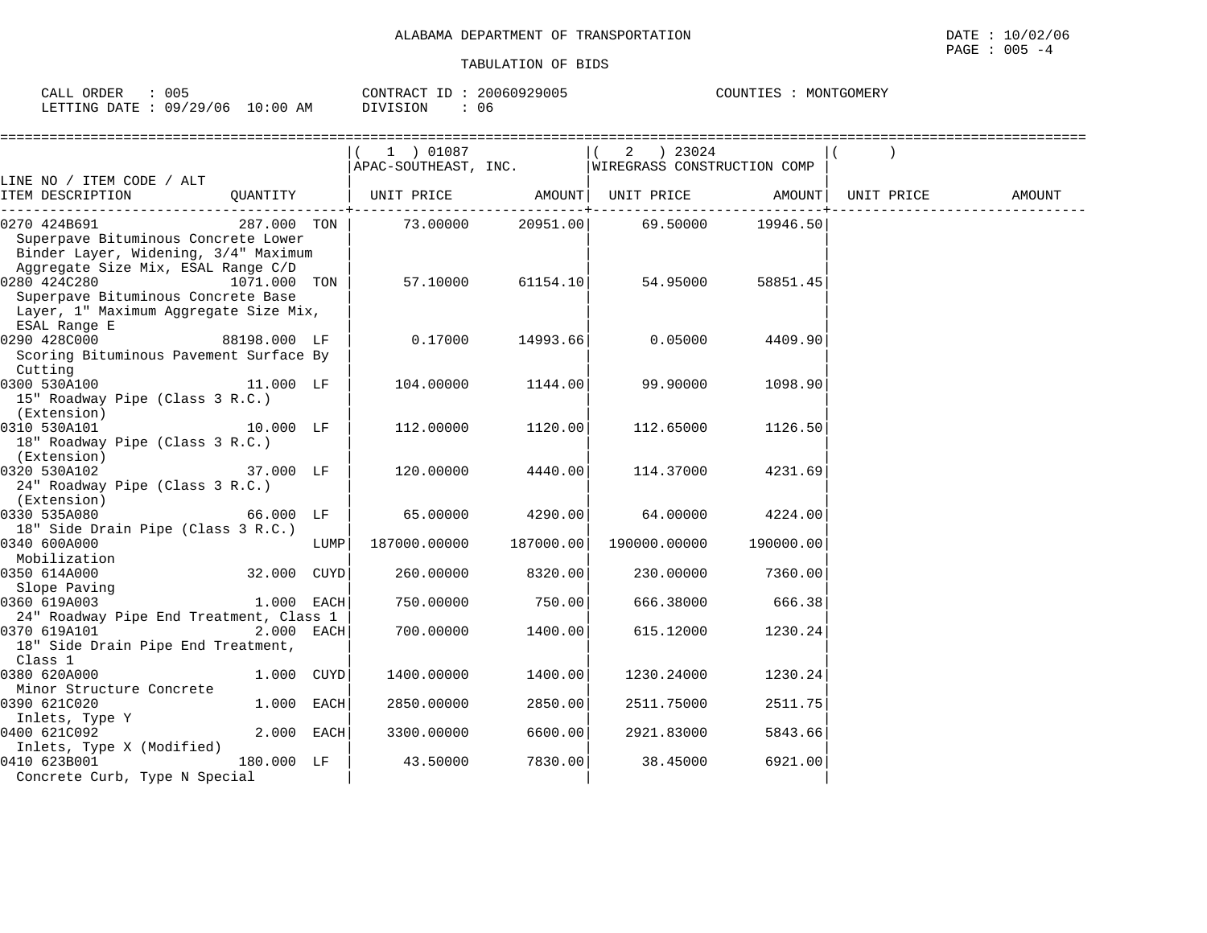ALABAMA DEPARTMENT OF TRANSPORTATION

DATE : 10/02/06

PAGE : 005 -4

TABULATION OF BIDS

CALL ORDER : 005 CONTRACT ID : 20060929005 COUNTIES : MONTGOMERY

LETTING DATE : 09/29/06 10:00 AM DIVISION : 06

| LINE NO / ITEM CODE / ALT ITEM DESCRIPTION | QUANTITY | ( 1 ) 01087 APAC-SOUTHEAST, INC. UNIT PRICE | AMOUNT | ( 2 ) 23024 WIREGRASS CONSTRUCTION COMP UNIT PRICE | AMOUNT | ( ) UNIT PRICE | AMOUNT |
|---|---|---|---|---|---|---|---|
| 0270 424B691 Superpave Bituminous Concrete Lower Binder Layer, Widening, 3/4" Maximum Aggregate Size Mix, ESAL Range C/D | 287.000 TON | 73.00000 | 20951.00 | 69.50000 | 19946.50 | | |
| 0280 424C280 Superpave Bituminous Concrete Base Layer, 1" Maximum Aggregate Size Mix, ESAL Range E | 1071.000 TON | 57.10000 | 61154.10 | 54.95000 | 58851.45 | | |
| 0290 428C000 Scoring Bituminous Pavement Surface By Cutting | 88198.000 LF | 0.17000 | 14993.66 | 0.05000 | 4409.90 | | |
| 0300 530A100 15" Roadway Pipe (Class 3 R.C.) (Extension) | 11.000 LF | 104.00000 | 1144.00 | 99.90000 | 1098.90 | | |
| 0310 530A101 18" Roadway Pipe (Class 3 R.C.) (Extension) | 10.000 LF | 112.00000 | 1120.00 | 112.65000 | 1126.50 | | |
| 0320 530A102 24" Roadway Pipe (Class 3 R.C.) (Extension) | 37.000 LF | 120.00000 | 4440.00 | 114.37000 | 4231.69 | | |
| 0330 535A080 18" Side Drain Pipe (Class 3 R.C.) | 66.000 LF | 65.00000 | 4290.00 | 64.00000 | 4224.00 | | |
| 0340 600A000 Mobilization | LUMP | 187000.00000 | 187000.00 | 190000.00000 | 190000.00 | | |
| 0350 614A000 Slope Paving | 32.000 CUYD | 260.00000 | 8320.00 | 230.00000 | 7360.00 | | |
| 0360 619A003 24" Roadway Pipe End Treatment, Class 1 | 1.000 EACH | 750.00000 | 750.00 | 666.38000 | 666.38 | | |
| 0370 619A101 18" Side Drain Pipe End Treatment, Class 1 | 2.000 EACH | 700.00000 | 1400.00 | 615.12000 | 1230.24 | | |
| 0380 620A000 Minor Structure Concrete | 1.000 CUYD | 1400.00000 | 1400.00 | 1230.24000 | 1230.24 | | |
| 0390 621C020 Inlets, Type Y | 1.000 EACH | 2850.00000 | 2850.00 | 2511.75000 | 2511.75 | | |
| 0400 621C092 Inlets, Type X (Modified) | 2.000 EACH | 3300.00000 | 6600.00 | 2921.83000 | 5843.66 | | |
| 0410 623B001 Concrete Curb, Type N Special | 180.000 LF | 43.50000 | 7830.00 | 38.45000 | 6921.00 | | |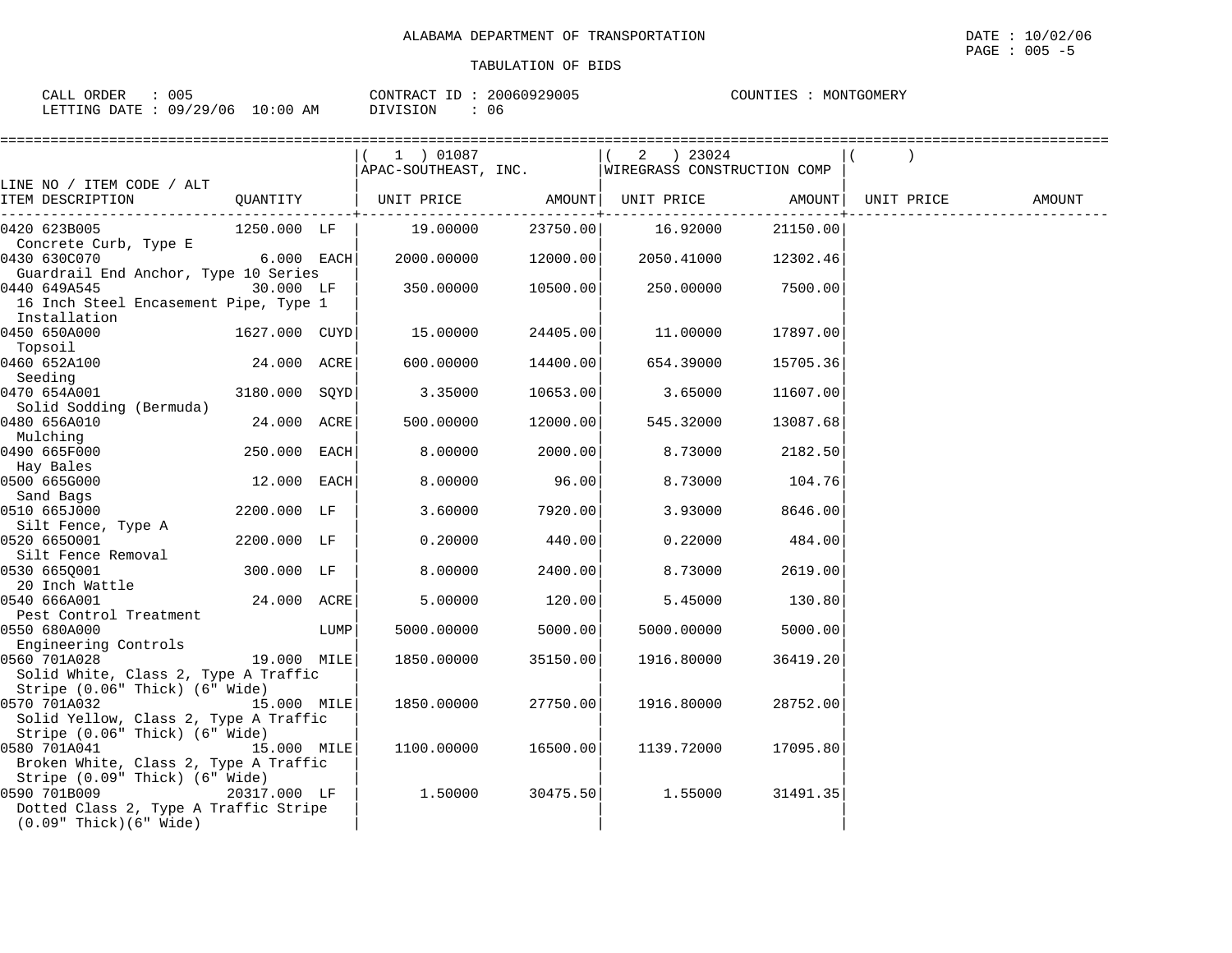ALABAMA DEPARTMENT OF TRANSPORTATION

TABULATION OF BIDS

CALL ORDER : 005 CONTRACT ID : 20060929005 COUNTIES : MONTGOMERY
LETTING DATE : 09/29/06 10:00 AM DIVISION : 06

| LINE NO / ITEM CODE / ALT ITEM DESCRIPTION | QUANTITY | (1) 01087 APAC-SOUTHEAST, INC. UNIT PRICE | AMOUNT | (2) 23024 WIREGRASS CONSTRUCTION COMP UNIT PRICE | AMOUNT | ( ) UNIT PRICE | AMOUNT |
|---|---|---|---|---|---|---|---|
| 0420 623B005 Concrete Curb, Type E | 1250.000 LF | 19.00000 | 23750.00 | 16.92000 | 21150.00 | | |
| 0430 630C070 Guardrail End Anchor, Type 10 Series | 6.000 EACH | 2000.00000 | 12000.00 | 2050.41000 | 12302.46 | | |
| 0440 649A545 16 Inch Steel Encasement Pipe, Type 1 Installation | 30.000 LF | 350.00000 | 10500.00 | 250.00000 | 7500.00 | | |
| 0450 650A000 Topsoil | 1627.000 CUYD | 15.00000 | 24405.00 | 11.00000 | 17897.00 | | |
| 0460 652A100 Seeding | 24.000 ACRE | 600.00000 | 14400.00 | 654.39000 | 15705.36 | | |
| 0470 654A001 Solid Sodding (Bermuda) | 3180.000 SQYD | 3.35000 | 10653.00 | 3.65000 | 11607.00 | | |
| 0480 656A010 Mulching | 24.000 ACRE | 500.00000 | 12000.00 | 545.32000 | 13087.68 | | |
| 0490 665F000 Hay Bales | 250.000 EACH | 8.00000 | 2000.00 | 8.73000 | 2182.50 | | |
| 0500 665G000 Sand Bags | 12.000 EACH | 8.00000 | 96.00 | 8.73000 | 104.76 | | |
| 0510 665J000 Silt Fence, Type A | 2200.000 LF | 3.60000 | 7920.00 | 3.93000 | 8646.00 | | |
| 0520 665O001 Silt Fence Removal | 2200.000 LF | 0.20000 | 440.00 | 0.22000 | 484.00 | | |
| 0530 665Q001 20 Inch Wattle | 300.000 LF | 8.00000 | 2400.00 | 8.73000 | 2619.00 | | |
| 0540 666A001 Pest Control Treatment | 24.000 ACRE | 5.00000 | 120.00 | 5.45000 | 130.80 | | |
| 0550 680A000 Engineering Controls | LUMP | 5000.00000 | 5000.00 | 5000.00000 | 5000.00 | | |
| 0560 701A028 Solid White, Class 2, Type A Traffic Stripe (0.06" Thick) (6" Wide) | 19.000 MILE | 1850.00000 | 35150.00 | 1916.80000 | 36419.20 | | |
| 0570 701A032 Solid Yellow, Class 2, Type A Traffic Stripe (0.06" Thick) (6" Wide) | 15.000 MILE | 1850.00000 | 27750.00 | 1916.80000 | 28752.00 | | |
| 0580 701A041 Broken White, Class 2, Type A Traffic Stripe (0.09" Thick) (6" Wide) | 15.000 MILE | 1100.00000 | 16500.00 | 1139.72000 | 17095.80 | | |
| 0590 701B009 Dotted Class 2, Type A Traffic Stripe (0.09" Thick)(6" Wide) | 20317.000 LF | 1.50000 | 30475.50 | 1.55000 | 31491.35 | | |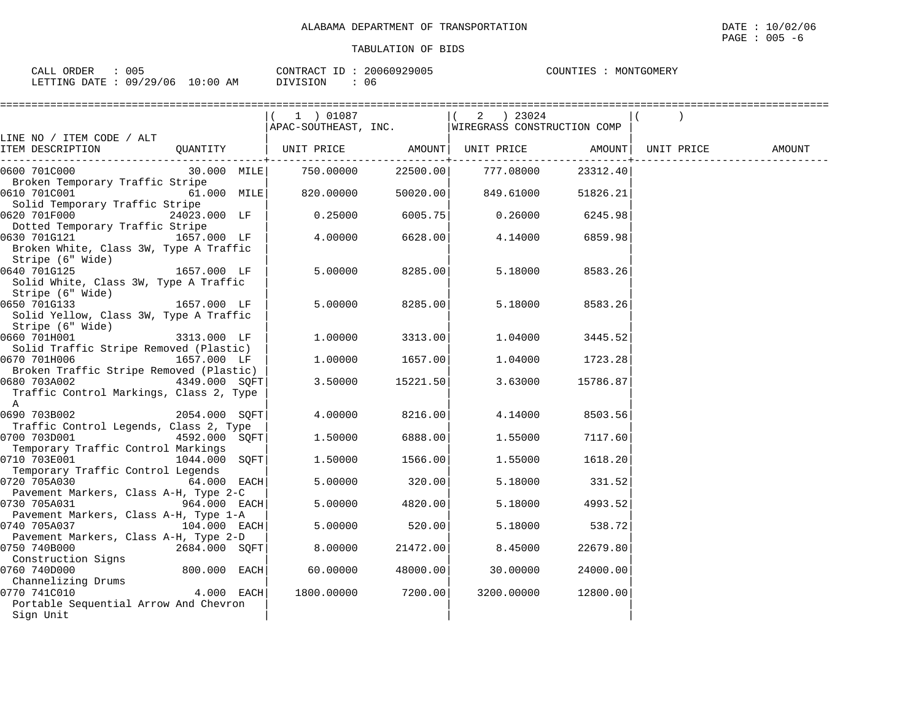ALABAMA DEPARTMENT OF TRANSPORTATION

DATE : 10/02/06

PAGE : 005 -6

TABULATION OF BIDS

CALL ORDER : 005
LETTING DATE : 09/29/06 10:00 AM

CONTRACT ID : 20060929005
DIVISION : 06

COUNTIES : MONTGOMERY

| LINE NO / ITEM CODE / ALT / ITEM DESCRIPTION | QUANTITY | ( 1 ) 01087 APAC-SOUTHEAST, INC. UNIT PRICE | AMOUNT | ( 2 ) 23024 WIREGRASS CONSTRUCTION COMP UNIT PRICE | AMOUNT | ( ) UNIT PRICE | AMOUNT |
|---|---|---|---|---|---|---|---|
| 0600 701C000 Broken Temporary Traffic Stripe | 30.000 MILE | 750.00000 | 22500.00 | 777.08000 | 23312.40 | | |
| 0610 701C001 Solid Temporary Traffic Stripe | 61.000 MILE | 820.00000 | 50020.00 | 849.61000 | 51826.21 | | |
| 0620 701F000 Dotted Temporary Traffic Stripe | 24023.000 LF | 0.25000 | 6005.75 | 0.26000 | 6245.98 | | |
| 0630 701G121 Broken White, Class 3W, Type A Traffic Stripe (6" Wide) | 1657.000 LF | 4.00000 | 6628.00 | 4.14000 | 6859.98 | | |
| 0640 701G125 Solid White, Class 3W, Type A Traffic Stripe (6" Wide) | 1657.000 LF | 5.00000 | 8285.00 | 5.18000 | 8583.26 | | |
| 0650 701G133 Solid Yellow, Class 3W, Type A Traffic Stripe (6" Wide) | 1657.000 LF | 5.00000 | 8285.00 | 5.18000 | 8583.26 | | |
| 0660 701H001 Solid Traffic Stripe Removed (Plastic) | 3313.000 LF | 1.00000 | 3313.00 | 1.04000 | 3445.52 | | |
| 0670 701H006 Broken Traffic Stripe Removed (Plastic) | 1657.000 LF | 1.00000 | 1657.00 | 1.04000 | 1723.28 | | |
| 0680 703A002 Traffic Control Markings, Class 2, Type A | 4349.000 SQFT | 3.50000 | 15221.50 | 3.63000 | 15786.87 | | |
| 0690 703B002 Traffic Control Legends, Class 2, Type | 2054.000 SQFT | 4.00000 | 8216.00 | 4.14000 | 8503.56 | | |
| 0700 703D001 Temporary Traffic Control Markings | 4592.000 SQFT | 1.50000 | 6888.00 | 1.55000 | 7117.60 | | |
| 0710 703E001 Temporary Traffic Control Legends | 1044.000 SQFT | 1.50000 | 1566.00 | 1.55000 | 1618.20 | | |
| 0720 705A030 Pavement Markers, Class A-H, Type 2-C | 64.000 EACH | 5.00000 | 320.00 | 5.18000 | 331.52 | | |
| 0730 705A031 Pavement Markers, Class A-H, Type 1-A | 964.000 EACH | 5.00000 | 4820.00 | 5.18000 | 4993.52 | | |
| 0740 705A037 Pavement Markers, Class A-H, Type 2-D | 104.000 EACH | 5.00000 | 520.00 | 5.18000 | 538.72 | | |
| 0750 740B000 Construction Signs | 2684.000 SQFT | 8.00000 | 21472.00 | 8.45000 | 22679.80 | | |
| 0760 740D000 Channelizing Drums | 800.000 EACH | 60.00000 | 48000.00 | 30.00000 | 24000.00 | | |
| 0770 741C010 Portable Sequential Arrow And Chevron Sign Unit | 4.000 EACH | 1800.00000 | 7200.00 | 3200.00000 | 12800.00 | | |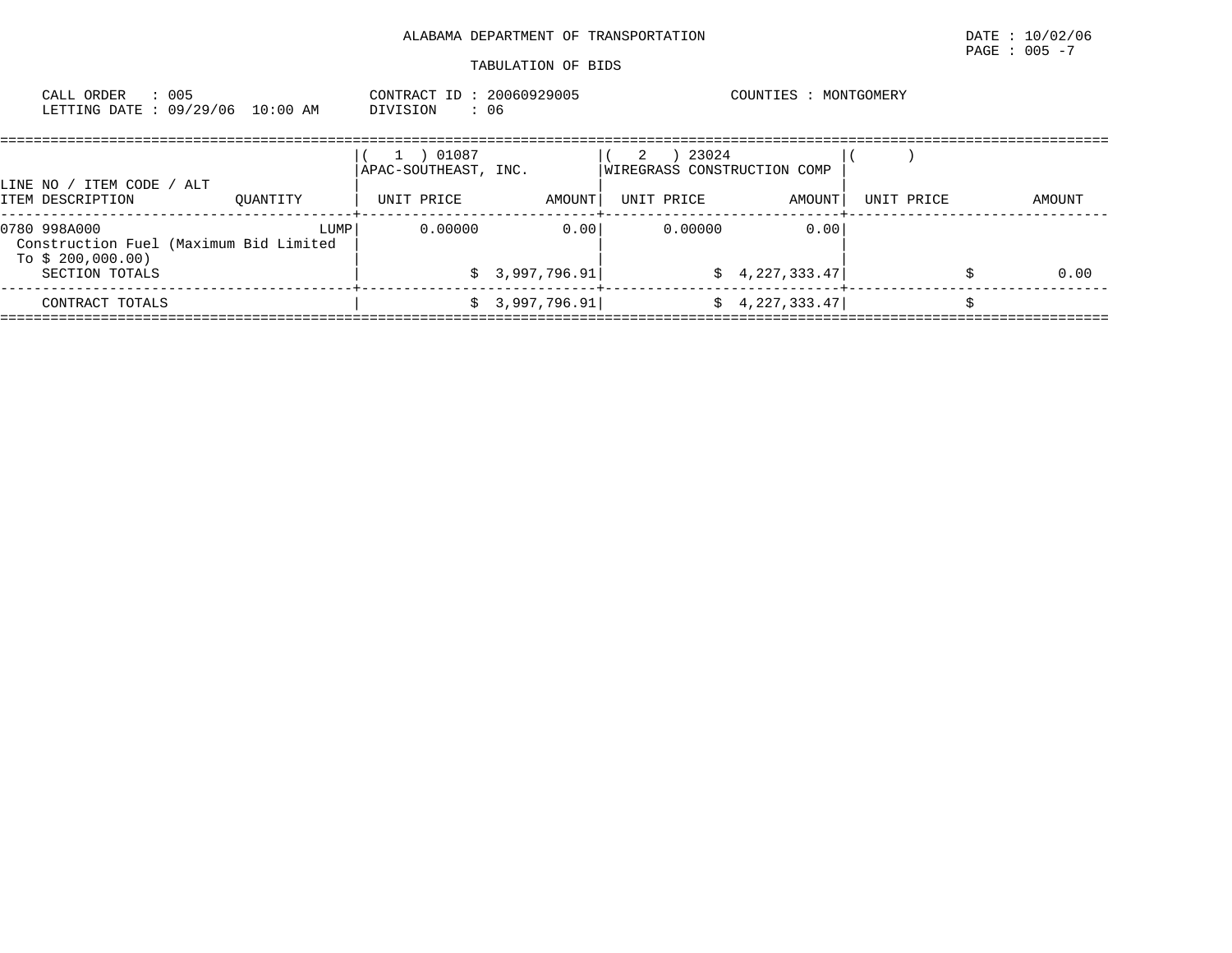ALABAMA DEPARTMENT OF TRANSPORTATION

DATE : 10/02/06

PAGE : 005 -7

TABULATION OF BIDS

CALL ORDER : 005
LETTING DATE : 09/29/06 10:00 AM

CONTRACT ID : 20060929005
DIVISION : 06

COUNTIES : MONTGOMERY

| LINE NO / ITEM CODE / ALT ITEM DESCRIPTION | QUANTITY | ( 1 ) 01087 APAC-SOUTHEAST, INC. UNIT PRICE | AMOUNT | ( 2 ) 23024 WIREGRASS CONSTRUCTION COMP UNIT PRICE | AMOUNT | ( ) UNIT PRICE | AMOUNT |
|---|---|---|---|---|---|---|---|
| 0780 998A000 Construction Fuel (Maximum Bid Limited To $ 200,000.00) | LUMP | 0.00000 | 0.00 | 0.00000 | 0.00 | | |
| SECTION TOTALS | | | $ 3,997,796.91 | | $ 4,227,333.47 | | $ 0.00 |
| CONTRACT TOTALS | | | $ 3,997,796.91 | | $ 4,227,333.47 | | $ |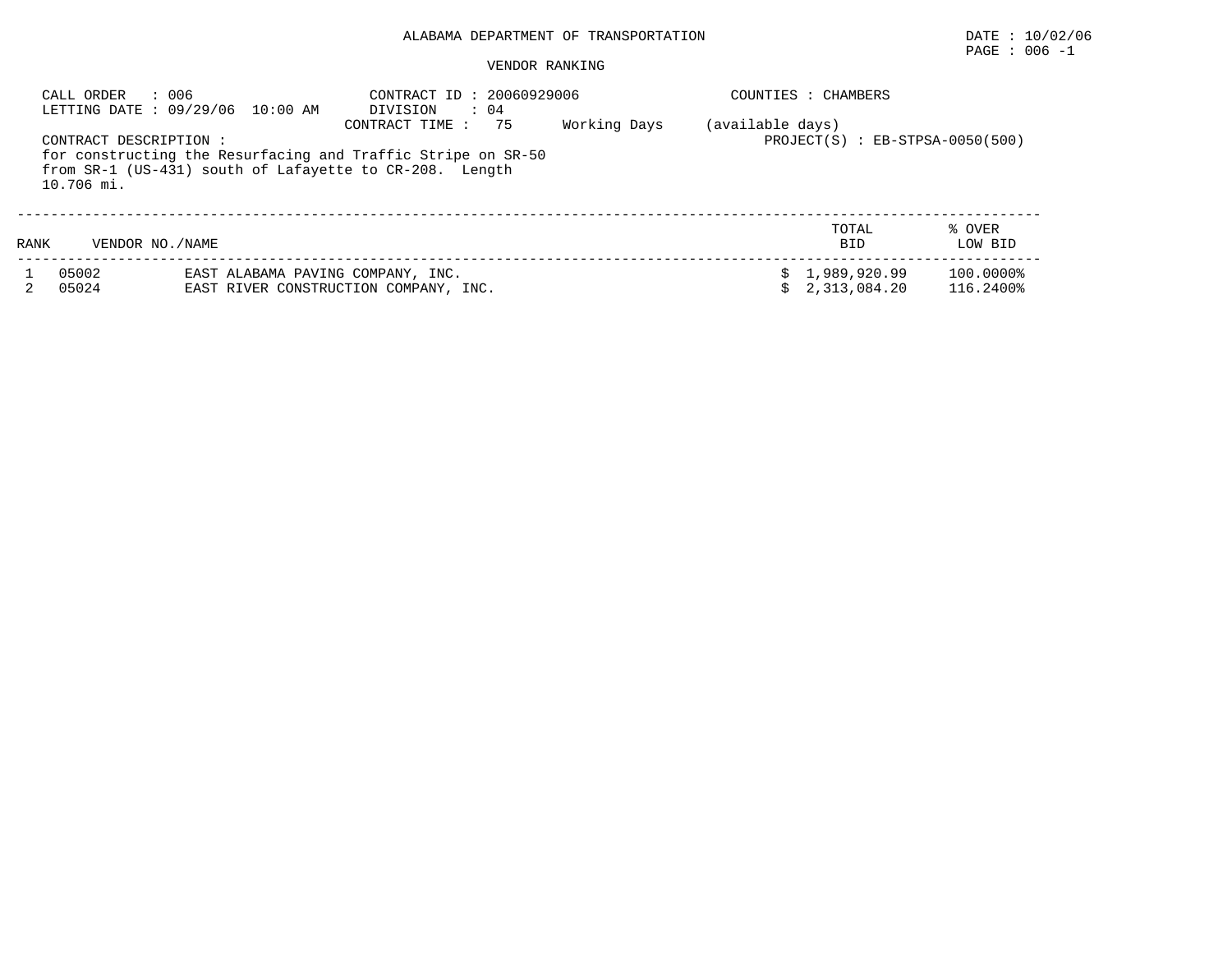ALABAMA DEPARTMENT OF TRANSPORTATION

DATE : 10/02/06

PAGE : 006 -1

VENDOR RANKING

CALL ORDER : 006
LETTING DATE : 09/29/06 10:00 AM

CONTRACT ID : 20060929006
DIVISION : 04
CONTRACT TIME : 75 Working Days (available days)

COUNTIES : CHAMBERS

PROJECT(S) : EB-STPSA-0050(500)

CONTRACT DESCRIPTION :
for constructing the Resurfacing and Traffic Stripe on SR-50 from SR-1 (US-431) south of Lafayette to CR-208. Length 10.706 mi.

| RANK | VENDOR NO./NAME | | TOTAL BID | % OVER LOW BID |
|---|---|---|---|---|
| 1 | 05002 | EAST ALABAMA PAVING COMPANY, INC. | $ 1,989,920.99 | 100.0000% |
| 2 | 05024 | EAST RIVER CONSTRUCTION COMPANY, INC. | $ 2,313,084.20 | 116.2400% |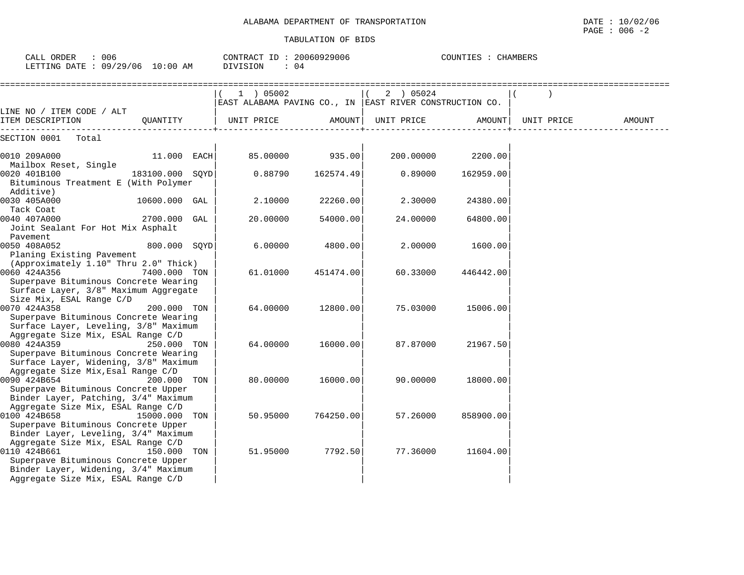ALABAMA DEPARTMENT OF TRANSPORTATION

TABULATION OF BIDS

DATE : 10/02/06
PAGE : 006 -2

CALL ORDER : 006
LETTING DATE : 09/29/06 10:00 AM

CONTRACT ID : 20060929006
DIVISION : 04

COUNTIES : CHAMBERS

| LINE NO / ITEM CODE / ALT ITEM DESCRIPTION | QUANTITY | ( 1 ) 05002 EAST ALABAMA PAVING CO., IN UNIT PRICE | AMOUNT | ( 2 ) 05024 EAST RIVER CONSTRUCTION CO. UNIT PRICE | AMOUNT | ( ) UNIT PRICE | AMOUNT |
|---|---|---|---|---|---|---|---|
| SECTION 0001 Total | | | | | | | |
| 0010 209A000 Mailbox Reset, Single | 11.000 EACH | 85.00000 | 935.00 | 200.00000 | 2200.00 | | |
| 0020 401B100 Bituminous Treatment E (With Polymer Additive) | 183100.000 SQYD | 0.88790 | 162574.49 | 0.89000 | 162959.00 | | |
| 0030 405A000 Tack Coat | 10600.000 GAL | 2.10000 | 22260.00 | 2.30000 | 24380.00 | | |
| 0040 407A000 Joint Sealant For Hot Mix Asphalt Pavement | 2700.000 GAL | 20.00000 | 54000.00 | 24.00000 | 64800.00 | | |
| 0050 408A052 Planing Existing Pavement (Approximately 1.10" Thru 2.0" Thick) | 800.000 SQYD | 6.00000 | 4800.00 | 2.00000 | 1600.00 | | |
| 0060 424A356 Superpave Bituminous Concrete Wearing Surface Layer, 3/8" Maximum Aggregate Size Mix, ESAL Range C/D | 7400.000 TON | 61.01000 | 451474.00 | 60.33000 | 446442.00 | | |
| 0070 424A358 Superpave Bituminous Concrete Wearing Surface Layer, Leveling, 3/8" Maximum Aggregate Size Mix, ESAL Range C/D | 200.000 TON | 64.00000 | 12800.00 | 75.03000 | 15006.00 | | |
| 0080 424A359 Superpave Bituminous Concrete Wearing Surface Layer, Widening, 3/8" Maximum Aggregate Size Mix,Esal Range C/D | 250.000 TON | 64.00000 | 16000.00 | 87.87000 | 21967.50 | | |
| 0090 424B654 Superpave Bituminous Concrete Upper Binder Layer, Patching, 3/4" Maximum Aggregate Size Mix, ESAL Range C/D | 200.000 TON | 80.00000 | 16000.00 | 90.00000 | 18000.00 | | |
| 0100 424B658 Superpave Bituminous Concrete Upper Binder Layer, Leveling, 3/4" Maximum Aggregate Size Mix, ESAL Range C/D | 15000.000 TON | 50.95000 | 764250.00 | 57.26000 | 858900.00 | | |
| 0110 424B661 Superpave Bituminous Concrete Upper Binder Layer, Widening, 3/4" Maximum Aggregate Size Mix, ESAL Range C/D | 150.000 TON | 51.95000 | 7792.50 | 77.36000 | 11604.00 | | |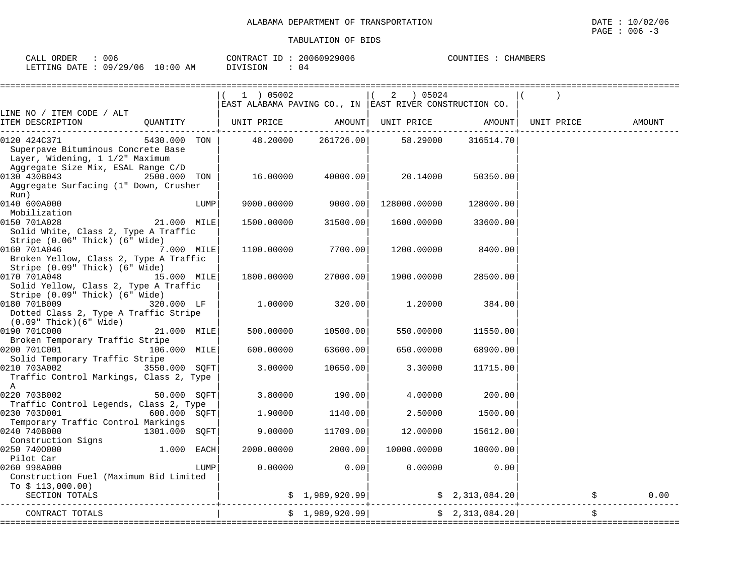ALABAMA DEPARTMENT OF TRANSPORTATION

TABULATION OF BIDS

DATE : 10/02/06
PAGE : 006 -3

CALL ORDER : 006 | CONTRACT ID : 20060929006 | COUNTIES : CHAMBERS
LETTING DATE : 09/29/06 10:00 AM | DIVISION : 04

| LINE NO / ITEM CODE / ALT ITEM DESCRIPTION | QUANTITY | ( 1 ) 05002 EAST ALABAMA PAVING CO., IN UNIT PRICE | AMOUNT | ( 2 ) 05024 EAST RIVER CONSTRUCTION CO. UNIT PRICE | AMOUNT | ( ) UNIT PRICE | AMOUNT |
|---|---|---|---|---|---|---|---|
| 0120 424C371 Superpave Bituminous Concrete Base Layer, Widening, 1 1/2" Maximum Aggregate Size Mix, ESAL Range C/D | 5430.000 TON | 48.20000 | 261726.00 | 58.29000 | 316514.70 | | |
| 0130 430B043 Aggregate Surfacing (1" Down, Crusher Run) | 2500.000 TON | 16.00000 | 40000.00 | 20.14000 | 50350.00 | | |
| 0140 600A000 Mobilization | LUMP | 9000.00000 | 9000.00 | 128000.00000 | 128000.00 | | |
| 0150 701A028 Solid White, Class 2, Type A Traffic Stripe (0.06" Thick) (6" Wide) | 21.000 MILE | 1500.00000 | 31500.00 | 1600.00000 | 33600.00 | | |
| 0160 701A046 Broken Yellow, Class 2, Type A Traffic Stripe (0.09" Thick) (6" Wide) | 7.000 MILE | 1100.00000 | 7700.00 | 1200.00000 | 8400.00 | | |
| 0170 701A048 Solid Yellow, Class 2, Type A Traffic Stripe (0.09" Thick) (6" Wide) | 15.000 MILE | 1800.00000 | 27000.00 | 1900.00000 | 28500.00 | | |
| 0180 701B009 Dotted Class 2, Type A Traffic Stripe (0.09" Thick)(6" Wide) | 320.000 LF | 1.00000 | 320.00 | 1.20000 | 384.00 | | |
| 0190 701C000 Broken Temporary Traffic Stripe | 21.000 MILE | 500.00000 | 10500.00 | 550.00000 | 11550.00 | | |
| 0200 701C001 Solid Temporary Traffic Stripe | 106.000 MILE | 600.00000 | 63600.00 | 650.00000 | 68900.00 | | |
| 0210 703A002 Traffic Control Markings, Class 2, Type A | 3550.000 SQFT | 3.00000 | 10650.00 | 3.30000 | 11715.00 | | |
| 0220 703B002 Traffic Control Legends, Class 2, Type | 50.000 SQFT | 3.80000 | 190.00 | 4.00000 | 200.00 | | |
| 0230 703D001 Temporary Traffic Control Markings | 600.000 SQFT | 1.90000 | 1140.00 | 2.50000 | 1500.00 | | |
| 0240 740B000 Construction Signs | 1301.000 SQFT | 9.00000 | 11709.00 | 12.00000 | 15612.00 | | |
| 0250 740O000 Pilot Car | 1.000 EACH | 2000.00000 | 2000.00 | 10000.00000 | 10000.00 | | |
| 0260 998A000 Construction Fuel (Maximum Bid Limited To $ 113,000.00) | LUMP | 0.00000 | 0.00 | 0.00000 | 0.00 | | |
| SECTION TOTALS | | | $ 1,989,920.99 | | $ 2,313,084.20 | | $ 0.00 |
| CONTRACT TOTALS | | | $ 1,989,920.99 | | $ 2,313,084.20 | | $ |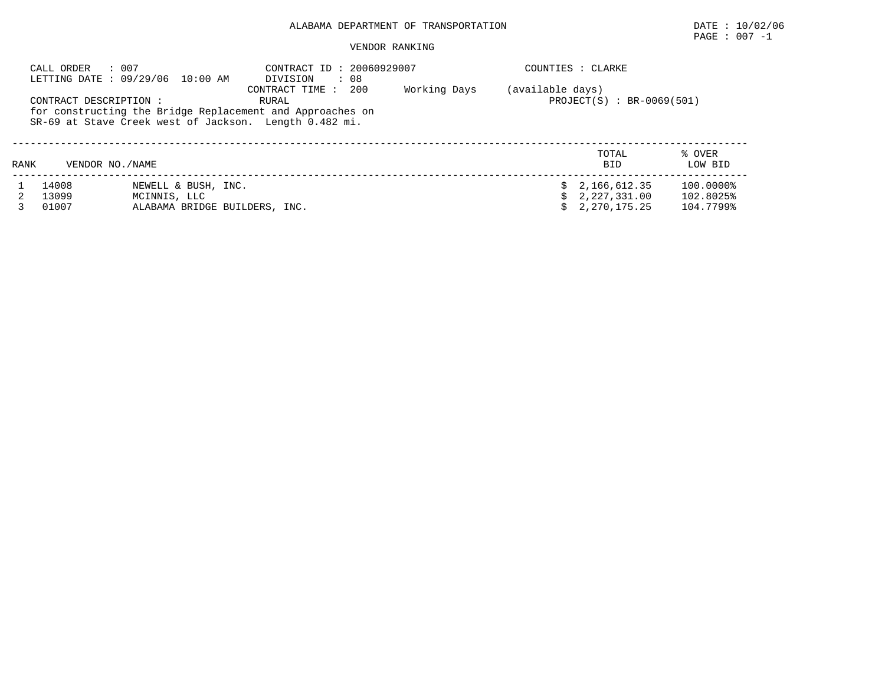# ALABAMA DEPARTMENT OF TRANSPORTATION

DATE : 10/02/06

PAGE : 007 -1

## VENDOR RANKING

CALL ORDER : 007
LETTING DATE : 09/29/06 10:00 AM

CONTRACT ID : 20060929007
DIVISION : 08
CONTRACT TIME : 200 Working Days (available days)

COUNTIES : CLARKE

CONTRACT DESCRIPTION : RURAL
for constructing the Bridge Replacement and Approaches on SR-69 at Stave Creek west of Jackson. Length 0.482 mi.

PROJECT(S) : BR-0069(501)

| RANK | VENDOR NO./NAME | | TOTAL BID | % OVER LOW BID |
|---|---|---|---|---|
| 1 | 14008 | NEWELL & BUSH, INC. | $ 2,166,612.35 | 100.0000% |
| 2 | 13099 | MCINNIS, LLC | $ 2,227,331.00 | 102.8025% |
| 3 | 01007 | ALABAMA BRIDGE BUILDERS, INC. | $ 2,270,175.25 | 104.7799% |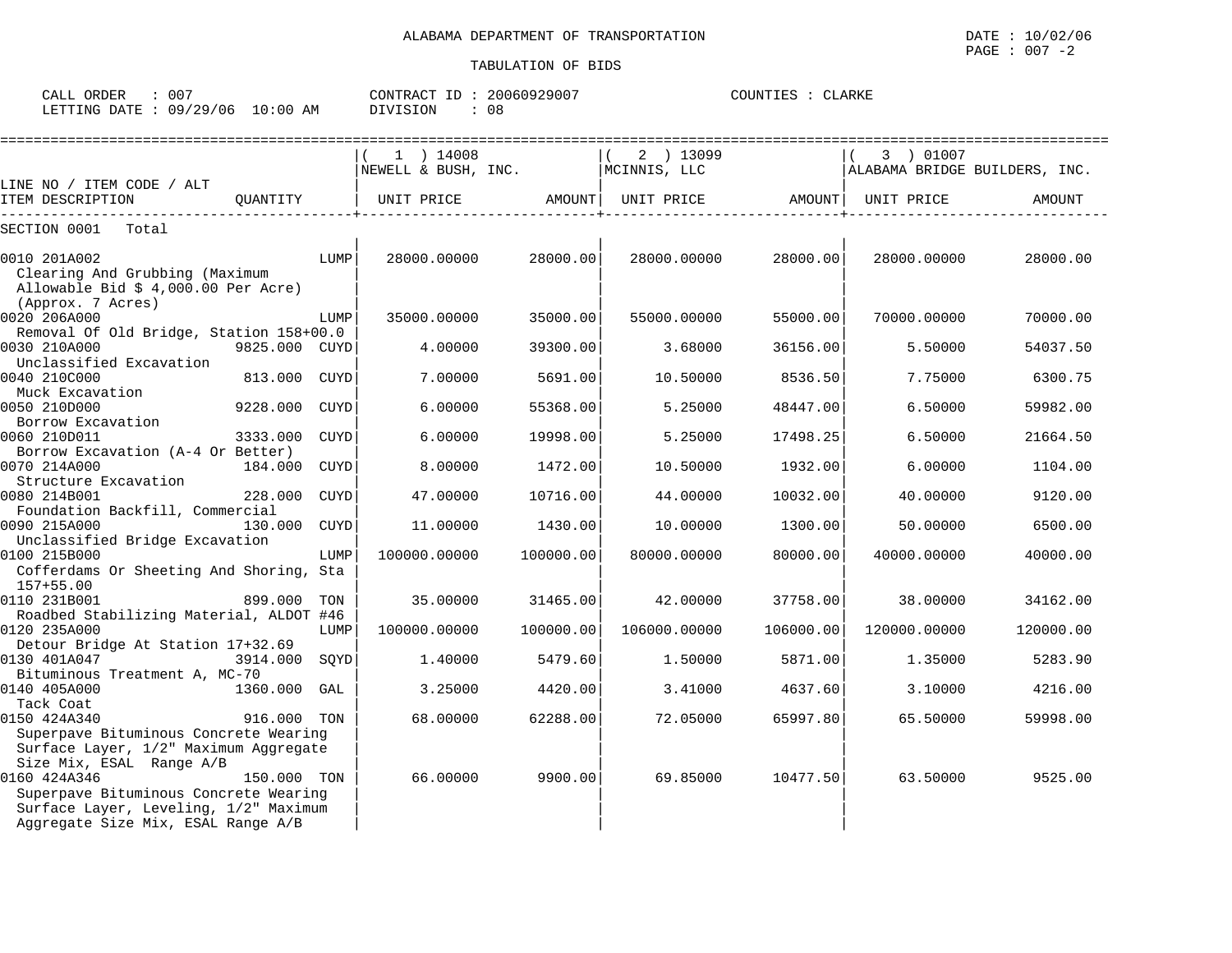ALABAMA DEPARTMENT OF TRANSPORTATION

TABULATION OF BIDS

DATE : 10/02/06

CALL ORDER : 007 CONTRACT ID : 20060929007 COUNTIES : CLARKE
LETTING DATE : 09/29/06 10:00 AM DIVISION : 08

| LINE NO / ITEM CODE / ALT ITEM DESCRIPTION | QUANTITY | (1) 14008 NEWELL & BUSH, INC. UNIT PRICE | AMOUNT | (2) 13099 MCINNIS, LLC UNIT PRICE | AMOUNT | (3) 01007 ALABAMA BRIDGE BUILDERS, INC. UNIT PRICE | AMOUNT |
|---|---|---|---|---|---|---|---|
| SECTION 0001 Total | | | | | | | |
| 0010 201A002 Clearing And Grubbing (Maximum Allowable Bid $ 4,000.00 Per Acre) (Approx. 7 Acres) | LUMP | 28000.00000 | 28000.00 | 28000.00000 | 28000.00 | 28000.00000 | 28000.00 |
| 0020 206A000 Removal Of Old Bridge, Station 158+00.0 | LUMP | 35000.00000 | 35000.00 | 55000.00000 | 55000.00 | 70000.00000 | 70000.00 |
| 0030 210A000 Unclassified Excavation | 9825.000 CUYD | 4.00000 | 39300.00 | 3.68000 | 36156.00 | 5.50000 | 54037.50 |
| 0040 210C000 Muck Excavation | 813.000 CUYD | 7.00000 | 5691.00 | 10.50000 | 8536.50 | 7.75000 | 6300.75 |
| 0050 210D000 Borrow Excavation | 9228.000 CUYD | 6.00000 | 55368.00 | 5.25000 | 48447.00 | 6.50000 | 59982.00 |
| 0060 210D011 Borrow Excavation (A-4 Or Better) | 3333.000 CUYD | 6.00000 | 19998.00 | 5.25000 | 17498.25 | 6.50000 | 21664.50 |
| 0070 214A000 Structure Excavation | 184.000 CUYD | 8.00000 | 1472.00 | 10.50000 | 1932.00 | 6.00000 | 1104.00 |
| 0080 214B001 Foundation Backfill, Commercial | 228.000 CUYD | 47.00000 | 10716.00 | 44.00000 | 10032.00 | 40.00000 | 9120.00 |
| 0090 215A000 Unclassified Bridge Excavation | 130.000 CUYD | 11.00000 | 1430.00 | 10.00000 | 1300.00 | 50.00000 | 6500.00 |
| 0100 215B000 Cofferdams Or Sheeting And Shoring, Sta 157+55.00 | LUMP | 100000.00000 | 100000.00 | 80000.00000 | 80000.00 | 40000.00000 | 40000.00 |
| 0110 231B001 Roadbed Stabilizing Material, ALDOT #46 | 899.000 TON | 35.00000 | 31465.00 | 42.00000 | 37758.00 | 38.00000 | 34162.00 |
| 0120 235A000 Detour Bridge At Station 17+32.69 | LUMP | 100000.00000 | 100000.00 | 106000.00000 | 106000.00 | 120000.00000 | 120000.00 |
| 0130 401A047 Bituminous Treatment A, MC-70 | 3914.000 SQYD | 1.40000 | 5479.60 | 1.50000 | 5871.00 | 1.35000 | 5283.90 |
| 0140 405A000 Tack Coat | 1360.000 GAL | 3.25000 | 4420.00 | 3.41000 | 4637.60 | 3.10000 | 4216.00 |
| 0150 424A340 Superpave Bituminous Concrete Wearing Surface Layer, 1/2" Maximum Aggregate Size Mix, ESAL Range A/B | 916.000 TON | 68.00000 | 62288.00 | 72.05000 | 65997.80 | 65.50000 | 59998.00 |
| 0160 424A346 Superpave Bituminous Concrete Wearing Surface Layer, Leveling, 1/2" Maximum Aggregate Size Mix, ESAL Range A/B | 150.000 TON | 66.00000 | 9900.00 | 69.85000 | 10477.50 | 63.50000 | 9525.00 |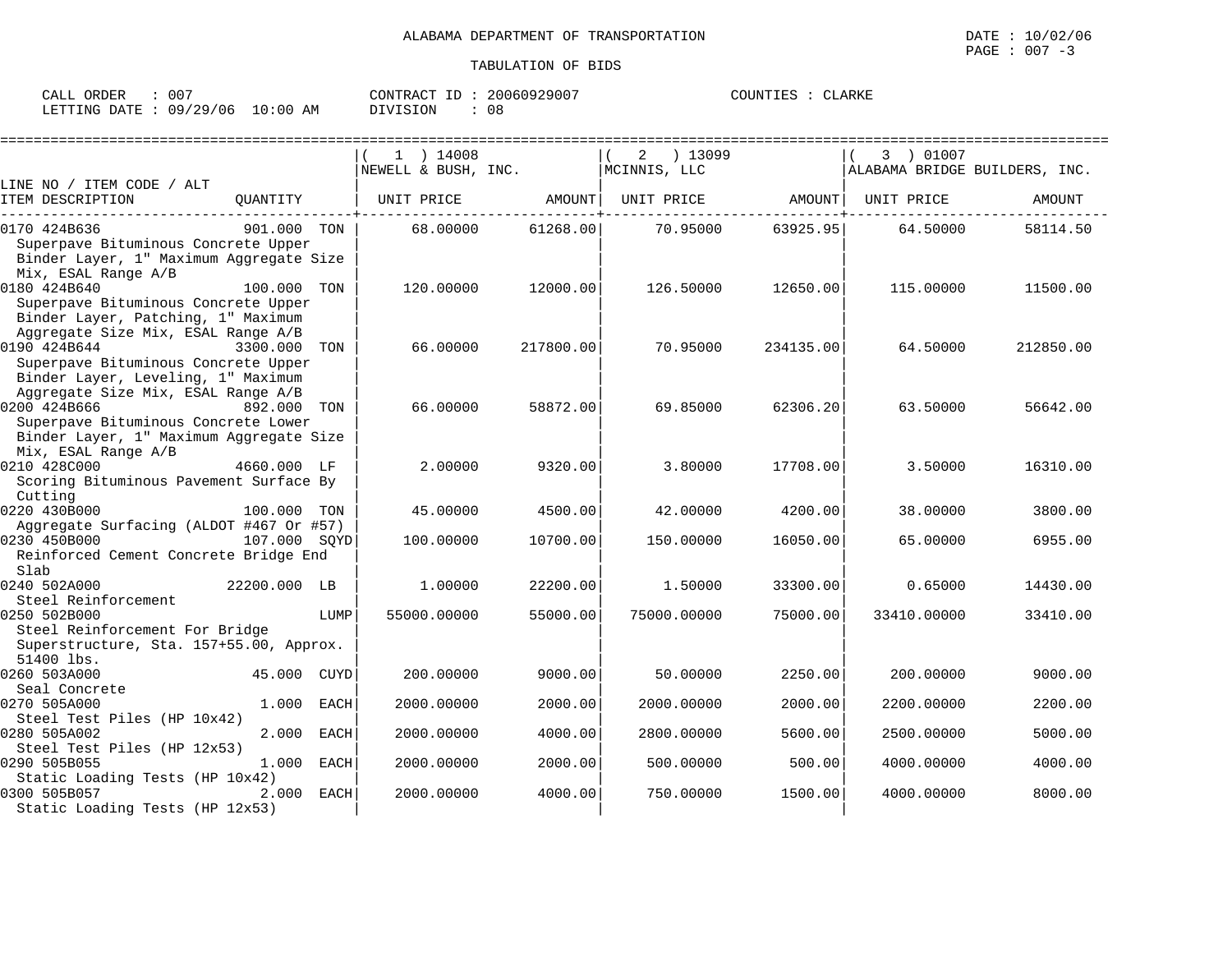ALABAMA DEPARTMENT OF TRANSPORTATION

TABULATION OF BIDS

CALL ORDER : 007 CONTRACT ID : 20060929007 COUNTIES : CLARKE
LETTING DATE : 09/29/06 10:00 AM DIVISION : 08

| LINE NO / ITEM CODE / ALT ITEM DESCRIPTION | QUANTITY | ( 1 ) 14008 NEWELL & BUSH, INC. UNIT PRICE | AMOUNT | ( 2 ) 13099 MCINNIS, LLC UNIT PRICE | AMOUNT | ( 3 ) 01007 ALABAMA BRIDGE BUILDERS, INC. UNIT PRICE | AMOUNT |
|---|---|---|---|---|---|---|---|
| 0170 424B636 Superpave Bituminous Concrete Upper Binder Layer, 1" Maximum Aggregate Size Mix, ESAL Range A/B | 901.000 TON | 68.00000 | 61268.00 | 70.95000 | 63925.95 | 64.50000 | 58114.50 |
| 0180 424B640 Superpave Bituminous Concrete Upper Binder Layer, Patching, 1" Maximum Aggregate Size Mix, ESAL Range A/B | 100.000 TON | 120.00000 | 12000.00 | 126.50000 | 12650.00 | 115.00000 | 11500.00 |
| 0190 424B644 Superpave Bituminous Concrete Upper Binder Layer, Leveling, 1" Maximum Aggregate Size Mix, ESAL Range A/B | 3300.000 TON | 66.00000 | 217800.00 | 70.95000 | 234135.00 | 64.50000 | 212850.00 |
| 0200 424B666 Superpave Bituminous Concrete Lower Binder Layer, 1" Maximum Aggregate Size Mix, ESAL Range A/B | 892.000 TON | 66.00000 | 58872.00 | 69.85000 | 62306.20 | 63.50000 | 56642.00 |
| 0210 428C000 Scoring Bituminous Pavement Surface By Cutting | 4660.000 LF | 2.00000 | 9320.00 | 3.80000 | 17708.00 | 3.50000 | 16310.00 |
| 0220 430B000 Aggregate Surfacing (ALDOT #467 Or #57) | 100.000 TON | 45.00000 | 4500.00 | 42.00000 | 4200.00 | 38.00000 | 3800.00 |
| 0230 450B000 Reinforced Cement Concrete Bridge End Slab | 107.000 SQYD | 100.00000 | 10700.00 | 150.00000 | 16050.00 | 65.00000 | 6955.00 |
| 0240 502A000 Steel Reinforcement | 22200.000 LB | 1.00000 | 22200.00 | 1.50000 | 33300.00 | 0.65000 | 14430.00 |
| 0250 502B000 Steel Reinforcement For Bridge Superstructure, Sta. 157+55.00, Approx. 51400 lbs. | LUMP | 55000.00000 | 55000.00 | 75000.00000 | 75000.00 | 33410.00000 | 33410.00 |
| 0260 503A000 Seal Concrete | 45.000 CUYD | 200.00000 | 9000.00 | 50.00000 | 2250.00 | 200.00000 | 9000.00 |
| 0270 505A000 Steel Test Piles (HP 10x42) | 1.000 EACH | 2000.00000 | 2000.00 | 2000.00000 | 2000.00 | 2200.00000 | 2200.00 |
| 0280 505A002 Steel Test Piles (HP 12x53) | 2.000 EACH | 2000.00000 | 4000.00 | 2800.00000 | 5600.00 | 2500.00000 | 5000.00 |
| 0290 505B055 Static Loading Tests (HP 10x42) | 1.000 EACH | 2000.00000 | 2000.00 | 500.00000 | 500.00 | 4000.00000 | 4000.00 |
| 0300 505B057 Static Loading Tests (HP 12x53) | 2.000 EACH | 2000.00000 | 4000.00 | 750.00000 | 1500.00 | 4000.00000 | 8000.00 |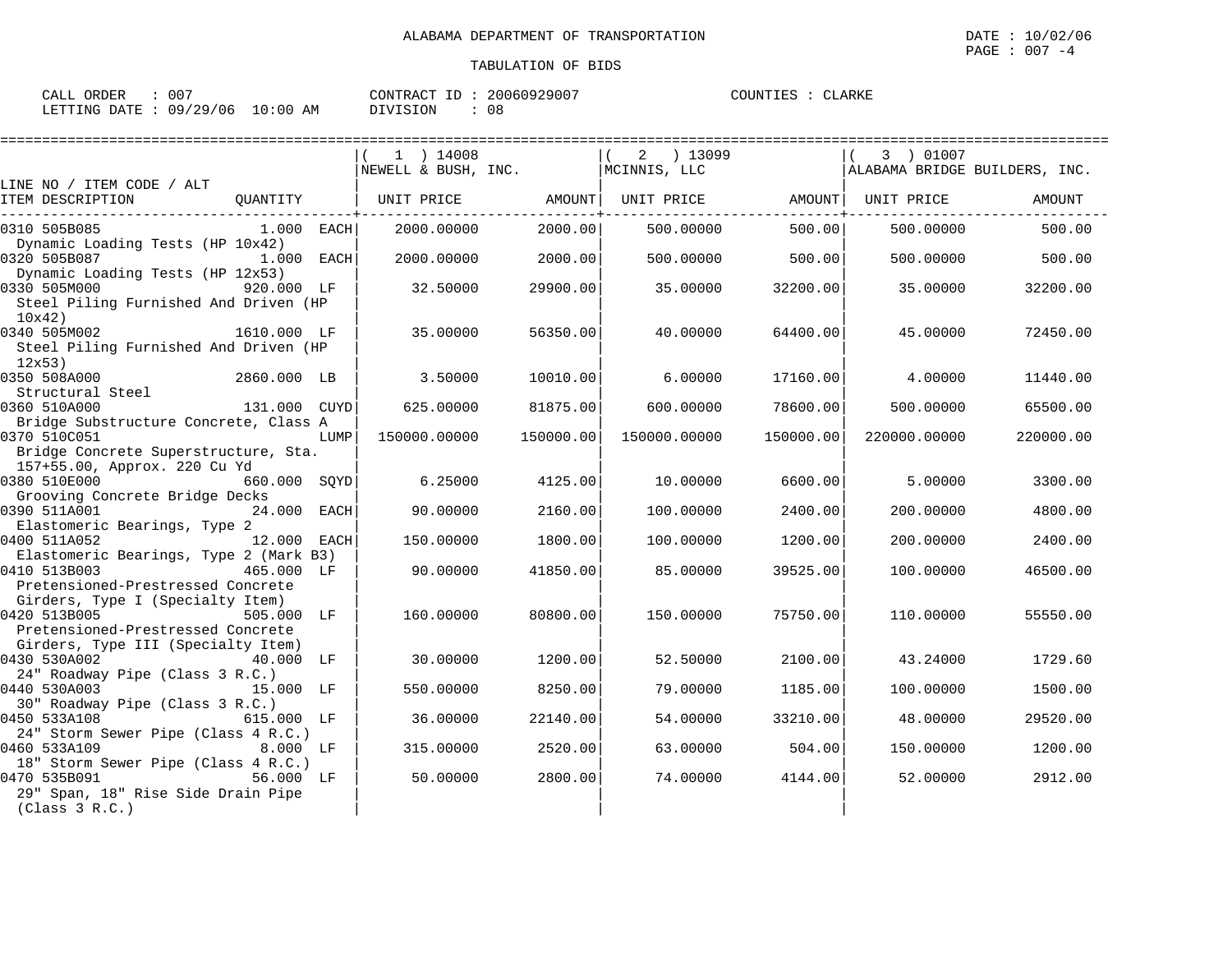ALABAMA DEPARTMENT OF TRANSPORTATION

TABULATION OF BIDS

CALL ORDER : 007 CONTRACT ID : 20060929007 COUNTIES : CLARKE
LETTING DATE : 09/29/06 10:00 AM DIVISION : 08

| LINE NO / ITEM CODE / ALT ITEM DESCRIPTION | QUANTITY | ( 1 ) 14008 NEWELL & BUSH, INC. UNIT PRICE | AMOUNT | ( 2 ) 13099 MCINNIS, LLC UNIT PRICE | AMOUNT | ( 3 ) 01007 ALABAMA BRIDGE BUILDERS, INC. UNIT PRICE | AMOUNT |
|---|---|---|---|---|---|---|---|
| 0310 505B085 Dynamic Loading Tests (HP 10x42) | 1.000 EACH | 2000.00000 | 2000.00 | 500.00000 | 500.00 | 500.00000 | 500.00 |
| 0320 505B087 Dynamic Loading Tests (HP 12x53) | 1.000 EACH | 2000.00000 | 2000.00 | 500.00000 | 500.00 | 500.00000 | 500.00 |
| 0330 505M000 Steel Piling Furnished And Driven (HP 10x42) | 920.000 LF | 32.50000 | 29900.00 | 35.00000 | 32200.00 | 35.00000 | 32200.00 |
| 0340 505M002 Steel Piling Furnished And Driven (HP 12x53) | 1610.000 LF | 35.00000 | 56350.00 | 40.00000 | 64400.00 | 45.00000 | 72450.00 |
| 0350 508A000 Structural Steel | 2860.000 LB | 3.50000 | 10010.00 | 6.00000 | 17160.00 | 4.00000 | 11440.00 |
| 0360 510A000 Bridge Substructure Concrete, Class A | 131.000 CUYD | 625.00000 | 81875.00 | 600.00000 | 78600.00 | 500.00000 | 65500.00 |
| 0370 510C051 Bridge Concrete Superstructure, Sta. 157+55.00, Approx. 220 Cu Yd | LUMP | 150000.00000 | 150000.00 | 150000.00000 | 150000.00 | 220000.00000 | 220000.00 |
| 0380 510E000 Grooving Concrete Bridge Decks | 660.000 SQYD | 6.25000 | 4125.00 | 10.00000 | 6600.00 | 5.00000 | 3300.00 |
| 0390 511A001 Elastomeric Bearings, Type 2 | 24.000 EACH | 90.00000 | 2160.00 | 100.00000 | 2400.00 | 200.00000 | 4800.00 |
| 0400 511A052 Elastomeric Bearings, Type 2 (Mark B3) | 12.000 EACH | 150.00000 | 1800.00 | 100.00000 | 1200.00 | 200.00000 | 2400.00 |
| 0410 513B003 Pretensioned-Prestressed Concrete Girders, Type I (Specialty Item) | 465.000 LF | 90.00000 | 41850.00 | 85.00000 | 39525.00 | 100.00000 | 46500.00 |
| 0420 513B005 Pretensioned-Prestressed Concrete Girders, Type III (Specialty Item) | 505.000 LF | 160.00000 | 80800.00 | 150.00000 | 75750.00 | 110.00000 | 55550.00 |
| 0430 530A002 24" Roadway Pipe (Class 3 R.C.) | 40.000 LF | 30.00000 | 1200.00 | 52.50000 | 2100.00 | 43.24000 | 1729.60 |
| 0440 530A003 30" Roadway Pipe (Class 3 R.C.) | 15.000 LF | 550.00000 | 8250.00 | 79.00000 | 1185.00 | 100.00000 | 1500.00 |
| 0450 533A108 24" Storm Sewer Pipe (Class 4 R.C.) | 615.000 LF | 36.00000 | 22140.00 | 54.00000 | 33210.00 | 48.00000 | 29520.00 |
| 0460 533A109 18" Storm Sewer Pipe (Class 4 R.C.) | 8.000 LF | 315.00000 | 2520.00 | 63.00000 | 504.00 | 150.00000 | 1200.00 |
| 0470 535B091 29" Span, 18" Rise Side Drain Pipe (Class 3 R.C.) | 56.000 LF | 50.00000 | 2800.00 | 74.00000 | 4144.00 | 52.00000 | 2912.00 |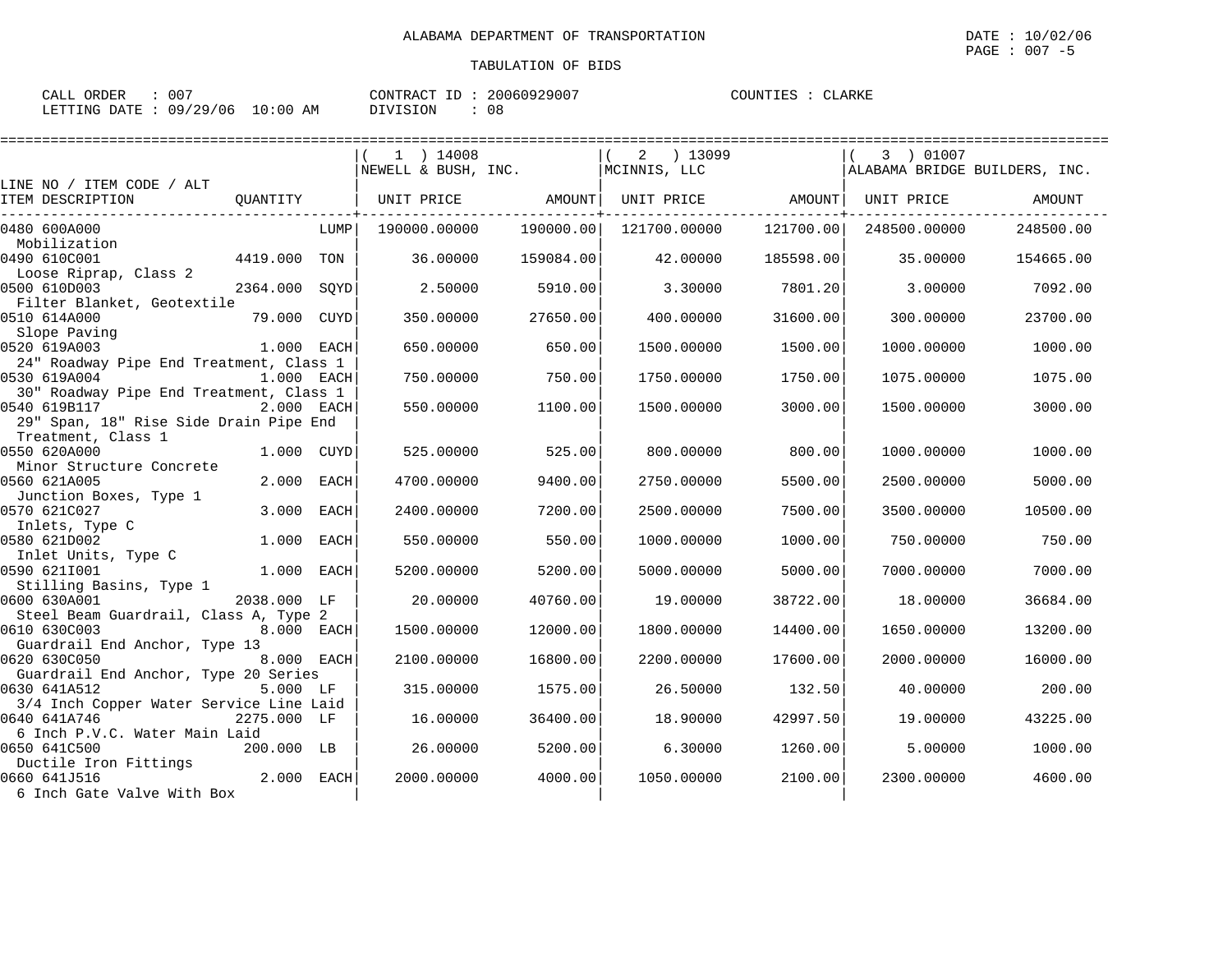ALABAMA DEPARTMENT OF TRANSPORTATION

TABULATION OF BIDS

DATE : 10/02/06
PAGE : 007 -5

CALL ORDER : 007 CONTRACT ID : 20060929007 COUNTIES : CLARKE
LETTING DATE : 09/29/06 10:00 AM DIVISION : 08

| LINE NO / ITEM CODE / ALT ITEM DESCRIPTION | QUANTITY | UNIT | (1) 14008 NEWELL & BUSH, INC. UNIT PRICE | AMOUNT | (2) 13099 MCINNIS, LLC UNIT PRICE | AMOUNT | (3) 01007 ALABAMA BRIDGE BUILDERS, INC. UNIT PRICE | AMOUNT |
|---|---|---|---|---|---|---|---|---|
| 0480 600A000 Mobilization | | LUMP | 190000.00000 | 190000.00 | 121700.00000 | 121700.00 | 248500.00000 | 248500.00 |
| 0490 610C001 Loose Riprap, Class 2 | 4419.000 | TON | 36.00000 | 159084.00 | 42.00000 | 185598.00 | 35.00000 | 154665.00 |
| 0500 610D003 Filter Blanket, Geotextile | 2364.000 | SQYD | 2.50000 | 5910.00 | 3.30000 | 7801.20 | 3.00000 | 7092.00 |
| 0510 614A000 Slope Paving | 79.000 | CUYD | 350.00000 | 27650.00 | 400.00000 | 31600.00 | 300.00000 | 23700.00 |
| 0520 619A003 24" Roadway Pipe End Treatment, Class 1 | 1.000 | EACH | 650.00000 | 650.00 | 1500.00000 | 1500.00 | 1000.00000 | 1000.00 |
| 0530 619A004 30" Roadway Pipe End Treatment, Class 1 | 1.000 | EACH | 750.00000 | 750.00 | 1750.00000 | 1750.00 | 1075.00000 | 1075.00 |
| 0540 619B117 29" Span, 18" Rise Side Drain Pipe End Treatment, Class 1 | 2.000 | EACH | 550.00000 | 1100.00 | 1500.00000 | 3000.00 | 1500.00000 | 3000.00 |
| 0550 620A000 Minor Structure Concrete | 1.000 | CUYD | 525.00000 | 525.00 | 800.00000 | 800.00 | 1000.00000 | 1000.00 |
| 0560 621A005 Junction Boxes, Type 1 | 2.000 | EACH | 4700.00000 | 9400.00 | 2750.00000 | 5500.00 | 2500.00000 | 5000.00 |
| 0570 621C027 Inlets, Type C | 3.000 | EACH | 2400.00000 | 7200.00 | 2500.00000 | 7500.00 | 3500.00000 | 10500.00 |
| 0580 621D002 Inlet Units, Type C | 1.000 | EACH | 550.00000 | 550.00 | 1000.00000 | 1000.00 | 750.00000 | 750.00 |
| 0590 621I001 Stilling Basins, Type 1 | 1.000 | EACH | 5200.00000 | 5200.00 | 5000.00000 | 5000.00 | 7000.00000 | 7000.00 |
| 0600 630A001 Steel Beam Guardrail, Class A, Type 2 | 2038.000 | LF | 20.00000 | 40760.00 | 19.00000 | 38722.00 | 18.00000 | 36684.00 |
| 0610 630C003 Guardrail End Anchor, Type 13 | 8.000 | EACH | 1500.00000 | 12000.00 | 1800.00000 | 14400.00 | 1650.00000 | 13200.00 |
| 0620 630C050 Guardrail End Anchor, Type 20 Series | 8.000 | EACH | 2100.00000 | 16800.00 | 2200.00000 | 17600.00 | 2000.00000 | 16000.00 |
| 0630 641A512 3/4 Inch Copper Water Service Line Laid | 5.000 | LF | 315.00000 | 1575.00 | 26.50000 | 132.50 | 40.00000 | 200.00 |
| 0640 641A746 6 Inch P.V.C. Water Main Laid | 2275.000 | LF | 16.00000 | 36400.00 | 18.90000 | 42997.50 | 19.00000 | 43225.00 |
| 0650 641C500 Ductile Iron Fittings | 200.000 | LB | 26.00000 | 5200.00 | 6.30000 | 1260.00 | 5.00000 | 1000.00 |
| 0660 641J516 6 Inch Gate Valve With Box | 2.000 | EACH | 2000.00000 | 4000.00 | 1050.00000 | 2100.00 | 2300.00000 | 4600.00 |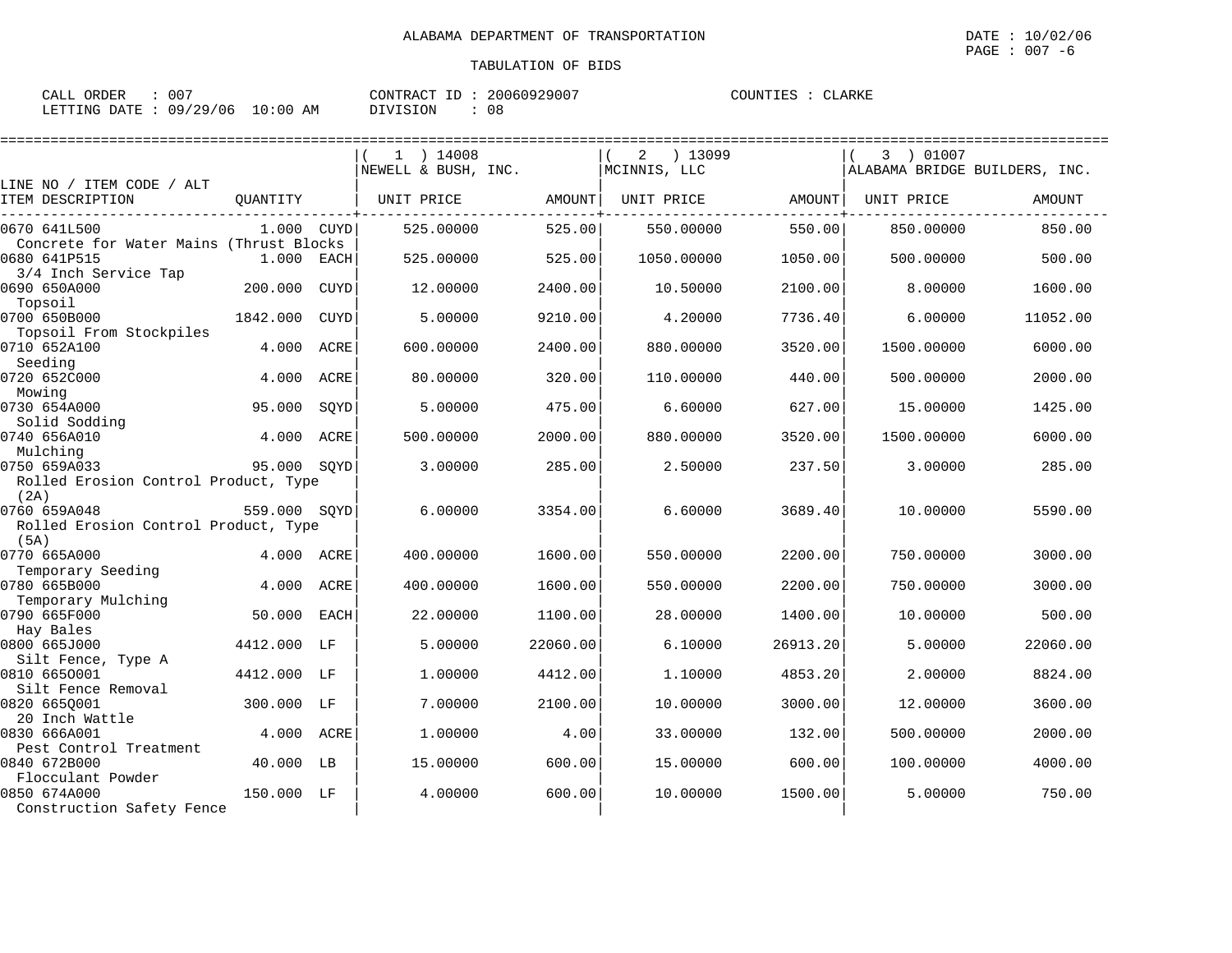ALABAMA DEPARTMENT OF TRANSPORTATION

TABULATION OF BIDS

CALL ORDER : 007 CONTRACT ID : 20060929007 COUNTIES : CLARKE
LETTING DATE : 09/29/06 10:00 AM DIVISION : 08

DATE : 10/02/06

| LINE NO / ITEM CODE / ALT ITEM DESCRIPTION | QUANTITY | | ( 1 ) 14008 NEWELL & BUSH, INC. UNIT PRICE | AMOUNT | ( 2 ) 13099 MCINNIS, LLC UNIT PRICE | AMOUNT | ( 3 ) 01007 ALABAMA BRIDGE BUILDERS, INC. UNIT PRICE | AMOUNT |
|---|---|---|---|---|---|---|---|---|
| 0670 641L500 Concrete for Water Mains (Thrust Blocks | 1.000 | CUYD | 525.00000 | 525.00 | 550.00000 | 550.00 | 850.00000 | 850.00 |
| 0680 641P515 3/4 Inch Service Tap | 1.000 | EACH | 525.00000 | 525.00 | 1050.00000 | 1050.00 | 500.00000 | 500.00 |
| 0690 650A000 Topsoil | 200.000 | CUYD | 12.00000 | 2400.00 | 10.50000 | 2100.00 | 8.00000 | 1600.00 |
| 0700 650B000 Topsoil From Stockpiles | 1842.000 | CUYD | 5.00000 | 9210.00 | 4.20000 | 7736.40 | 6.00000 | 11052.00 |
| 0710 652A100 Seeding | 4.000 | ACRE | 600.00000 | 2400.00 | 880.00000 | 3520.00 | 1500.00000 | 6000.00 |
| 0720 652C000 Mowing | 4.000 | ACRE | 80.00000 | 320.00 | 110.00000 | 440.00 | 500.00000 | 2000.00 |
| 0730 654A000 Solid Sodding | 95.000 | SQYD | 5.00000 | 475.00 | 6.60000 | 627.00 | 15.00000 | 1425.00 |
| 0740 656A010 Mulching | 4.000 | ACRE | 500.00000 | 2000.00 | 880.00000 | 3520.00 | 1500.00000 | 6000.00 |
| 0750 659A033 Rolled Erosion Control Product, Type (2A) | 95.000 | SQYD | 3.00000 | 285.00 | 2.50000 | 237.50 | 3.00000 | 285.00 |
| 0760 659A048 Rolled Erosion Control Product, Type (5A) | 559.000 | SQYD | 6.00000 | 3354.00 | 6.60000 | 3689.40 | 10.00000 | 5590.00 |
| 0770 665A000 Temporary Seeding | 4.000 | ACRE | 400.00000 | 1600.00 | 550.00000 | 2200.00 | 750.00000 | 3000.00 |
| 0780 665B000 Temporary Mulching | 4.000 | ACRE | 400.00000 | 1600.00 | 550.00000 | 2200.00 | 750.00000 | 3000.00 |
| 0790 665F000 Hay Bales | 50.000 | EACH | 22.00000 | 1100.00 | 28.00000 | 1400.00 | 10.00000 | 500.00 |
| 0800 665J000 Silt Fence, Type A | 4412.000 | LF | 5.00000 | 22060.00 | 6.10000 | 26913.20 | 5.00000 | 22060.00 |
| 0810 665O001 Silt Fence Removal | 4412.000 | LF | 1.00000 | 4412.00 | 1.10000 | 4853.20 | 2.00000 | 8824.00 |
| 0820 665Q001 20 Inch Wattle | 300.000 | LF | 7.00000 | 2100.00 | 10.00000 | 3000.00 | 12.00000 | 3600.00 |
| 0830 666A001 Pest Control Treatment | 4.000 | ACRE | 1.00000 | 4.00 | 33.00000 | 132.00 | 500.00000 | 2000.00 |
| 0840 672B000 Flocculant Powder | 40.000 | LB | 15.00000 | 600.00 | 15.00000 | 600.00 | 100.00000 | 4000.00 |
| 0850 674A000 Construction Safety Fence | 150.000 | LF | 4.00000 | 600.00 | 10.00000 | 1500.00 | 5.00000 | 750.00 |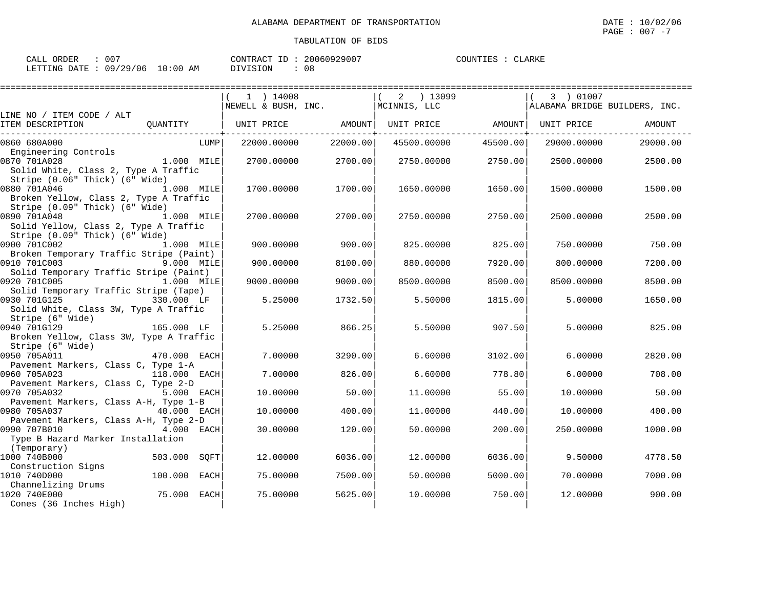ALABAMA DEPARTMENT OF TRANSPORTATION

TABULATION OF BIDS

CALL ORDER : 007    CONTRACT ID : 20060929007    COUNTIES : CLARKE
LETTING DATE : 09/29/06 10:00 AM    DIVISION : 08

| LINE NO / ITEM CODE / ALT ITEM DESCRIPTION | QUANTITY | ( 1 ) 14008 NEWELL & BUSH, INC. UNIT PRICE | AMOUNT | ( 2 ) 13099 MCINNIS, LLC UNIT PRICE | AMOUNT | ( 3 ) 01007 ALABAMA BRIDGE BUILDERS, INC. UNIT PRICE | AMOUNT |
|---|---|---|---|---|---|---|---|
| 0860 680A000 Engineering Controls | LUMP | 22000.00000 | 22000.00 | 45500.00000 | 45500.00 | 29000.00000 | 29000.00 |
| 0870 701A028 Solid White, Class 2, Type A Traffic Stripe (0.06" Thick) (6" Wide) | 1.000 MILE | 2700.00000 | 2700.00 | 2750.00000 | 2750.00 | 2500.00000 | 2500.00 |
| 0880 701A046 Broken Yellow, Class 2, Type A Traffic Stripe (0.09" Thick) (6" Wide) | 1.000 MILE | 1700.00000 | 1700.00 | 1650.00000 | 1650.00 | 1500.00000 | 1500.00 |
| 0890 701A048 Solid Yellow, Class 2, Type A Traffic Stripe (0.09" Thick) (6" Wide) | 1.000 MILE | 2700.00000 | 2700.00 | 2750.00000 | 2750.00 | 2500.00000 | 2500.00 |
| 0900 701C002 Broken Temporary Traffic Stripe (Paint) | 1.000 MILE | 900.00000 | 900.00 | 825.00000 | 825.00 | 750.00000 | 750.00 |
| 0910 701C003 Solid Temporary Traffic Stripe (Paint) | 9.000 MILE | 900.00000 | 8100.00 | 880.00000 | 7920.00 | 800.00000 | 7200.00 |
| 0920 701C005 Solid Temporary Traffic Stripe (Tape) | 1.000 MILE | 9000.00000 | 9000.00 | 8500.00000 | 8500.00 | 8500.00000 | 8500.00 |
| 0930 701G125 Solid White, Class 3W, Type A Traffic Stripe (6" Wide) | 330.000 LF | 5.25000 | 1732.50 | 5.50000 | 1815.00 | 5.00000 | 1650.00 |
| 0940 701G129 Broken Yellow, Class 3W, Type A Traffic Stripe (6" Wide) | 165.000 LF | 5.25000 | 866.25 | 5.50000 | 907.50 | 5.00000 | 825.00 |
| 0950 705A011 Pavement Markers, Class C, Type 1-A | 470.000 EACH | 7.00000 | 3290.00 | 6.60000 | 3102.00 | 6.00000 | 2820.00 |
| 0960 705A023 Pavement Markers, Class C, Type 2-D | 118.000 EACH | 7.00000 | 826.00 | 6.60000 | 778.80 | 6.00000 | 708.00 |
| 0970 705A032 Pavement Markers, Class A-H, Type 1-B | 5.000 EACH | 10.00000 | 50.00 | 11.00000 | 55.00 | 10.00000 | 50.00 |
| 0980 705A037 Pavement Markers, Class A-H, Type 2-D | 40.000 EACH | 10.00000 | 400.00 | 11.00000 | 440.00 | 10.00000 | 400.00 |
| 0990 707B010 Type B Hazard Marker Installation (Temporary) | 4.000 EACH | 30.00000 | 120.00 | 50.00000 | 200.00 | 250.00000 | 1000.00 |
| 1000 740B000 Construction Signs | 503.000 SQFT | 12.00000 | 6036.00 | 12.00000 | 6036.00 | 9.50000 | 4778.50 |
| 1010 740D000 Channelizing Drums | 100.000 EACH | 75.00000 | 7500.00 | 50.00000 | 5000.00 | 70.00000 | 7000.00 |
| 1020 740E000 Cones (36 Inches High) | 75.000 EACH | 75.00000 | 5625.00 | 10.00000 | 750.00 | 12.00000 | 900.00 |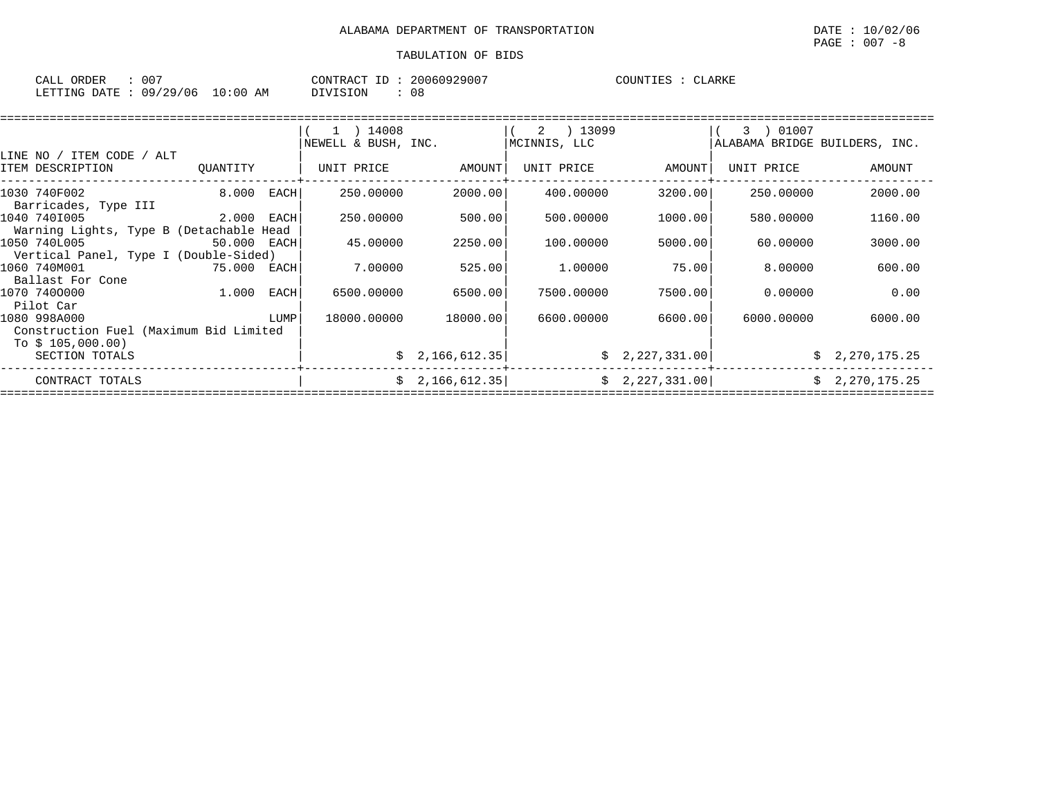ALABAMA DEPARTMENT OF TRANSPORTATION

TABULATION OF BIDS

DATE : 10/02/06
PAGE : 007 -8

CALL ORDER : 007
LETTING DATE : 09/29/06 10:00 AM

CONTRACT ID : 20060929007
DIVISION : 08

COUNTIES : CLARKE

| LINE NO / ITEM CODE / ALT ITEM DESCRIPTION | QUANTITY | ( 1 ) 14008 NEWELL & BUSH, INC. UNIT PRICE | AMOUNT | ( 2 ) 13099 MCINNIS, LLC UNIT PRICE | AMOUNT | ( 3 ) 01007 ALABAMA BRIDGE BUILDERS, INC. UNIT PRICE | AMOUNT |
|---|---|---|---|---|---|---|---|
| 1030 740F002 Barricades, Type III | 8.000 EACH | 250.00000 | 2000.00 | 400.00000 | 3200.00 | 250.00000 | 2000.00 |
| 1040 740I005 Warning Lights, Type B (Detachable Head | 2.000 EACH | 250.00000 | 500.00 | 500.00000 | 1000.00 | 580.00000 | 1160.00 |
| 1050 740L005 Vertical Panel, Type I (Double-Sided) | 50.000 EACH | 45.00000 | 2250.00 | 100.00000 | 5000.00 | 60.00000 | 3000.00 |
| 1060 740M001 Ballast For Cone | 75.000 EACH | 7.00000 | 525.00 | 1.00000 | 75.00 | 8.00000 | 600.00 |
| 1070 740O000 Pilot Car | 1.000 EACH | 6500.00000 | 6500.00 | 7500.00000 | 7500.00 | 0.00000 | 0.00 |
| 1080 998A000 Construction Fuel (Maximum Bid Limited To $ 105,000.00) | LUMP | 18000.00000 | 18000.00 | 6600.00000 | 6600.00 | 6000.00000 | 6000.00 |
| SECTION TOTALS | | | $ 2,166,612.35 | | $ 2,227,331.00 | | $ 2,270,175.25 |
| CONTRACT TOTALS | | | $ 2,166,612.35 | | $ 2,227,331.00 | | $ 2,270,175.25 |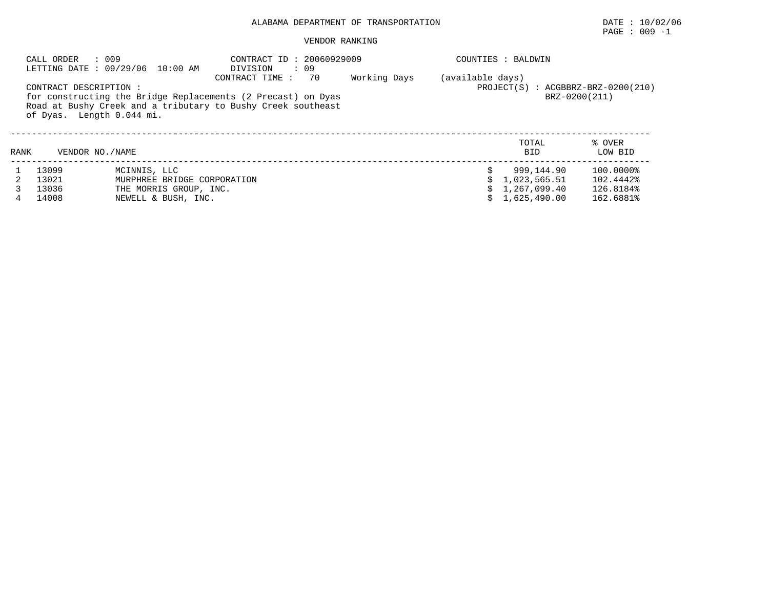ALABAMA DEPARTMENT OF TRANSPORTATION

DATE : 10/02/06

PAGE : 009 -1

VENDOR RANKING

CALL ORDER : 009
LETTING DATE : 09/29/06 10:00 AM

CONTRACT ID : 20060929009
DIVISION : 09
CONTRACT TIME : 70 Working Days (available days)

COUNTIES : BALDWIN

PROJECT(S) : ACGBBRZ-BRZ-0200(210)
BRZ-0200(211)

CONTRACT DESCRIPTION :
for constructing the Bridge Replacements (2 Precast) on Dyas Road at Bushy Creek and a tributary to Bushy Creek southeast of Dyas. Length 0.044 mi.

| RANK | VENDOR NO./NAME | | TOTAL BID | % OVER LOW BID |
|---|---|---|---|---|
| 1 | 13099 | MCINNIS, LLC | $ 999,144.90 | 100.0000% |
| 2 | 13021 | MURPHREE BRIDGE CORPORATION | $ 1,023,565.51 | 102.4442% |
| 3 | 13036 | THE MORRIS GROUP, INC. | $ 1,267,099.40 | 126.8184% |
| 4 | 14008 | NEWELL & BUSH, INC. | $ 1,625,490.00 | 162.6881% |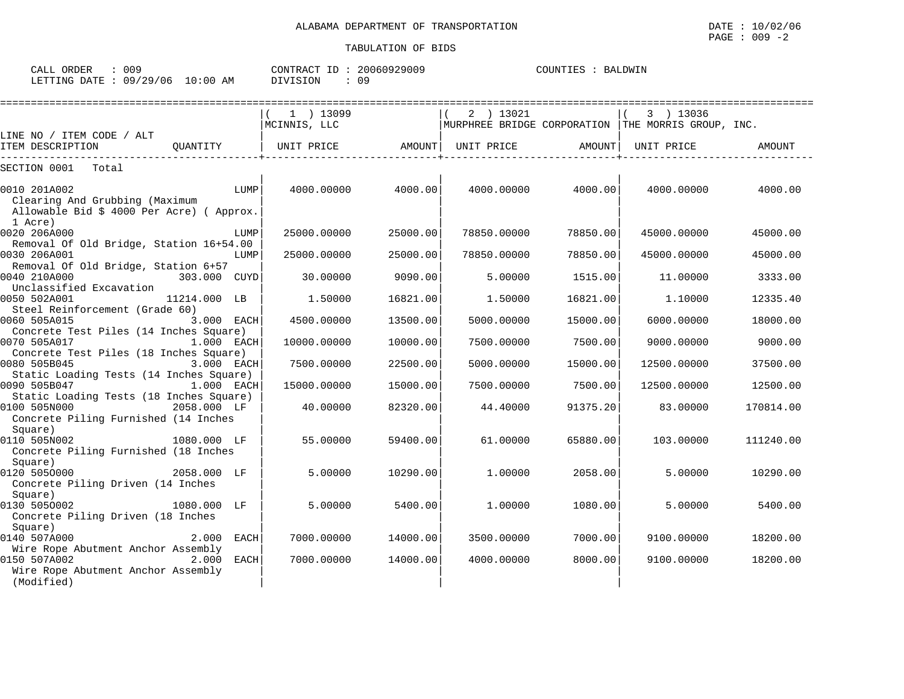ALABAMA DEPARTMENT OF TRANSPORTATION

DATE : 10/02/06
PAGE : 009 -2

TABULATION OF BIDS

CALL ORDER : 009
LETTING DATE : 09/29/06 10:00 AM
CONTRACT ID : 20060929009
DIVISION : 09
COUNTIES : BALDWIN

| LINE NO / ITEM CODE / ALT<br>ITEM DESCRIPTION | QUANTITY | ( 1 ) 13099<br>MCINNIS, LLC<br>UNIT PRICE | AMOUNT | ( 2 ) 13021<br>MURPHREE BRIDGE CORPORATION<br>UNIT PRICE | AMOUNT | ( 3 ) 13036<br>THE MORRIS GROUP, INC.<br>UNIT PRICE | AMOUNT |
|---|---|---|---|---|---|---|---|
| SECTION 0001 Total | | | | | | | |
| 0010 201A002<br>Clearing And Grubbing (Maximum Allowable Bid $ 4000 Per Acre) ( Approx. 1 Acre) | LUMP | 4000.00000 | 4000.00 | 4000.00000 | 4000.00 | 4000.00000 | 4000.00 |
| 0020 206A000<br>Removal Of Old Bridge, Station 16+54.00 | LUMP | 25000.00000 | 25000.00 | 78850.00000 | 78850.00 | 45000.00000 | 45000.00 |
| 0030 206A001<br>Removal Of Old Bridge, Station 6+57 | LUMP | 25000.00000 | 25000.00 | 78850.00000 | 78850.00 | 45000.00000 | 45000.00 |
| 0040 210A000<br>Unclassified Excavation | 303.000 CUYD | 30.00000 | 9090.00 | 5.00000 | 1515.00 | 11.00000 | 3333.00 |
| 0050 502A001<br>Steel Reinforcement (Grade 60) | 11214.000 LB | 1.50000 | 16821.00 | 1.50000 | 16821.00 | 1.10000 | 12335.40 |
| 0060 505A015<br>Concrete Test Piles (14 Inches Square) | 3.000 EACH | 4500.00000 | 13500.00 | 5000.00000 | 15000.00 | 6000.00000 | 18000.00 |
| 0070 505A017<br>Concrete Test Piles (18 Inches Square) | 1.000 EACH | 10000.00000 | 10000.00 | 7500.00000 | 7500.00 | 9000.00000 | 9000.00 |
| 0080 505B045<br>Static Loading Tests (14 Inches Square) | 3.000 EACH | 7500.00000 | 22500.00 | 5000.00000 | 15000.00 | 12500.00000 | 37500.00 |
| 0090 505B047<br>Static Loading Tests (18 Inches Square) | 1.000 EACH | 15000.00000 | 15000.00 | 7500.00000 | 7500.00 | 12500.00000 | 12500.00 |
| 0100 505N000<br>Concrete Piling Furnished (14 Inches Square) | 2058.000 LF | 40.00000 | 82320.00 | 44.40000 | 91375.20 | 83.00000 | 170814.00 |
| 0110 505N002<br>Concrete Piling Furnished (18 Inches Square) | 1080.000 LF | 55.00000 | 59400.00 | 61.00000 | 65880.00 | 103.00000 | 111240.00 |
| 0120 505O000<br>Concrete Piling Driven (14 Inches Square) | 2058.000 LF | 5.00000 | 10290.00 | 1.00000 | 2058.00 | 5.00000 | 10290.00 |
| 0130 505O002<br>Concrete Piling Driven (18 Inches Square) | 1080.000 LF | 5.00000 | 5400.00 | 1.00000 | 1080.00 | 5.00000 | 5400.00 |
| 0140 507A000<br>Wire Rope Abutment Anchor Assembly | 2.000 EACH | 7000.00000 | 14000.00 | 3500.00000 | 7000.00 | 9100.00000 | 18200.00 |
| 0150 507A002<br>Wire Rope Abutment Anchor Assembly (Modified) | 2.000 EACH | 7000.00000 | 14000.00 | 4000.00000 | 8000.00 | 9100.00000 | 18200.00 |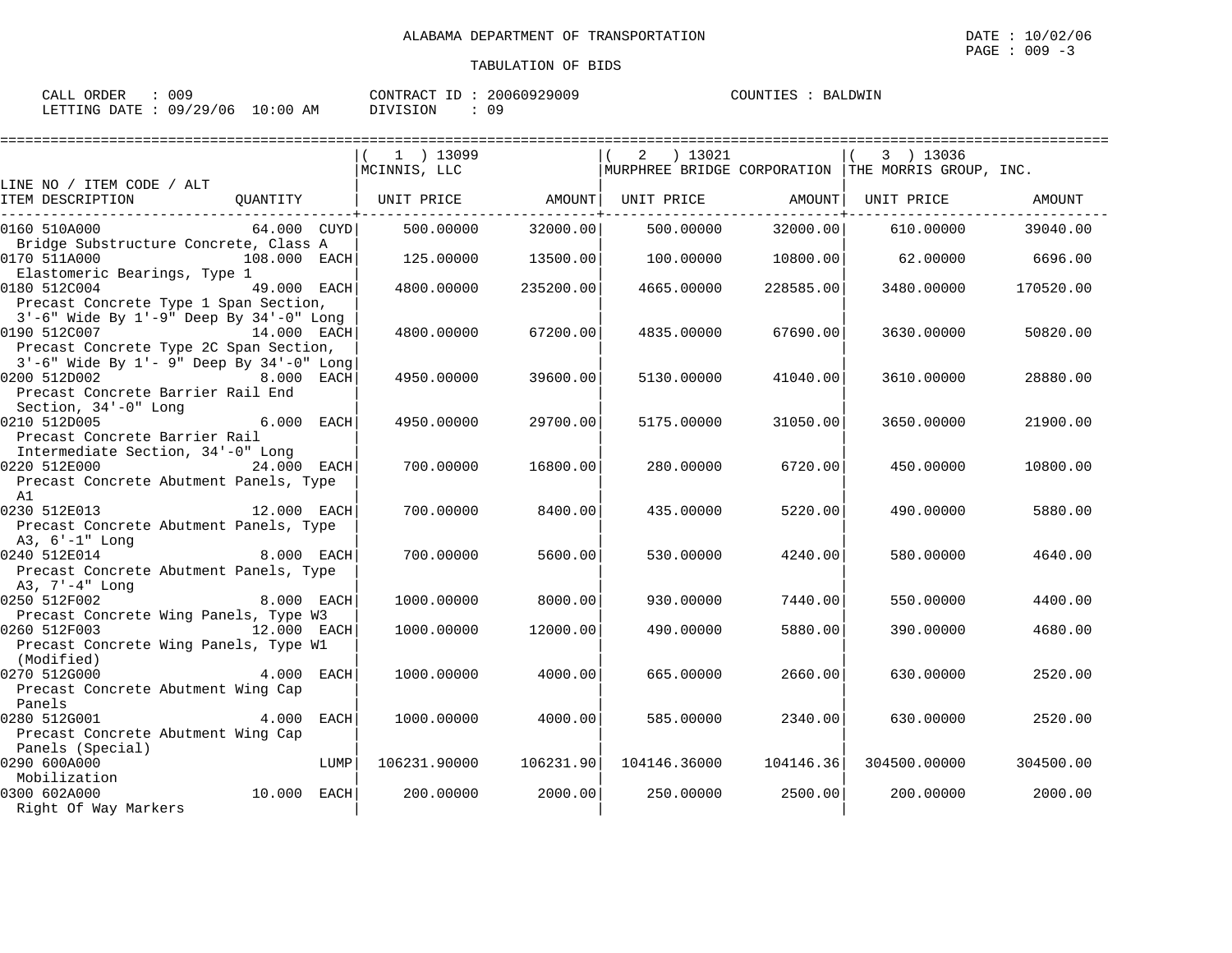ALABAMA DEPARTMENT OF TRANSPORTATION

TABULATION OF BIDS

DATE : 10/02/06

CALL ORDER : 009 | CONTRACT ID : 20060929009 | COUNTIES : BALDWIN
LETTING DATE : 09/29/06 10:00 AM | DIVISION : 09

| LINE NO / ITEM CODE / ALT ITEM DESCRIPTION | QUANTITY | ( 1 ) 13099 MCINNIS, LLC UNIT PRICE | AMOUNT | ( 2 ) 13021 MURPHREE BRIDGE CORPORATION UNIT PRICE | AMOUNT | ( 3 ) 13036 THE MORRIS GROUP, INC. UNIT PRICE | AMOUNT |
|---|---|---|---|---|---|---|---|
| 0160 510A000 Bridge Substructure Concrete, Class A | 64.000 CUYD | 500.00000 | 32000.00 | 500.00000 | 32000.00 | 610.00000 | 39040.00 |
| 0170 511A000 Elastomeric Bearings, Type 1 | 108.000 EACH | 125.00000 | 13500.00 | 100.00000 | 10800.00 | 62.00000 | 6696.00 |
| 0180 512C004 Precast Concrete Type 1 Span Section, 3'-6" Wide By 1'-9" Deep By 34'-0" Long | 49.000 EACH | 4800.00000 | 235200.00 | 4665.00000 | 228585.00 | 3480.00000 | 170520.00 |
| 0190 512C007 Precast Concrete Type 2C Span Section, 3'-6" Wide By 1'- 9" Deep By 34'-0" Long | 14.000 EACH | 4800.00000 | 67200.00 | 4835.00000 | 67690.00 | 3630.00000 | 50820.00 |
| 0200 512D002 Precast Concrete Barrier Rail End Section, 34'-0" Long | 8.000 EACH | 4950.00000 | 39600.00 | 5130.00000 | 41040.00 | 3610.00000 | 28880.00 |
| 0210 512D005 Precast Concrete Barrier Rail Intermediate Section, 34'-0" Long | 6.000 EACH | 4950.00000 | 29700.00 | 5175.00000 | 31050.00 | 3650.00000 | 21900.00 |
| 0220 512E000 Precast Concrete Abutment Panels, Type A1 | 24.000 EACH | 700.00000 | 16800.00 | 280.00000 | 6720.00 | 450.00000 | 10800.00 |
| 0230 512E013 Precast Concrete Abutment Panels, Type A3, 6'-1" Long | 12.000 EACH | 700.00000 | 8400.00 | 435.00000 | 5220.00 | 490.00000 | 5880.00 |
| 0240 512E014 Precast Concrete Abutment Panels, Type A3, 7'-4" Long | 8.000 EACH | 700.00000 | 5600.00 | 530.00000 | 4240.00 | 580.00000 | 4640.00 |
| 0250 512F002 Precast Concrete Wing Panels, Type W3 | 8.000 EACH | 1000.00000 | 8000.00 | 930.00000 | 7440.00 | 550.00000 | 4400.00 |
| 0260 512F003 Precast Concrete Wing Panels, Type W1 (Modified) | 12.000 EACH | 1000.00000 | 12000.00 | 490.00000 | 5880.00 | 390.00000 | 4680.00 |
| 0270 512G000 Precast Concrete Abutment Wing Cap Panels | 4.000 EACH | 1000.00000 | 4000.00 | 665.00000 | 2660.00 | 630.00000 | 2520.00 |
| 0280 512G001 Precast Concrete Abutment Wing Cap Panels (Special) | 4.000 EACH | 1000.00000 | 4000.00 | 585.00000 | 2340.00 | 630.00000 | 2520.00 |
| 0290 600A000 Mobilization | LUMP | 106231.90000 | 106231.90 | 104146.36000 | 104146.36 | 304500.00000 | 304500.00 |
| 0300 602A000 Right Of Way Markers | 10.000 EACH | 200.00000 | 2000.00 | 250.00000 | 2500.00 | 200.00000 | 2000.00 |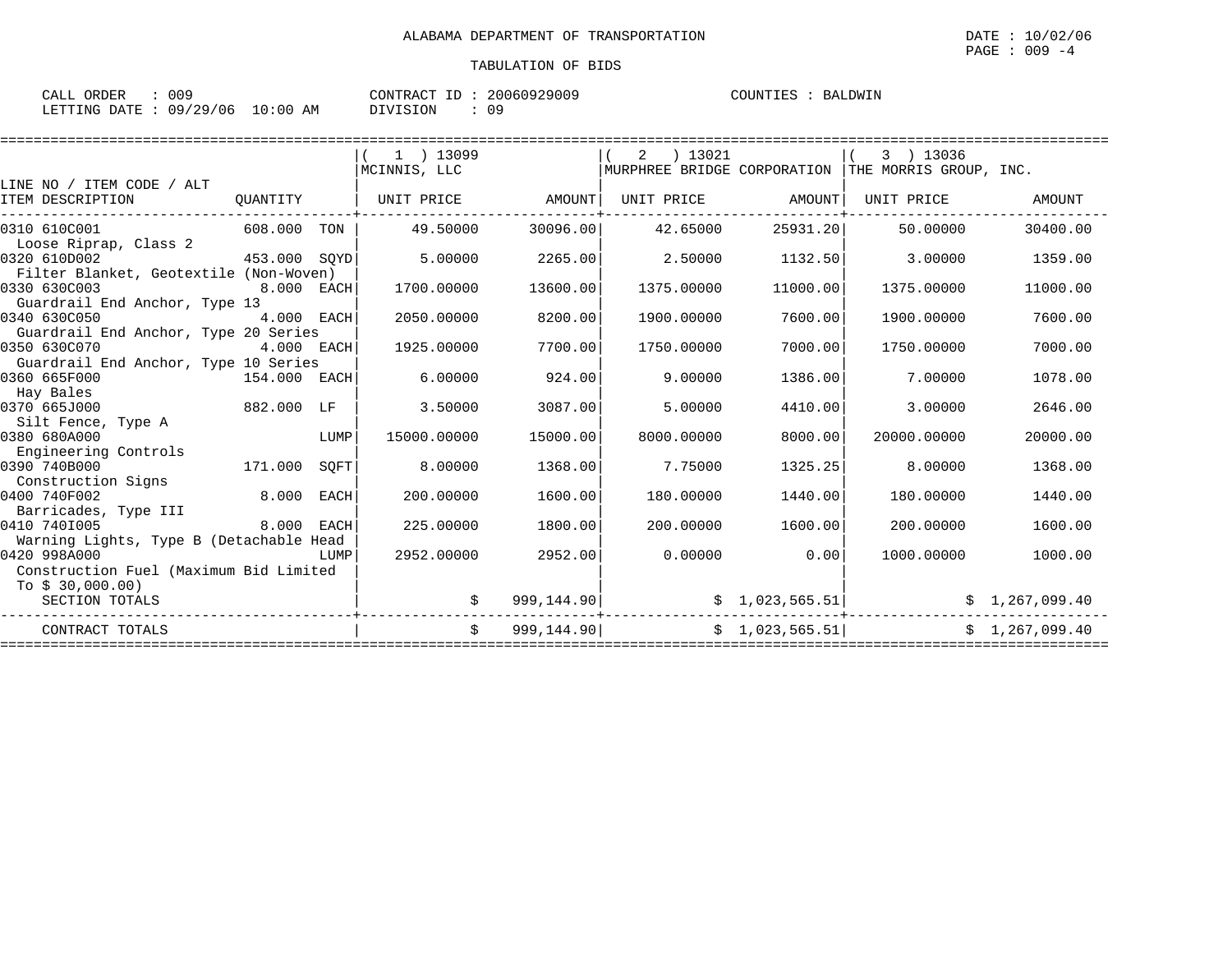ALABAMA DEPARTMENT OF TRANSPORTATION

TABULATION OF BIDS

DATE : 10/02/06
PAGE : 009 -4

CALL ORDER : 009 CONTRACT ID : 20060929009 COUNTIES : BALDWIN
LETTING DATE : 09/29/06 10:00 AM DIVISION : 09

| LINE NO / ITEM CODE / ALT ITEM DESCRIPTION | QUANTITY | | ( 1 ) 13099 MCINNIS, LLC UNIT PRICE | AMOUNT | ( 2 ) 13021 MURPHREE BRIDGE CORPORATION UNIT PRICE | AMOUNT | ( 3 ) 13036 THE MORRIS GROUP, INC. UNIT PRICE | AMOUNT |
|---|---|---|---|---|---|---|---|---|
| 0310 610C001 Loose Riprap, Class 2 | 608.000 | TON | 49.50000 | 30096.00 | 42.65000 | 25931.20 | 50.00000 | 30400.00 |
| 0320 610D002 Filter Blanket, Geotextile (Non-Woven) | 453.000 | SQYD | 5.00000 | 2265.00 | 2.50000 | 1132.50 | 3.00000 | 1359.00 |
| 0330 630C003 Guardrail End Anchor, Type 13 | 8.000 | EACH | 1700.00000 | 13600.00 | 1375.00000 | 11000.00 | 1375.00000 | 11000.00 |
| 0340 630C050 Guardrail End Anchor, Type 20 Series | 4.000 | EACH | 2050.00000 | 8200.00 | 1900.00000 | 7600.00 | 1900.00000 | 7600.00 |
| 0350 630C070 Guardrail End Anchor, Type 10 Series | 4.000 | EACH | 1925.00000 | 7700.00 | 1750.00000 | 7000.00 | 1750.00000 | 7000.00 |
| 0360 665F000 Hay Bales | 154.000 | EACH | 6.00000 | 924.00 | 9.00000 | 1386.00 | 7.00000 | 1078.00 |
| 0370 665J000 Silt Fence, Type A | 882.000 | LF | 3.50000 | 3087.00 | 5.00000 | 4410.00 | 3.00000 | 2646.00 |
| 0380 680A000 Engineering Controls | | LUMP | 15000.00000 | 15000.00 | 8000.00000 | 8000.00 | 20000.00000 | 20000.00 |
| 0390 740B000 Construction Signs | 171.000 | SQFT | 8.00000 | 1368.00 | 7.75000 | 1325.25 | 8.00000 | 1368.00 |
| 0400 740F002 Barricades, Type III | 8.000 | EACH | 200.00000 | 1600.00 | 180.00000 | 1440.00 | 180.00000 | 1440.00 |
| 0410 740I005 Warning Lights, Type B (Detachable Head | 8.000 | EACH | 225.00000 | 1800.00 | 200.00000 | 1600.00 | 200.00000 | 1600.00 |
| 0420 998A000 Construction Fuel (Maximum Bid Limited To $ 30,000.00) | | LUMP | 2952.00000 | 2952.00 | 0.00000 | 0.00 | 1000.00000 | 1000.00 |
| SECTION TOTALS | | | $ | 999,144.90 | $ | 1,023,565.51 | $ | 1,267,099.40 |
| CONTRACT TOTALS | | | $ | 999,144.90 | $ | 1,023,565.51 | $ | 1,267,099.40 |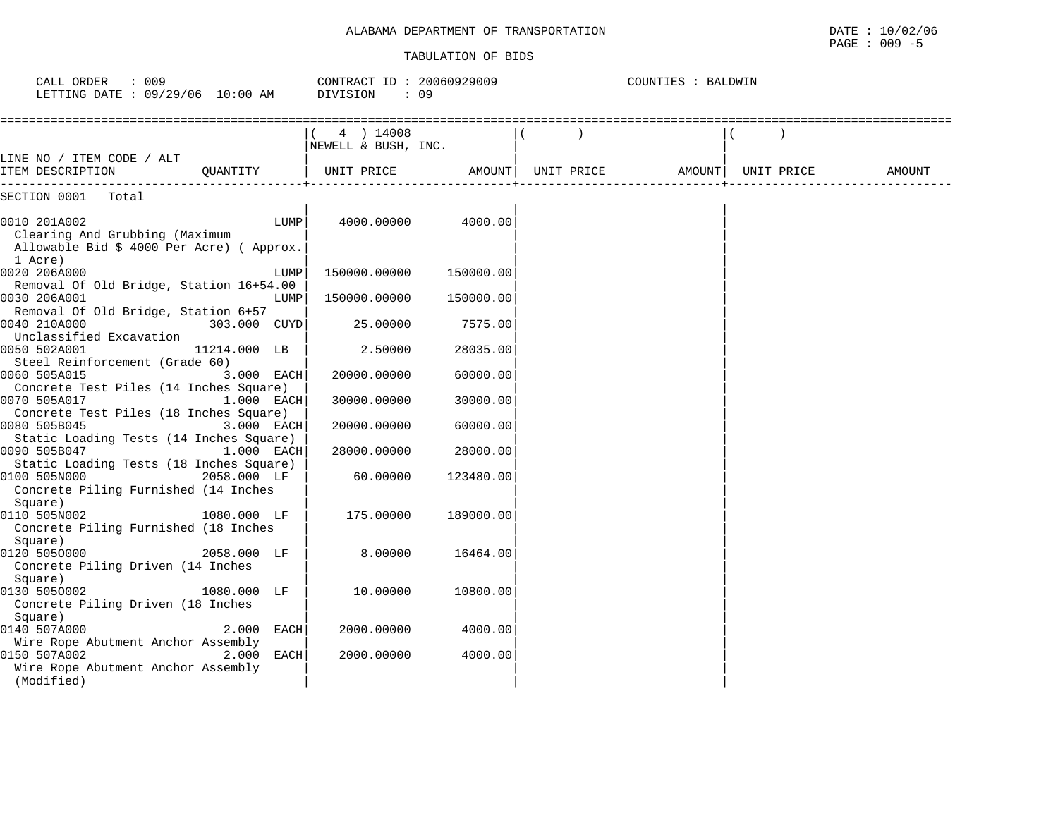ALABAMA DEPARTMENT OF TRANSPORTATION

DATE : 10/02/06

TABULATION OF BIDS

CALL ORDER : 009 | CONTRACT ID : 20060929009 | COUNTIES : BALDWIN

LETTING DATE : 09/29/06 10:00 AM | DIVISION : 09

| LINE NO / ITEM CODE / ALT | | ( 4 ) 14008 NEWELL & BUSH, INC. | | ( ) | | ( ) | |
|---|---|---|---|---|---|---|---|
| ITEM DESCRIPTION | QUANTITY | UNIT PRICE | AMOUNT | UNIT PRICE | AMOUNT | UNIT PRICE | AMOUNT |
| SECTION 0001 Total | | | | | | | |
| 0010 201A002 Clearing And Grubbing (Maximum Allowable Bid $ 4000 Per Acre) ( Approx. 1 Acre) | LUMP | 4000.00000 | 4000.00 | | | | |
| 0020 206A000 Removal Of Old Bridge, Station 16+54.00 | LUMP | 150000.00000 | 150000.00 | | | | |
| 0030 206A001 Removal Of Old Bridge, Station 6+57 | LUMP | 150000.00000 | 150000.00 | | | | |
| 0040 210A000 Unclassified Excavation | 303.000 CUYD | 25.00000 | 7575.00 | | | | |
| 0050 502A001 Steel Reinforcement (Grade 60) | 11214.000 LB | 2.50000 | 28035.00 | | | | |
| 0060 505A015 Concrete Test Piles (14 Inches Square) | 3.000 EACH | 20000.00000 | 60000.00 | | | | |
| 0070 505A017 Concrete Test Piles (18 Inches Square) | 1.000 EACH | 30000.00000 | 30000.00 | | | | |
| 0080 505B045 Static Loading Tests (14 Inches Square) | 3.000 EACH | 20000.00000 | 60000.00 | | | | |
| 0090 505B047 Static Loading Tests (18 Inches Square) | 1.000 EACH | 28000.00000 | 28000.00 | | | | |
| 0100 505N000 Concrete Piling Furnished (14 Inches Square) | 2058.000 LF | 60.00000 | 123480.00 | | | | |
| 0110 505N002 Concrete Piling Furnished (18 Inches Square) | 1080.000 LF | 175.00000 | 189000.00 | | | | |
| 0120 505O000 Concrete Piling Driven (14 Inches Square) | 2058.000 LF | 8.00000 | 16464.00 | | | | |
| 0130 505O002 Concrete Piling Driven (18 Inches Square) | 1080.000 LF | 10.00000 | 10800.00 | | | | |
| 0140 507A000 Wire Rope Abutment Anchor Assembly | 2.000 EACH | 2000.00000 | 4000.00 | | | | |
| 0150 507A002 Wire Rope Abutment Anchor Assembly (Modified) | 2.000 EACH | 2000.00000 | 4000.00 | | | | |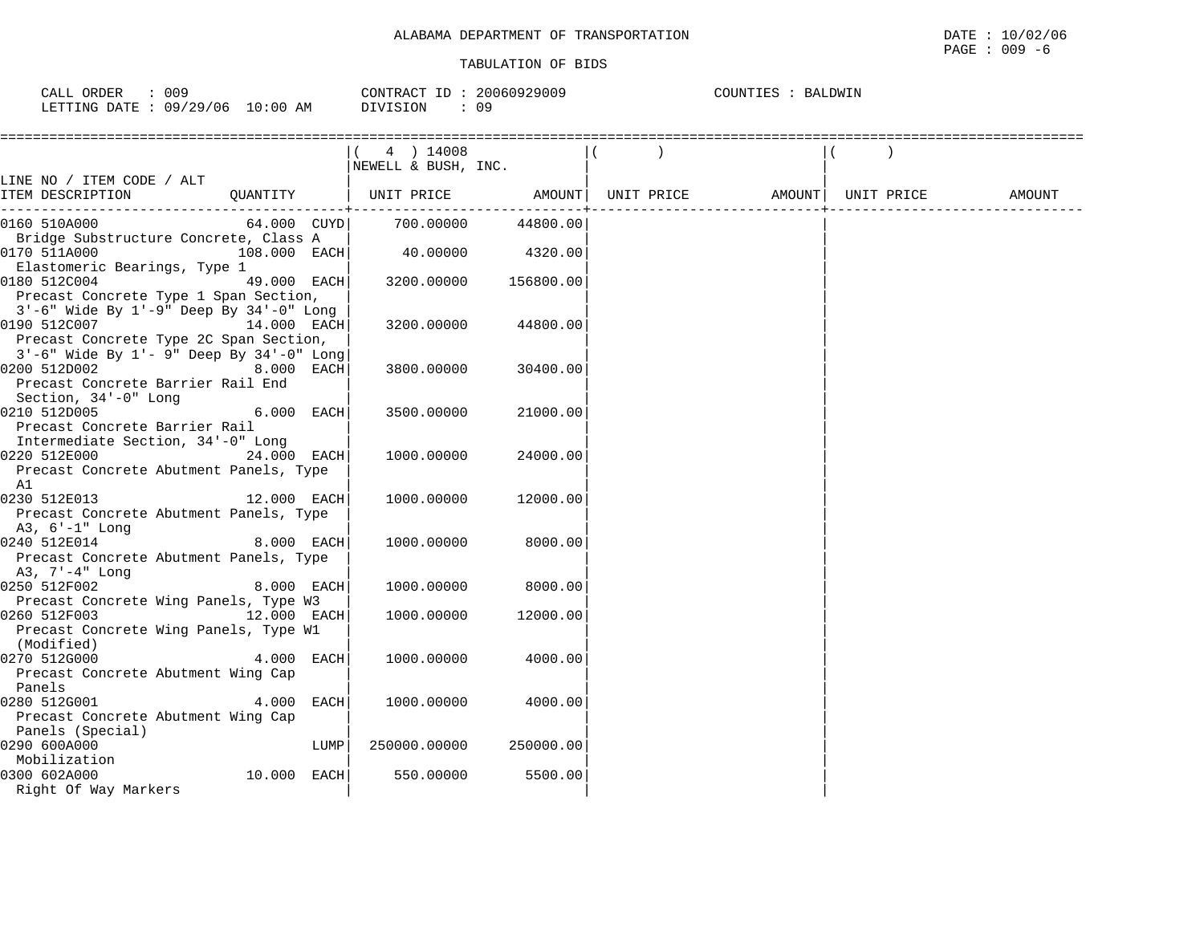ALABAMA DEPARTMENT OF TRANSPORTATION

DATE : 10/02/06

TABULATION OF BIDS

CALL ORDER : 009 | CONTRACT ID : 20060929009 | COUNTIES : BALDWIN

LETTING DATE : 09/29/06 10:00 AM | DIVISION : 09

| LINE NO / ITEM CODE / ALT ITEM DESCRIPTION | QUANTITY | ( 4 ) 14008 NEWELL & BUSH, INC. UNIT PRICE | AMOUNT | ( ) UNIT PRICE | AMOUNT | ( ) UNIT PRICE | AMOUNT |
|---|---|---|---|---|---|---|---|
| 0160 510A000 Bridge Substructure Concrete, Class A | 64.000 CUYD | 700.00000 | 44800.00 | | | | |
| 0170 511A000 Elastomeric Bearings, Type 1 | 108.000 EACH | 40.00000 | 4320.00 | | | | |
| 0180 512C004 Precast Concrete Type 1 Span Section, 3'-6" Wide By 1'-9" Deep By 34'-0" Long | 49.000 EACH | 3200.00000 | 156800.00 | | | | |
| 0190 512C007 Precast Concrete Type 2C Span Section, 3'-6" Wide By 1'- 9" Deep By 34'-0" Long | 14.000 EACH | 3200.00000 | 44800.00 | | | | |
| 0200 512D002 Precast Concrete Barrier Rail End Section, 34'-0" Long | 8.000 EACH | 3800.00000 | 30400.00 | | | | |
| 0210 512D005 Precast Concrete Barrier Rail Intermediate Section, 34'-0" Long | 6.000 EACH | 3500.00000 | 21000.00 | | | | |
| 0220 512E000 Precast Concrete Abutment Panels, Type A1 | 24.000 EACH | 1000.00000 | 24000.00 | | | | |
| 0230 512E013 Precast Concrete Abutment Panels, Type A3, 6'-1" Long | 12.000 EACH | 1000.00000 | 12000.00 | | | | |
| 0240 512E014 Precast Concrete Abutment Panels, Type A3, 7'-4" Long | 8.000 EACH | 1000.00000 | 8000.00 | | | | |
| 0250 512F002 Precast Concrete Wing Panels, Type W3 | 8.000 EACH | 1000.00000 | 8000.00 | | | | |
| 0260 512F003 Precast Concrete Wing Panels, Type W1 (Modified) | 12.000 EACH | 1000.00000 | 12000.00 | | | | |
| 0270 512G000 Precast Concrete Abutment Wing Cap Panels | 4.000 EACH | 1000.00000 | 4000.00 | | | | |
| 0280 512G001 Precast Concrete Abutment Wing Cap Panels (Special) | 4.000 EACH | 1000.00000 | 4000.00 | | | | |
| 0290 600A000 Mobilization | LUMP | 250000.00000 | 250000.00 | | | | |
| 0300 602A000 Right Of Way Markers | 10.000 EACH | 550.00000 | 5500.00 | | | | |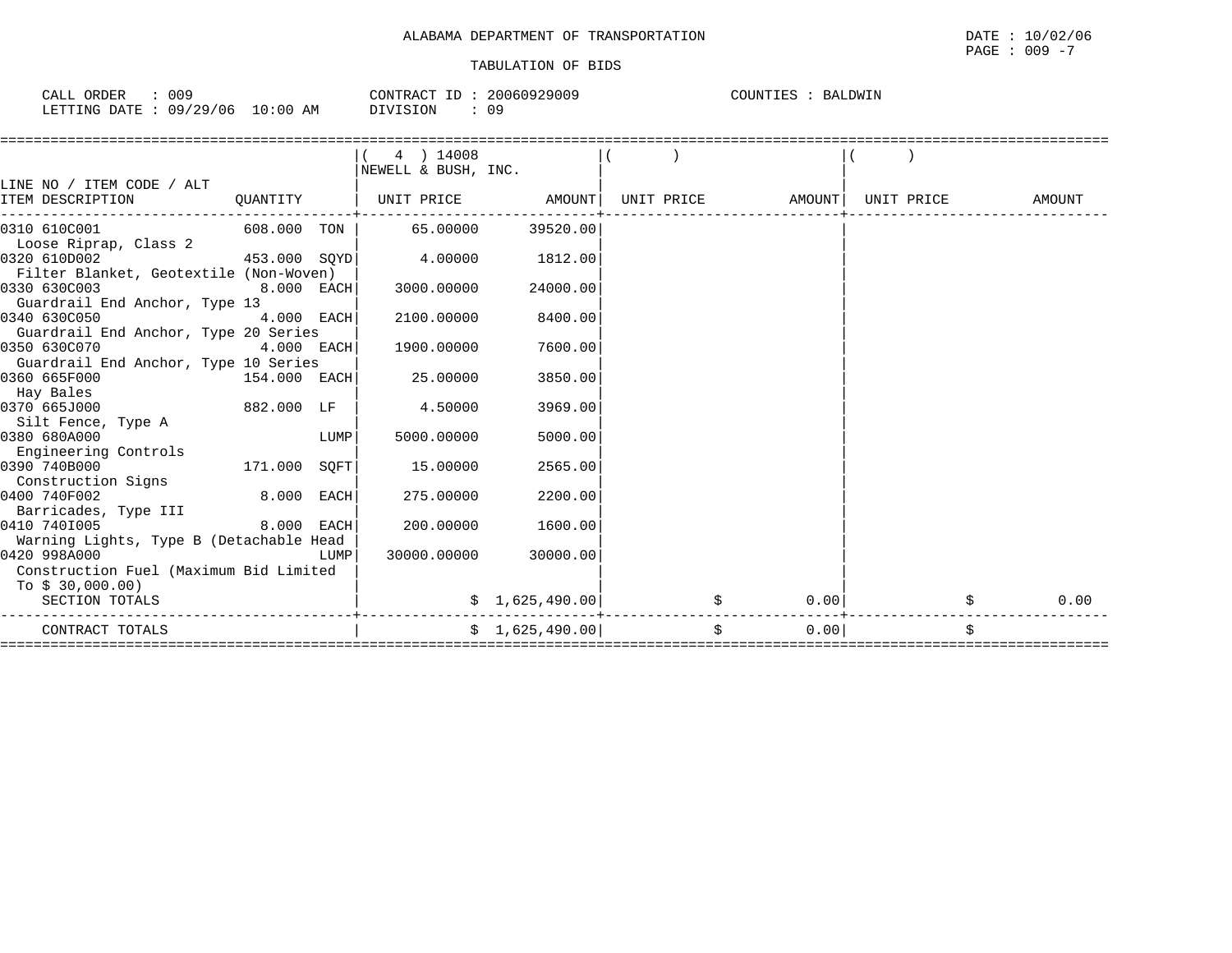ALABAMA DEPARTMENT OF TRANSPORTATION

TABULATION OF BIDS

DATE : 10/02/06
PAGE : 009 -7

CALL ORDER : 009
LETTING DATE : 09/29/06 10:00 AM

CONTRACT ID : 20060929009
DIVISION : 09

COUNTIES : BALDWIN

| LINE NO / ITEM CODE / ALT<br>ITEM DESCRIPTION | QUANTITY | ( 4 ) 14008<br>NEWELL & BUSH, INC.<br>UNIT PRICE | AMOUNT | ( )<br>UNIT PRICE | AMOUNT | ( )<br>UNIT PRICE | AMOUNT |
|---|---|---|---|---|---|---|---|
| 0310 610C001<br>Loose Riprap, Class 2 | 608.000 TON | 65.00000 | 39520.00 | | | | |
| 0320 610D002<br>Filter Blanket, Geotextile (Non-Woven) | 453.000 SQYD | 4.00000 | 1812.00 | | | | |
| 0330 630C003<br>Guardrail End Anchor, Type 13 | 8.000 EACH | 3000.00000 | 24000.00 | | | | |
| 0340 630C050<br>Guardrail End Anchor, Type 20 Series | 4.000 EACH | 2100.00000 | 8400.00 | | | | |
| 0350 630C070<br>Guardrail End Anchor, Type 10 Series | 4.000 EACH | 1900.00000 | 7600.00 | | | | |
| 0360 665F000<br>Hay Bales | 154.000 EACH | 25.00000 | 3850.00 | | | | |
| 0370 665J000<br>Silt Fence, Type A | 882.000 LF | 4.50000 | 3969.00 | | | | |
| 0380 680A000<br>Engineering Controls | LUMP | 5000.00000 | 5000.00 | | | | |
| 0390 740B000<br>Construction Signs | 171.000 SQFT | 15.00000 | 2565.00 | | | | |
| 0400 740F002<br>Barricades, Type III | 8.000 EACH | 275.00000 | 2200.00 | | | | |
| 0410 740I005<br>Warning Lights, Type B (Detachable Head | 8.000 EACH | 200.00000 | 1600.00 | | | | |
| 0420 998A000<br>Construction Fuel (Maximum Bid Limited To $ 30,000.00) | LUMP | 30000.00000 | 30000.00 | | | | |
| SECTION TOTALS | | | $ 1,625,490.00 | | $ 0.00 | | $ 0.00 |
| CONTRACT TOTALS | | | $ 1,625,490.00 | | $ 0.00 | | $ |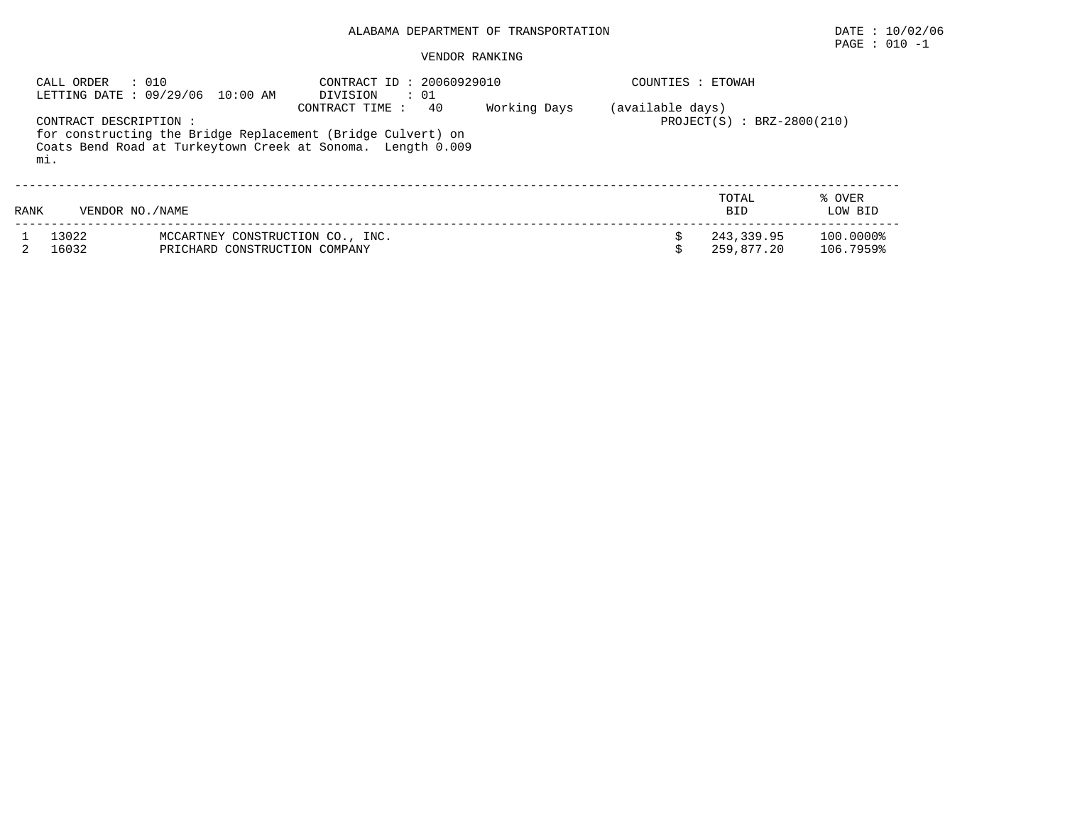ALABAMA DEPARTMENT OF TRANSPORTATION

DATE : 10/02/06

PAGE : 010 -1

VENDOR RANKING

CALL ORDER : 010
LETTING DATE : 09/29/06 10:00 AM

CONTRACT ID : 20060929010
DIVISION : 01
CONTRACT TIME : 40 Working Days (available days)

COUNTIES : ETOWAH

PROJECT(S) : BRZ-2800(210)

CONTRACT DESCRIPTION :
for constructing the Bridge Replacement (Bridge Culvert) on Coats Bend Road at Turkeytown Creek at Sonoma. Length 0.009 mi.

| RANK | VENDOR NO./NAME | | TOTAL BID | % OVER LOW BID |
|---|---|---|---|---|
| 1 | 13022 | MCCARTNEY CONSTRUCTION CO., INC. | $ 243,339.95 | 100.0000% |
| 2 | 16032 | PRICHARD CONSTRUCTION COMPANY | $ 259,877.20 | 106.7959% |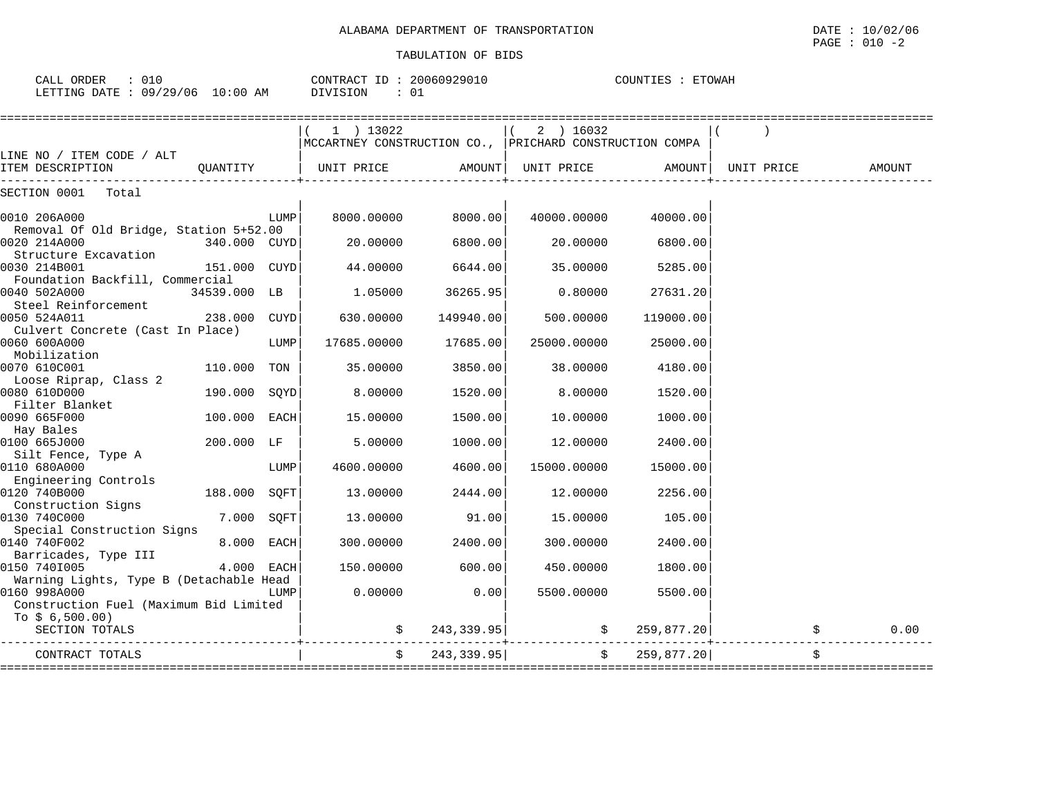ALABAMA DEPARTMENT OF TRANSPORTATION

TABULATION OF BIDS

DATE : 10/02/06

CALL ORDER : 010 &nbsp;&nbsp;&nbsp; CONTRACT ID : 20060929010 &nbsp;&nbsp;&nbsp; COUNTIES : ETOWAH

LETTING DATE : 09/29/06 10:00 AM &nbsp;&nbsp;&nbsp; DIVISION : 01

| LINE NO / ITEM CODE / ALT ITEM DESCRIPTION | QUANTITY | (1) 13022 MCCARTNEY CONSTRUCTION CO., UNIT PRICE | AMOUNT | (2) 16032 PRICHARD CONSTRUCTION COMPA UNIT PRICE | AMOUNT | ( ) UNIT PRICE | AMOUNT |
|---|---|---|---|---|---|---|---|
| SECTION 0001 Total | | | | | | | |
| 0010 206A000 Removal Of Old Bridge, Station 5+52.00 | LUMP | 8000.00000 | 8000.00 | 40000.00000 | 40000.00 | | |
| 0020 214A000 Structure Excavation | 340.000 CUYD | 20.00000 | 6800.00 | 20.00000 | 6800.00 | | |
| 0030 214B001 Foundation Backfill, Commercial | 151.000 CUYD | 44.00000 | 6644.00 | 35.00000 | 5285.00 | | |
| 0040 502A000 Steel Reinforcement | 34539.000 LB | 1.05000 | 36265.95 | 0.80000 | 27631.20 | | |
| 0050 524A011 Culvert Concrete (Cast In Place) | 238.000 CUYD | 630.00000 | 149940.00 | 500.00000 | 119000.00 | | |
| 0060 600A000 Mobilization | LUMP | 17685.00000 | 17685.00 | 25000.00000 | 25000.00 | | |
| 0070 610C001 Loose Riprap, Class 2 | 110.000 TON | 35.00000 | 3850.00 | 38.00000 | 4180.00 | | |
| 0080 610D000 Filter Blanket | 190.000 SQYD | 8.00000 | 1520.00 | 8.00000 | 1520.00 | | |
| 0090 665F000 Hay Bales | 100.000 EACH | 15.00000 | 1500.00 | 10.00000 | 1000.00 | | |
| 0100 665J000 Silt Fence, Type A | 200.000 LF | 5.00000 | 1000.00 | 12.00000 | 2400.00 | | |
| 0110 680A000 Engineering Controls | LUMP | 4600.00000 | 4600.00 | 15000.00000 | 15000.00 | | |
| 0120 740B000 Construction Signs | 188.000 SQFT | 13.00000 | 2444.00 | 12.00000 | 2256.00 | | |
| 0130 740C000 Special Construction Signs | 7.000 SQFT | 13.00000 | 91.00 | 15.00000 | 105.00 | | |
| 0140 740F002 Barricades, Type III | 8.000 EACH | 300.00000 | 2400.00 | 300.00000 | 2400.00 | | |
| 0150 740I005 Warning Lights, Type B (Detachable Head | 4.000 EACH | 150.00000 | 600.00 | 450.00000 | 1800.00 | | |
| 0160 998A000 Construction Fuel (Maximum Bid Limited To $ 6,500.00) | LUMP | 0.00000 | 0.00 | 5500.00000 | 5500.00 | | |
| SECTION TOTALS | | $ | 243,339.95 | $ | 259,877.20 | $ | 0.00 |
| CONTRACT TOTALS | | $ | 243,339.95 | $ | 259,877.20 | $ | |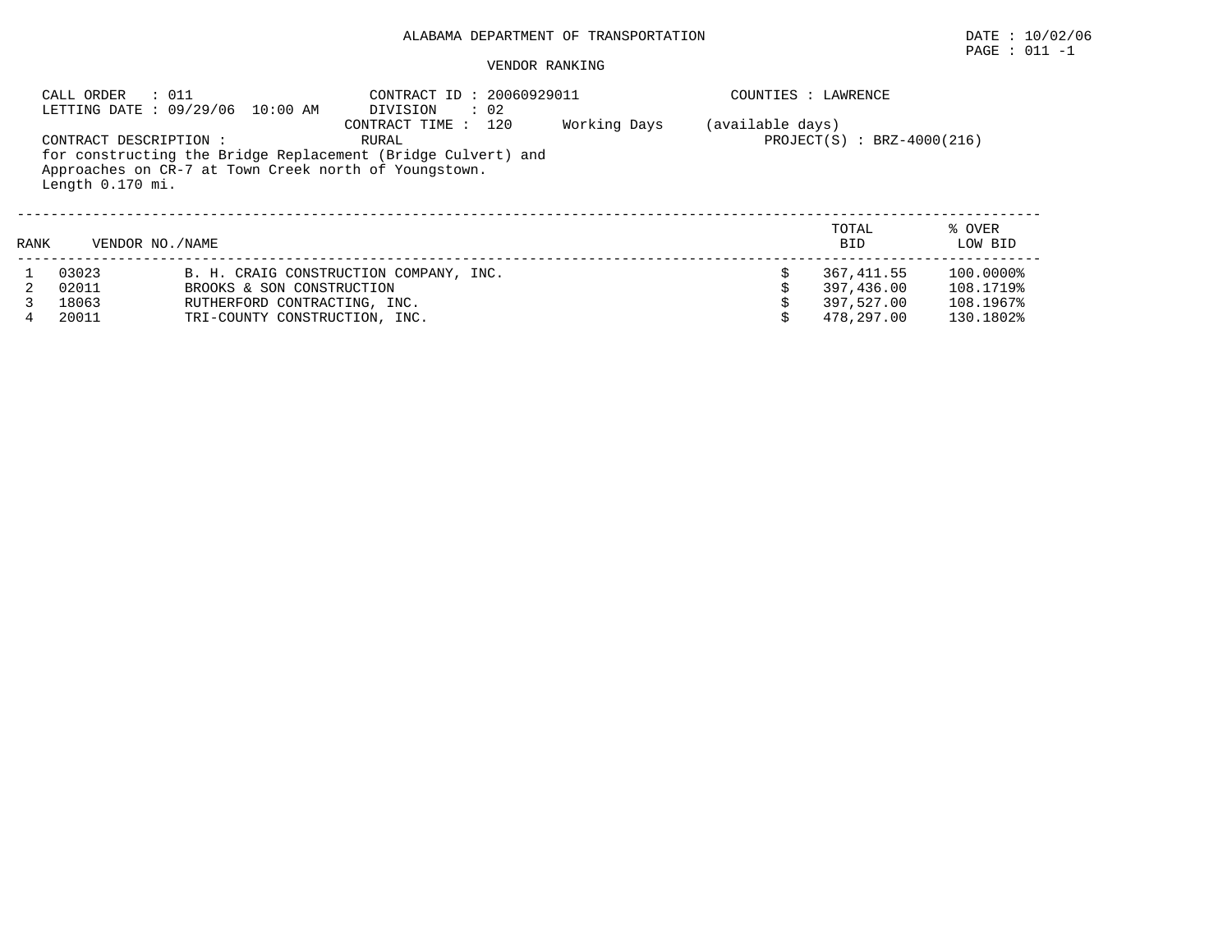ALABAMA DEPARTMENT OF TRANSPORTATION

DATE : 10/02/06

PAGE : 011 -1

VENDOR RANKING

CALL ORDER : 011
LETTING DATE : 09/29/06 10:00 AM

CONTRACT ID : 20060929011
DIVISION : 02
CONTRACT TIME : 120 Working Days (available days)

COUNTIES : LAWRENCE

CONTRACT DESCRIPTION : RURAL

PROJECT(S) : BRZ-4000(216)

for constructing the Bridge Replacement (Bridge Culvert) and Approaches on CR-7 at Town Creek north of Youngstown. Length 0.170 mi.

| RANK | VENDOR NO. | NAME | TOTAL BID | % OVER LOW BID |
|---|---|---|---|---|
| 1 | 03023 | B. H. CRAIG CONSTRUCTION COMPANY, INC. | $ 367,411.55 | 100.0000% |
| 2 | 02011 | BROOKS & SON CONSTRUCTION | $ 397,436.00 | 108.1719% |
| 3 | 18063 | RUTHERFORD CONTRACTING, INC. | $ 397,527.00 | 108.1967% |
| 4 | 20011 | TRI-COUNTY CONSTRUCTION, INC. | $ 478,297.00 | 130.1802% |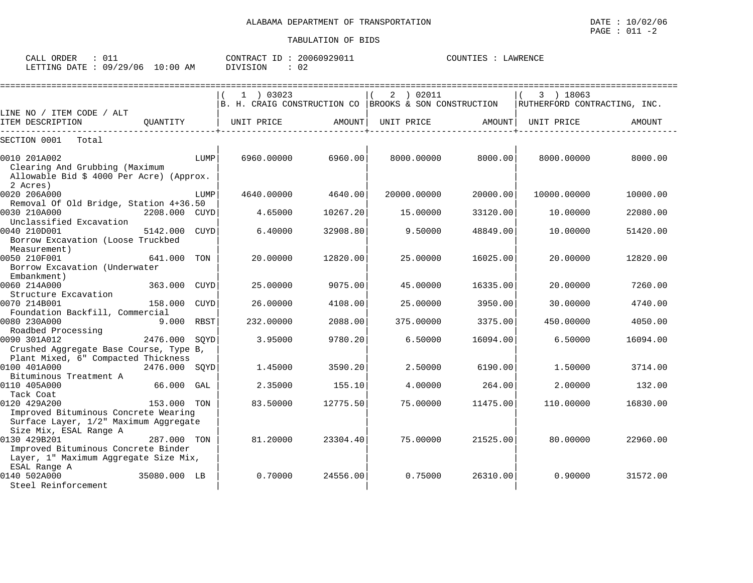ALABAMA DEPARTMENT OF TRANSPORTATION

TABULATION OF BIDS

CALL ORDER : 011 CONTRACT ID : 20060929011 COUNTIES : LAWRENCE
LETTING DATE : 09/29/06 10:00 AM DIVISION : 02

| LINE NO / ITEM CODE / ALT ITEM DESCRIPTION | QUANTITY | ( 1 ) 03023 B. H. CRAIG CONSTRUCTION CO UNIT PRICE | AMOUNT | ( 2 ) 02011 BROOKS & SON CONSTRUCTION UNIT PRICE | AMOUNT | ( 3 ) 18063 RUTHERFORD CONTRACTING, INC. UNIT PRICE | AMOUNT |
|---|---|---|---|---|---|---|---|
| SECTION 0001 Total | | | | | | | |
| 0010 201A002 Clearing And Grubbing (Maximum Allowable Bid $ 4000 Per Acre) (Approx. 2 Acres) | LUMP | 6960.00000 | 6960.00 | 8000.00000 | 8000.00 | 8000.00000 | 8000.00 |
| 0020 206A000 Removal Of Old Bridge, Station 4+36.50 | LUMP | 4640.00000 | 4640.00 | 20000.00000 | 20000.00 | 10000.00000 | 10000.00 |
| 0030 210A000 Unclassified Excavation | 2208.000 CUYD | 4.65000 | 10267.20 | 15.00000 | 33120.00 | 10.00000 | 22080.00 |
| 0040 210D001 Borrow Excavation (Loose Truckbed Measurement) | 5142.000 CUYD | 6.40000 | 32908.80 | 9.50000 | 48849.00 | 10.00000 | 51420.00 |
| 0050 210F001 Borrow Excavation (Underwater Embankment) | 641.000 TON | 20.00000 | 12820.00 | 25.00000 | 16025.00 | 20.00000 | 12820.00 |
| 0060 214A000 Structure Excavation | 363.000 CUYD | 25.00000 | 9075.00 | 45.00000 | 16335.00 | 20.00000 | 7260.00 |
| 0070 214B001 Foundation Backfill, Commercial | 158.000 CUYD | 26.00000 | 4108.00 | 25.00000 | 3950.00 | 30.00000 | 4740.00 |
| 0080 230A000 Roadbed Processing | 9.000 RBST | 232.00000 | 2088.00 | 375.00000 | 3375.00 | 450.00000 | 4050.00 |
| 0090 301A012 Crushed Aggregate Base Course, Type B, Plant Mixed, 6" Compacted Thickness | 2476.000 SQYD | 3.95000 | 9780.20 | 6.50000 | 16094.00 | 6.50000 | 16094.00 |
| 0100 401A000 Bituminous Treatment A | 2476.000 SQYD | 1.45000 | 3590.20 | 2.50000 | 6190.00 | 1.50000 | 3714.00 |
| 0110 405A000 Tack Coat | 66.000 GAL | 2.35000 | 155.10 | 4.00000 | 264.00 | 2.00000 | 132.00 |
| 0120 429A200 Improved Bituminous Concrete Wearing Surface Layer, 1/2" Maximum Aggregate Size Mix, ESAL Range A | 153.000 TON | 83.50000 | 12775.50 | 75.00000 | 11475.00 | 110.00000 | 16830.00 |
| 0130 429B201 Improved Bituminous Concrete Binder Layer, 1" Maximum Aggregate Size Mix, ESAL Range A | 287.000 TON | 81.20000 | 23304.40 | 75.00000 | 21525.00 | 80.00000 | 22960.00 |
| 0140 502A000 Steel Reinforcement | 35080.000 LB | 0.70000 | 24556.00 | 0.75000 | 26310.00 | 0.90000 | 31572.00 |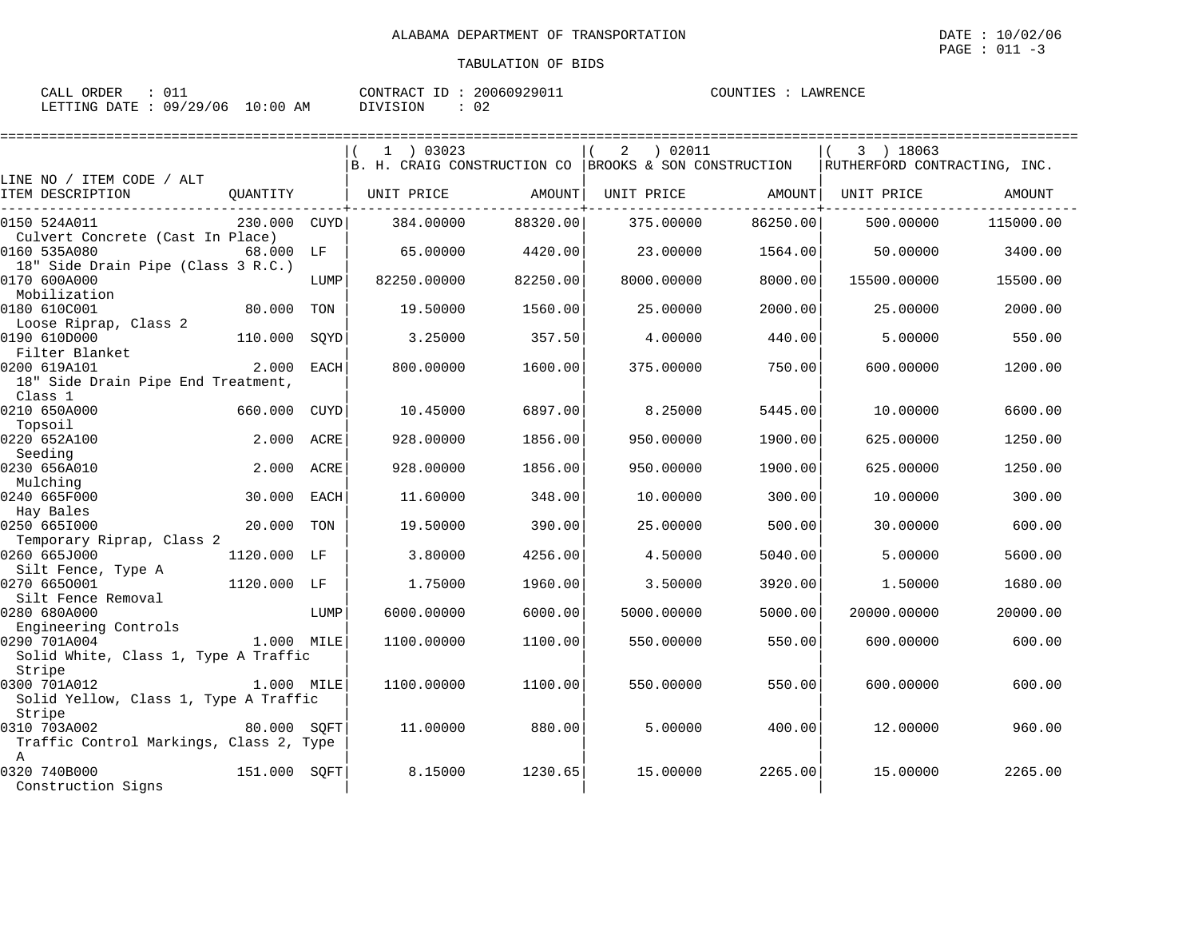ALABAMA DEPARTMENT OF TRANSPORTATION

TABULATION OF BIDS

CALL ORDER : 011 CONTRACT ID : 20060929011 COUNTIES : LAWRENCE
LETTING DATE : 09/29/06 10:00 AM DIVISION : 02

| LINE NO / ITEM CODE / ALT ITEM DESCRIPTION | QUANTITY | | (1) 03023 B. H. CRAIG CONSTRUCTION CO UNIT PRICE | AMOUNT | (2) 02011 BROOKS & SON CONSTRUCTION UNIT PRICE | AMOUNT | (3) 18063 RUTHERFORD CONTRACTING, INC. UNIT PRICE | AMOUNT |
|---|---|---|---|---|---|---|---|---|
| 0150 524A011 Culvert Concrete (Cast In Place) | 230.000 | CUYD | 384.00000 | 88320.00 | 375.00000 | 86250.00 | 500.00000 | 115000.00 |
| 0160 535A080 18" Side Drain Pipe (Class 3 R.C.) | 68.000 | LF | 65.00000 | 4420.00 | 23.00000 | 1564.00 | 50.00000 | 3400.00 |
| 0170 600A000 Mobilization | | LUMP | 82250.00000 | 82250.00 | 8000.00000 | 8000.00 | 15500.00000 | 15500.00 |
| 0180 610C001 Loose Riprap, Class 2 | 80.000 | TON | 19.50000 | 1560.00 | 25.00000 | 2000.00 | 25.00000 | 2000.00 |
| 0190 610D000 Filter Blanket | 110.000 | SQYD | 3.25000 | 357.50 | 4.00000 | 440.00 | 5.00000 | 550.00 |
| 0200 619A101 18" Side Drain Pipe End Treatment, Class 1 | 2.000 | EACH | 800.00000 | 1600.00 | 375.00000 | 750.00 | 600.00000 | 1200.00 |
| 0210 650A000 Topsoil | 660.000 | CUYD | 10.45000 | 6897.00 | 8.25000 | 5445.00 | 10.00000 | 6600.00 |
| 0220 652A100 Seeding | 2.000 | ACRE | 928.00000 | 1856.00 | 950.00000 | 1900.00 | 625.00000 | 1250.00 |
| 0230 656A010 Mulching | 2.000 | ACRE | 928.00000 | 1856.00 | 950.00000 | 1900.00 | 625.00000 | 1250.00 |
| 0240 665F000 Hay Bales | 30.000 | EACH | 11.60000 | 348.00 | 10.00000 | 300.00 | 10.00000 | 300.00 |
| 0250 665I000 Temporary Riprap, Class 2 | 20.000 | TON | 19.50000 | 390.00 | 25.00000 | 500.00 | 30.00000 | 600.00 |
| 0260 665J000 Silt Fence, Type A | 1120.000 | LF | 3.80000 | 4256.00 | 4.50000 | 5040.00 | 5.00000 | 5600.00 |
| 0270 665O001 Silt Fence Removal | 1120.000 | LF | 1.75000 | 1960.00 | 3.50000 | 3920.00 | 1.50000 | 1680.00 |
| 0280 680A000 Engineering Controls | | LUMP | 6000.00000 | 6000.00 | 5000.00000 | 5000.00 | 20000.00000 | 20000.00 |
| 0290 701A004 Solid White, Class 1, Type A Traffic Stripe | 1.000 | MILE | 1100.00000 | 1100.00 | 550.00000 | 550.00 | 600.00000 | 600.00 |
| 0300 701A012 Solid Yellow, Class 1, Type A Traffic Stripe | 1.000 | MILE | 1100.00000 | 1100.00 | 550.00000 | 550.00 | 600.00000 | 600.00 |
| 0310 703A002 Traffic Control Markings, Class 2, Type A | 80.000 | SQFT | 11.00000 | 880.00 | 5.00000 | 400.00 | 12.00000 | 960.00 |
| 0320 740B000 Construction Signs | 151.000 | SQFT | 8.15000 | 1230.65 | 15.00000 | 2265.00 | 15.00000 | 2265.00 |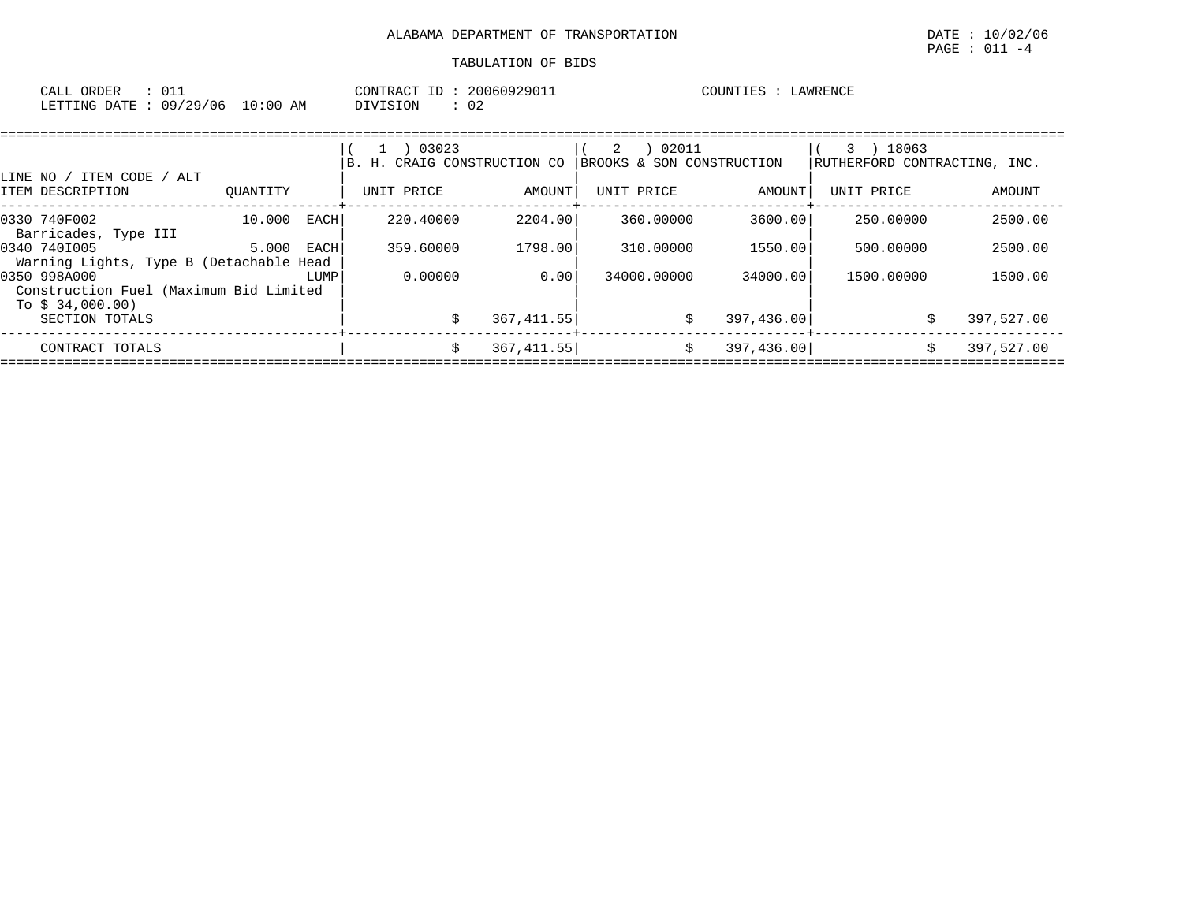ALABAMA DEPARTMENT OF TRANSPORTATION

TABULATION OF BIDS

DATE : 10/02/06
PAGE : 011 -4

CALL ORDER : 011
LETTING DATE : 09/29/06 10:00 AM

CONTRACT ID : 20060929011
DIVISION : 02

COUNTIES : LAWRENCE

| LINE NO / ITEM CODE / ALT<br>ITEM DESCRIPTION | QUANTITY | ( 1 ) 03023<br>B. H. CRAIG CONSTRUCTION CO<br>UNIT PRICE | <br><br>AMOUNT | ( 2 ) 02011<br>BROOKS & SON CONSTRUCTION<br>UNIT PRICE | <br><br>AMOUNT | ( 3 ) 18063<br>RUTHERFORD CONTRACTING, INC.<br>UNIT PRICE | <br><br>AMOUNT |
|---|---|---|---|---|---|---|---|
| 0330 740F002<br>Barricades, Type III | 10.000 EACH | 220.40000 | 2204.00 | 360.00000 | 3600.00 | 250.00000 | 2500.00 |
| 0340 740I005<br>Warning Lights, Type B (Detachable Head | 5.000 EACH | 359.60000 | 1798.00 | 310.00000 | 1550.00 | 500.00000 | 2500.00 |
| 0350 998A000<br>Construction Fuel (Maximum Bid Limited To $ 34,000.00) | LUMP | 0.00000 | 0.00 | 34000.00000 | 34000.00 | 1500.00000 | 1500.00 |
| SECTION TOTALS | | | $ 367,411.55 | | $ 397,436.00 | | $ 397,527.00 |
| CONTRACT TOTALS | | | $ 367,411.55 | | $ 397,436.00 | | $ 397,527.00 |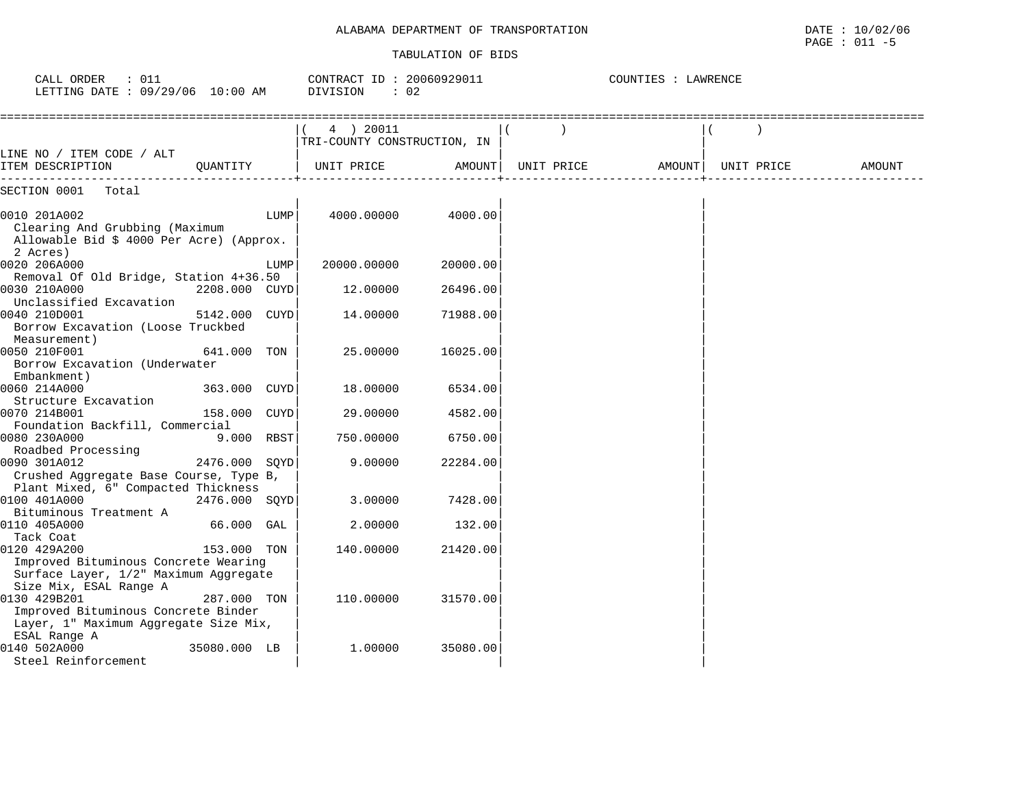ALABAMA DEPARTMENT OF TRANSPORTATION

TABULATION OF BIDS

CALL ORDER : 011 CONTRACT ID : 20060929011 COUNTIES : LAWRENCE
LETTING DATE : 09/29/06 10:00 AM DIVISION : 02

| LINE NO / ITEM CODE / ALT ITEM DESCRIPTION | QUANTITY | ( 4 ) 20011 TRI-COUNTY CONSTRUCTION, IN UNIT PRICE | AMOUNT | ( ) UNIT PRICE | AMOUNT | ( ) UNIT PRICE | AMOUNT |
|---|---|---|---|---|---|---|---|
| SECTION 0001 Total | | | | | | | |
| 0010 201A002 Clearing And Grubbing (Maximum Allowable Bid $ 4000 Per Acre) (Approx. 2 Acres) | LUMP | 4000.00000 | 4000.00 | | | | |
| 0020 206A000 Removal Of Old Bridge, Station 4+36.50 | LUMP | 20000.00000 | 20000.00 | | | | |
| 0030 210A000 Unclassified Excavation | 2208.000 CUYD | 12.00000 | 26496.00 | | | | |
| 0040 210D001 Borrow Excavation (Loose Truckbed Measurement) | 5142.000 CUYD | 14.00000 | 71988.00 | | | | |
| 0050 210F001 Borrow Excavation (Underwater Embankment) | 641.000 TON | 25.00000 | 16025.00 | | | | |
| 0060 214A000 Structure Excavation | 363.000 CUYD | 18.00000 | 6534.00 | | | | |
| 0070 214B001 Foundation Backfill, Commercial | 158.000 CUYD | 29.00000 | 4582.00 | | | | |
| 0080 230A000 Roadbed Processing | 9.000 RBST | 750.00000 | 6750.00 | | | | |
| 0090 301A012 Crushed Aggregate Base Course, Type B, Plant Mixed, 6" Compacted Thickness | 2476.000 SQYD | 9.00000 | 22284.00 | | | | |
| 0100 401A000 Bituminous Treatment A | 2476.000 SQYD | 3.00000 | 7428.00 | | | | |
| 0110 405A000 Tack Coat | 66.000 GAL | 2.00000 | 132.00 | | | | |
| 0120 429A200 Improved Bituminous Concrete Wearing Surface Layer, 1/2" Maximum Aggregate Size Mix, ESAL Range A | 153.000 TON | 140.00000 | 21420.00 | | | | |
| 0130 429B201 Improved Bituminous Concrete Binder Layer, 1" Maximum Aggregate Size Mix, ESAL Range A | 287.000 TON | 110.00000 | 31570.00 | | | | |
| 0140 502A000 Steel Reinforcement | 35080.000 LB | 1.00000 | 35080.00 | | | | |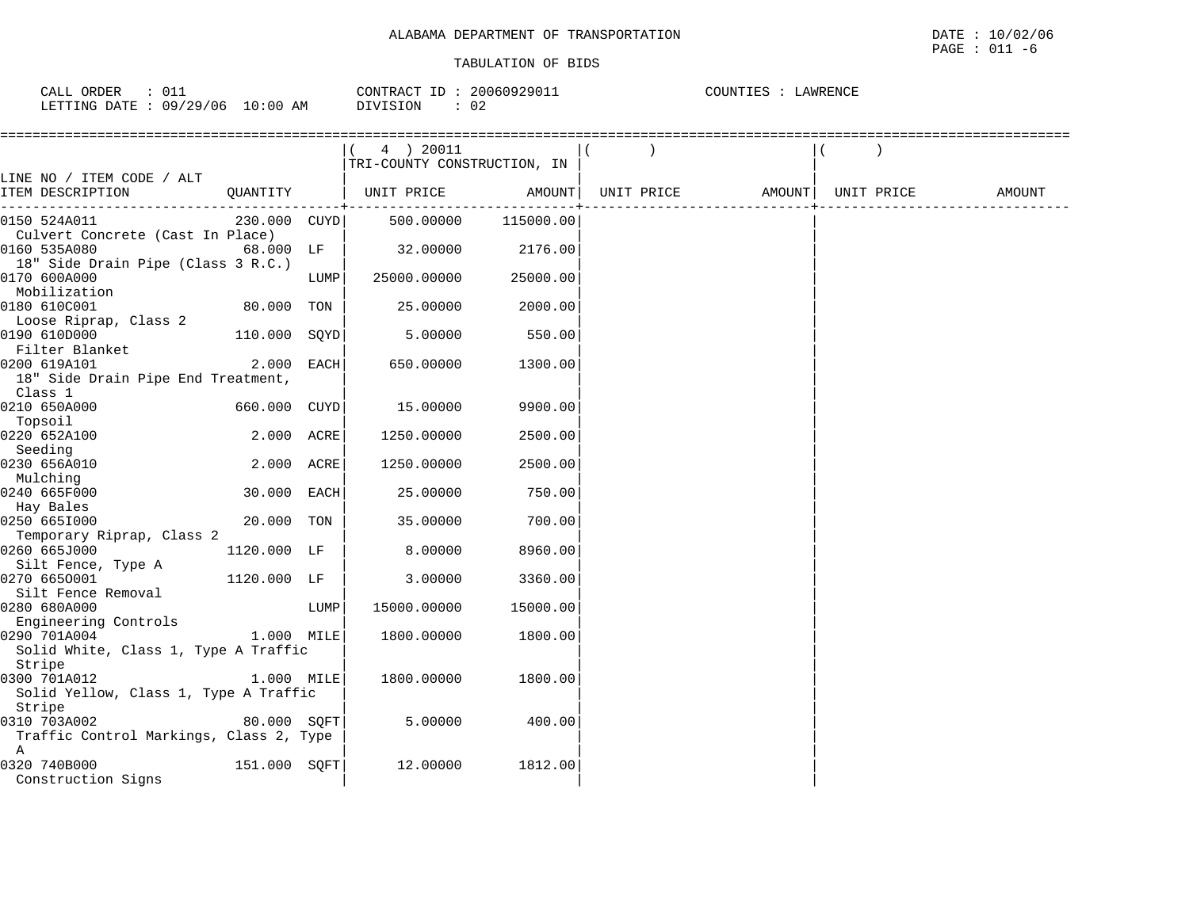ALABAMA DEPARTMENT OF TRANSPORTATION

TABULATION OF BIDS

DATE : 10/02/06
PAGE : 011 -6

CALL ORDER : 011    CONTRACT ID : 20060929011    COUNTIES : LAWRENCE
LETTING DATE : 09/29/06 10:00 AM    DIVISION : 02

| LINE NO / ITEM CODE / ALT ITEM DESCRIPTION | QUANTITY | | ( 4 ) 20011 TRI-COUNTY CONSTRUCTION, IN UNIT PRICE | AMOUNT | ( ) UNIT PRICE | AMOUNT | ( ) UNIT PRICE | AMOUNT |
|---|---|---|---|---|---|---|---|---|
| 0150 524A011 Culvert Concrete (Cast In Place) | 230.000 | CUYD | 500.00000 | 115000.00 | | | | |
| 0160 535A080 18" Side Drain Pipe (Class 3 R.C.) | 68.000 | LF | 32.00000 | 2176.00 | | | | |
| 0170 600A000 Mobilization | | LUMP | 25000.00000 | 25000.00 | | | | |
| 0180 610C001 Loose Riprap, Class 2 | 80.000 | TON | 25.00000 | 2000.00 | | | | |
| 0190 610D000 Filter Blanket | 110.000 | SQYD | 5.00000 | 550.00 | | | | |
| 0200 619A101 18" Side Drain Pipe End Treatment, Class 1 | 2.000 | EACH | 650.00000 | 1300.00 | | | | |
| 0210 650A000 Topsoil | 660.000 | CUYD | 15.00000 | 9900.00 | | | | |
| 0220 652A100 Seeding | 2.000 | ACRE | 1250.00000 | 2500.00 | | | | |
| 0230 656A010 Mulching | 2.000 | ACRE | 1250.00000 | 2500.00 | | | | |
| 0240 665F000 Hay Bales | 30.000 | EACH | 25.00000 | 750.00 | | | | |
| 0250 665I000 Temporary Riprap, Class 2 | 20.000 | TON | 35.00000 | 700.00 | | | | |
| 0260 665J000 Silt Fence, Type A | 1120.000 | LF | 8.00000 | 8960.00 | | | | |
| 0270 665O001 Silt Fence Removal | 1120.000 | LF | 3.00000 | 3360.00 | | | | |
| 0280 680A000 Engineering Controls | | LUMP | 15000.00000 | 15000.00 | | | | |
| 0290 701A004 Solid White, Class 1, Type A Traffic Stripe | 1.000 | MILE | 1800.00000 | 1800.00 | | | | |
| 0300 701A012 Solid Yellow, Class 1, Type A Traffic Stripe | 1.000 | MILE | 1800.00000 | 1800.00 | | | | |
| 0310 703A002 Traffic Control Markings, Class 2, Type A | 80.000 | SQFT | 5.00000 | 400.00 | | | | |
| 0320 740B000 Construction Signs | 151.000 | SQFT | 12.00000 | 1812.00 | | | | |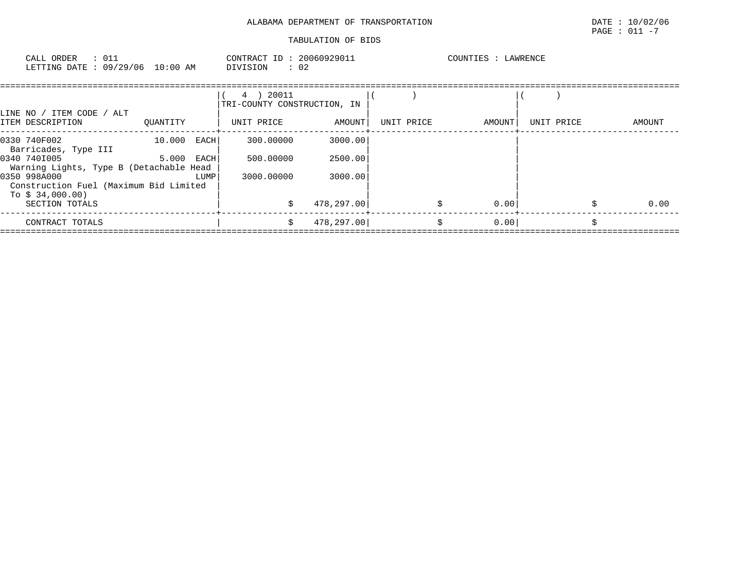ALABAMA DEPARTMENT OF TRANSPORTATION

TABULATION OF BIDS

CALL ORDER : 011
LETTING DATE : 09/29/06 10:00 AM

CONTRACT ID : 20060929011
DIVISION : 02

COUNTIES : LAWRENCE

| LINE NO / ITEM CODE / ALT ITEM DESCRIPTION | QUANTITY | ( 4 ) 20011 TRI-COUNTY CONSTRUCTION, IN UNIT PRICE | AMOUNT | ( ) UNIT PRICE | AMOUNT | ( ) UNIT PRICE | AMOUNT |
|---|---|---|---|---|---|---|---|
| 0330 740F002 Barricades, Type III | 10.000 EACH | 300.00000 | 3000.00 | | | | |
| 0340 740I005 Warning Lights, Type B (Detachable Head | 5.000 EACH | 500.00000 | 2500.00 | | | | |
| 0350 998A000 Construction Fuel (Maximum Bid Limited To $ 34,000.00) | LUMP | 3000.00000 | 3000.00 | | | | |
| SECTION TOTALS | | $ | 478,297.00 | $ | 0.00 | $ | 0.00 |
| CONTRACT TOTALS | | $ | 478,297.00 | $ | 0.00 | $ | |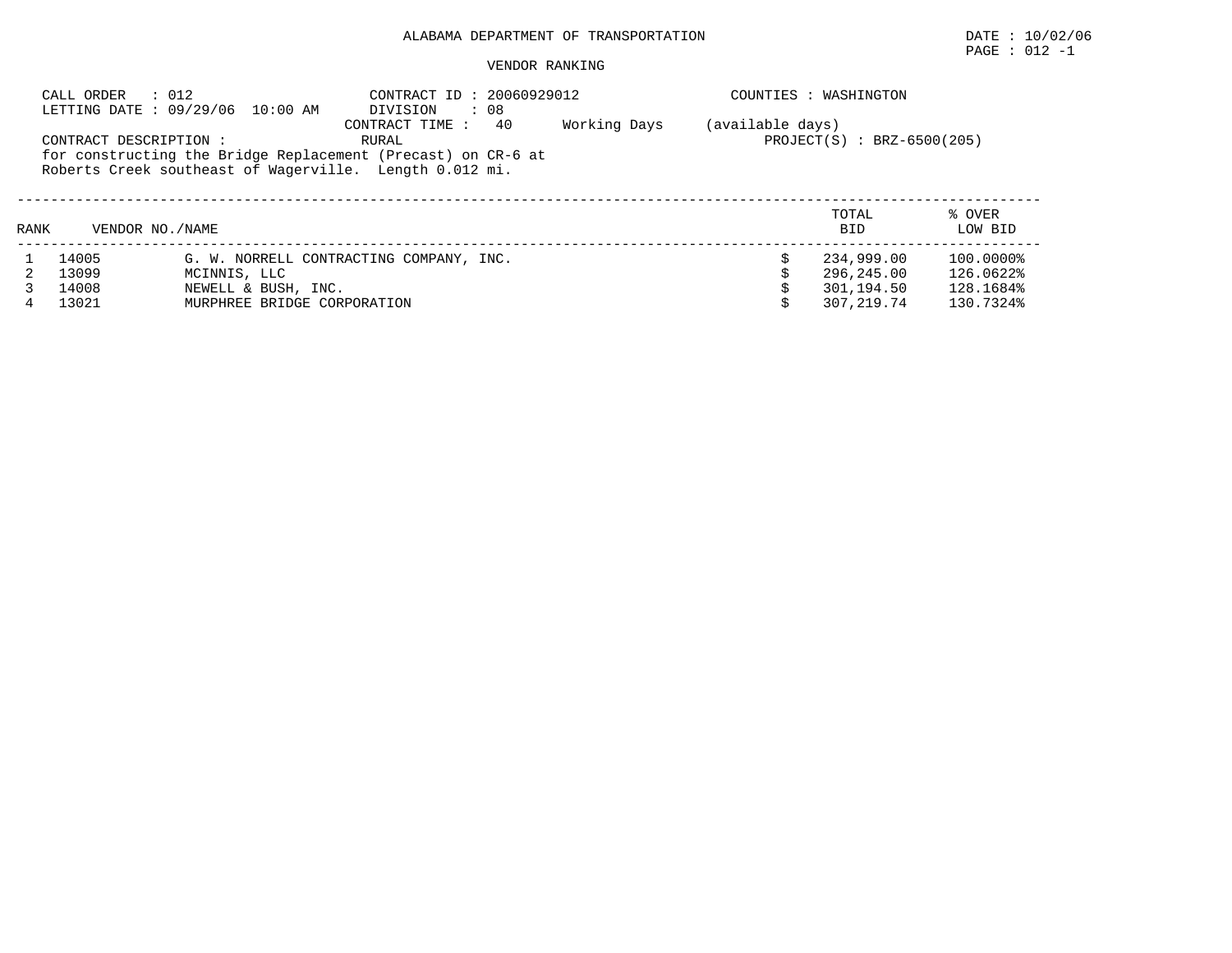ALABAMA DEPARTMENT OF TRANSPORTATION

DATE : 10/02/06

PAGE : 012 -1

VENDOR RANKING

CALL ORDER : 012
LETTING DATE : 09/29/06 10:00 AM

CONTRACT ID : 20060929012
DIVISION : 08
CONTRACT TIME : 40 Working Days (available days)

COUNTIES : WASHINGTON

CONTRACT DESCRIPTION : RURAL

PROJECT(S) : BRZ-6500(205)

for constructing the Bridge Replacement (Precast) on CR-6 at Roberts Creek southeast of Wagerville. Length 0.012 mi.

| RANK | VENDOR NO. | NAME | TOTAL BID | % OVER LOW BID |
|---|---|---|---|---|
| 1 | 14005 | G. W. NORRELL CONTRACTING COMPANY, INC. | $ 234,999.00 | 100.0000% |
| 2 | 13099 | MCINNIS, LLC | $ 296,245.00 | 126.0622% |
| 3 | 14008 | NEWELL & BUSH, INC. | $ 301,194.50 | 128.1684% |
| 4 | 13021 | MURPHREE BRIDGE CORPORATION | $ 307,219.74 | 130.7324% |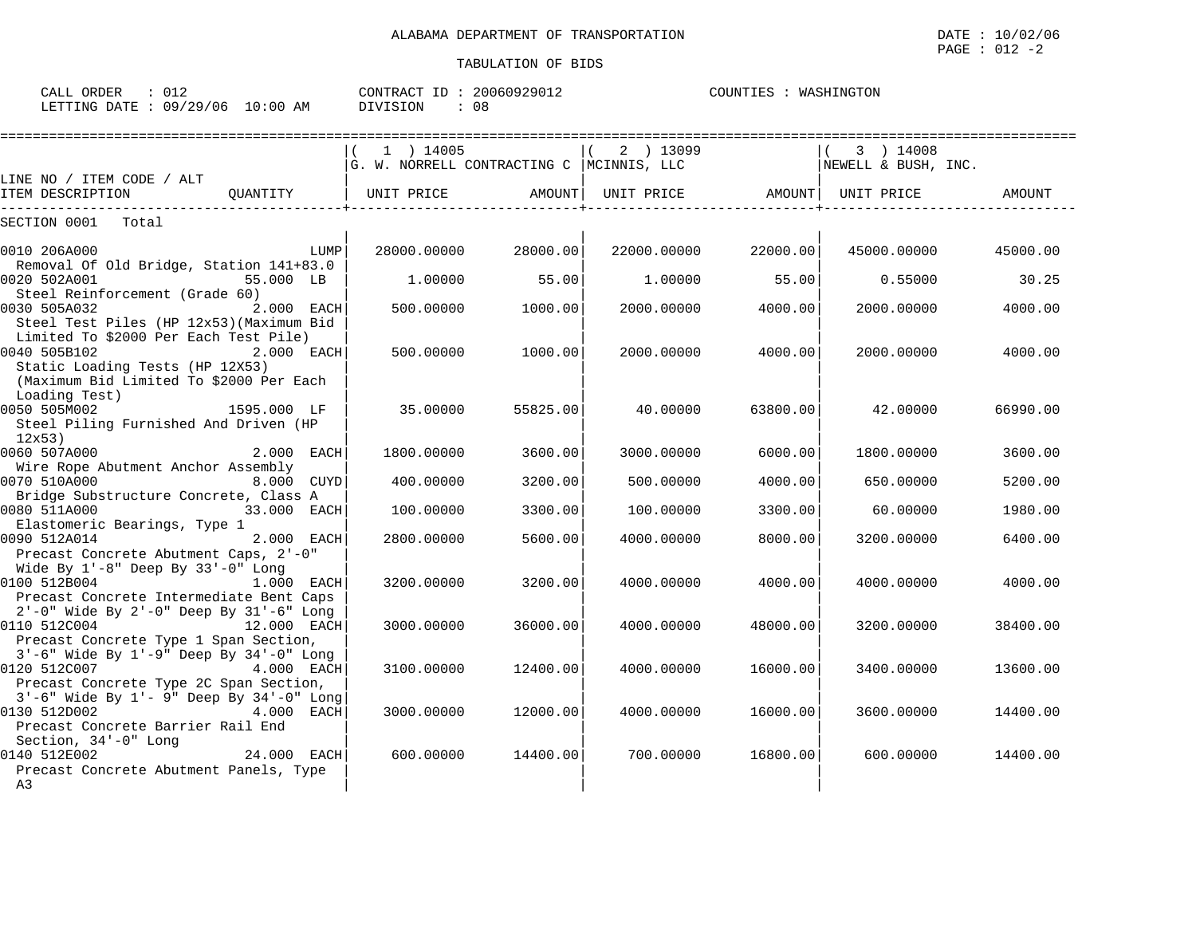ALABAMA DEPARTMENT OF TRANSPORTATION

TABULATION OF BIDS

CALL ORDER : 012 CONTRACT ID : 20060929012 COUNTIES : WASHINGTON
LETTING DATE : 09/29/06 10:00 AM DIVISION : 08

| LINE NO / ITEM CODE / ALT ITEM DESCRIPTION | QUANTITY | ( 1 ) 14005 G. W. NORRELL CONTRACTING C UNIT PRICE | AMOUNT | ( 2 ) 13099 MCINNIS, LLC UNIT PRICE | AMOUNT | ( 3 ) 14008 NEWELL & BUSH, INC. UNIT PRICE | AMOUNT |
|---|---|---|---|---|---|---|---|
| SECTION 0001 Total | | | | | | | |
| 0010 206A000 Removal Of Old Bridge, Station 141+83.0 | LUMP | 28000.00000 | 28000.00 | 22000.00000 | 22000.00 | 45000.00000 | 45000.00 |
| 0020 502A001 Steel Reinforcement (Grade 60) | 55.000 LB | 1.00000 | 55.00 | 1.00000 | 55.00 | 0.55000 | 30.25 |
| 0030 505A032 Steel Test Piles (HP 12x53)(Maximum Bid Limited To $2000 Per Each Test Pile) | 2.000 EACH | 500.00000 | 1000.00 | 2000.00000 | 4000.00 | 2000.00000 | 4000.00 |
| 0040 505B102 Static Loading Tests (HP 12X53) (Maximum Bid Limited To $2000 Per Each Loading Test) | 2.000 EACH | 500.00000 | 1000.00 | 2000.00000 | 4000.00 | 2000.00000 | 4000.00 |
| 0050 505M002 Steel Piling Furnished And Driven (HP 12x53) | 1595.000 LF | 35.00000 | 55825.00 | 40.00000 | 63800.00 | 42.00000 | 66990.00 |
| 0060 507A000 Wire Rope Abutment Anchor Assembly | 2.000 EACH | 1800.00000 | 3600.00 | 3000.00000 | 6000.00 | 1800.00000 | 3600.00 |
| 0070 510A000 Bridge Substructure Concrete, Class A | 8.000 CUYD | 400.00000 | 3200.00 | 500.00000 | 4000.00 | 650.00000 | 5200.00 |
| 0080 511A000 Elastomeric Bearings, Type 1 | 33.000 EACH | 100.00000 | 3300.00 | 100.00000 | 3300.00 | 60.00000 | 1980.00 |
| 0090 512A014 Precast Concrete Abutment Caps, 2'-0" Wide By 1'-8" Deep By 33'-0" Long | 2.000 EACH | 2800.00000 | 5600.00 | 4000.00000 | 8000.00 | 3200.00000 | 6400.00 |
| 0100 512B004 Precast Concrete Intermediate Bent Caps 2'-0" Wide By 2'-0" Deep By 31'-6" Long | 1.000 EACH | 3200.00000 | 3200.00 | 4000.00000 | 4000.00 | 4000.00000 | 4000.00 |
| 0110 512C004 Precast Concrete Type 1 Span Section, 3'-6" Wide By 1'-9" Deep By 34'-0" Long | 12.000 EACH | 3000.00000 | 36000.00 | 4000.00000 | 48000.00 | 3200.00000 | 38400.00 |
| 0120 512C007 Precast Concrete Type 2C Span Section, 3'-6" Wide By 1'- 9" Deep By 34'-0" Long | 4.000 EACH | 3100.00000 | 12400.00 | 4000.00000 | 16000.00 | 3400.00000 | 13600.00 |
| 0130 512D002 Precast Concrete Barrier Rail End Section, 34'-0" Long | 4.000 EACH | 3000.00000 | 12000.00 | 4000.00000 | 16000.00 | 3600.00000 | 14400.00 |
| 0140 512E002 Precast Concrete Abutment Panels, Type A3 | 24.000 EACH | 600.00000 | 14400.00 | 700.00000 | 16800.00 | 600.00000 | 14400.00 |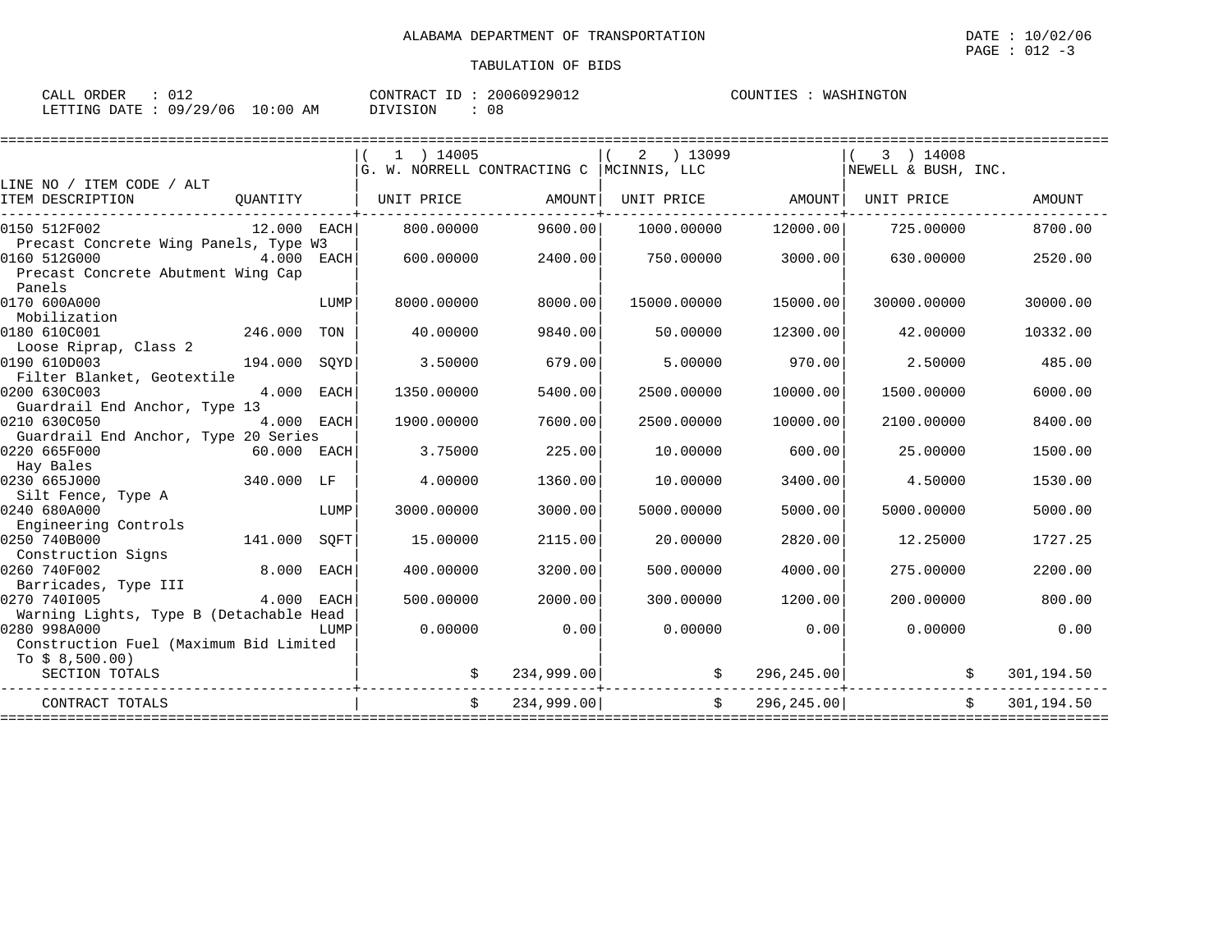ALABAMA DEPARTMENT OF TRANSPORTATION

DATE : 10/02/06

TABULATION OF BIDS

CALL ORDER : 012 CONTRACT ID : 20060929012 COUNTIES : WASHINGTON
LETTING DATE : 09/29/06 10:00 AM DIVISION : 08

| LINE NO / ITEM CODE / ALT ITEM DESCRIPTION | QUANTITY | | ( 1 ) 14005 G. W. NORRELL CONTRACTING C UNIT PRICE | AMOUNT | ( 2 ) 13099 MCINNIS, LLC UNIT PRICE | AMOUNT | ( 3 ) 14008 NEWELL & BUSH, INC. UNIT PRICE | AMOUNT |
|---|---|---|---|---|---|---|---|---|
| 0150 512F002 Precast Concrete Wing Panels, Type W3 | 12.000 | EACH | 800.00000 | 9600.00 | 1000.00000 | 12000.00 | 725.00000 | 8700.00 |
| 0160 512G000 Precast Concrete Abutment Wing Cap Panels | 4.000 | EACH | 600.00000 | 2400.00 | 750.00000 | 3000.00 | 630.00000 | 2520.00 |
| 0170 600A000 Mobilization | | LUMP | 8000.00000 | 8000.00 | 15000.00000 | 15000.00 | 30000.00000 | 30000.00 |
| 0180 610C001 Loose Riprap, Class 2 | 246.000 | TON | 40.00000 | 9840.00 | 50.00000 | 12300.00 | 42.00000 | 10332.00 |
| 0190 610D003 Filter Blanket, Geotextile | 194.000 | SQYD | 3.50000 | 679.00 | 5.00000 | 970.00 | 2.50000 | 485.00 |
| 0200 630C003 Guardrail End Anchor, Type 13 | 4.000 | EACH | 1350.00000 | 5400.00 | 2500.00000 | 10000.00 | 1500.00000 | 6000.00 |
| 0210 630C050 Guardrail End Anchor, Type 20 Series | 4.000 | EACH | 1900.00000 | 7600.00 | 2500.00000 | 10000.00 | 2100.00000 | 8400.00 |
| 0220 665F000 Hay Bales | 60.000 | EACH | 3.75000 | 225.00 | 10.00000 | 600.00 | 25.00000 | 1500.00 |
| 0230 665J000 Silt Fence, Type A | 340.000 | LF | 4.00000 | 1360.00 | 10.00000 | 3400.00 | 4.50000 | 1530.00 |
| 0240 680A000 Engineering Controls | | LUMP | 3000.00000 | 3000.00 | 5000.00000 | 5000.00 | 5000.00000 | 5000.00 |
| 0250 740B000 Construction Signs | 141.000 | SQFT | 15.00000 | 2115.00 | 20.00000 | 2820.00 | 12.25000 | 1727.25 |
| 0260 740F002 Barricades, Type III | 8.000 | EACH | 400.00000 | 3200.00 | 500.00000 | 4000.00 | 275.00000 | 2200.00 |
| 0270 740I005 Warning Lights, Type B (Detachable Head | 4.000 | EACH | 500.00000 | 2000.00 | 300.00000 | 1200.00 | 200.00000 | 800.00 |
| 0280 998A000 Construction Fuel (Maximum Bid Limited To $ 8,500.00) | | LUMP | 0.00000 | 0.00 | 0.00000 | 0.00 | 0.00000 | 0.00 |
| SECTION TOTALS | | | | $ 234,999.00 | | $ 296,245.00 | | $ 301,194.50 |
| CONTRACT TOTALS | | | | $ 234,999.00 | | $ 296,245.00 | | $ 301,194.50 |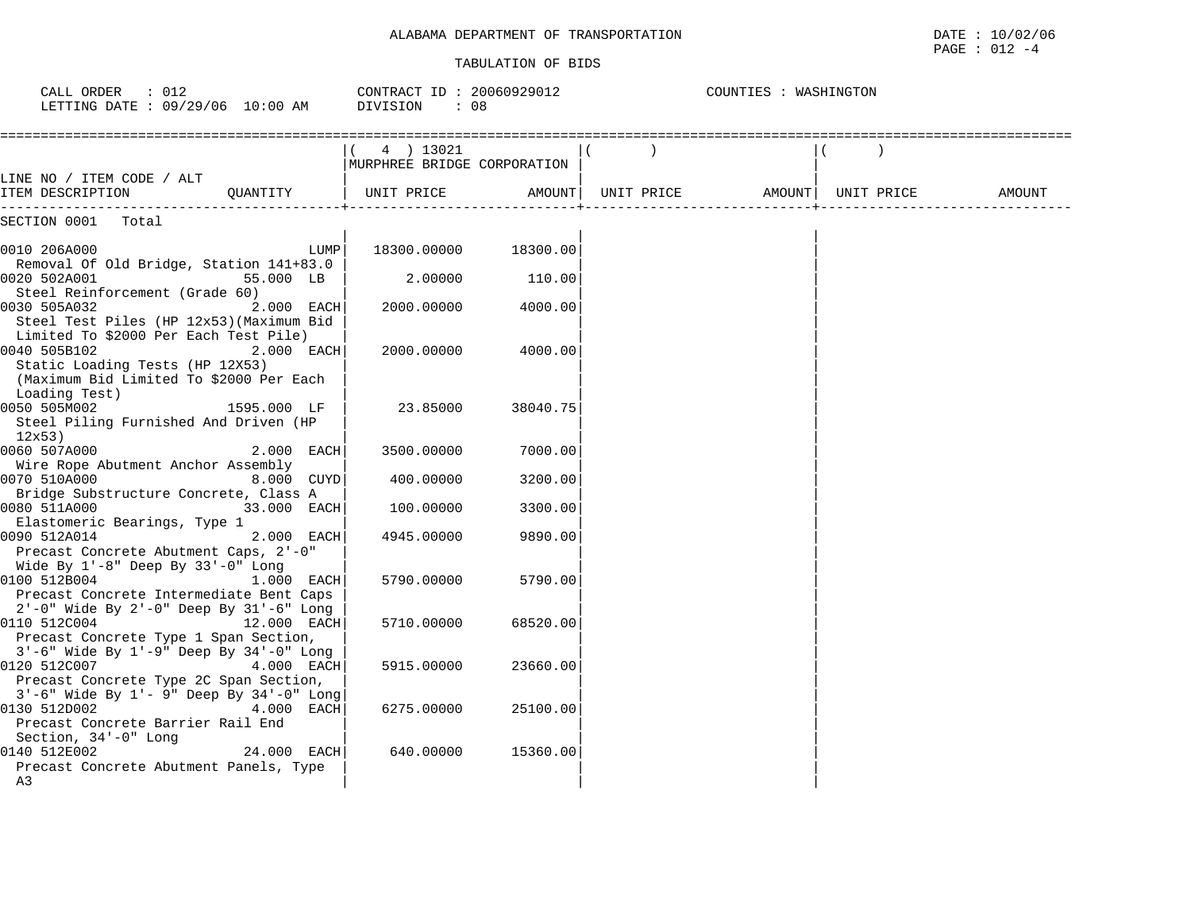ALABAMA DEPARTMENT OF TRANSPORTATION

DATE : 10/02/06
PAGE : 012 -4

TABULATION OF BIDS

CALL ORDER : 012
LETTING DATE : 09/29/06 10:00 AM

CONTRACT ID : 20060929012
DIVISION : 08

COUNTIES : WASHINGTON

| LINE NO / ITEM CODE / ALT ITEM DESCRIPTION | QUANTITY | ( 4 ) 13021 MURPHREE BRIDGE CORPORATION UNIT PRICE | AMOUNT | ( ) UNIT PRICE | AMOUNT | ( ) UNIT PRICE | AMOUNT |
|---|---|---|---|---|---|---|---|
| SECTION 0001 Total | | | | | | | |
| 0010 206A000 Removal Of Old Bridge, Station 141+83.0 | LUMP | 18300.00000 | 18300.00 | | | | |
| 0020 502A001 Steel Reinforcement (Grade 60) | 55.000 LB | 2.00000 | 110.00 | | | | |
| 0030 505A032 Steel Test Piles (HP 12x53)(Maximum Bid Limited To $2000 Per Each Test Pile) | 2.000 EACH | 2000.00000 | 4000.00 | | | | |
| 0040 505B102 Static Loading Tests (HP 12X53) (Maximum Bid Limited To $2000 Per Each Loading Test) | 2.000 EACH | 2000.00000 | 4000.00 | | | | |
| 0050 505M002 Steel Piling Furnished And Driven (HP 12x53) | 1595.000 LF | 23.85000 | 38040.75 | | | | |
| 0060 507A000 Wire Rope Abutment Anchor Assembly | 2.000 EACH | 3500.00000 | 7000.00 | | | | |
| 0070 510A000 Bridge Substructure Concrete, Class A | 8.000 CUYD | 400.00000 | 3200.00 | | | | |
| 0080 511A000 Elastomeric Bearings, Type 1 | 33.000 EACH | 100.00000 | 3300.00 | | | | |
| 0090 512A014 Precast Concrete Abutment Caps, 2'-0" Wide By 1'-8" Deep By 33'-0" Long | 2.000 EACH | 4945.00000 | 9890.00 | | | | |
| 0100 512B004 Precast Concrete Intermediate Bent Caps 2'-0" Wide By 2'-0" Deep By 31'-6" Long | 1.000 EACH | 5790.00000 | 5790.00 | | | | |
| 0110 512C004 Precast Concrete Type 1 Span Section, 3'-6" Wide By 1'-9" Deep By 34'-0" Long | 12.000 EACH | 5710.00000 | 68520.00 | | | | |
| 0120 512C007 Precast Concrete Type 2C Span Section, 3'-6" Wide By 1'- 9" Deep By 34'-0" Long | 4.000 EACH | 5915.00000 | 23660.00 | | | | |
| 0130 512D002 Precast Concrete Barrier Rail End Section, 34'-0" Long | 4.000 EACH | 6275.00000 | 25100.00 | | | | |
| 0140 512E002 Precast Concrete Abutment Panels, Type A3 | 24.000 EACH | 640.00000 | 15360.00 | | | | |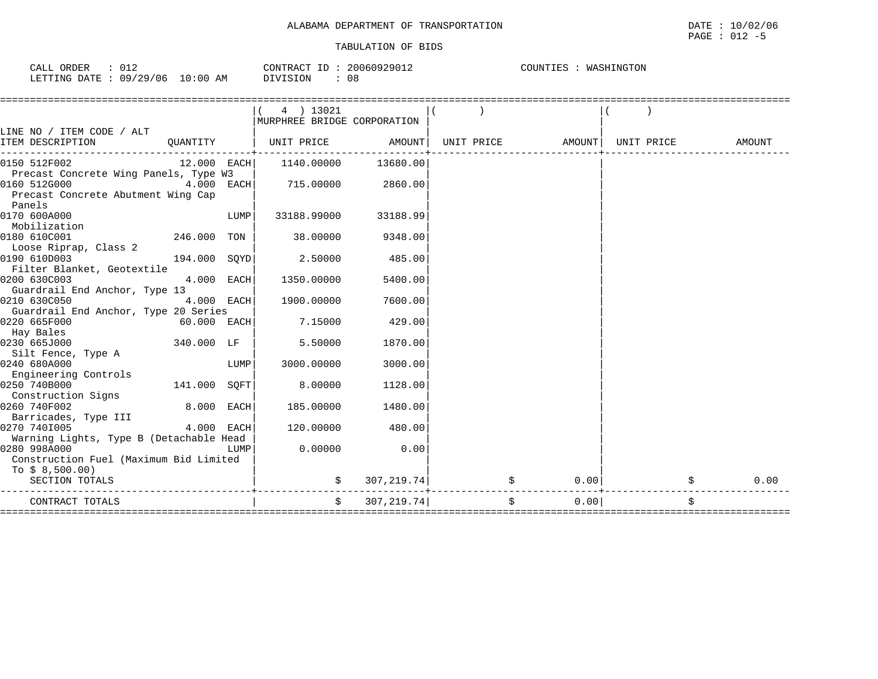ALABAMA DEPARTMENT OF TRANSPORTATION

TABULATION OF BIDS

DATE : 10/02/06
PAGE : 012 -5

CALL ORDER : 012 &nbsp;&nbsp;&nbsp; CONTRACT ID : 20060929012 &nbsp;&nbsp;&nbsp; COUNTIES : WASHINGTON
LETTING DATE : 09/29/06 10:00 AM &nbsp;&nbsp;&nbsp; DIVISION : 08

| LINE NO / ITEM CODE / ALT ITEM DESCRIPTION | QUANTITY | (4) 13021 MURPHREE BRIDGE CORPORATION UNIT PRICE | AMOUNT | ( ) UNIT PRICE | AMOUNT | ( ) UNIT PRICE | AMOUNT |
|---|---|---|---|---|---|---|---|
| 0150 512F002 Precast Concrete Wing Panels, Type W3 | 12.000 EACH | 1140.00000 | 13680.00 | | | | |
| 0160 512G000 Precast Concrete Abutment Wing Cap Panels | 4.000 EACH | 715.00000 | 2860.00 | | | | |
| 0170 600A000 Mobilization | LUMP | 33188.99000 | 33188.99 | | | | |
| 0180 610C001 Loose Riprap, Class 2 | 246.000 TON | 38.00000 | 9348.00 | | | | |
| 0190 610D003 Filter Blanket, Geotextile | 194.000 SQYD | 2.50000 | 485.00 | | | | |
| 0200 630C003 Guardrail End Anchor, Type 13 | 4.000 EACH | 1350.00000 | 5400.00 | | | | |
| 0210 630C050 Guardrail End Anchor, Type 20 Series | 4.000 EACH | 1900.00000 | 7600.00 | | | | |
| 0220 665F000 Hay Bales | 60.000 EACH | 7.15000 | 429.00 | | | | |
| 0230 665J000 Silt Fence, Type A | 340.000 LF | 5.50000 | 1870.00 | | | | |
| 0240 680A000 Engineering Controls | LUMP | 3000.00000 | 3000.00 | | | | |
| 0250 740B000 Construction Signs | 141.000 SQFT | 8.00000 | 1128.00 | | | | |
| 0260 740F002 Barricades, Type III | 8.000 EACH | 185.00000 | 1480.00 | | | | |
| 0270 740I005 Warning Lights, Type B (Detachable Head | 4.000 EACH | 120.00000 | 480.00 | | | | |
| 0280 998A000 Construction Fuel (Maximum Bid Limited To $ 8,500.00) | LUMP | 0.00000 | 0.00 | | | | |
| SECTION TOTALS | | | $ 307,219.74 | | $ 0.00 | | $ 0.00 |
| CONTRACT TOTALS | | | $ 307,219.74 | | $ 0.00 | | $ |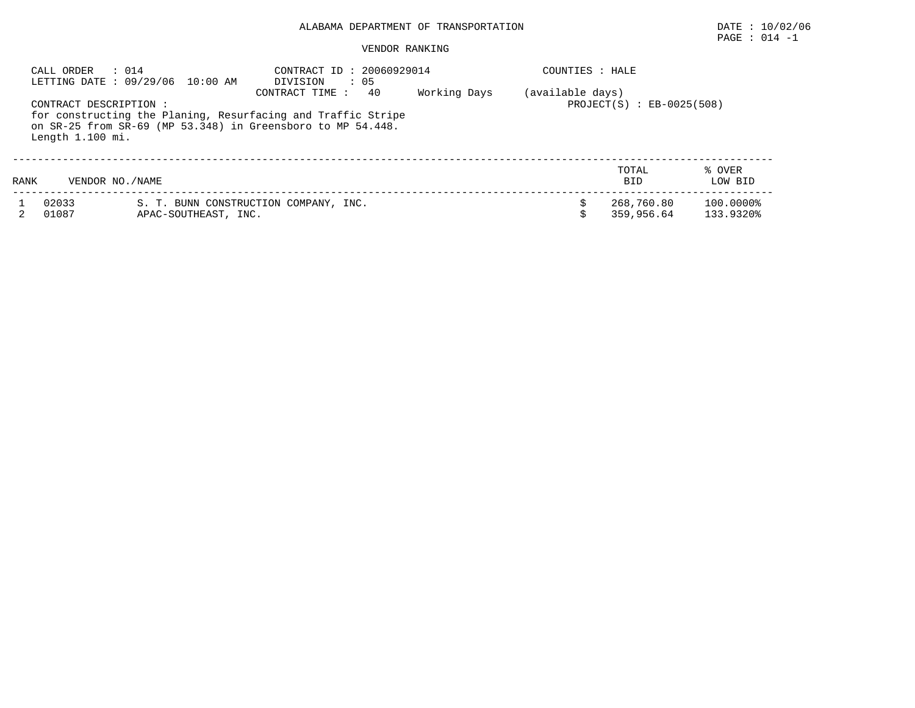ALABAMA DEPARTMENT OF TRANSPORTATION

DATE : 10/02/06

PAGE : 014 -1

VENDOR RANKING

CALL ORDER : 014
LETTING DATE : 09/29/06 10:00 AM

CONTRACT ID : 20060929014
DIVISION : 05
CONTRACT TIME : 40 Working Days (available days)

COUNTIES : HALE

PROJECT(S) : EB-0025(508)

CONTRACT DESCRIPTION :
for constructing the Planing, Resurfacing and Traffic Stripe on SR-25 from SR-69 (MP 53.348) in Greensboro to MP 54.448. Length 1.100 mi.

| RANK | VENDOR NO./NAME | | TOTAL BID | % OVER LOW BID |
|---|---|---|---|---|
| 1 | 02033 | S. T. BUNN CONSTRUCTION COMPANY, INC. | $ 268,760.80 | 100.0000% |
| 2 | 01087 | APAC-SOUTHEAST, INC. | $ 359,956.64 | 133.9320% |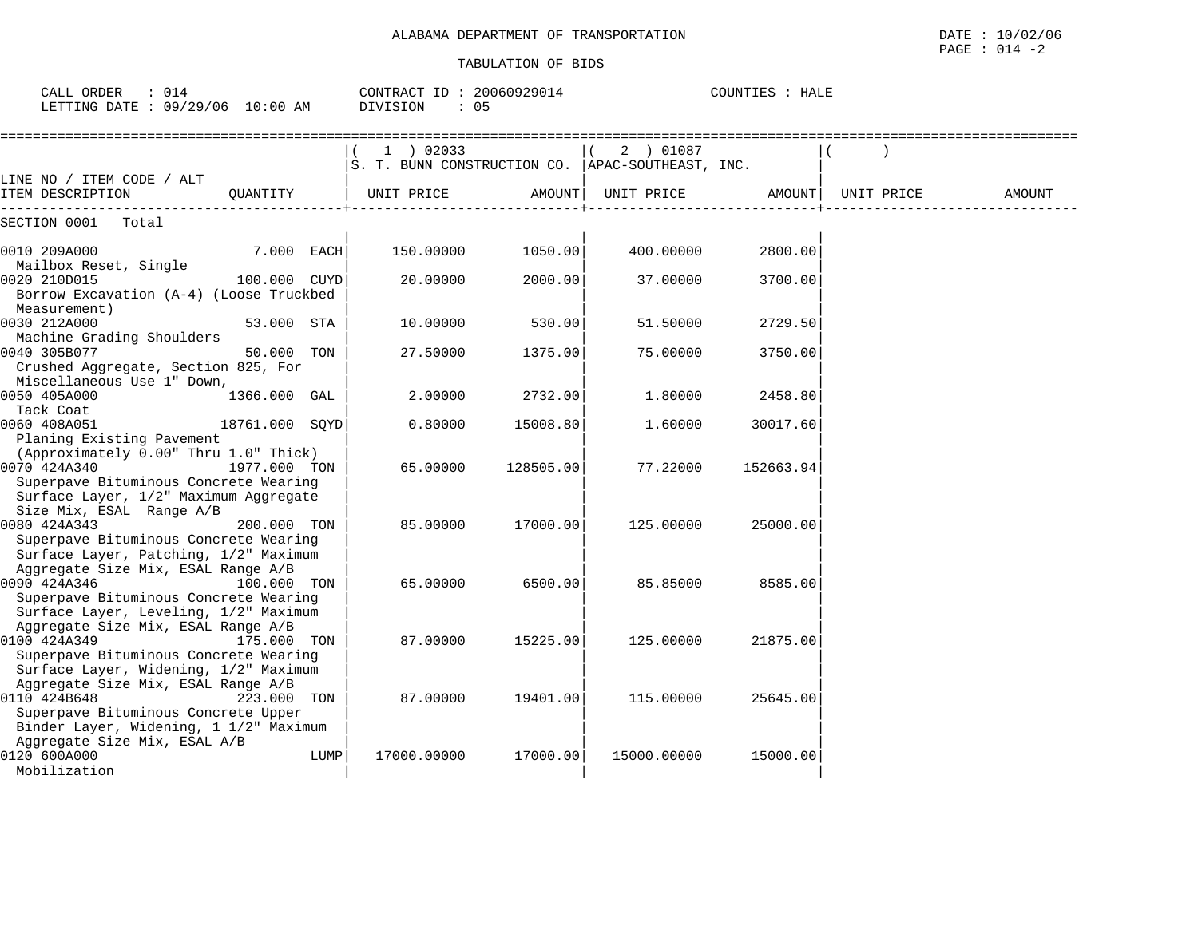ALABAMA DEPARTMENT OF TRANSPORTATION

TABULATION OF BIDS

CALL ORDER : 014 CONTRACT ID : 20060929014 COUNTIES : HALE
LETTING DATE : 09/29/06 10:00 AM DIVISION : 05

| LINE NO / ITEM CODE / ALT ITEM DESCRIPTION | QUANTITY | (1) 02033 S. T. BUNN CONSTRUCTION CO. UNIT PRICE | AMOUNT | (2) 01087 APAC-SOUTHEAST, INC. UNIT PRICE | AMOUNT | ( ) UNIT PRICE | AMOUNT |
|---|---|---|---|---|---|---|---|
| SECTION 0001 Total | | | | | | | |
| 0010 209A000 Mailbox Reset, Single | 7.000 EACH | 150.00000 | 1050.00 | 400.00000 | 2800.00 | | |
| 0020 210D015 Borrow Excavation (A-4) (Loose Truckbed Measurement) | 100.000 CUYD | 20.00000 | 2000.00 | 37.00000 | 3700.00 | | |
| 0030 212A000 Machine Grading Shoulders | 53.000 STA | 10.00000 | 530.00 | 51.50000 | 2729.50 | | |
| 0040 305B077 Crushed Aggregate, Section 825, For Miscellaneous Use 1" Down, | 50.000 TON | 27.50000 | 1375.00 | 75.00000 | 3750.00 | | |
| 0050 405A000 Tack Coat | 1366.000 GAL | 2.00000 | 2732.00 | 1.80000 | 2458.80 | | |
| 0060 408A051 Planing Existing Pavement (Approximately 0.00" Thru 1.0" Thick) | 18761.000 SQYD | 0.80000 | 15008.80 | 1.60000 | 30017.60 | | |
| 0070 424A340 Superpave Bituminous Concrete Wearing Surface Layer, 1/2" Maximum Aggregate Size Mix, ESAL Range A/B | 1977.000 TON | 65.00000 | 128505.00 | 77.22000 | 152663.94 | | |
| 0080 424A343 Superpave Bituminous Concrete Wearing Surface Layer, Patching, 1/2" Maximum Aggregate Size Mix, ESAL Range A/B | 200.000 TON | 85.00000 | 17000.00 | 125.00000 | 25000.00 | | |
| 0090 424A346 Superpave Bituminous Concrete Wearing Surface Layer, Leveling, 1/2" Maximum Aggregate Size Mix, ESAL Range A/B | 100.000 TON | 65.00000 | 6500.00 | 85.85000 | 8585.00 | | |
| 0100 424A349 Superpave Bituminous Concrete Wearing Surface Layer, Widening, 1/2" Maximum Aggregate Size Mix, ESAL Range A/B | 175.000 TON | 87.00000 | 15225.00 | 125.00000 | 21875.00 | | |
| 0110 424B648 Superpave Bituminous Concrete Upper Binder Layer, Widening, 1 1/2" Maximum Aggregate Size Mix, ESAL A/B | 223.000 TON | 87.00000 | 19401.00 | 115.00000 | 25645.00 | | |
| 0120 600A000 Mobilization | LUMP | 17000.00000 | 17000.00 | 15000.00000 | 15000.00 | | |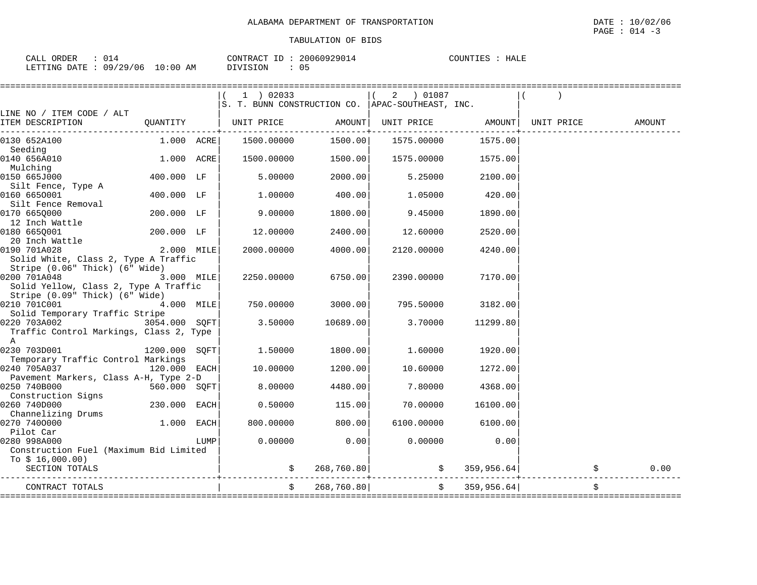ALABAMA DEPARTMENT OF TRANSPORTATION

TABULATION OF BIDS

DATE : 10/02/06
PAGE : 014 -3

CALL ORDER : 014
LETTING DATE : 09/29/06 10:00 AM

CONTRACT ID : 20060929014
DIVISION : 05

COUNTIES : HALE

| LINE NO / ITEM CODE / ALT<br>ITEM DESCRIPTION | QUANTITY | (1) 02033<br>S. T. BUNN CONSTRUCTION CO.<br>UNIT PRICE | AMOUNT | (2) 01087<br>APAC-SOUTHEAST, INC.<br>UNIT PRICE | AMOUNT | ( )<br>UNIT PRICE | AMOUNT |
|---|---|---|---|---|---|---|---|
| 0130 652A100<br>Seeding | 1.000 ACRE | 1500.00000 | 1500.00 | 1575.00000 | 1575.00 | | |
| 0140 656A010<br>Mulching | 1.000 ACRE | 1500.00000 | 1500.00 | 1575.00000 | 1575.00 | | |
| 0150 665J000<br>Silt Fence, Type A | 400.000 LF | 5.00000 | 2000.00 | 5.25000 | 2100.00 | | |
| 0160 665O001<br>Silt Fence Removal | 400.000 LF | 1.00000 | 400.00 | 1.05000 | 420.00 | | |
| 0170 665Q000<br>12 Inch Wattle | 200.000 LF | 9.00000 | 1800.00 | 9.45000 | 1890.00 | | |
| 0180 665Q001<br>20 Inch Wattle | 200.000 LF | 12.00000 | 2400.00 | 12.60000 | 2520.00 | | |
| 0190 701A028<br>Solid White, Class 2, Type A Traffic Stripe (0.06" Thick) (6" Wide) | 2.000 MILE | 2000.00000 | 4000.00 | 2120.00000 | 4240.00 | | |
| 0200 701A048<br>Solid Yellow, Class 2, Type A Traffic Stripe (0.09" Thick) (6" Wide) | 3.000 MILE | 2250.00000 | 6750.00 | 2390.00000 | 7170.00 | | |
| 0210 701C001<br>Solid Temporary Traffic Stripe | 4.000 MILE | 750.00000 | 3000.00 | 795.50000 | 3182.00 | | |
| 0220 703A002<br>Traffic Control Markings, Class 2, Type A | 3054.000 SQFT | 3.50000 | 10689.00 | 3.70000 | 11299.80 | | |
| 0230 703D001<br>Temporary Traffic Control Markings | 1200.000 SQFT | 1.50000 | 1800.00 | 1.60000 | 1920.00 | | |
| 0240 705A037<br>Pavement Markers, Class A-H, Type 2-D | 120.000 EACH | 10.00000 | 1200.00 | 10.60000 | 1272.00 | | |
| 0250 740B000<br>Construction Signs | 560.000 SQFT | 8.00000 | 4480.00 | 7.80000 | 4368.00 | | |
| 0260 740D000<br>Channelizing Drums | 230.000 EACH | 0.50000 | 115.00 | 70.00000 | 16100.00 | | |
| 0270 740O000<br>Pilot Car | 1.000 EACH | 800.00000 | 800.00 | 6100.00000 | 6100.00 | | |
| 0280 998A000<br>Construction Fuel (Maximum Bid Limited To $ 16,000.00) | LUMP | 0.00000 | 0.00 | 0.00000 | 0.00 | | |
| SECTION TOTALS | | | $ 268,760.80 | | $ 359,956.64 | | $ 0.00 |
| CONTRACT TOTALS | | | $ 268,760.80 | | $ 359,956.64 | | $ |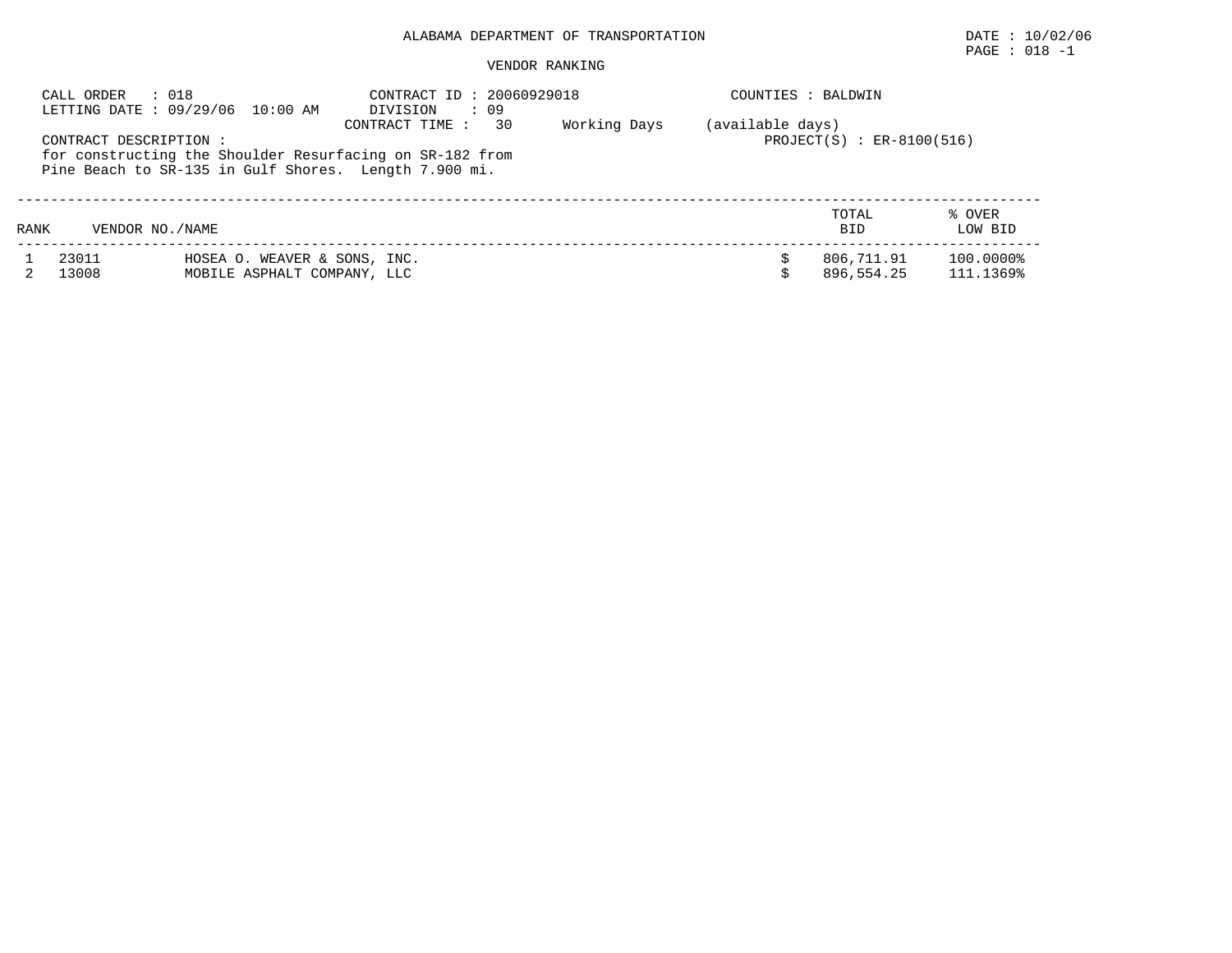ALABAMA DEPARTMENT OF TRANSPORTATION

DATE : 10/02/06
PAGE : 018 -1

VENDOR RANKING

CALL ORDER : 018
LETTING DATE : 09/29/06 10:00 AM

CONTRACT ID : 20060929018
DIVISION : 09
CONTRACT TIME : 30 Working Days (available days)

COUNTIES : BALDWIN

PROJECT(S) : ER-8100(516)

CONTRACT DESCRIPTION :
for constructing the Shoulder Resurfacing on SR-182 from Pine Beach to SR-135 in Gulf Shores. Length 7.900 mi.

| RANK | VENDOR NO./NAME | | TOTAL BID | % OVER LOW BID |
|---|---|---|---|---|
| 1 | 23011 | HOSEA O. WEAVER & SONS, INC. | $ 806,711.91 | 100.0000% |
| 2 | 13008 | MOBILE ASPHALT COMPANY, LLC | $ 896,554.25 | 111.1369% |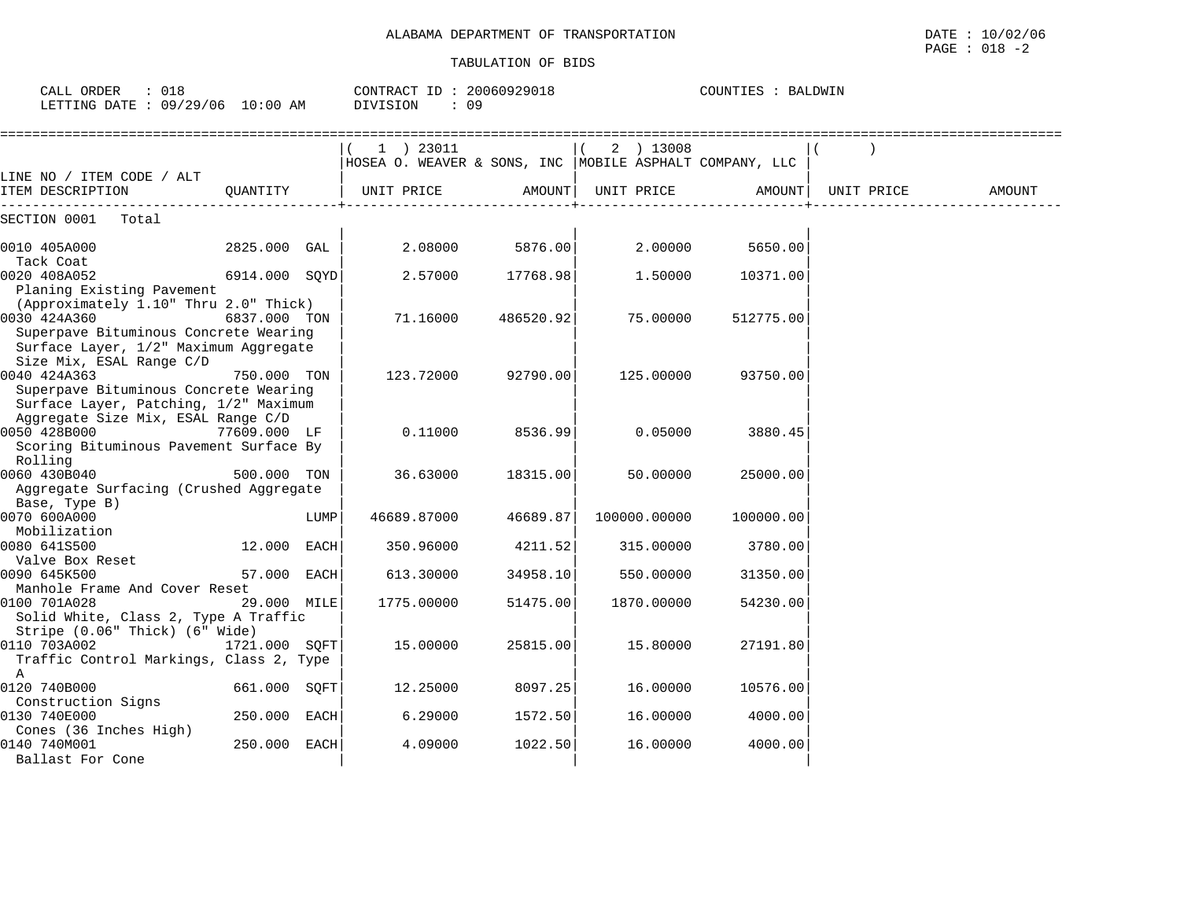ALABAMA DEPARTMENT OF TRANSPORTATION

TABULATION OF BIDS

CALL ORDER : 018 CONTRACT ID : 20060929018 COUNTIES : BALDWIN
LETTING DATE : 09/29/06 10:00 AM DIVISION : 09

DATE : 10/02/06
PAGE : 018 -2

| LINE NO / ITEM CODE / ALT ITEM DESCRIPTION | QUANTITY | (1) 23011 HOSEA O. WEAVER & SONS, INC UNIT PRICE | AMOUNT | (2) 13008 MOBILE ASPHALT COMPANY, LLC UNIT PRICE | AMOUNT | ( ) UNIT PRICE | AMOUNT |
|---|---|---|---|---|---|---|---|
| SECTION 0001 Total | | | | | | | |
| 0010 405A000 Tack Coat | 2825.000 GAL | 2.08000 | 5876.00 | 2.00000 | 5650.00 | | |
| 0020 408A052 Planing Existing Pavement (Approximately 1.10" Thru 2.0" Thick) | 6914.000 SQYD | 2.57000 | 17768.98 | 1.50000 | 10371.00 | | |
| 0030 424A360 Superpave Bituminous Concrete Wearing Surface Layer, 1/2" Maximum Aggregate Size Mix, ESAL Range C/D | 6837.000 TON | 71.16000 | 486520.92 | 75.00000 | 512775.00 | | |
| 0040 424A363 Superpave Bituminous Concrete Wearing Surface Layer, Patching, 1/2" Maximum Aggregate Size Mix, ESAL Range C/D | 750.000 TON | 123.72000 | 92790.00 | 125.00000 | 93750.00 | | |
| 0050 428B000 Scoring Bituminous Pavement Surface By Rolling | 77609.000 LF | 0.11000 | 8536.99 | 0.05000 | 3880.45 | | |
| 0060 430B040 Aggregate Surfacing (Crushed Aggregate Base, Type B) | 500.000 TON | 36.63000 | 18315.00 | 50.00000 | 25000.00 | | |
| 0070 600A000 Mobilization | LUMP | 46689.87000 | 46689.87 | 100000.00000 | 100000.00 | | |
| 0080 641S500 Valve Box Reset | 12.000 EACH | 350.96000 | 4211.52 | 315.00000 | 3780.00 | | |
| 0090 645K500 Manhole Frame And Cover Reset | 57.000 EACH | 613.30000 | 34958.10 | 550.00000 | 31350.00 | | |
| 0100 701A028 Solid White, Class 2, Type A Traffic Stripe (0.06" Thick) (6" Wide) | 29.000 MILE | 1775.00000 | 51475.00 | 1870.00000 | 54230.00 | | |
| 0110 703A002 Traffic Control Markings, Class 2, Type A | 1721.000 SQFT | 15.00000 | 25815.00 | 15.80000 | 27191.80 | | |
| 0120 740B000 Construction Signs | 661.000 SQFT | 12.25000 | 8097.25 | 16.00000 | 10576.00 | | |
| 0130 740E000 Cones (36 Inches High) | 250.000 EACH | 6.29000 | 1572.50 | 16.00000 | 4000.00 | | |
| 0140 740M001 Ballast For Cone | 250.000 EACH | 4.09000 | 1022.50 | 16.00000 | 4000.00 | | |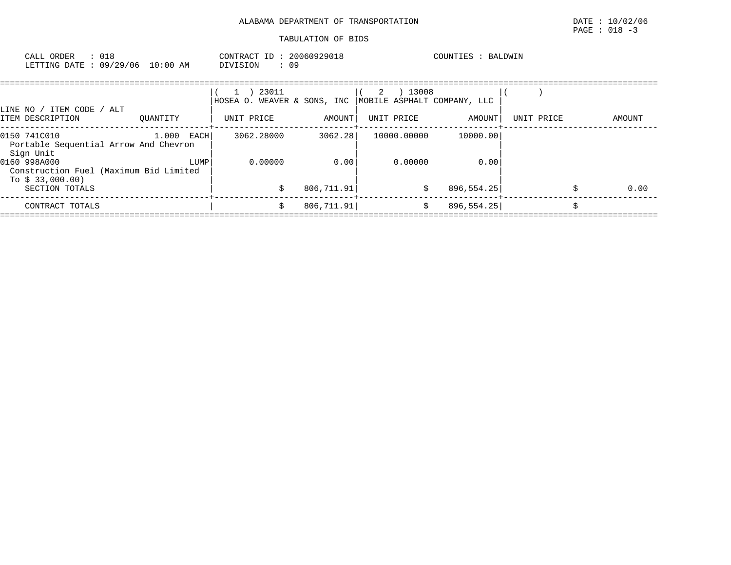ALABAMA DEPARTMENT OF TRANSPORTATION

TABULATION OF BIDS

DATE : 10/02/06
PAGE : 018 -3

CALL ORDER : 018
LETTING DATE : 09/29/06 10:00 AM

CONTRACT ID : 20060929018
DIVISION : 09

COUNTIES : BALDWIN

| LINE NO / ITEM CODE / ALT ITEM DESCRIPTION | QUANTITY | ( 1 ) 23011 HOSEA O. WEAVER & SONS, INC UNIT PRICE | AMOUNT | ( 2 ) 13008 MOBILE ASPHALT COMPANY, LLC UNIT PRICE | AMOUNT | ( ) UNIT PRICE | AMOUNT |
|---|---|---|---|---|---|---|---|
| 0150 741C010 Portable Sequential Arrow And Chevron Sign Unit | 1.000 EACH | 3062.28000 | 3062.28 | 10000.00000 | 10000.00 | | |
| 0160 998A000 Construction Fuel (Maximum Bid Limited To $ 33,000.00) | LUMP | 0.00000 | 0.00 | 0.00000 | 0.00 | | |
| SECTION TOTALS | | | $ 806,711.91 | | $ 896,554.25 | | $ 0.00 |
| CONTRACT TOTALS | | | $ 806,711.91 | | $ 896,554.25 | | $ |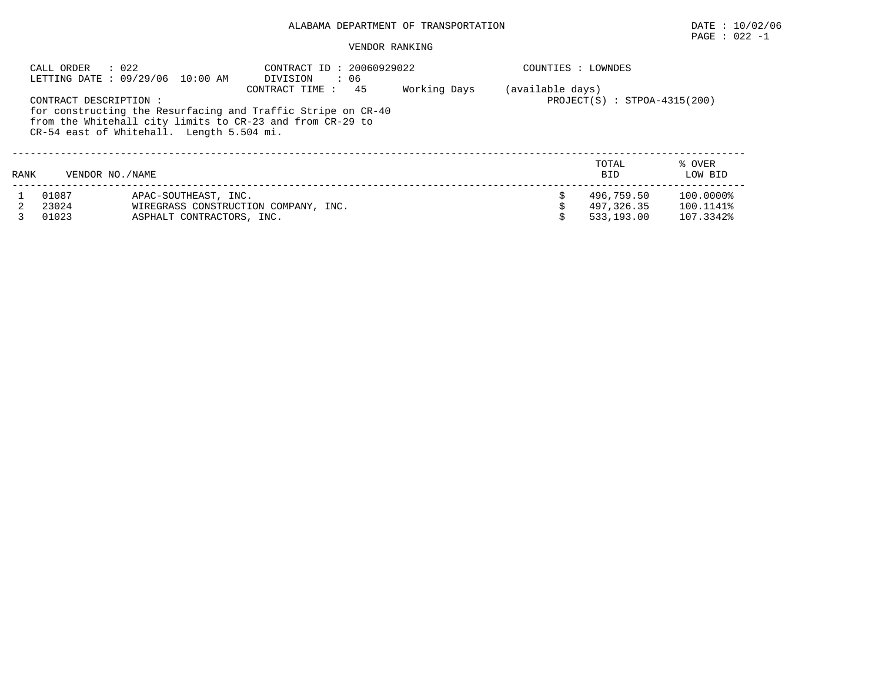ALABAMA DEPARTMENT OF TRANSPORTATION

DATE : 10/02/06
PAGE : 022 -1

VENDOR RANKING

CALL ORDER : 022
LETTING DATE : 09/29/06 10:00 AM

CONTRACT ID : 20060929022
DIVISION : 06
CONTRACT TIME : 45 Working Days (available days)

COUNTIES : LOWNDES
PROJECT(S) : STPOA-4315(200)

CONTRACT DESCRIPTION :
for constructing the Resurfacing and Traffic Stripe on CR-40 from the Whitehall city limits to CR-23 and from CR-29 to CR-54 east of Whitehall. Length 5.504 mi.

| RANK | VENDOR NO. | NAME | TOTAL BID | % OVER LOW BID |
|---|---|---|---|---|
| 1 | 01087 | APAC-SOUTHEAST, INC. | $ 496,759.50 | 100.0000% |
| 2 | 23024 | WIREGRASS CONSTRUCTION COMPANY, INC. | $ 497,326.35 | 100.1141% |
| 3 | 01023 | ASPHALT CONTRACTORS, INC. | $ 533,193.00 | 107.3342% |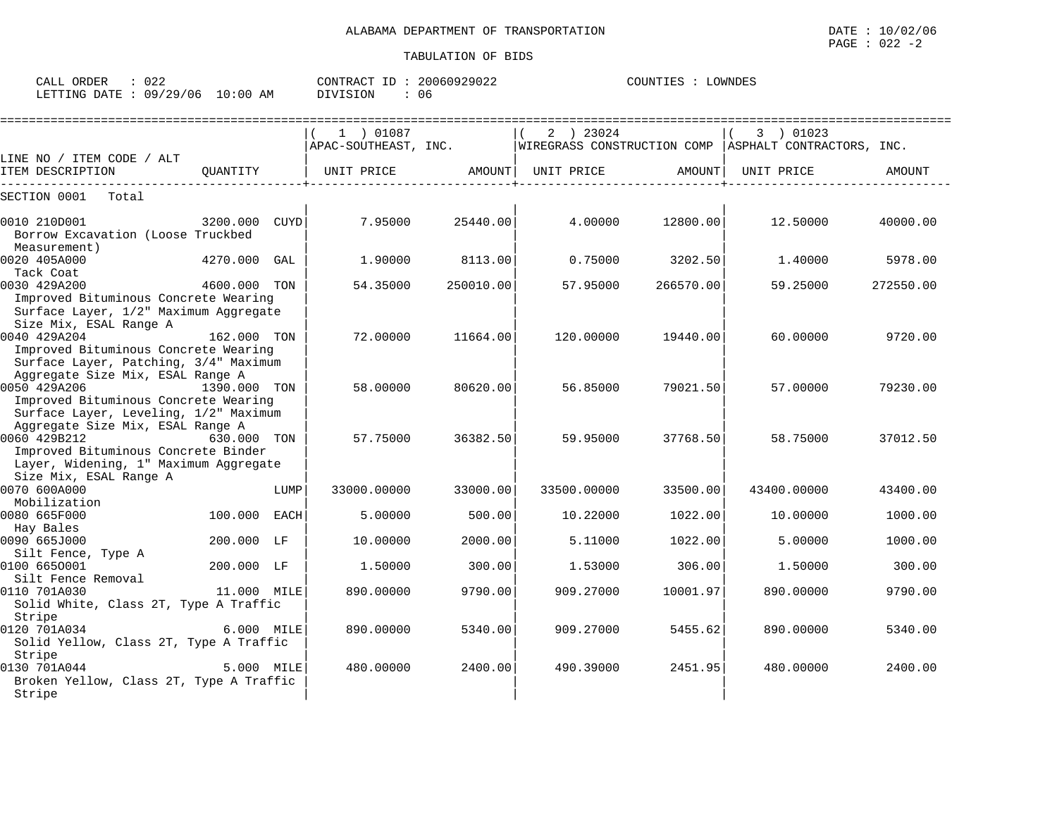ALABAMA DEPARTMENT OF TRANSPORTATION

TABULATION OF BIDS

CALL ORDER : 022 CONTRACT ID : 20060929022 COUNTIES : LOWNDES
LETTING DATE : 09/29/06 10:00 AM DIVISION : 06

| LINE NO / ITEM CODE / ALT ITEM DESCRIPTION | QUANTITY | | ( 1 ) 01087 APAC-SOUTHEAST, INC. UNIT PRICE | AMOUNT | ( 2 ) 23024 WIREGRASS CONSTRUCTION COMP UNIT PRICE | AMOUNT | ( 3 ) 01023 ASPHALT CONTRACTORS, INC. UNIT PRICE | AMOUNT |
|---|---|---|---|---|---|---|---|---|
| SECTION 0001 Total | | | | | | | | |
| 0010 210D001 Borrow Excavation (Loose Truckbed Measurement) | 3200.000 | CUYD | 7.95000 | 25440.00 | 4.00000 | 12800.00 | 12.50000 | 40000.00 |
| 0020 405A000 Tack Coat | 4270.000 | GAL | 1.90000 | 8113.00 | 0.75000 | 3202.50 | 1.40000 | 5978.00 |
| 0030 429A200 Improved Bituminous Concrete Wearing Surface Layer, 1/2" Maximum Aggregate Size Mix, ESAL Range A | 4600.000 | TON | 54.35000 | 250010.00 | 57.95000 | 266570.00 | 59.25000 | 272550.00 |
| 0040 429A204 Improved Bituminous Concrete Wearing Surface Layer, Patching, 3/4" Maximum Aggregate Size Mix, ESAL Range A | 162.000 | TON | 72.00000 | 11664.00 | 120.00000 | 19440.00 | 60.00000 | 9720.00 |
| 0050 429A206 Improved Bituminous Concrete Wearing Surface Layer, Leveling, 1/2" Maximum Aggregate Size Mix, ESAL Range A | 1390.000 | TON | 58.00000 | 80620.00 | 56.85000 | 79021.50 | 57.00000 | 79230.00 |
| 0060 429B212 Improved Bituminous Concrete Binder Layer, Widening, 1" Maximum Aggregate Size Mix, ESAL Range A | 630.000 | TON | 57.75000 | 36382.50 | 59.95000 | 37768.50 | 58.75000 | 37012.50 |
| 0070 600A000 Mobilization | | LUMP | 33000.00000 | 33000.00 | 33500.00000 | 33500.00 | 43400.00000 | 43400.00 |
| 0080 665F000 Hay Bales | 100.000 | EACH | 5.00000 | 500.00 | 10.22000 | 1022.00 | 10.00000 | 1000.00 |
| 0090 665J000 Silt Fence, Type A | 200.000 | LF | 10.00000 | 2000.00 | 5.11000 | 1022.00 | 5.00000 | 1000.00 |
| 0100 665O001 Silt Fence Removal | 200.000 | LF | 1.50000 | 300.00 | 1.53000 | 306.00 | 1.50000 | 300.00 |
| 0110 701A030 Solid White, Class 2T, Type A Traffic Stripe | 11.000 | MILE | 890.00000 | 9790.00 | 909.27000 | 10001.97 | 890.00000 | 9790.00 |
| 0120 701A034 Solid Yellow, Class 2T, Type A Traffic Stripe | 6.000 | MILE | 890.00000 | 5340.00 | 909.27000 | 5455.62 | 890.00000 | 5340.00 |
| 0130 701A044 Broken Yellow, Class 2T, Type A Traffic Stripe | 5.000 | MILE | 480.00000 | 2400.00 | 490.39000 | 2451.95 | 480.00000 | 2400.00 |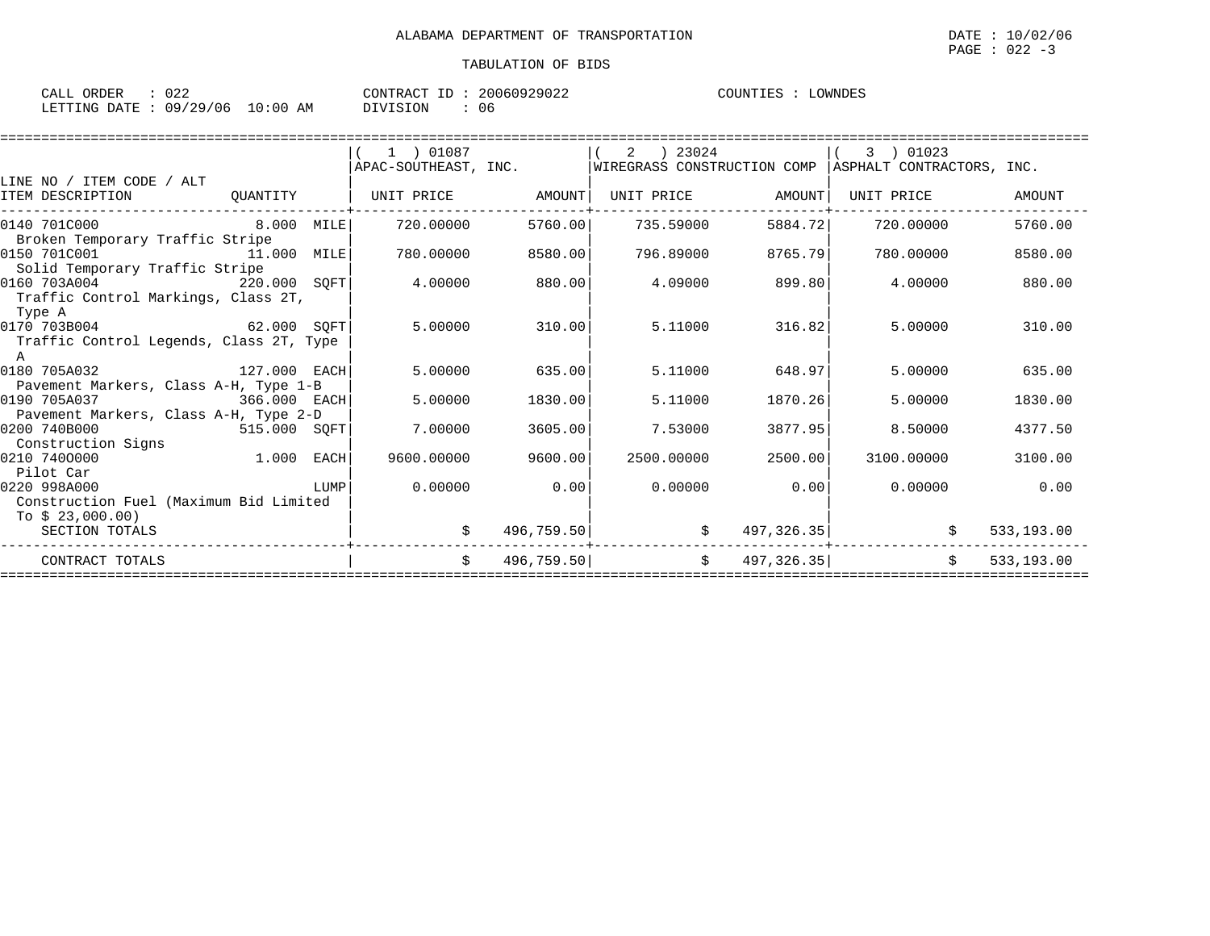ALABAMA DEPARTMENT OF TRANSPORTATION

TABULATION OF BIDS

CALL ORDER : 022 CONTRACT ID : 20060929022 COUNTIES : LOWNDES
LETTING DATE : 09/29/06 10:00 AM DIVISION : 06

| LINE NO / ITEM CODE / ALT ITEM DESCRIPTION | QUANTITY | (1) 01087 APAC-SOUTHEAST, INC. UNIT PRICE | AMOUNT | (2) 23024 WIREGRASS CONSTRUCTION COMP UNIT PRICE | AMOUNT | (3) 01023 ASPHALT CONTRACTORS, INC. UNIT PRICE | AMOUNT |
|---|---|---|---|---|---|---|---|
| 0140 701C000 Broken Temporary Traffic Stripe | 8.000 MILE | 720.00000 | 5760.00 | 735.59000 | 5884.72 | 720.00000 | 5760.00 |
| 0150 701C001 Solid Temporary Traffic Stripe | 11.000 MILE | 780.00000 | 8580.00 | 796.89000 | 8765.79 | 780.00000 | 8580.00 |
| 0160 703A004 Traffic Control Markings, Class 2T, Type A | 220.000 SQFT | 4.00000 | 880.00 | 4.09000 | 899.80 | 4.00000 | 880.00 |
| 0170 703B004 Traffic Control Legends, Class 2T, Type A | 62.000 SQFT | 5.00000 | 310.00 | 5.11000 | 316.82 | 5.00000 | 310.00 |
| 0180 705A032 Pavement Markers, Class A-H, Type 1-B | 127.000 EACH | 5.00000 | 635.00 | 5.11000 | 648.97 | 5.00000 | 635.00 |
| 0190 705A037 Pavement Markers, Class A-H, Type 2-D | 366.000 EACH | 5.00000 | 1830.00 | 5.11000 | 1870.26 | 5.00000 | 1830.00 |
| 0200 740B000 Construction Signs | 515.000 SQFT | 7.00000 | 3605.00 | 7.53000 | 3877.95 | 8.50000 | 4377.50 |
| 0210 740O000 Pilot Car | 1.000 EACH | 9600.00000 | 9600.00 | 2500.00000 | 2500.00 | 3100.00000 | 3100.00 |
| 0220 998A000 Construction Fuel (Maximum Bid Limited To $ 23,000.00) | LUMP | 0.00000 | 0.00 | 0.00000 | 0.00 | 0.00000 | 0.00 |
| SECTION TOTALS | | | $ 496,759.50 | | $ 497,326.35 | | $ 533,193.00 |
| CONTRACT TOTALS | | | $ 496,759.50 | | $ 497,326.35 | | $ 533,193.00 |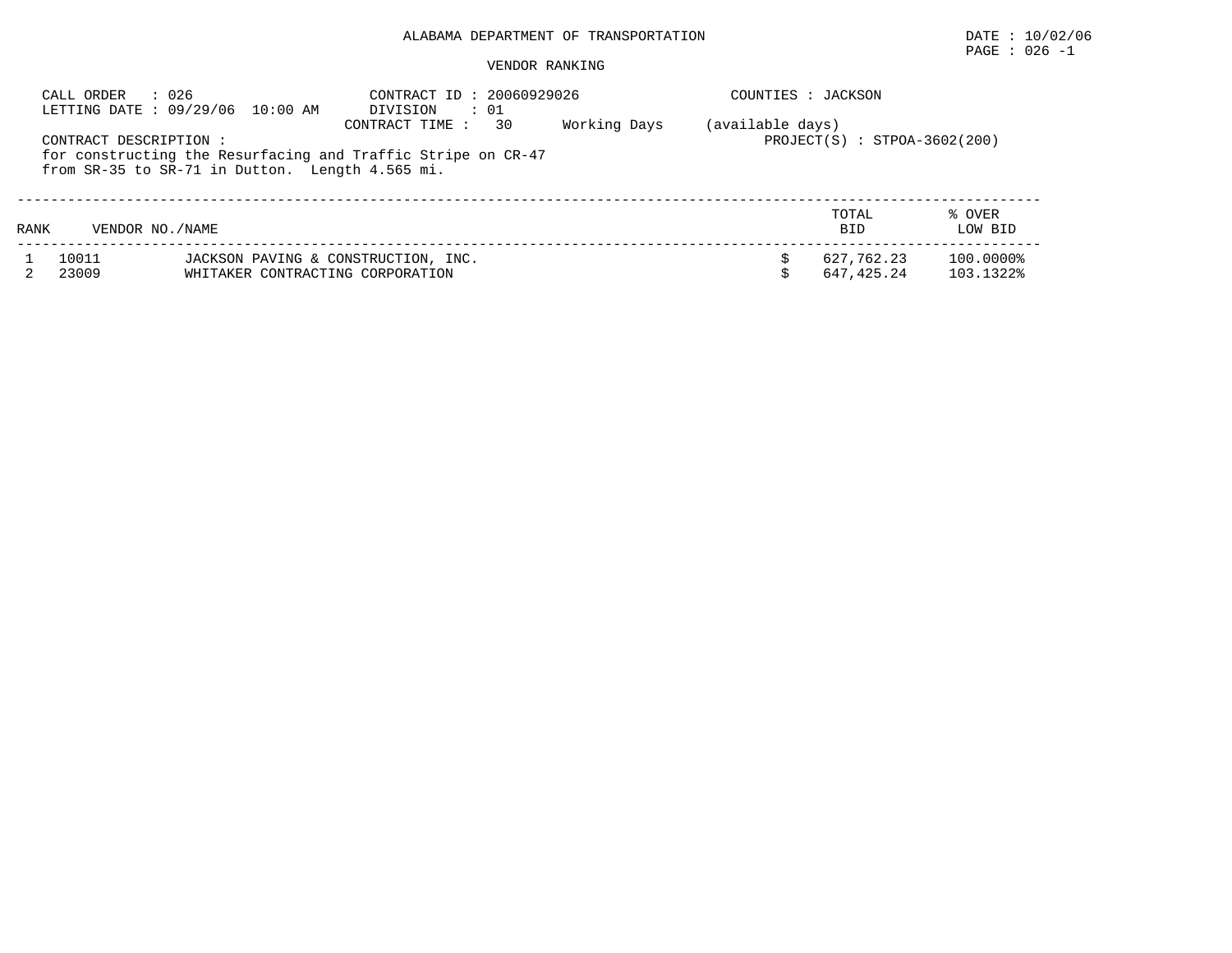# ALABAMA DEPARTMENT OF TRANSPORTATION

DATE : 10/02/06

## VENDOR RANKING

CALL ORDER : 026
LETTING DATE : 09/29/06 10:00 AM
CONTRACT ID : 20060929026
DIVISION : 01
CONTRACT TIME : 30 Working Days (available days)
COUNTIES : JACKSON
PROJECT(S) : STPOA-3602(200)

CONTRACT DESCRIPTION :
for constructing the Resurfacing and Traffic Stripe on CR-47 from SR-35 to SR-71 in Dutton. Length 4.565 mi.

| RANK | VENDOR NO. | NAME | TOTAL BID | % OVER LOW BID |
|---|---|---|---|---|
| 1 | 10011 | JACKSON PAVING & CONSTRUCTION, INC. | $ 627,762.23 | 100.0000% |
| 2 | 23009 | WHITAKER CONTRACTING CORPORATION | $ 647,425.24 | 103.1322% |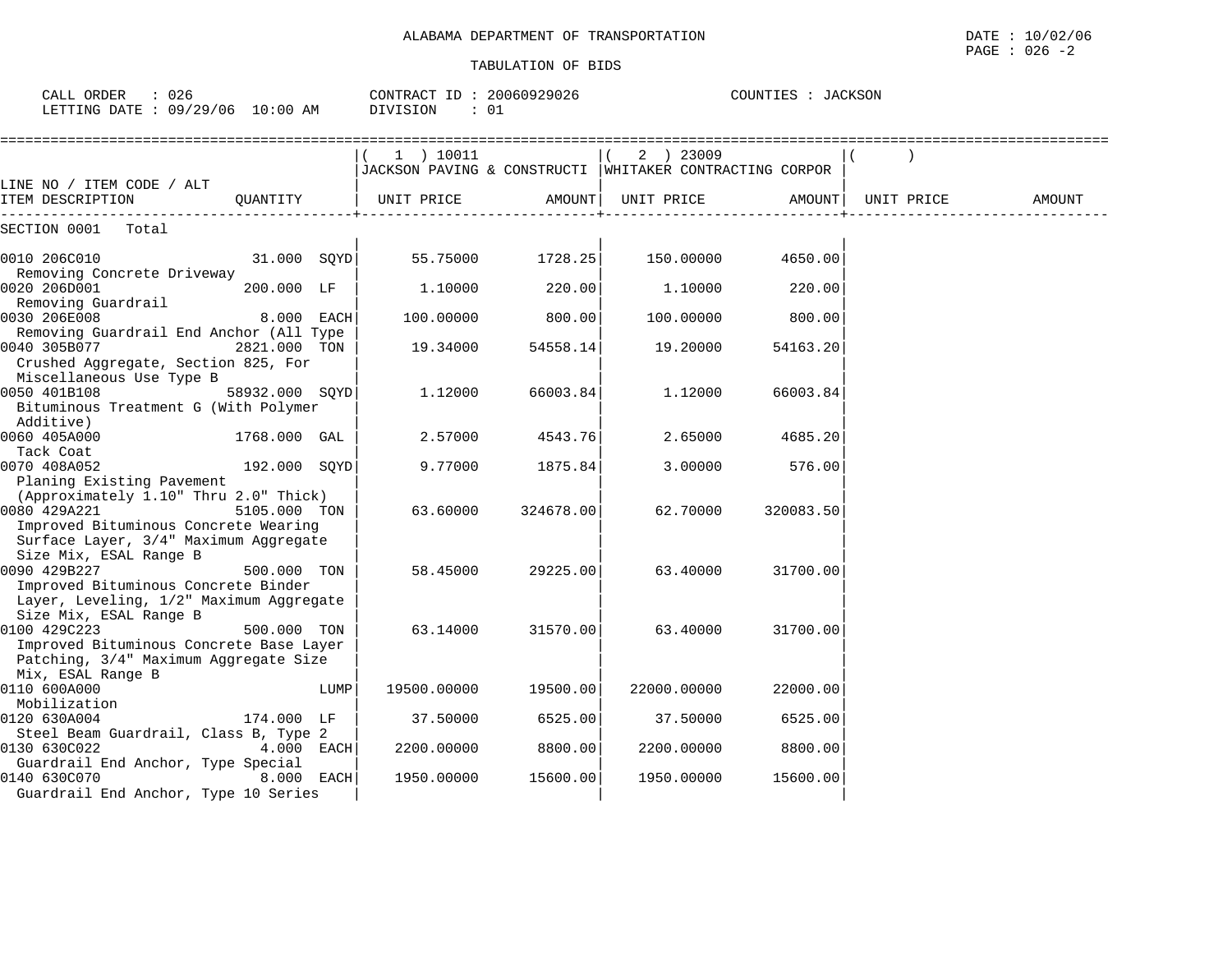ALABAMA DEPARTMENT OF TRANSPORTATION

TABULATION OF BIDS

DATE : 10/02/06
PAGE : 026 -2

CALL ORDER : 026
LETTING DATE : 09/29/06 10:00 AM

CONTRACT ID : 20060929026
DIVISION : 01

COUNTIES : JACKSON

| LINE NO / ITEM CODE / ALT<br>ITEM DESCRIPTION | QUANTITY | ( 1 ) 10011<br>JACKSON PAVING & CONSTRUCTI<br>UNIT PRICE | AMOUNT | ( 2 ) 23009<br>WHITAKER CONTRACTING CORPOR<br>UNIT PRICE | AMOUNT | ( )<br>UNIT PRICE | AMOUNT |
|---|---|---|---|---|---|---|---|
| SECTION 0001 Total | | | | | | | |
| 0010 206C010<br>Removing Concrete Driveway | 31.000 SQYD | 55.75000 | 1728.25 | 150.00000 | 4650.00 | | |
| 0020 206D001<br>Removing Guardrail | 200.000 LF | 1.10000 | 220.00 | 1.10000 | 220.00 | | |
| 0030 206E008<br>Removing Guardrail End Anchor (All Type | 8.000 EACH | 100.00000 | 800.00 | 100.00000 | 800.00 | | |
| 0040 305B077<br>Crushed Aggregate, Section 825, For Miscellaneous Use Type B | 2821.000 TON | 19.34000 | 54558.14 | 19.20000 | 54163.20 | | |
| 0050 401B108<br>Bituminous Treatment G (With Polymer Additive) | 58932.000 SQYD | 1.12000 | 66003.84 | 1.12000 | 66003.84 | | |
| 0060 405A000<br>Tack Coat | 1768.000 GAL | 2.57000 | 4543.76 | 2.65000 | 4685.20 | | |
| 0070 408A052<br>Planing Existing Pavement (Approximately 1.10" Thru 2.0" Thick) | 192.000 SQYD | 9.77000 | 1875.84 | 3.00000 | 576.00 | | |
| 0080 429A221<br>Improved Bituminous Concrete Wearing Surface Layer, 3/4" Maximum Aggregate Size Mix, ESAL Range B | 5105.000 TON | 63.60000 | 324678.00 | 62.70000 | 320083.50 | | |
| 0090 429B227<br>Improved Bituminous Concrete Binder Layer, Leveling, 1/2" Maximum Aggregate Size Mix, ESAL Range B | 500.000 TON | 58.45000 | 29225.00 | 63.40000 | 31700.00 | | |
| 0100 429C223<br>Improved Bituminous Concrete Base Layer Patching, 3/4" Maximum Aggregate Size Mix, ESAL Range B | 500.000 TON | 63.14000 | 31570.00 | 63.40000 | 31700.00 | | |
| 0110 600A000<br>Mobilization | LUMP | 19500.00000 | 19500.00 | 22000.00000 | 22000.00 | | |
| 0120 630A004<br>Steel Beam Guardrail, Class B, Type 2 | 174.000 LF | 37.50000 | 6525.00 | 37.50000 | 6525.00 | | |
| 0130 630C022<br>Guardrail End Anchor, Type Special | 4.000 EACH | 2200.00000 | 8800.00 | 2200.00000 | 8800.00 | | |
| 0140 630C070<br>Guardrail End Anchor, Type 10 Series | 8.000 EACH | 1950.00000 | 15600.00 | 1950.00000 | 15600.00 | | |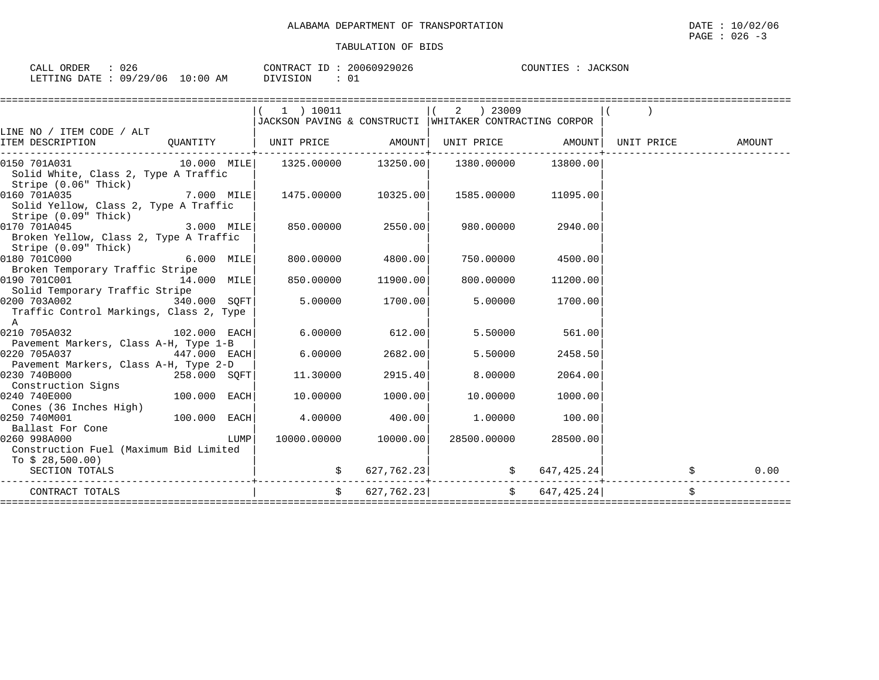ALABAMA DEPARTMENT OF TRANSPORTATION

TABULATION OF BIDS

CALL ORDER : 026 | CONTRACT ID : 20060929026 | COUNTIES : JACKSON

LETTING DATE : 09/29/06 10:00 AM | DIVISION : 01

| LINE NO / ITEM CODE / ALT ITEM DESCRIPTION | QUANTITY | ( 1 ) 10011 JACKSON PAVING & CONSTRUCTI UNIT PRICE | AMOUNT | ( 2 ) 23009 WHITAKER CONTRACTING CORPOR UNIT PRICE | AMOUNT | ( ) UNIT PRICE | AMOUNT |
|---|---|---|---|---|---|---|---|
| 0150 701A031 Solid White, Class 2, Type A Traffic Stripe (0.06" Thick) | 10.000 MILE | 1325.00000 | 13250.00 | 1380.00000 | 13800.00 | | |
| 0160 701A035 Solid Yellow, Class 2, Type A Traffic Stripe (0.09" Thick) | 7.000 MILE | 1475.00000 | 10325.00 | 1585.00000 | 11095.00 | | |
| 0170 701A045 Broken Yellow, Class 2, Type A Traffic Stripe (0.09" Thick) | 3.000 MILE | 850.00000 | 2550.00 | 980.00000 | 2940.00 | | |
| 0180 701C000 Broken Temporary Traffic Stripe | 6.000 MILE | 800.00000 | 4800.00 | 750.00000 | 4500.00 | | |
| 0190 701C001 Solid Temporary Traffic Stripe | 14.000 MILE | 850.00000 | 11900.00 | 800.00000 | 11200.00 | | |
| 0200 703A002 Traffic Control Markings, Class 2, Type A | 340.000 SQFT | 5.00000 | 1700.00 | 5.00000 | 1700.00 | | |
| 0210 705A032 Pavement Markers, Class A-H, Type 1-B | 102.000 EACH | 6.00000 | 612.00 | 5.50000 | 561.00 | | |
| 0220 705A037 Pavement Markers, Class A-H, Type 2-D | 447.000 EACH | 6.00000 | 2682.00 | 5.50000 | 2458.50 | | |
| 0230 740B000 Construction Signs | 258.000 SQFT | 11.30000 | 2915.40 | 8.00000 | 2064.00 | | |
| 0240 740E000 Cones (36 Inches High) | 100.000 EACH | 10.00000 | 1000.00 | 10.00000 | 1000.00 | | |
| 0250 740M001 Ballast For Cone | 100.000 EACH | 4.00000 | 400.00 | 1.00000 | 100.00 | | |
| 0260 998A000 Construction Fuel (Maximum Bid Limited To $ 28,500.00) | LUMP | 10000.00000 | 10000.00 | 28500.00000 | 28500.00 | | |
| SECTION TOTALS | | | $ 627,762.23 | | $ 647,425.24 | | $ 0.00 |
| CONTRACT TOTALS | | | $ 627,762.23 | | $ 647,425.24 | | $ |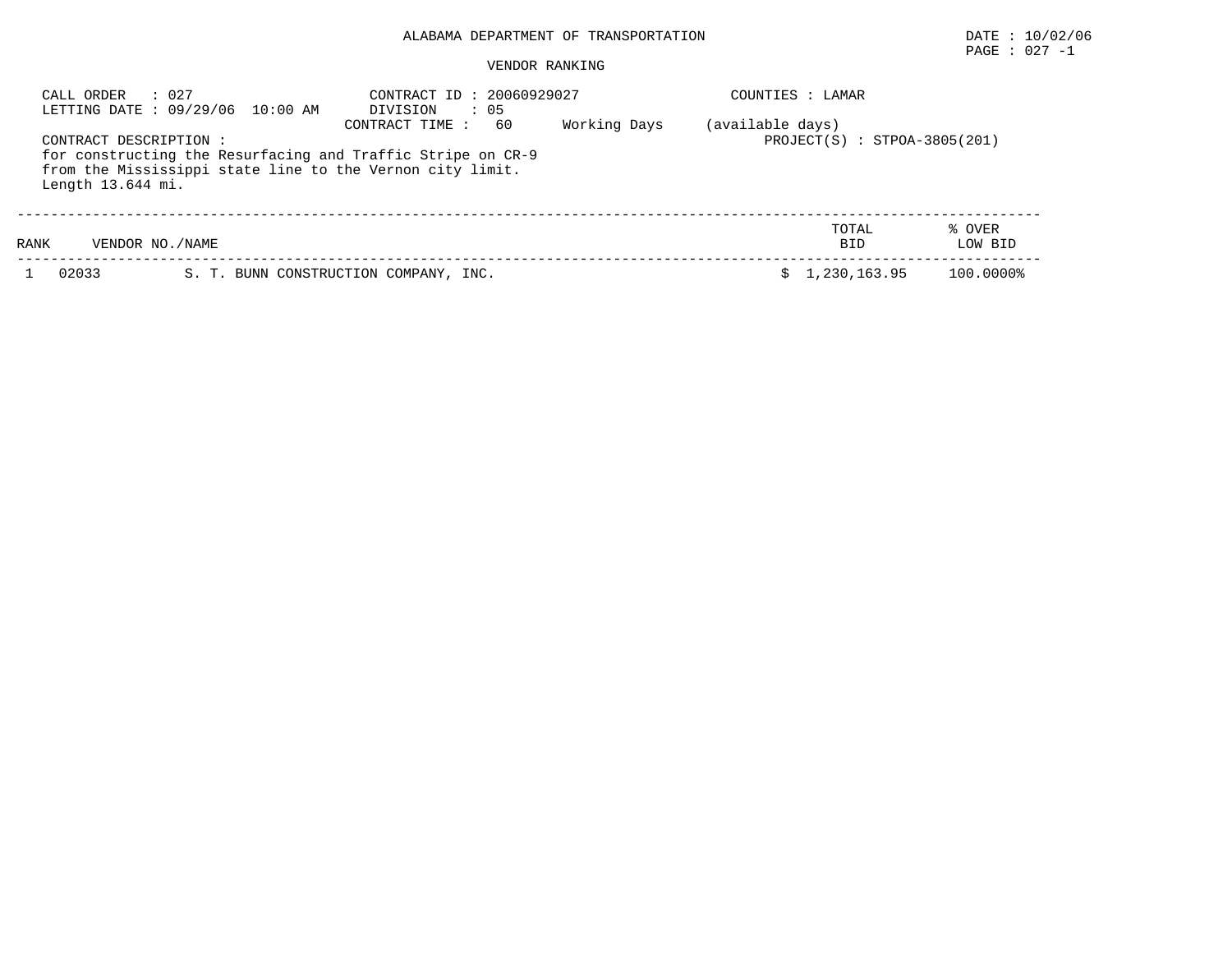ALABAMA DEPARTMENT OF TRANSPORTATION

DATE : 10/02/06

PAGE : 027 -1

VENDOR RANKING

CALL ORDER : 027
LETTING DATE : 09/29/06 10:00 AM

CONTRACT ID : 20060929027
DIVISION : 05
CONTRACT TIME : 60 Working Days (available days)

COUNTIES : LAMAR

PROJECT(S) : STPOA-3805(201)

CONTRACT DESCRIPTION :
for constructing the Resurfacing and Traffic Stripe on CR-9
from the Mississippi state line to the Vernon city limit.
Length 13.644 mi.

| RANK | VENDOR NO./NAME | | TOTAL BID | % OVER LOW BID |
|---|---|---|---|---|
| 1 | 02033 | S. T. BUNN CONSTRUCTION COMPANY, INC. | $ 1,230,163.95 | 100.0000% |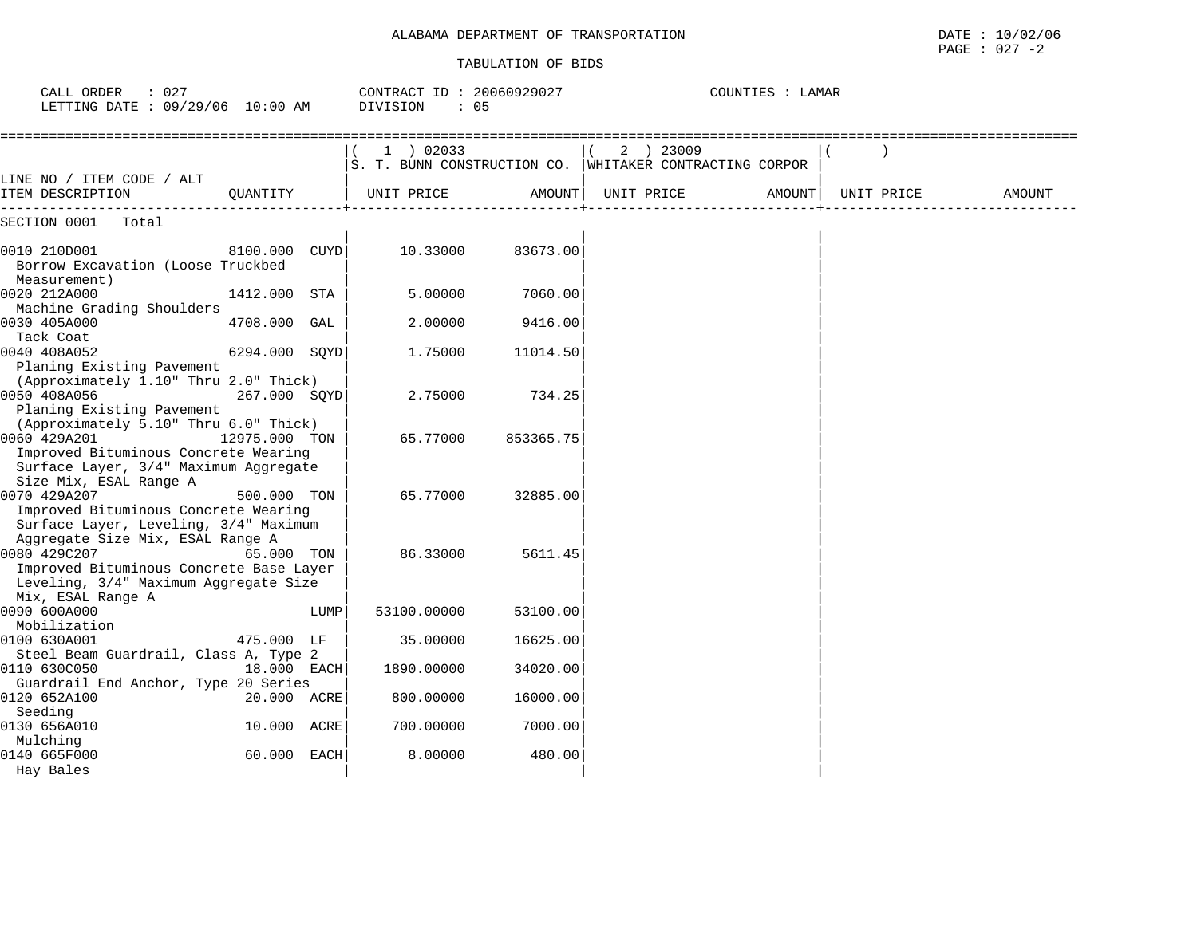ALABAMA DEPARTMENT OF TRANSPORTATION

TABULATION OF BIDS

DATE : 10/02/06

CALL ORDER : 027 CONTRACT ID : 20060929027 COUNTIES : LAMAR
LETTING DATE : 09/29/06 10:00 AM DIVISION : 05

| LINE NO / ITEM CODE / ALT ITEM DESCRIPTION | QUANTITY | ( 1 ) 02033 S. T. BUNN CONSTRUCTION CO. UNIT PRICE | AMOUNT | ( 2 ) 23009 WHITAKER CONTRACTING CORPOR UNIT PRICE | AMOUNT | ( ) UNIT PRICE | AMOUNT |
|---|---|---|---|---|---|---|---|
| SECTION 0001 Total | | | | | | | |
| 0010 210D001 Borrow Excavation (Loose Truckbed Measurement) | 8100.000 CUYD | 10.33000 | 83673.00 | | | | |
| 0020 212A000 Machine Grading Shoulders | 1412.000 STA | 5.00000 | 7060.00 | | | | |
| 0030 405A000 Tack Coat | 4708.000 GAL | 2.00000 | 9416.00 | | | | |
| 0040 408A052 Planing Existing Pavement (Approximately 1.10" Thru 2.0" Thick) | 6294.000 SQYD | 1.75000 | 11014.50 | | | | |
| 0050 408A056 Planing Existing Pavement (Approximately 5.10" Thru 6.0" Thick) | 267.000 SQYD | 2.75000 | 734.25 | | | | |
| 0060 429A201 Improved Bituminous Concrete Wearing Surface Layer, 3/4" Maximum Aggregate Size Mix, ESAL Range A | 12975.000 TON | 65.77000 | 853365.75 | | | | |
| 0070 429A207 Improved Bituminous Concrete Wearing Surface Layer, Leveling, 3/4" Maximum Aggregate Size Mix, ESAL Range A | 500.000 TON | 65.77000 | 32885.00 | | | | |
| 0080 429C207 Improved Bituminous Concrete Base Layer Leveling, 3/4" Maximum Aggregate Size Mix, ESAL Range A | 65.000 TON | 86.33000 | 5611.45 | | | | |
| 0090 600A000 Mobilization | LUMP | 53100.00000 | 53100.00 | | | | |
| 0100 630A001 Steel Beam Guardrail, Class A, Type 2 | 475.000 LF | 35.00000 | 16625.00 | | | | |
| 0110 630C050 Guardrail End Anchor, Type 20 Series | 18.000 EACH | 1890.00000 | 34020.00 | | | | |
| 0120 652A100 Seeding | 20.000 ACRE | 800.00000 | 16000.00 | | | | |
| 0130 656A010 Mulching | 10.000 ACRE | 700.00000 | 7000.00 | | | | |
| 0140 665F000 Hay Bales | 60.000 EACH | 8.00000 | 480.00 | | | | |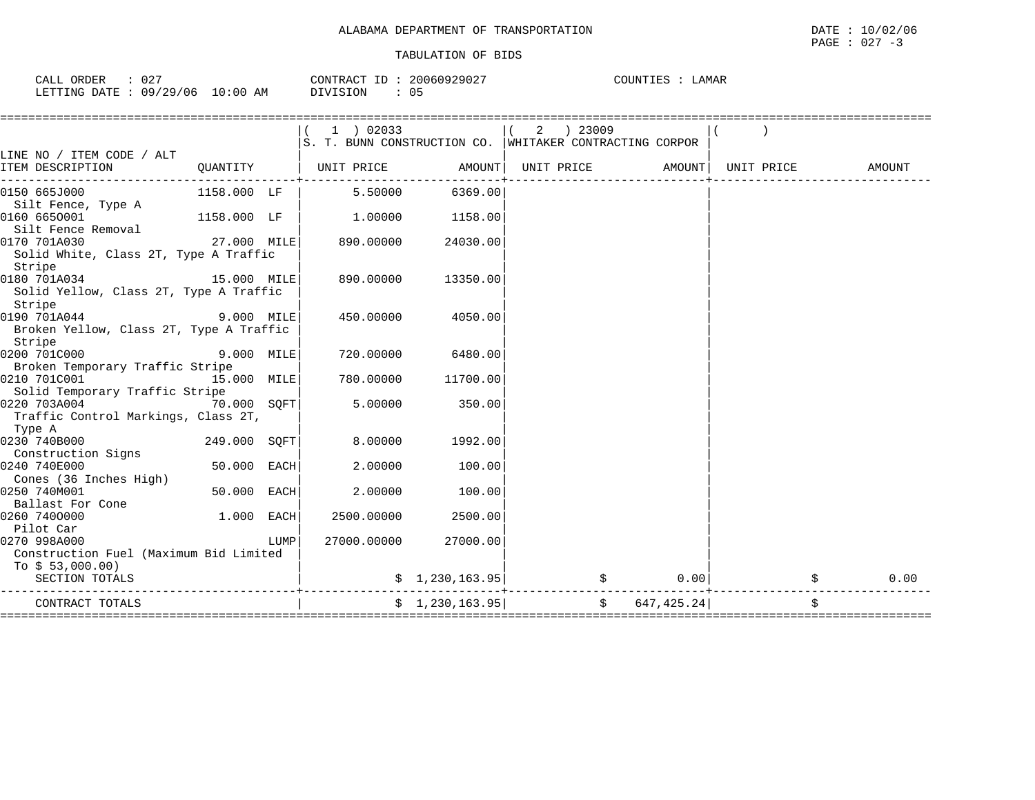ALABAMA DEPARTMENT OF TRANSPORTATION

DATE : 10/02/06

PAGE : 027 -3

TABULATION OF BIDS

CALL ORDER : 027 &nbsp;&nbsp;&nbsp; CONTRACT ID : 20060929027 &nbsp;&nbsp;&nbsp; COUNTIES : LAMAR

LETTING DATE : 09/29/06 10:00 AM &nbsp;&nbsp;&nbsp; DIVISION : 05

| LINE NO / ITEM CODE / ALT<br>ITEM DESCRIPTION | QUANTITY | ( 1 ) 02033<br>S. T. BUNN CONSTRUCTION CO.<br>UNIT PRICE | AMOUNT | ( 2 ) 23009<br>WHITAKER CONTRACTING CORPOR<br>UNIT PRICE | AMOUNT | ( )<br>UNIT PRICE | AMOUNT |
|---|---|---|---|---|---|---|---|
| 0150 665J000<br>Silt Fence, Type A | 1158.000 LF | 5.50000 | 6369.00 | | | | |
| 0160 665O001<br>Silt Fence Removal | 1158.000 LF | 1.00000 | 1158.00 | | | | |
| 0170 701A030<br>Solid White, Class 2T, Type A Traffic Stripe | 27.000 MILE | 890.00000 | 24030.00 | | | | |
| 0180 701A034<br>Solid Yellow, Class 2T, Type A Traffic Stripe | 15.000 MILE | 890.00000 | 13350.00 | | | | |
| 0190 701A044<br>Broken Yellow, Class 2T, Type A Traffic Stripe | 9.000 MILE | 450.00000 | 4050.00 | | | | |
| 0200 701C000<br>Broken Temporary Traffic Stripe | 9.000 MILE | 720.00000 | 6480.00 | | | | |
| 0210 701C001<br>Solid Temporary Traffic Stripe | 15.000 MILE | 780.00000 | 11700.00 | | | | |
| 0220 703A004<br>Traffic Control Markings, Class 2T, Type A | 70.000 SQFT | 5.00000 | 350.00 | | | | |
| 0230 740B000<br>Construction Signs | 249.000 SQFT | 8.00000 | 1992.00 | | | | |
| 0240 740E000<br>Cones (36 Inches High) | 50.000 EACH | 2.00000 | 100.00 | | | | |
| 0250 740M001<br>Ballast For Cone | 50.000 EACH | 2.00000 | 100.00 | | | | |
| 0260 740O000<br>Pilot Car | 1.000 EACH | 2500.00000 | 2500.00 | | | | |
| 0270 998A000<br>Construction Fuel (Maximum Bid Limited To $ 53,000.00) | LUMP | 27000.00000 | 27000.00 | | | | |
| SECTION TOTALS | | | $ 1,230,163.95 | | $ 0.00 | | $ 0.00 |
| CONTRACT TOTALS | | | $ 1,230,163.95 | | $ 647,425.24 | | $ |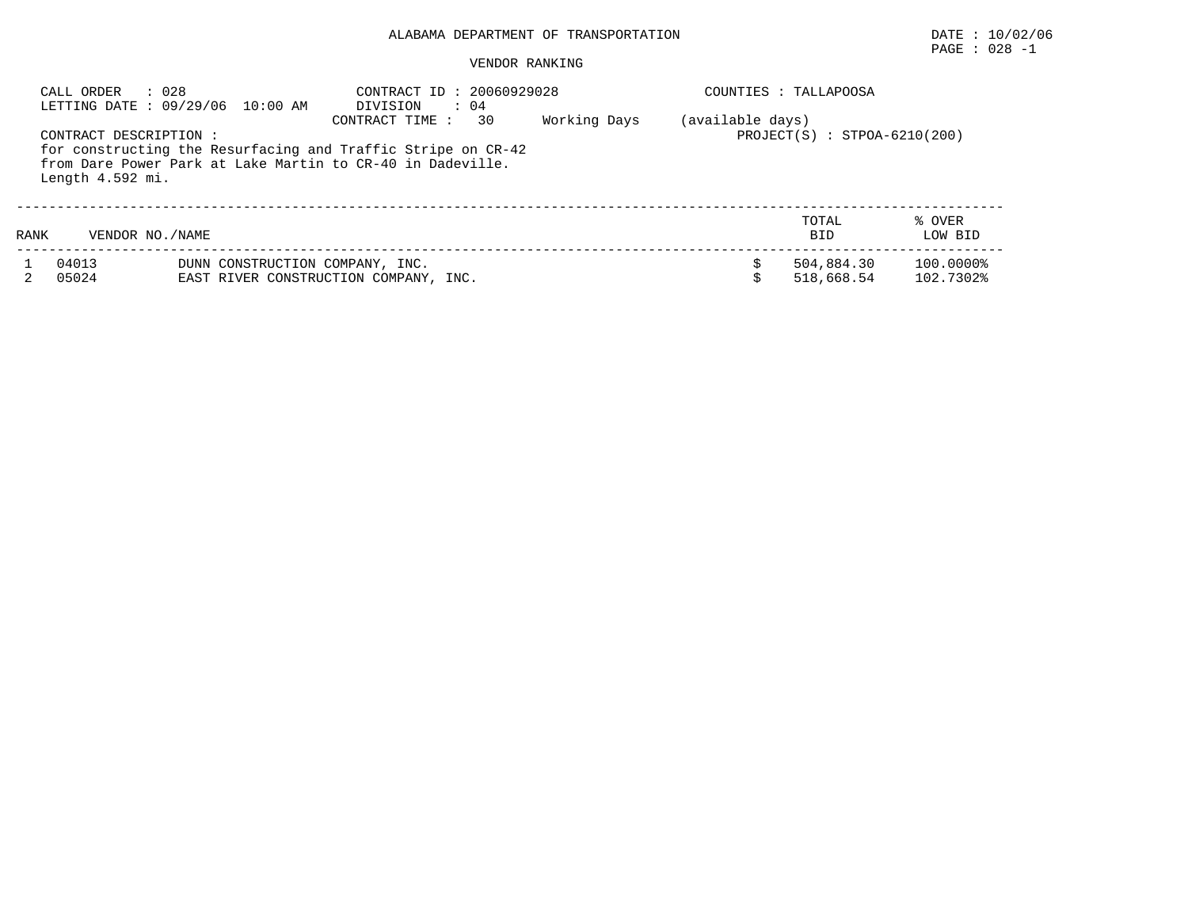ALABAMA DEPARTMENT OF TRANSPORTATION

DATE : 10/02/06

PAGE : 028 -1

VENDOR RANKING

CALL ORDER : 028
LETTING DATE : 09/29/06 10:00 AM

CONTRACT ID : 20060929028
DIVISION : 04
CONTRACT TIME : 30 Working Days (available days)

COUNTIES : TALLAPOOSA

PROJECT(S) : STPOA-6210(200)

CONTRACT DESCRIPTION :
for constructing the Resurfacing and Traffic Stripe on CR-42
from Dare Power Park at Lake Martin to CR-40 in Dadeville.
Length 4.592 mi.

| RANK | VENDOR NO. | NAME | TOTAL BID | % OVER LOW BID |
|---|---|---|---|---|
| 1 | 04013 | DUNN CONSTRUCTION COMPANY, INC. | $ 504,884.30 | 100.0000% |
| 2 | 05024 | EAST RIVER CONSTRUCTION COMPANY, INC. | $ 518,668.54 | 102.7302% |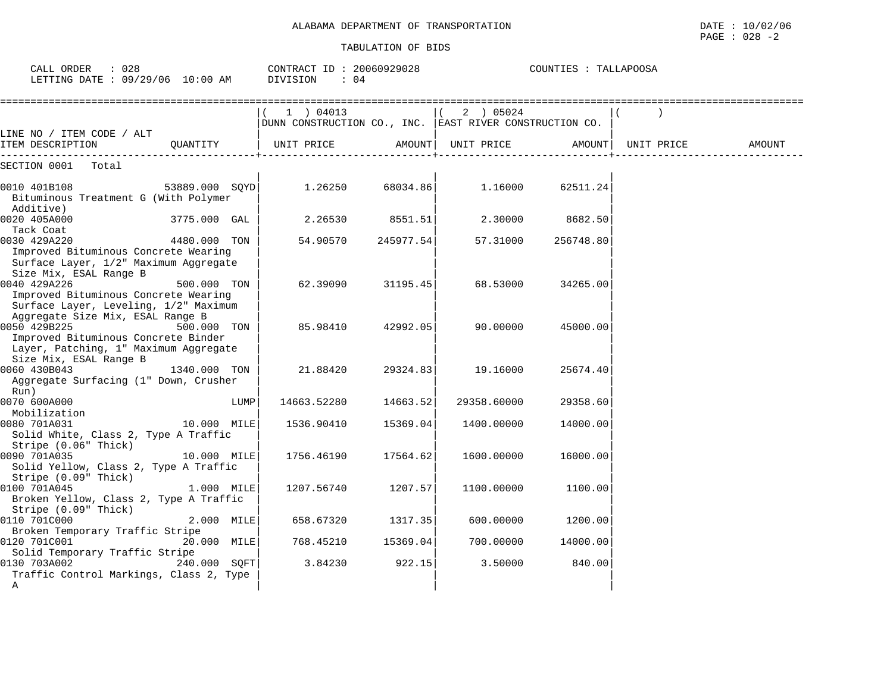ALABAMA DEPARTMENT OF TRANSPORTATION

TABULATION OF BIDS

DATE : 10/02/06
PAGE : 028 -2

CALL ORDER : 028 CONTRACT ID : 20060929028 COUNTIES : TALLAPOOSA
LETTING DATE : 09/29/06 10:00 AM DIVISION : 04

| LINE NO / ITEM CODE / ALT | | (1) 04013 DUNN CONSTRUCTION CO., INC. | | (2) 05024 EAST RIVER CONSTRUCTION CO. | | ( ) | |
|---|---|---|---|---|---|---|---|
| ITEM DESCRIPTION | QUANTITY | UNIT PRICE | AMOUNT | UNIT PRICE | AMOUNT | UNIT PRICE | AMOUNT |
| SECTION 0001 Total | | | | | | | |
| 0010 401B108 Bituminous Treatment G (With Polymer Additive) | 53889.000 SQYD | 1.26250 | 68034.86 | 1.16000 | 62511.24 | | |
| 0020 405A000 Tack Coat | 3775.000 GAL | 2.26530 | 8551.51 | 2.30000 | 8682.50 | | |
| 0030 429A220 Improved Bituminous Concrete Wearing Surface Layer, 1/2" Maximum Aggregate Size Mix, ESAL Range B | 4480.000 TON | 54.90570 | 245977.54 | 57.31000 | 256748.80 | | |
| 0040 429A226 Improved Bituminous Concrete Wearing Surface Layer, Leveling, 1/2" Maximum Aggregate Size Mix, ESAL Range B | 500.000 TON | 62.39090 | 31195.45 | 68.53000 | 34265.00 | | |
| 0050 429B225 Improved Bituminous Concrete Binder Layer, Patching, 1" Maximum Aggregate Size Mix, ESAL Range B | 500.000 TON | 85.98410 | 42992.05 | 90.00000 | 45000.00 | | |
| 0060 430B043 Aggregate Surfacing (1" Down, Crusher Run) | 1340.000 TON | 21.88420 | 29324.83 | 19.16000 | 25674.40 | | |
| 0070 600A000 Mobilization | LUMP | 14663.52280 | 14663.52 | 29358.60000 | 29358.60 | | |
| 0080 701A031 Solid White, Class 2, Type A Traffic Stripe (0.06" Thick) | 10.000 MILE | 1536.90410 | 15369.04 | 1400.00000 | 14000.00 | | |
| 0090 701A035 Solid Yellow, Class 2, Type A Traffic Stripe (0.09" Thick) | 10.000 MILE | 1756.46190 | 17564.62 | 1600.00000 | 16000.00 | | |
| 0100 701A045 Broken Yellow, Class 2, Type A Traffic Stripe (0.09" Thick) | 1.000 MILE | 1207.56740 | 1207.57 | 1100.00000 | 1100.00 | | |
| 0110 701C000 Broken Temporary Traffic Stripe | 2.000 MILE | 658.67320 | 1317.35 | 600.00000 | 1200.00 | | |
| 0120 701C001 Solid Temporary Traffic Stripe | 20.000 MILE | 768.45210 | 15369.04 | 700.00000 | 14000.00 | | |
| 0130 703A002 Traffic Control Markings, Class 2, Type A | 240.000 SQFT | 3.84230 | 922.15 | 3.50000 | 840.00 | | |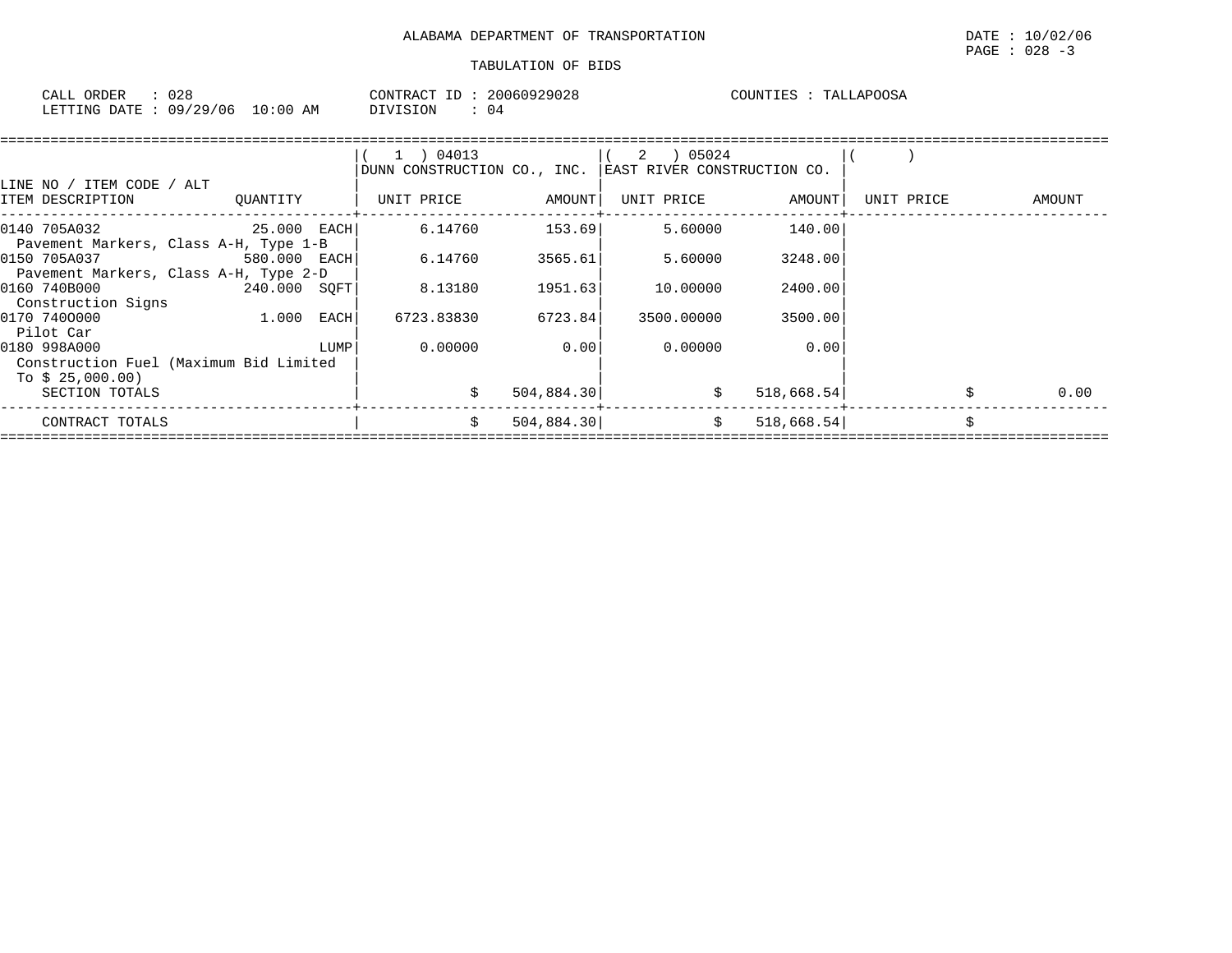ALABAMA DEPARTMENT OF TRANSPORTATION

TABULATION OF BIDS

CALL ORDER : 028 CONTRACT ID : 20060929028 COUNTIES : TALLAPOOSA
LETTING DATE : 09/29/06 10:00 AM DIVISION : 04

| LINE NO / ITEM CODE / ALT ITEM DESCRIPTION | QUANTITY | ( 1 ) 04013 DUNN CONSTRUCTION CO., INC. UNIT PRICE | AMOUNT | ( 2 ) 05024 EAST RIVER CONSTRUCTION CO. UNIT PRICE | AMOUNT | ( ) UNIT PRICE | AMOUNT |
|---|---|---|---|---|---|---|---|
| 0140 705A032 Pavement Markers, Class A-H, Type 1-B | 25.000 EACH | 6.14760 | 153.69 | 5.60000 | 140.00 | | |
| 0150 705A037 Pavement Markers, Class A-H, Type 2-D | 580.000 EACH | 6.14760 | 3565.61 | 5.60000 | 3248.00 | | |
| 0160 740B000 Construction Signs | 240.000 SQFT | 8.13180 | 1951.63 | 10.00000 | 2400.00 | | |
| 0170 740O000 Pilot Car | 1.000 EACH | 6723.83830 | 6723.84 | 3500.00000 | 3500.00 | | |
| 0180 998A000 Construction Fuel (Maximum Bid Limited To $ 25,000.00) | LUMP | 0.00000 | 0.00 | 0.00000 | 0.00 | | |
| SECTION TOTALS | | $ | 504,884.30 | $ | 518,668.54 | $ | 0.00 |
| CONTRACT TOTALS | | $ | 504,884.30 | $ | 518,668.54 | $ | |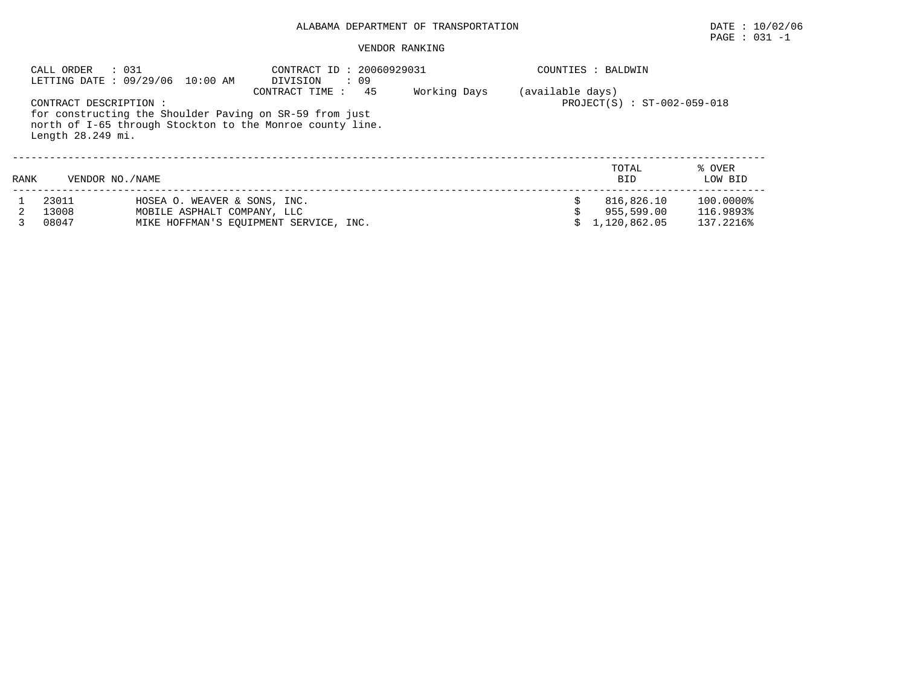ALABAMA DEPARTMENT OF TRANSPORTATION

DATE : 10/02/06

VENDOR RANKING

CALL ORDER : 031
LETTING DATE : 09/29/06 10:00 AM
CONTRACT ID : 20060929031
DIVISION : 09
CONTRACT TIME : 45 Working Days (available days)
COUNTIES : BALDWIN
PROJECT(S) : ST-002-059-018

CONTRACT DESCRIPTION :
for constructing the Shoulder Paving on SR-59 from just north of I-65 through Stockton to the Monroe county line. Length 28.249 mi.

| RANK | VENDOR NO. | NAME | TOTAL BID | % OVER LOW BID |
|---|---|---|---|---|
| 1 | 23011 | HOSEA O. WEAVER & SONS, INC. | $ 816,826.10 | 100.0000% |
| 2 | 13008 | MOBILE ASPHALT COMPANY, LLC | $ 955,599.00 | 116.9893% |
| 3 | 08047 | MIKE HOFFMAN'S EQUIPMENT SERVICE, INC. | $ 1,120,862.05 | 137.2216% |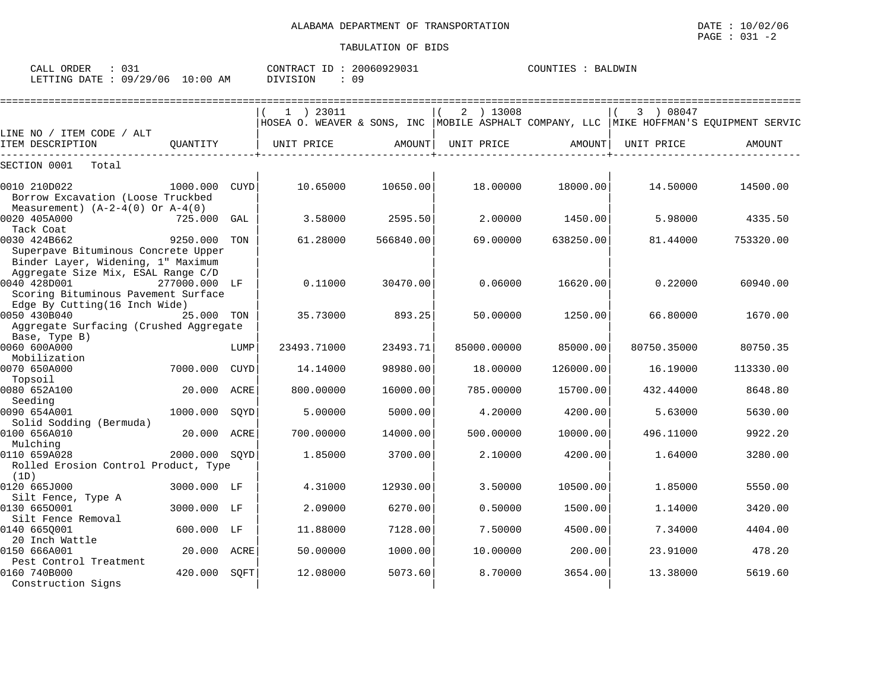ALABAMA DEPARTMENT OF TRANSPORTATION

TABULATION OF BIDS

DATE : 10/02/06
PAGE : 031 -2

CALL ORDER : 031
LETTING DATE : 09/29/06 10:00 AM

CONTRACT ID : 20060929031
DIVISION : 09

COUNTIES : BALDWIN

| LINE NO / ITEM CODE / ALT ITEM DESCRIPTION | QUANTITY | | ( 1 ) 23011 HOSEA O. WEAVER & SONS, INC UNIT PRICE | AMOUNT | ( 2 ) 13008 MOBILE ASPHALT COMPANY, LLC UNIT PRICE | AMOUNT | ( 3 ) 08047 MIKE HOFFMAN'S EQUIPMENT SERVIC UNIT PRICE | AMOUNT |
|---|---|---|---|---|---|---|---|---|
| SECTION 0001 Total | | | | | | | | |
| 0010 210D022 Borrow Excavation (Loose Truckbed Measurement) (A-2-4(0) Or A-4(0) | 1000.000 | CUYD | 10.65000 | 10650.00 | 18.00000 | 18000.00 | 14.50000 | 14500.00 |
| 0020 405A000 Tack Coat | 725.000 | GAL | 3.58000 | 2595.50 | 2.00000 | 1450.00 | 5.98000 | 4335.50 |
| 0030 424B662 Superpave Bituminous Concrete Upper Binder Layer, Widening, 1" Maximum Aggregate Size Mix, ESAL Range C/D | 9250.000 | TON | 61.28000 | 566840.00 | 69.00000 | 638250.00 | 81.44000 | 753320.00 |
| 0040 428D001 Scoring Bituminous Pavement Surface Edge By Cutting(16 Inch Wide) | 277000.000 | LF | 0.11000 | 30470.00 | 0.06000 | 16620.00 | 0.22000 | 60940.00 |
| 0050 430B040 Aggregate Surfacing (Crushed Aggregate Base, Type B) | 25.000 | TON | 35.73000 | 893.25 | 50.00000 | 1250.00 | 66.80000 | 1670.00 |
| 0060 600A000 Mobilization | | LUMP | 23493.71000 | 23493.71 | 85000.00000 | 85000.00 | 80750.35000 | 80750.35 |
| 0070 650A000 Topsoil | 7000.000 | CUYD | 14.14000 | 98980.00 | 18.00000 | 126000.00 | 16.19000 | 113330.00 |
| 0080 652A100 Seeding | 20.000 | ACRE | 800.00000 | 16000.00 | 785.00000 | 15700.00 | 432.44000 | 8648.80 |
| 0090 654A001 Solid Sodding (Bermuda) | 1000.000 | SQYD | 5.00000 | 5000.00 | 4.20000 | 4200.00 | 5.63000 | 5630.00 |
| 0100 656A010 Mulching | 20.000 | ACRE | 700.00000 | 14000.00 | 500.00000 | 10000.00 | 496.11000 | 9922.20 |
| 0110 659A028 Rolled Erosion Control Product, Type (1D) | 2000.000 | SQYD | 1.85000 | 3700.00 | 2.10000 | 4200.00 | 1.64000 | 3280.00 |
| 0120 665J000 Silt Fence, Type A | 3000.000 | LF | 4.31000 | 12930.00 | 3.50000 | 10500.00 | 1.85000 | 5550.00 |
| 0130 665O001 Silt Fence Removal | 3000.000 | LF | 2.09000 | 6270.00 | 0.50000 | 1500.00 | 1.14000 | 3420.00 |
| 0140 665Q001 20 Inch Wattle | 600.000 | LF | 11.88000 | 7128.00 | 7.50000 | 4500.00 | 7.34000 | 4404.00 |
| 0150 666A001 Pest Control Treatment | 20.000 | ACRE | 50.00000 | 1000.00 | 10.00000 | 200.00 | 23.91000 | 478.20 |
| 0160 740B000 Construction Signs | 420.000 | SQFT | 12.08000 | 5073.60 | 8.70000 | 3654.00 | 13.38000 | 5619.60 |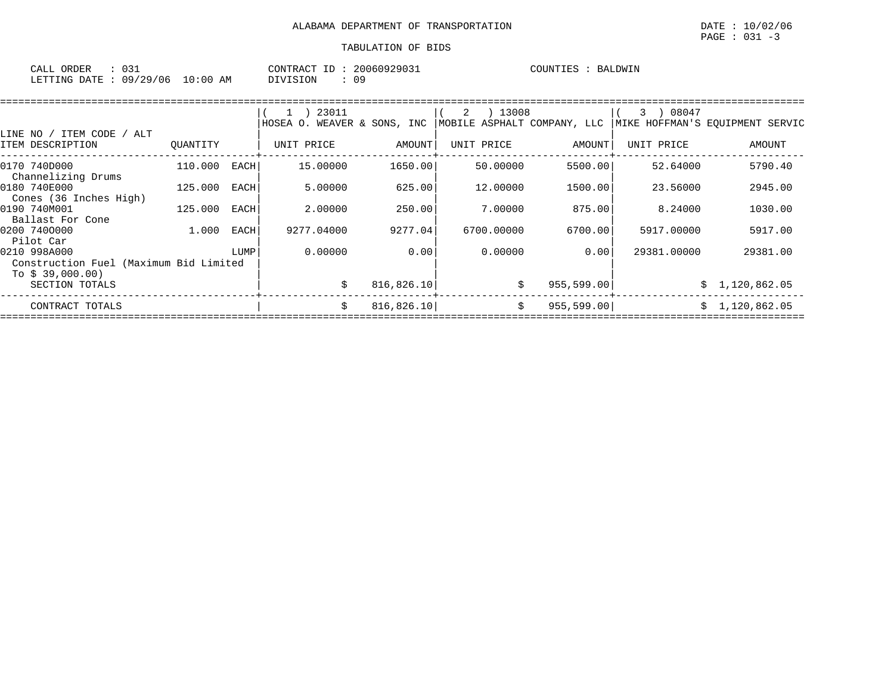ALABAMA DEPARTMENT OF TRANSPORTATION

TABULATION OF BIDS

DATE : 10/02/06

CALL ORDER : 031 CONTRACT ID : 20060929031 COUNTIES : BALDWIN
LETTING DATE : 09/29/06 10:00 AM DIVISION : 09

| LINE NO / ITEM CODE / ALT ITEM DESCRIPTION | QUANTITY | | ( 1 ) 23011 HOSEA O. WEAVER & SONS, INC UNIT PRICE | AMOUNT | ( 2 ) 13008 MOBILE ASPHALT COMPANY, LLC UNIT PRICE | AMOUNT | ( 3 ) 08047 MIKE HOFFMAN'S EQUIPMENT SERVIC UNIT PRICE | AMOUNT |
|---|---|---|---|---|---|---|---|---|
| 0170 740D000 Channelizing Drums | 110.000 | EACH | 15.00000 | 1650.00 | 50.00000 | 5500.00 | 52.64000 | 5790.40 |
| 0180 740E000 Cones (36 Inches High) | 125.000 | EACH | 5.00000 | 625.00 | 12.00000 | 1500.00 | 23.56000 | 2945.00 |
| 0190 740M001 Ballast For Cone | 125.000 | EACH | 2.00000 | 250.00 | 7.00000 | 875.00 | 8.24000 | 1030.00 |
| 0200 740O000 Pilot Car | 1.000 | EACH | 9277.04000 | 9277.04 | 6700.00000 | 6700.00 | 5917.00000 | 5917.00 |
| 0210 998A000 Construction Fuel (Maximum Bid Limited To $ 39,000.00) | | LUMP | 0.00000 | 0.00 | 0.00000 | 0.00 | 29381.00000 | 29381.00 |
| SECTION TOTALS | | | $ | 816,826.10 | $ | 955,599.00 | $ | 1,120,862.05 |
| CONTRACT TOTALS | | | $ | 816,826.10 | $ | 955,599.00 | $ | 1,120,862.05 |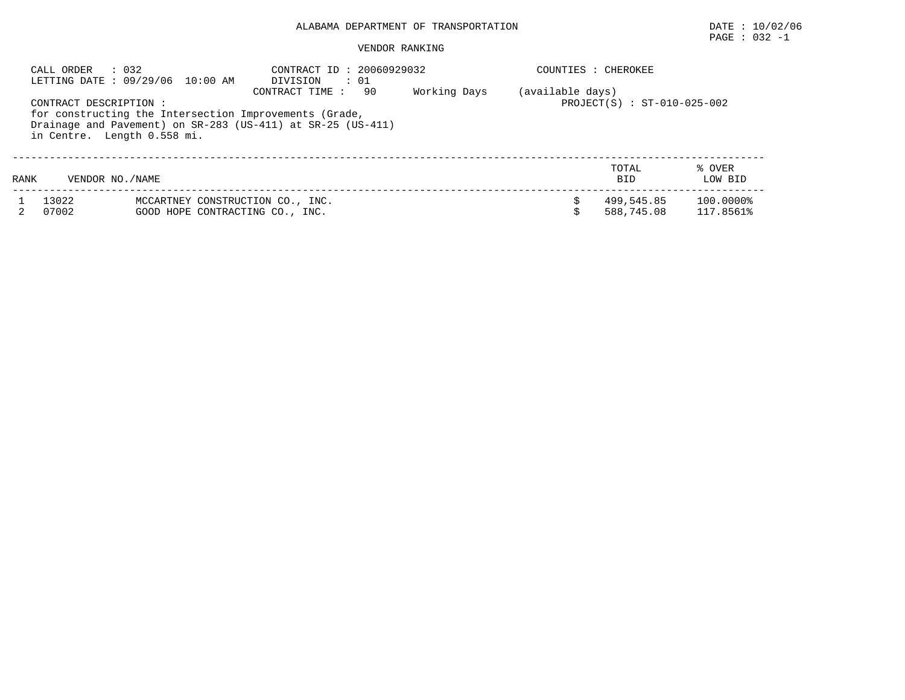ALABAMA DEPARTMENT OF TRANSPORTATION

DATE : 10/02/06

PAGE : 032 -1

VENDOR RANKING

CALL ORDER : 032
LETTING DATE : 09/29/06 10:00 AM

CONTRACT ID : 20060929032
DIVISION : 01
CONTRACT TIME : 90 Working Days (available days)

COUNTIES : CHEROKEE

PROJECT(S) : ST-010-025-002

CONTRACT DESCRIPTION :
for constructing the Intersection Improvements (Grade, Drainage and Pavement) on SR-283 (US-411) at SR-25 (US-411) in Centre. Length 0.558 mi.

| RANK | VENDOR NO./NAME | | TOTAL BID | % OVER LOW BID |
|---|---|---|---|---|
| 1 | 13022 | MCCARTNEY CONSTRUCTION CO., INC. | $ 499,545.85 | 100.0000% |
| 2 | 07002 | GOOD HOPE CONTRACTING CO., INC. | $ 588,745.08 | 117.8561% |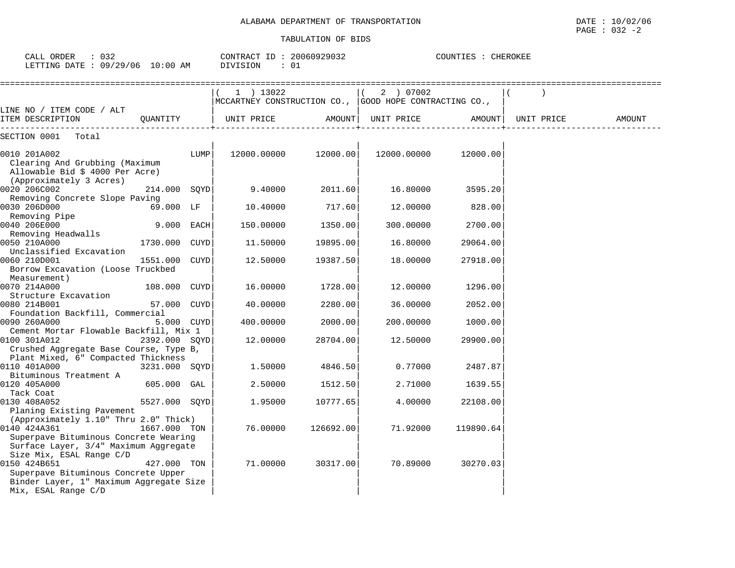ALABAMA DEPARTMENT OF TRANSPORTATION

DATE : 10/02/06

TABULATION OF BIDS

CALL ORDER : 032
LETTING DATE : 09/29/06 10:00 AM

CONTRACT ID : 20060929032
DIVISION : 01

COUNTIES : CHEROKEE

| LINE NO / ITEM CODE / ALT ITEM DESCRIPTION | QUANTITY | ( 1 ) 13022 MCCARTNEY CONSTRUCTION CO., UNIT PRICE | AMOUNT | ( 2 ) 07002 GOOD HOPE CONTRACTING CO., UNIT PRICE | AMOUNT | ( ) UNIT PRICE | AMOUNT |
|---|---|---|---|---|---|---|---|
| SECTION 0001 Total | | | | | | | |
| 0010 201A002 Clearing And Grubbing (Maximum Allowable Bid $ 4000 Per Acre) (Approximately 3 Acres) | LUMP | 12000.00000 | 12000.00 | 12000.00000 | 12000.00 | | |
| 0020 206C002 Removing Concrete Slope Paving | 214.000 SQYD | 9.40000 | 2011.60 | 16.80000 | 3595.20 | | |
| 0030 206D000 Removing Pipe | 69.000 LF | 10.40000 | 717.60 | 12.00000 | 828.00 | | |
| 0040 206E000 Removing Headwalls | 9.000 EACH | 150.00000 | 1350.00 | 300.00000 | 2700.00 | | |
| 0050 210A000 Unclassified Excavation | 1730.000 CUYD | 11.50000 | 19895.00 | 16.80000 | 29064.00 | | |
| 0060 210D001 Borrow Excavation (Loose Truckbed Measurement) | 1551.000 CUYD | 12.50000 | 19387.50 | 18.00000 | 27918.00 | | |
| 0070 214A000 Structure Excavation | 108.000 CUYD | 16.00000 | 1728.00 | 12.00000 | 1296.00 | | |
| 0080 214B001 Foundation Backfill, Commercial | 57.000 CUYD | 40.00000 | 2280.00 | 36.00000 | 2052.00 | | |
| 0090 260A000 Cement Mortar Flowable Backfill, Mix 1 | 5.000 CUYD | 400.00000 | 2000.00 | 200.00000 | 1000.00 | | |
| 0100 301A012 Crushed Aggregate Base Course, Type B, Plant Mixed, 6" Compacted Thickness | 2392.000 SQYD | 12.00000 | 28704.00 | 12.50000 | 29900.00 | | |
| 0110 401A000 Bituminous Treatment A | 3231.000 SQYD | 1.50000 | 4846.50 | 0.77000 | 2487.87 | | |
| 0120 405A000 Tack Coat | 605.000 GAL | 2.50000 | 1512.50 | 2.71000 | 1639.55 | | |
| 0130 408A052 Planing Existing Pavement (Approximately 1.10" Thru 2.0" Thick) | 5527.000 SQYD | 1.95000 | 10777.65 | 4.00000 | 22108.00 | | |
| 0140 424A361 Superpave Bituminous Concrete Wearing Surface Layer, 3/4" Maximum Aggregate Size Mix, ESAL Range C/D | 1667.000 TON | 76.00000 | 126692.00 | 71.92000 | 119890.64 | | |
| 0150 424B651 Superpave Bituminous Concrete Upper Binder Layer, 1" Maximum Aggregate Size Mix, ESAL Range C/D | 427.000 TON | 71.00000 | 30317.00 | 70.89000 | 30270.03 | | |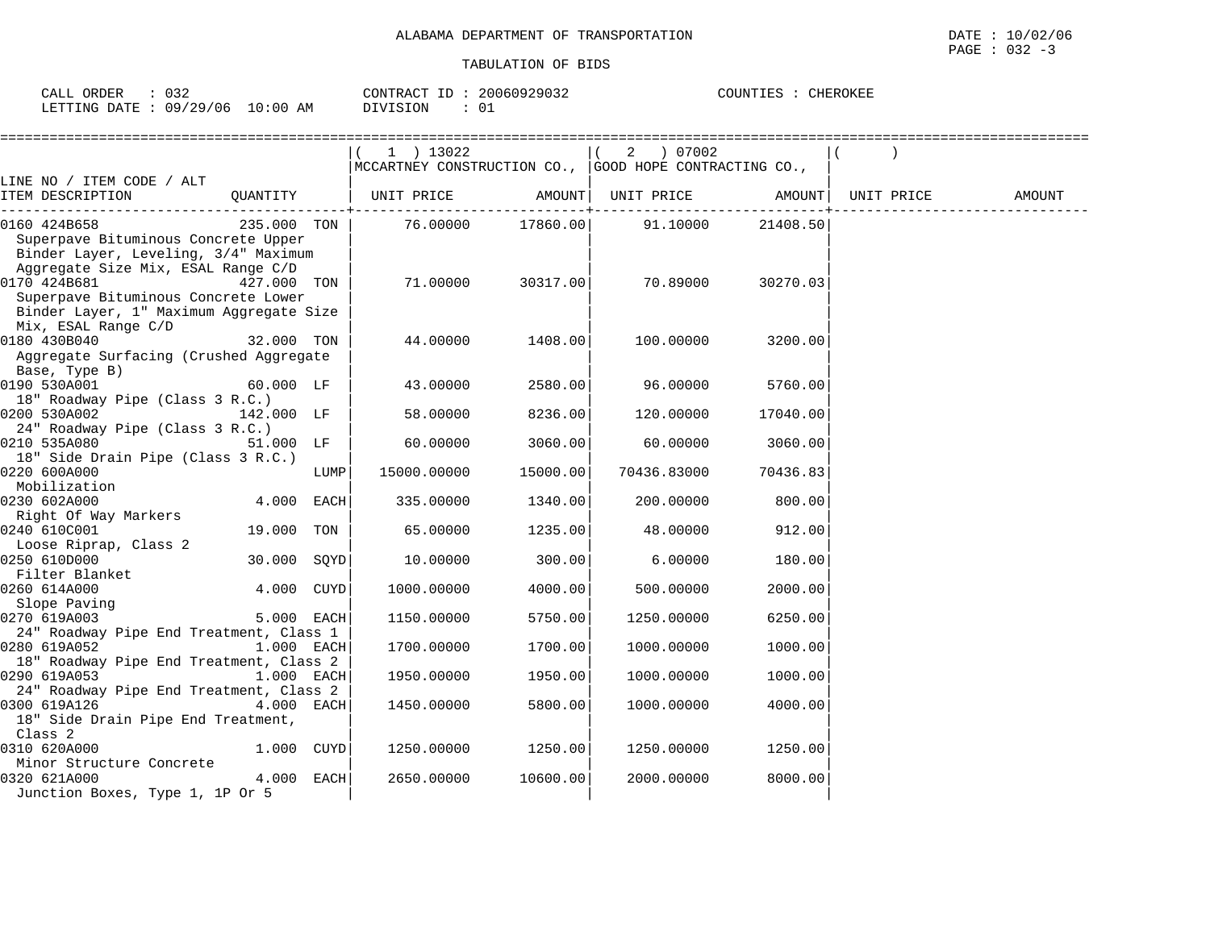ALABAMA DEPARTMENT OF TRANSPORTATION

DATE : 10/02/06

PAGE : 032 -3

TABULATION OF BIDS

CALL ORDER : 032    CONTRACT ID : 20060929032    COUNTIES : CHEROKEE

LETTING DATE : 09/29/06 10:00 AM    DIVISION : 01

| LINE NO / ITEM CODE / ALT ITEM DESCRIPTION | QUANTITY | (1) 13022 MCCARTNEY CONSTRUCTION CO., UNIT PRICE | AMOUNT | (2) 07002 GOOD HOPE CONTRACTING CO., UNIT PRICE | AMOUNT | ( ) UNIT PRICE | AMOUNT |
|---|---|---|---|---|---|---|---|
| 0160 424B658 Superpave Bituminous Concrete Upper Binder Layer, Leveling, 3/4" Maximum Aggregate Size Mix, ESAL Range C/D | 235.000 TON | 76.00000 | 17860.00 | 91.10000 | 21408.50 | | |
| 0170 424B681 Superpave Bituminous Concrete Lower Binder Layer, 1" Maximum Aggregate Size Mix, ESAL Range C/D | 427.000 TON | 71.00000 | 30317.00 | 70.89000 | 30270.03 | | |
| 0180 430B040 Aggregate Surfacing (Crushed Aggregate Base, Type B) | 32.000 TON | 44.00000 | 1408.00 | 100.00000 | 3200.00 | | |
| 0190 530A001 18" Roadway Pipe (Class 3 R.C.) | 60.000 LF | 43.00000 | 2580.00 | 96.00000 | 5760.00 | | |
| 0200 530A002 24" Roadway Pipe (Class 3 R.C.) | 142.000 LF | 58.00000 | 8236.00 | 120.00000 | 17040.00 | | |
| 0210 535A080 18" Side Drain Pipe (Class 3 R.C.) | 51.000 LF | 60.00000 | 3060.00 | 60.00000 | 3060.00 | | |
| 0220 600A000 Mobilization | LUMP | 15000.00000 | 15000.00 | 70436.83000 | 70436.83 | | |
| 0230 602A000 Right Of Way Markers | 4.000 EACH | 335.00000 | 1340.00 | 200.00000 | 800.00 | | |
| 0240 610C001 Loose Riprap, Class 2 | 19.000 TON | 65.00000 | 1235.00 | 48.00000 | 912.00 | | |
| 0250 610D000 Filter Blanket | 30.000 SQYD | 10.00000 | 300.00 | 6.00000 | 180.00 | | |
| 0260 614A000 Slope Paving | 4.000 CUYD | 1000.00000 | 4000.00 | 500.00000 | 2000.00 | | |
| 0270 619A003 24" Roadway Pipe End Treatment, Class 1 | 5.000 EACH | 1150.00000 | 5750.00 | 1250.00000 | 6250.00 | | |
| 0280 619A052 18" Roadway Pipe End Treatment, Class 2 | 1.000 EACH | 1700.00000 | 1700.00 | 1000.00000 | 1000.00 | | |
| 0290 619A053 24" Roadway Pipe End Treatment, Class 2 | 1.000 EACH | 1950.00000 | 1950.00 | 1000.00000 | 1000.00 | | |
| 0300 619A126 18" Side Drain Pipe End Treatment, Class 2 | 4.000 EACH | 1450.00000 | 5800.00 | 1000.00000 | 4000.00 | | |
| 0310 620A000 Minor Structure Concrete | 1.000 CUYD | 1250.00000 | 1250.00 | 1250.00000 | 1250.00 | | |
| 0320 621A000 Junction Boxes, Type 1, 1P Or 5 | 4.000 EACH | 2650.00000 | 10600.00 | 2000.00000 | 8000.00 | | |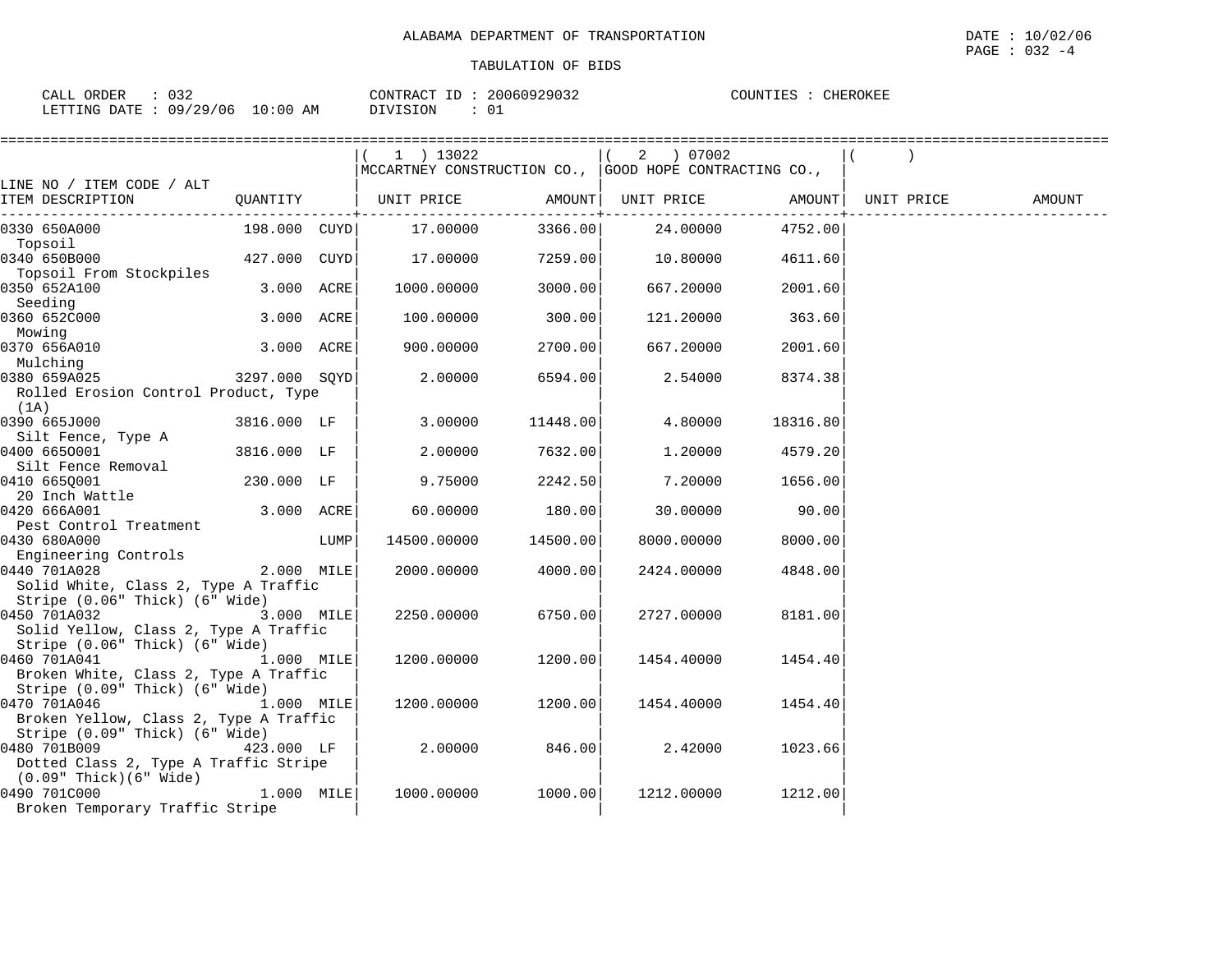ALABAMA DEPARTMENT OF TRANSPORTATION

TABULATION OF BIDS

CALL ORDER : 032 CONTRACT ID : 20060929032 COUNTIES : CHEROKEE
LETTING DATE : 09/29/06 10:00 AM DIVISION : 01

| LINE NO / ITEM CODE / ALT ITEM DESCRIPTION | QUANTITY | (1) 13022 MCCARTNEY CONSTRUCTION CO., UNIT PRICE | AMOUNT | (2) 07002 GOOD HOPE CONTRACTING CO., UNIT PRICE | AMOUNT | ( ) UNIT PRICE | AMOUNT |
|---|---|---|---|---|---|---|---|
| 0330 650A000 Topsoil | 198.000 CUYD | 17.00000 | 3366.00 | 24.00000 | 4752.00 | | |
| 0340 650B000 Topsoil From Stockpiles | 427.000 CUYD | 17.00000 | 7259.00 | 10.80000 | 4611.60 | | |
| 0350 652A100 Seeding | 3.000 ACRE | 1000.00000 | 3000.00 | 667.20000 | 2001.60 | | |
| 0360 652C000 Mowing | 3.000 ACRE | 100.00000 | 300.00 | 121.20000 | 363.60 | | |
| 0370 656A010 Mulching | 3.000 ACRE | 900.00000 | 2700.00 | 667.20000 | 2001.60 | | |
| 0380 659A025 Rolled Erosion Control Product, Type (1A) | 3297.000 SQYD | 2.00000 | 6594.00 | 2.54000 | 8374.38 | | |
| 0390 665J000 Silt Fence, Type A | 3816.000 LF | 3.00000 | 11448.00 | 4.80000 | 18316.80 | | |
| 0400 665O001 Silt Fence Removal | 3816.000 LF | 2.00000 | 7632.00 | 1.20000 | 4579.20 | | |
| 0410 665Q001 20 Inch Wattle | 230.000 LF | 9.75000 | 2242.50 | 7.20000 | 1656.00 | | |
| 0420 666A001 Pest Control Treatment | 3.000 ACRE | 60.00000 | 180.00 | 30.00000 | 90.00 | | |
| 0430 680A000 Engineering Controls | LUMP | 14500.00000 | 14500.00 | 8000.00000 | 8000.00 | | |
| 0440 701A028 Solid White, Class 2, Type A Traffic Stripe (0.06" Thick) (6" Wide) | 2.000 MILE | 2000.00000 | 4000.00 | 2424.00000 | 4848.00 | | |
| 0450 701A032 Solid Yellow, Class 2, Type A Traffic Stripe (0.06" Thick) (6" Wide) | 3.000 MILE | 2250.00000 | 6750.00 | 2727.00000 | 8181.00 | | |
| 0460 701A041 Broken White, Class 2, Type A Traffic Stripe (0.09" Thick) (6" Wide) | 1.000 MILE | 1200.00000 | 1200.00 | 1454.40000 | 1454.40 | | |
| 0470 701A046 Broken Yellow, Class 2, Type A Traffic Stripe (0.09" Thick) (6" Wide) | 1.000 MILE | 1200.00000 | 1200.00 | 1454.40000 | 1454.40 | | |
| 0480 701B009 Dotted Class 2, Type A Traffic Stripe (0.09" Thick)(6" Wide) | 423.000 LF | 2.00000 | 846.00 | 2.42000 | 1023.66 | | |
| 0490 701C000 Broken Temporary Traffic Stripe | 1.000 MILE | 1000.00000 | 1000.00 | 1212.00000 | 1212.00 | | |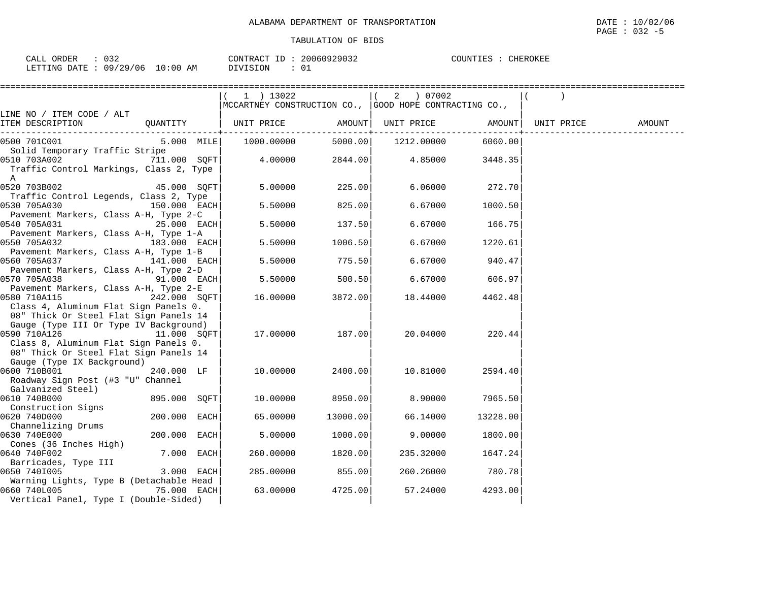ALABAMA DEPARTMENT OF TRANSPORTATION

TABULATION OF BIDS

CALL ORDER : 032 CONTRACT ID : 20060929032 COUNTIES : CHEROKEE
LETTING DATE : 09/29/06 10:00 AM DIVISION : 01

| LINE NO / ITEM CODE / ALT ITEM DESCRIPTION | QUANTITY | ( 1 ) 13022 MCCARTNEY CONSTRUCTION CO., UNIT PRICE | AMOUNT | ( 2 ) 07002 GOOD HOPE CONTRACTING CO., UNIT PRICE | AMOUNT | ( ) UNIT PRICE | AMOUNT |
|---|---|---|---|---|---|---|---|
| 0500 701C001 Solid Temporary Traffic Stripe | 5.000 MILE | 1000.00000 | 5000.00 | 1212.00000 | 6060.00 | | |
| 0510 703A002 Traffic Control Markings, Class 2, Type A | 711.000 SQFT | 4.00000 | 2844.00 | 4.85000 | 3448.35 | | |
| 0520 703B002 Traffic Control Legends, Class 2, Type | 45.000 SQFT | 5.00000 | 225.00 | 6.06000 | 272.70 | | |
| 0530 705A030 Pavement Markers, Class A-H, Type 2-C | 150.000 EACH | 5.50000 | 825.00 | 6.67000 | 1000.50 | | |
| 0540 705A031 Pavement Markers, Class A-H, Type 1-A | 25.000 EACH | 5.50000 | 137.50 | 6.67000 | 166.75 | | |
| 0550 705A032 Pavement Markers, Class A-H, Type 1-B | 183.000 EACH | 5.50000 | 1006.50 | 6.67000 | 1220.61 | | |
| 0560 705A037 Pavement Markers, Class A-H, Type 2-D | 141.000 EACH | 5.50000 | 775.50 | 6.67000 | 940.47 | | |
| 0570 705A038 Pavement Markers, Class A-H, Type 2-E | 91.000 EACH | 5.50000 | 500.50 | 6.67000 | 606.97 | | |
| 0580 710A115 Class 4, Aluminum Flat Sign Panels 0. 08" Thick Or Steel Flat Sign Panels 14 Gauge (Type III Or Type IV Background) | 242.000 SQFT | 16.00000 | 3872.00 | 18.44000 | 4462.48 | | |
| 0590 710A126 Class 8, Aluminum Flat Sign Panels 0. 08" Thick Or Steel Flat Sign Panels 14 Gauge (Type IX Background) | 11.000 SQFT | 17.00000 | 187.00 | 20.04000 | 220.44 | | |
| 0600 710B001 Roadway Sign Post (#3 "U" Channel Galvanized Steel) | 240.000 LF | 10.00000 | 2400.00 | 10.81000 | 2594.40 | | |
| 0610 740B000 Construction Signs | 895.000 SQFT | 10.00000 | 8950.00 | 8.90000 | 7965.50 | | |
| 0620 740D000 Channelizing Drums | 200.000 EACH | 65.00000 | 13000.00 | 66.14000 | 13228.00 | | |
| 0630 740E000 Cones (36 Inches High) | 200.000 EACH | 5.00000 | 1000.00 | 9.00000 | 1800.00 | | |
| 0640 740F002 Barricades, Type III | 7.000 EACH | 260.00000 | 1820.00 | 235.32000 | 1647.24 | | |
| 0650 740I005 Warning Lights, Type B (Detachable Head | 3.000 EACH | 285.00000 | 855.00 | 260.26000 | 780.78 | | |
| 0660 740L005 Vertical Panel, Type I (Double-Sided) | 75.000 EACH | 63.00000 | 4725.00 | 57.24000 | 4293.00 | | |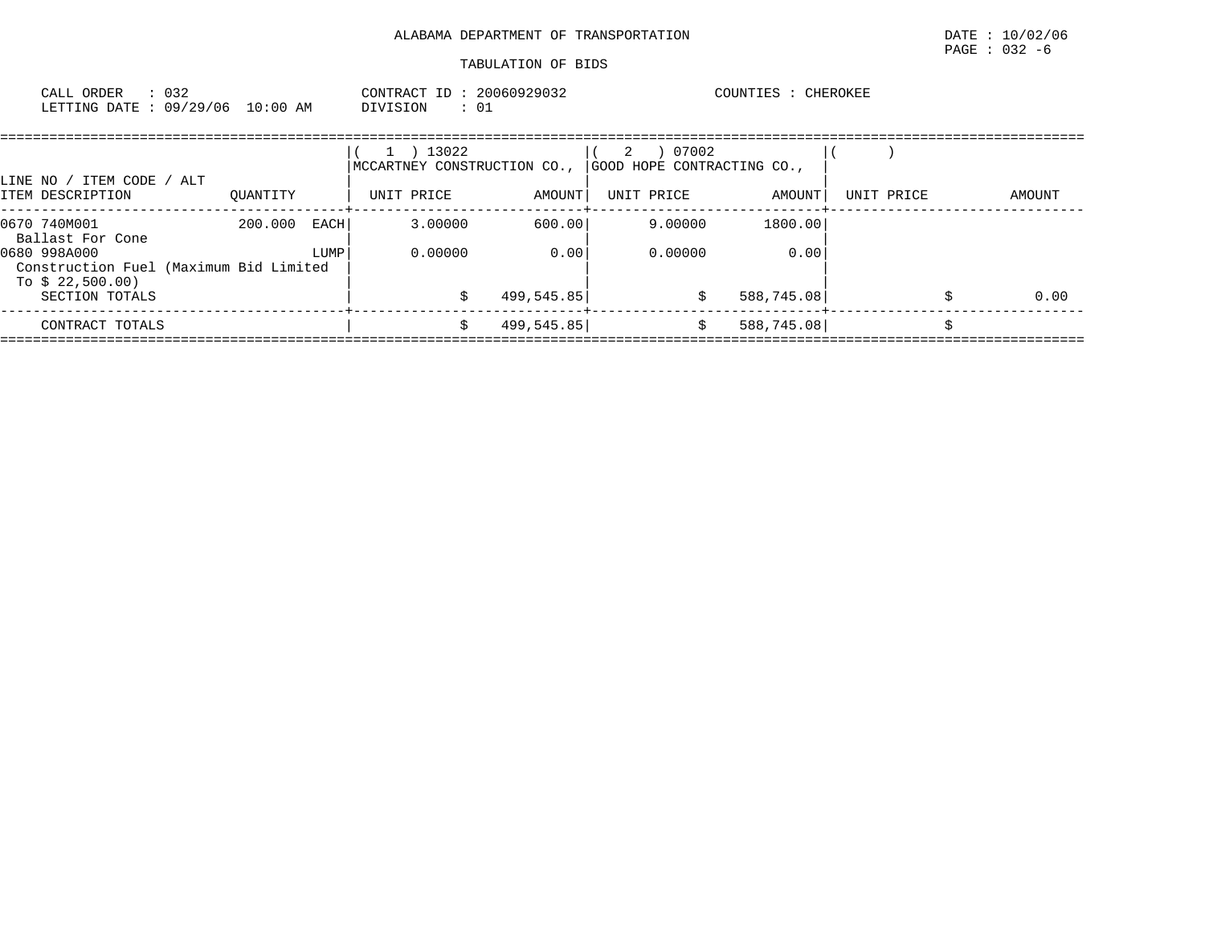ALABAMA DEPARTMENT OF TRANSPORTATION

TABULATION OF BIDS

DATE : 10/02/06
PAGE : 032 -6

CALL ORDER : 032 CONTRACT ID : 20060929032 COUNTIES : CHEROKEE
LETTING DATE : 09/29/06 10:00 AM DIVISION : 01

| LINE NO / ITEM CODE / ALT ITEM DESCRIPTION | QUANTITY | ( 1 ) 13022 MCCARTNEY CONSTRUCTION CO., UNIT PRICE | AMOUNT | ( 2 ) 07002 GOOD HOPE CONTRACTING CO., UNIT PRICE | AMOUNT | ( ) UNIT PRICE | AMOUNT |
|---|---|---|---|---|---|---|---|
| 0670 740M001 Ballast For Cone | 200.000 EACH | 3.00000 | 600.00 | 9.00000 | 1800.00 | | |
| 0680 998A000 Construction Fuel (Maximum Bid Limited To $ 22,500.00) | LUMP | 0.00000 | 0.00 | 0.00000 | 0.00 | | |
| SECTION TOTALS | | | $ 499,545.85 | | $ 588,745.08 | | $ 0.00 |
| CONTRACT TOTALS | | | $ 499,545.85 | | $ 588,745.08 | | $ |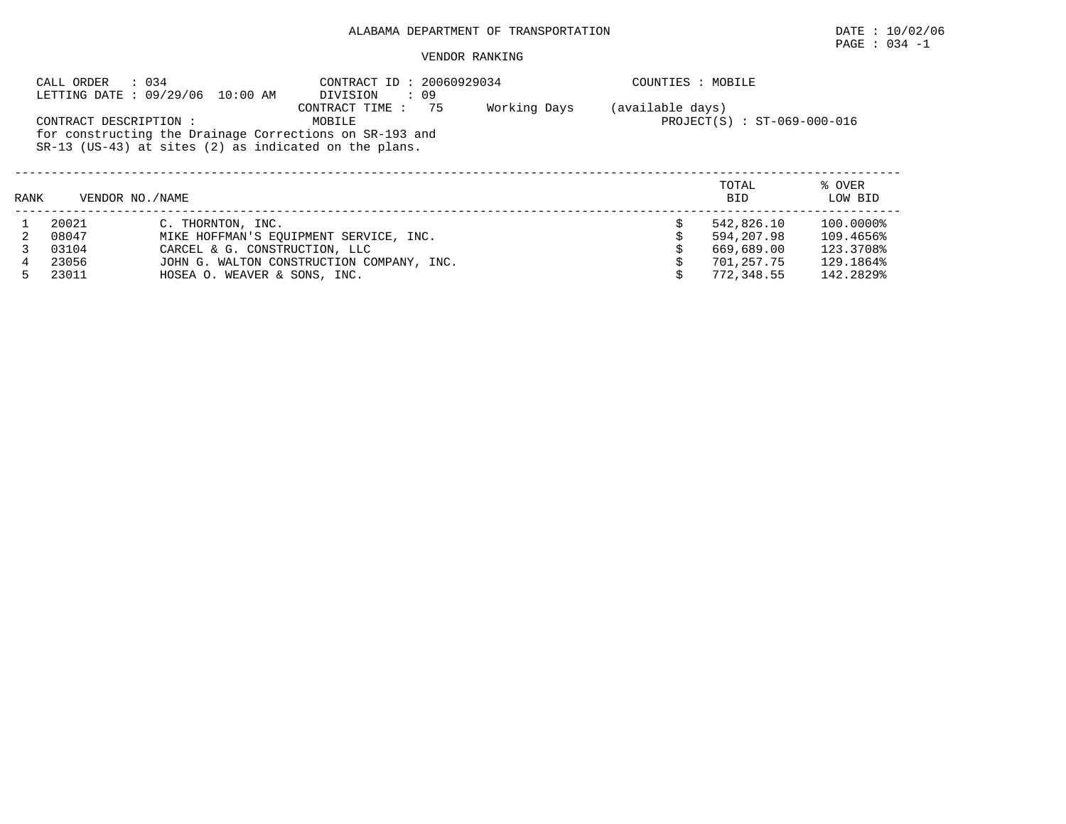ALABAMA DEPARTMENT OF TRANSPORTATION

DATE : 10/02/06

PAGE : 034 -1

VENDOR RANKING

CALL ORDER : 034
LETTING DATE : 09/29/06 10:00 AM

CONTRACT ID : 20060929034
DIVISION : 09
CONTRACT TIME : 75 Working Days (available days)

COUNTIES : MOBILE

CONTRACT DESCRIPTION : MOBILE

PROJECT(S) : ST-069-000-016

for constructing the Drainage Corrections on SR-193 and SR-13 (US-43) at sites (2) as indicated on the plans.

| RANK | VENDOR NO./NAME | | TOTAL BID | % OVER LOW BID |
|---|---|---|---|---|
| 1 | 20021 | C. THORNTON, INC. | $ 542,826.10 | 100.0000% |
| 2 | 08047 | MIKE HOFFMAN'S EQUIPMENT SERVICE, INC. | $ 594,207.98 | 109.4656% |
| 3 | 03104 | CARCEL & G. CONSTRUCTION, LLC | $ 669,689.00 | 123.3708% |
| 4 | 23056 | JOHN G. WALTON CONSTRUCTION COMPANY, INC. | $ 701,257.75 | 129.1864% |
| 5 | 23011 | HOSEA O. WEAVER & SONS, INC. | $ 772,348.55 | 142.2829% |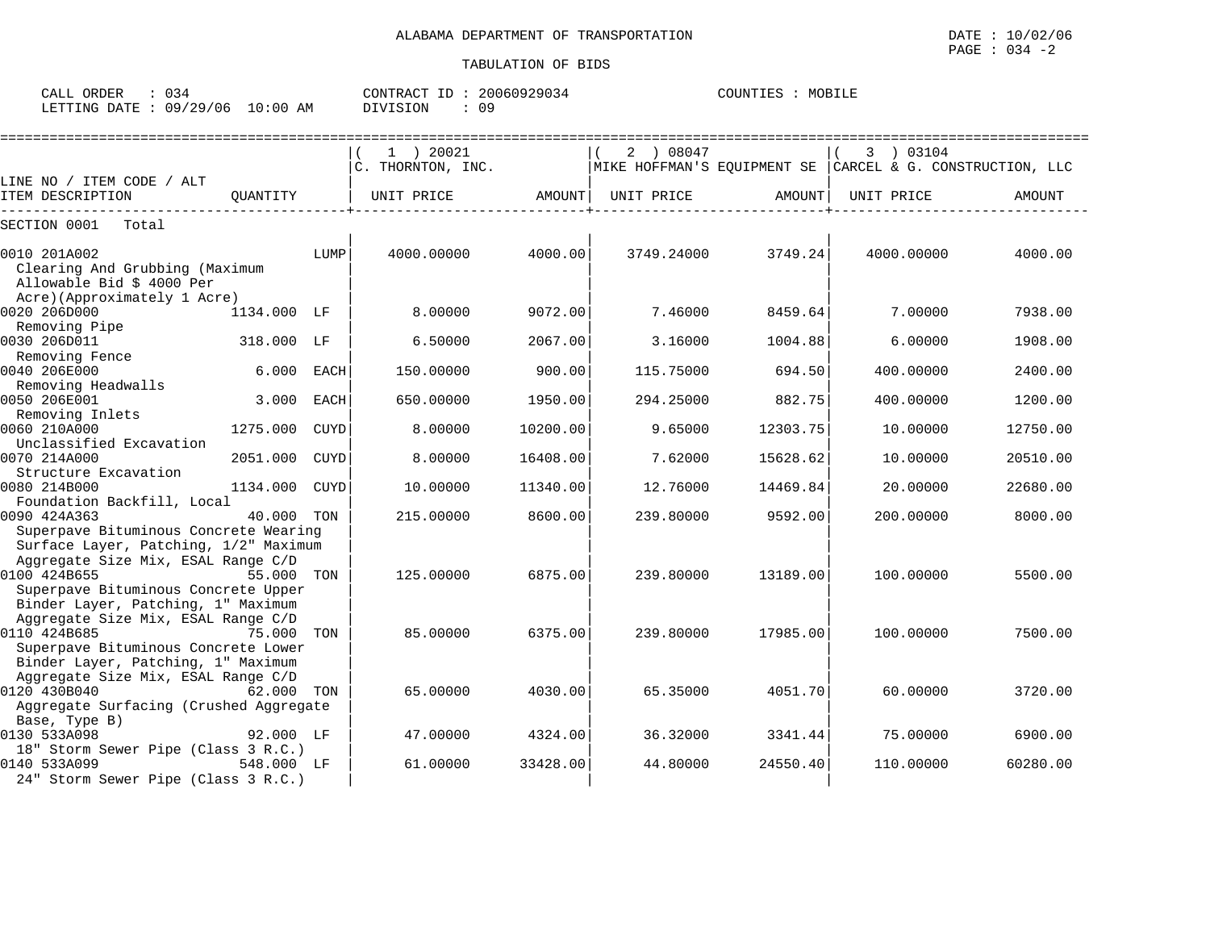ALABAMA DEPARTMENT OF TRANSPORTATION

TABULATION OF BIDS

DATE : 10/02/06
PAGE : 034 -2

CALL ORDER : 034
LETTING DATE : 09/29/06 10:00 AM

CONTRACT ID : 20060929034
DIVISION : 09

COUNTIES : MOBILE

| LINE NO / ITEM CODE / ALT ITEM DESCRIPTION | QUANTITY | UNIT | ( 1 ) 20021 C. THORNTON, INC. UNIT PRICE | AMOUNT | ( 2 ) 08047 MIKE HOFFMAN'S EQUIPMENT SE UNIT PRICE | AMOUNT | ( 3 ) 03104 CARCEL & G. CONSTRUCTION, LLC UNIT PRICE | AMOUNT |
|---|---|---|---|---|---|---|---|---|
| SECTION 0001 Total | | | | | | | | |
| 0010 201A002 Clearing And Grubbing (Maximum Allowable Bid $ 4000 Per Acre)(Approximately 1 Acre) | | LUMP | 4000.00000 | 4000.00 | 3749.24000 | 3749.24 | 4000.00000 | 4000.00 |
| 0020 206D000 Removing Pipe | 1134.000 | LF | 8.00000 | 9072.00 | 7.46000 | 8459.64 | 7.00000 | 7938.00 |
| 0030 206D011 Removing Fence | 318.000 | LF | 6.50000 | 2067.00 | 3.16000 | 1004.88 | 6.00000 | 1908.00 |
| 0040 206E000 Removing Headwalls | 6.000 | EACH | 150.00000 | 900.00 | 115.75000 | 694.50 | 400.00000 | 2400.00 |
| 0050 206E001 Removing Inlets | 3.000 | EACH | 650.00000 | 1950.00 | 294.25000 | 882.75 | 400.00000 | 1200.00 |
| 0060 210A000 Unclassified Excavation | 1275.000 | CUYD | 8.00000 | 10200.00 | 9.65000 | 12303.75 | 10.00000 | 12750.00 |
| 0070 214A000 Structure Excavation | 2051.000 | CUYD | 8.00000 | 16408.00 | 7.62000 | 15628.62 | 10.00000 | 20510.00 |
| 0080 214B000 Foundation Backfill, Local | 1134.000 | CUYD | 10.00000 | 11340.00 | 12.76000 | 14469.84 | 20.00000 | 22680.00 |
| 0090 424A363 Superpave Bituminous Concrete Wearing Surface Layer, Patching, 1/2" Maximum Aggregate Size Mix, ESAL Range C/D | 40.000 | TON | 215.00000 | 8600.00 | 239.80000 | 9592.00 | 200.00000 | 8000.00 |
| 0100 424B655 Superpave Bituminous Concrete Upper Binder Layer, Patching, 1" Maximum Aggregate Size Mix, ESAL Range C/D | 55.000 | TON | 125.00000 | 6875.00 | 239.80000 | 13189.00 | 100.00000 | 5500.00 |
| 0110 424B685 Superpave Bituminous Concrete Lower Binder Layer, Patching, 1" Maximum Aggregate Size Mix, ESAL Range C/D | 75.000 | TON | 85.00000 | 6375.00 | 239.80000 | 17985.00 | 100.00000 | 7500.00 |
| 0120 430B040 Aggregate Surfacing (Crushed Aggregate Base, Type B) | 62.000 | TON | 65.00000 | 4030.00 | 65.35000 | 4051.70 | 60.00000 | 3720.00 |
| 0130 533A098 18" Storm Sewer Pipe (Class 3 R.C.) | 92.000 | LF | 47.00000 | 4324.00 | 36.32000 | 3341.44 | 75.00000 | 6900.00 |
| 0140 533A099 24" Storm Sewer Pipe (Class 3 R.C.) | 548.000 | LF | 61.00000 | 33428.00 | 44.80000 | 24550.40 | 110.00000 | 60280.00 |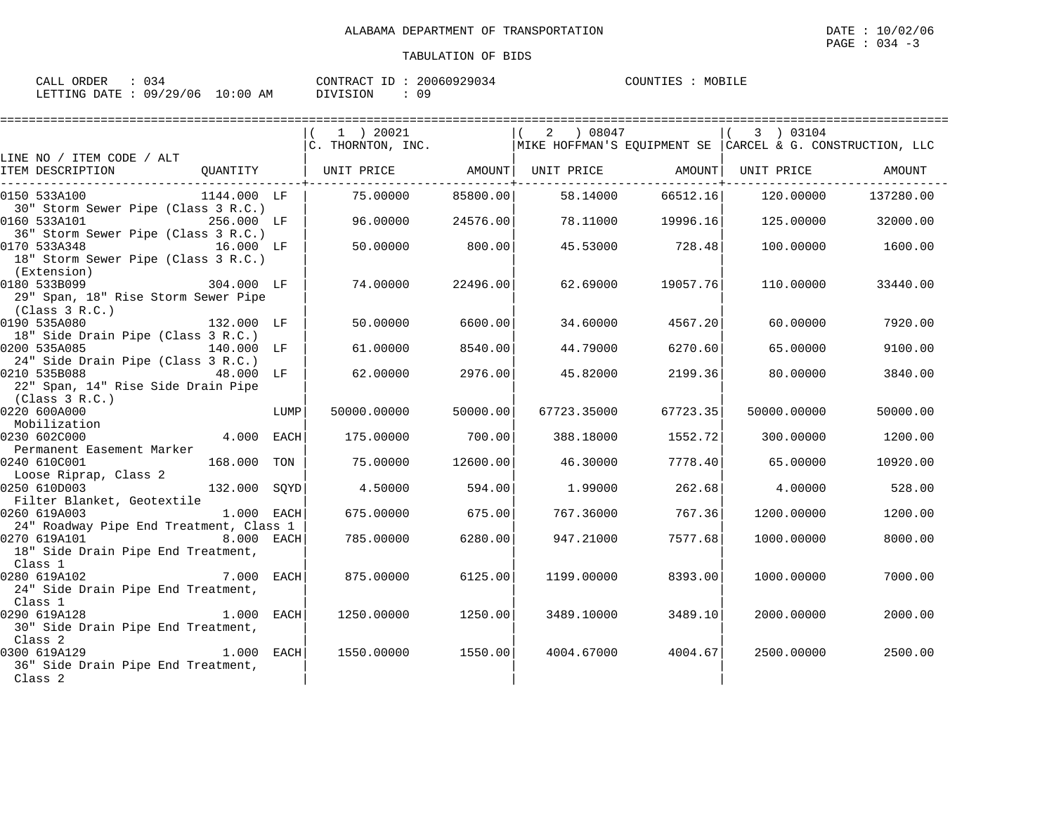ALABAMA DEPARTMENT OF TRANSPORTATION

TABULATION OF BIDS

DATE : 10/02/06
PAGE : 034 -3

CALL ORDER : 034
LETTING DATE : 09/29/06 10:00 AM

CONTRACT ID : 20060929034
DIVISION : 09

COUNTIES : MOBILE

| LINE NO / ITEM CODE / ALT ITEM DESCRIPTION | QUANTITY | | (1) 20021 C. THORNTON, INC. UNIT PRICE | AMOUNT | (2) 08047 MIKE HOFFMAN'S EQUIPMENT SE UNIT PRICE | AMOUNT | (3) 03104 CARCEL & G. CONSTRUCTION, LLC UNIT PRICE | AMOUNT |
|---|---|---|---|---|---|---|---|---|
| 0150 533A100 30" Storm Sewer Pipe (Class 3 R.C.) | 1144.000 | LF | 75.00000 | 85800.00 | 58.14000 | 66512.16 | 120.00000 | 137280.00 |
| 0160 533A101 36" Storm Sewer Pipe (Class 3 R.C.) | 256.000 | LF | 96.00000 | 24576.00 | 78.11000 | 19996.16 | 125.00000 | 32000.00 |
| 0170 533A348 18" Storm Sewer Pipe (Class 3 R.C.) (Extension) | 16.000 | LF | 50.00000 | 800.00 | 45.53000 | 728.48 | 100.00000 | 1600.00 |
| 0180 533B099 29" Span, 18" Rise Storm Sewer Pipe (Class 3 R.C.) | 304.000 | LF | 74.00000 | 22496.00 | 62.69000 | 19057.76 | 110.00000 | 33440.00 |
| 0190 535A080 18" Side Drain Pipe (Class 3 R.C.) | 132.000 | LF | 50.00000 | 6600.00 | 34.60000 | 4567.20 | 60.00000 | 7920.00 |
| 0200 535A085 24" Side Drain Pipe (Class 3 R.C.) | 140.000 | LF | 61.00000 | 8540.00 | 44.79000 | 6270.60 | 65.00000 | 9100.00 |
| 0210 535B088 22" Span, 14" Rise Side Drain Pipe (Class 3 R.C.) | 48.000 | LF | 62.00000 | 2976.00 | 45.82000 | 2199.36 | 80.00000 | 3840.00 |
| 0220 600A000 Mobilization | | LUMP | 50000.00000 | 50000.00 | 67723.35000 | 67723.35 | 50000.00000 | 50000.00 |
| 0230 602C000 Permanent Easement Marker | 4.000 | EACH | 175.00000 | 700.00 | 388.18000 | 1552.72 | 300.00000 | 1200.00 |
| 0240 610C001 Loose Riprap, Class 2 | 168.000 | TON | 75.00000 | 12600.00 | 46.30000 | 7778.40 | 65.00000 | 10920.00 |
| 0250 610D003 Filter Blanket, Geotextile | 132.000 | SQYD | 4.50000 | 594.00 | 1.99000 | 262.68 | 4.00000 | 528.00 |
| 0260 619A003 24" Roadway Pipe End Treatment, Class 1 | 1.000 | EACH | 675.00000 | 675.00 | 767.36000 | 767.36 | 1200.00000 | 1200.00 |
| 0270 619A101 18" Side Drain Pipe End Treatment, Class 1 | 8.000 | EACH | 785.00000 | 6280.00 | 947.21000 | 7577.68 | 1000.00000 | 8000.00 |
| 0280 619A102 24" Side Drain Pipe End Treatment, Class 1 | 7.000 | EACH | 875.00000 | 6125.00 | 1199.00000 | 8393.00 | 1000.00000 | 7000.00 |
| 0290 619A128 30" Side Drain Pipe End Treatment, Class 2 | 1.000 | EACH | 1250.00000 | 1250.00 | 3489.10000 | 3489.10 | 2000.00000 | 2000.00 |
| 0300 619A129 36" Side Drain Pipe End Treatment, Class 2 | 1.000 | EACH | 1550.00000 | 1550.00 | 4004.67000 | 4004.67 | 2500.00000 | 2500.00 |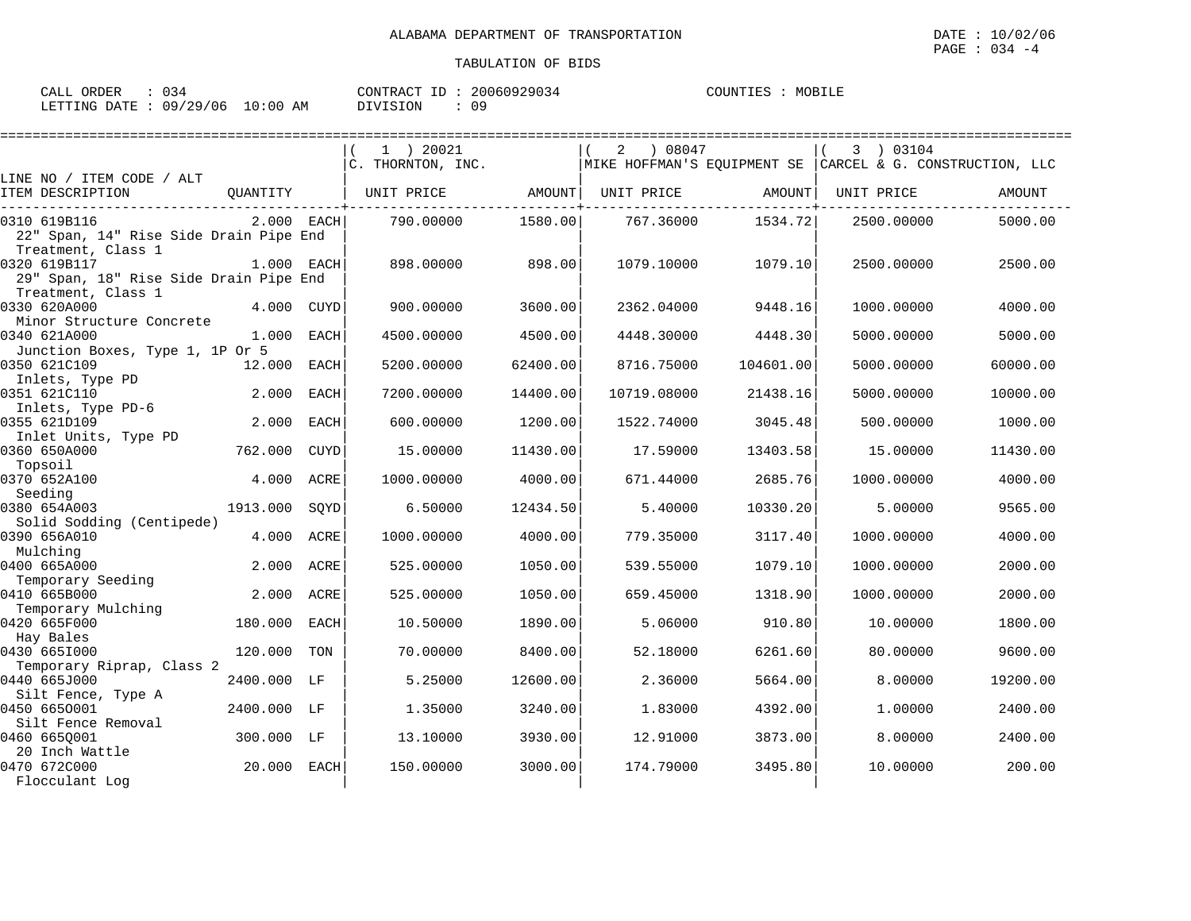ALABAMA DEPARTMENT OF TRANSPORTATION

TABULATION OF BIDS

DATE : 10/02/06
PAGE : 034 -4

CALL ORDER : 034 CONTRACT ID : 20060929034 COUNTIES : MOBILE
LETTING DATE : 09/29/06 10:00 AM DIVISION : 09

| LINE NO / ITEM CODE / ALT ITEM DESCRIPTION | QUANTITY | ( 1 ) 20021 C. THORNTON, INC. UNIT PRICE | AMOUNT | ( 2 ) 08047 MIKE HOFFMAN'S EQUIPMENT SE UNIT PRICE | AMOUNT | ( 3 ) 03104 CARCEL & G. CONSTRUCTION, LLC UNIT PRICE | AMOUNT |
|---|---|---|---|---|---|---|---|
| 0310 619B116 22" Span, 14" Rise Side Drain Pipe End Treatment, Class 1 | 2.000 EACH | 790.00000 | 1580.00 | 767.36000 | 1534.72 | 2500.00000 | 5000.00 |
| 0320 619B117 29" Span, 18" Rise Side Drain Pipe End Treatment, Class 1 | 1.000 EACH | 898.00000 | 898.00 | 1079.10000 | 1079.10 | 2500.00000 | 2500.00 |
| 0330 620A000 Minor Structure Concrete | 4.000 CUYD | 900.00000 | 3600.00 | 2362.04000 | 9448.16 | 1000.00000 | 4000.00 |
| 0340 621A000 Junction Boxes, Type 1, 1P Or 5 | 1.000 EACH | 4500.00000 | 4500.00 | 4448.30000 | 4448.30 | 5000.00000 | 5000.00 |
| 0350 621C109 Inlets, Type PD | 12.000 EACH | 5200.00000 | 62400.00 | 8716.75000 | 104601.00 | 5000.00000 | 60000.00 |
| 0351 621C110 Inlets, Type PD-6 | 2.000 EACH | 7200.00000 | 14400.00 | 10719.08000 | 21438.16 | 5000.00000 | 10000.00 |
| 0355 621D109 Inlet Units, Type PD | 2.000 EACH | 600.00000 | 1200.00 | 1522.74000 | 3045.48 | 500.00000 | 1000.00 |
| 0360 650A000 Topsoil | 762.000 CUYD | 15.00000 | 11430.00 | 17.59000 | 13403.58 | 15.00000 | 11430.00 |
| 0370 652A100 Seeding | 4.000 ACRE | 1000.00000 | 4000.00 | 671.44000 | 2685.76 | 1000.00000 | 4000.00 |
| 0380 654A003 Solid Sodding (Centipede) | 1913.000 SQYD | 6.50000 | 12434.50 | 5.40000 | 10330.20 | 5.00000 | 9565.00 |
| 0390 656A010 Mulching | 4.000 ACRE | 1000.00000 | 4000.00 | 779.35000 | 3117.40 | 1000.00000 | 4000.00 |
| 0400 665A000 Temporary Seeding | 2.000 ACRE | 525.00000 | 1050.00 | 539.55000 | 1079.10 | 1000.00000 | 2000.00 |
| 0410 665B000 Temporary Mulching | 2.000 ACRE | 525.00000 | 1050.00 | 659.45000 | 1318.90 | 1000.00000 | 2000.00 |
| 0420 665F000 Hay Bales | 180.000 EACH | 10.50000 | 1890.00 | 5.06000 | 910.80 | 10.00000 | 1800.00 |
| 0430 665I000 Temporary Riprap, Class 2 | 120.000 TON | 70.00000 | 8400.00 | 52.18000 | 6261.60 | 80.00000 | 9600.00 |
| 0440 665J000 Silt Fence, Type A | 2400.000 LF | 5.25000 | 12600.00 | 2.36000 | 5664.00 | 8.00000 | 19200.00 |
| 0450 665O001 Silt Fence Removal | 2400.000 LF | 1.35000 | 3240.00 | 1.83000 | 4392.00 | 1.00000 | 2400.00 |
| 0460 665Q001 20 Inch Wattle | 300.000 LF | 13.10000 | 3930.00 | 12.91000 | 3873.00 | 8.00000 | 2400.00 |
| 0470 672C000 Flocculant Log | 20.000 EACH | 150.00000 | 3000.00 | 174.79000 | 3495.80 | 10.00000 | 200.00 |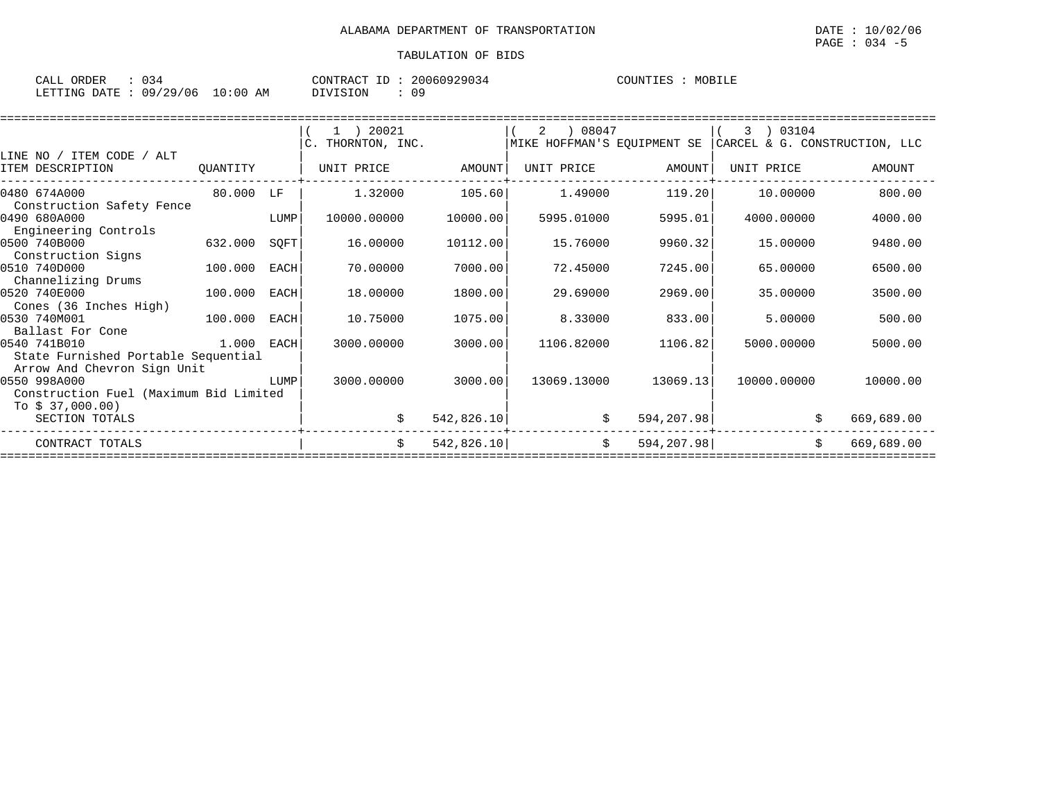ALABAMA DEPARTMENT OF TRANSPORTATION

TABULATION OF BIDS

CALL ORDER : 034 &nbsp;&nbsp;&nbsp; CONTRACT ID : 20060929034 &nbsp;&nbsp;&nbsp; COUNTIES : MOBILE
LETTING DATE : 09/29/06 10:00 AM &nbsp;&nbsp;&nbsp; DIVISION : 09

| LINE NO / ITEM CODE / ALT ITEM DESCRIPTION | QUANTITY | | ( 1 ) 20021 C. THORNTON, INC. UNIT PRICE | AMOUNT | ( 2 ) 08047 MIKE HOFFMAN'S EQUIPMENT SE UNIT PRICE | AMOUNT | ( 3 ) 03104 CARCEL & G. CONSTRUCTION, LLC UNIT PRICE | AMOUNT |
|---|---|---|---|---|---|---|---|---|
| 0480 674A000 Construction Safety Fence | 80.000 | LF | 1.32000 | 105.60 | 1.49000 | 119.20 | 10.00000 | 800.00 |
| 0490 680A000 Engineering Controls | | LUMP | 10000.00000 | 10000.00 | 5995.01000 | 5995.01 | 4000.00000 | 4000.00 |
| 0500 740B000 Construction Signs | 632.000 | SQFT | 16.00000 | 10112.00 | 15.76000 | 9960.32 | 15.00000 | 9480.00 |
| 0510 740D000 Channelizing Drums | 100.000 | EACH | 70.00000 | 7000.00 | 72.45000 | 7245.00 | 65.00000 | 6500.00 |
| 0520 740E000 Cones (36 Inches High) | 100.000 | EACH | 18.00000 | 1800.00 | 29.69000 | 2969.00 | 35.00000 | 3500.00 |
| 0530 740M001 Ballast For Cone | 100.000 | EACH | 10.75000 | 1075.00 | 8.33000 | 833.00 | 5.00000 | 500.00 |
| 0540 741B010 State Furnished Portable Sequential Arrow And Chevron Sign Unit | 1.000 | EACH | 3000.00000 | 3000.00 | 1106.82000 | 1106.82 | 5000.00000 | 5000.00 |
| 0550 998A000 Construction Fuel (Maximum Bid Limited To $ 37,000.00) | | LUMP | 3000.00000 | 3000.00 | 13069.13000 | 13069.13 | 10000.00000 | 10000.00 |
| SECTION TOTALS | | | $ | 542,826.10 | $ | 594,207.98 | $ | 669,689.00 |
| CONTRACT TOTALS | | | $ | 542,826.10 | $ | 594,207.98 | $ | 669,689.00 |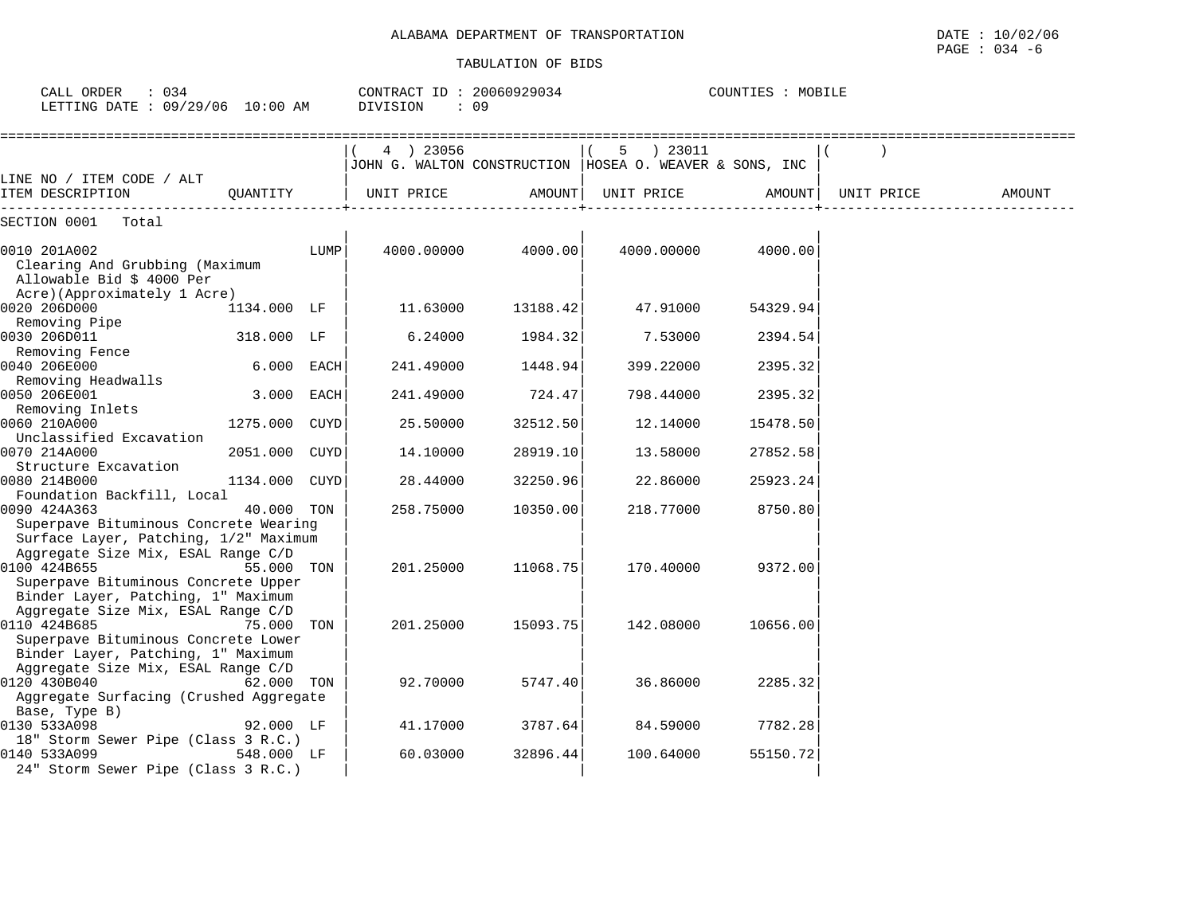ALABAMA DEPARTMENT OF TRANSPORTATION

TABULATION OF BIDS

DATE : 10/02/06

CALL ORDER : 034 | CONTRACT ID : 20060929034 | COUNTIES : MOBILE

LETTING DATE : 09/29/06 10:00 AM | DIVISION : 09

| LINE NO / ITEM CODE / ALT ITEM DESCRIPTION | QUANTITY | (4) 23056 JOHN G. WALTON CONSTRUCTION UNIT PRICE | AMOUNT | (5) 23011 HOSEA O. WEAVER & SONS, INC UNIT PRICE | AMOUNT | ( ) UNIT PRICE | AMOUNT |
|---|---|---|---|---|---|---|---|
| SECTION 0001 Total | | | | | | | |
| 0010 201A002 Clearing And Grubbing (Maximum Allowable Bid $ 4000 Per Acre)(Approximately 1 Acre) | LUMP | 4000.00000 | 4000.00 | 4000.00000 | 4000.00 | | |
| 0020 206D000 Removing Pipe | 1134.000 LF | 11.63000 | 13188.42 | 47.91000 | 54329.94 | | |
| 0030 206D011 Removing Fence | 318.000 LF | 6.24000 | 1984.32 | 7.53000 | 2394.54 | | |
| 0040 206E000 Removing Headwalls | 6.000 EACH | 241.49000 | 1448.94 | 399.22000 | 2395.32 | | |
| 0050 206E001 Removing Inlets | 3.000 EACH | 241.49000 | 724.47 | 798.44000 | 2395.32 | | |
| 0060 210A000 Unclassified Excavation | 1275.000 CUYD | 25.50000 | 32512.50 | 12.14000 | 15478.50 | | |
| 0070 214A000 Structure Excavation | 2051.000 CUYD | 14.10000 | 28919.10 | 13.58000 | 27852.58 | | |
| 0080 214B000 Foundation Backfill, Local | 1134.000 CUYD | 28.44000 | 32250.96 | 22.86000 | 25923.24 | | |
| 0090 424A363 Superpave Bituminous Concrete Wearing Surface Layer, Patching, 1/2" Maximum Aggregate Size Mix, ESAL Range C/D | 40.000 TON | 258.75000 | 10350.00 | 218.77000 | 8750.80 | | |
| 0100 424B655 Superpave Bituminous Concrete Upper Binder Layer, Patching, 1" Maximum Aggregate Size Mix, ESAL Range C/D | 55.000 TON | 201.25000 | 11068.75 | 170.40000 | 9372.00 | | |
| 0110 424B685 Superpave Bituminous Concrete Lower Binder Layer, Patching, 1" Maximum Aggregate Size Mix, ESAL Range C/D | 75.000 TON | 201.25000 | 15093.75 | 142.08000 | 10656.00 | | |
| 0120 430B040 Aggregate Surfacing (Crushed Aggregate Base, Type B) | 62.000 TON | 92.70000 | 5747.40 | 36.86000 | 2285.32 | | |
| 0130 533A098 18" Storm Sewer Pipe (Class 3 R.C.) | 92.000 LF | 41.17000 | 3787.64 | 84.59000 | 7782.28 | | |
| 0140 533A099 24" Storm Sewer Pipe (Class 3 R.C.) | 548.000 LF | 60.03000 | 32896.44 | 100.64000 | 55150.72 | | |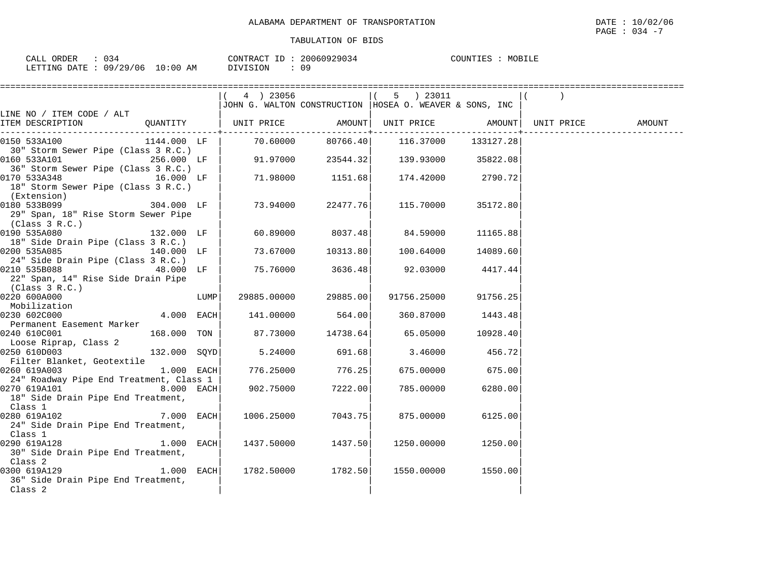ALABAMA DEPARTMENT OF TRANSPORTATION

TABULATION OF BIDS

CALL ORDER : 034  
LETTING DATE : 09/29/06 10:00 AM

CONTRACT ID : 20060929034  
DIVISION : 09

COUNTIES : MOBILE

DATE : 10/02/06

| LINE NO / ITEM CODE / ALT ITEM DESCRIPTION | QUANTITY | (4) 23056 JOHN G. WALTON CONSTRUCTION UNIT PRICE | AMOUNT | (5) 23011 HOSEA O. WEAVER & SONS, INC UNIT PRICE | AMOUNT | ( ) UNIT PRICE | AMOUNT |
|---|---|---|---|---|---|---|---|
| 0150 533A100 30" Storm Sewer Pipe (Class 3 R.C.) | 1144.000 LF | 70.60000 | 80766.40 | 116.37000 | 133127.28 | | |
| 0160 533A101 36" Storm Sewer Pipe (Class 3 R.C.) | 256.000 LF | 91.97000 | 23544.32 | 139.93000 | 35822.08 | | |
| 0170 533A348 18" Storm Sewer Pipe (Class 3 R.C.) (Extension) | 16.000 LF | 71.98000 | 1151.68 | 174.42000 | 2790.72 | | |
| 0180 533B099 29" Span, 18" Rise Storm Sewer Pipe (Class 3 R.C.) | 304.000 LF | 73.94000 | 22477.76 | 115.70000 | 35172.80 | | |
| 0190 535A080 18" Side Drain Pipe (Class 3 R.C.) | 132.000 LF | 60.89000 | 8037.48 | 84.59000 | 11165.88 | | |
| 0200 535A085 24" Side Drain Pipe (Class 3 R.C.) | 140.000 LF | 73.67000 | 10313.80 | 100.64000 | 14089.60 | | |
| 0210 535B088 22" Span, 14" Rise Side Drain Pipe (Class 3 R.C.) | 48.000 LF | 75.76000 | 3636.48 | 92.03000 | 4417.44 | | |
| 0220 600A000 Mobilization | LUMP | 29885.00000 | 29885.00 | 91756.25000 | 91756.25 | | |
| 0230 602C000 Permanent Easement Marker | 4.000 EACH | 141.00000 | 564.00 | 360.87000 | 1443.48 | | |
| 0240 610C001 Loose Riprap, Class 2 | 168.000 TON | 87.73000 | 14738.64 | 65.05000 | 10928.40 | | |
| 0250 610D003 Filter Blanket, Geotextile | 132.000 SQYD | 5.24000 | 691.68 | 3.46000 | 456.72 | | |
| 0260 619A003 24" Roadway Pipe End Treatment, Class 1 | 1.000 EACH | 776.25000 | 776.25 | 675.00000 | 675.00 | | |
| 0270 619A101 18" Side Drain Pipe End Treatment, Class 1 | 8.000 EACH | 902.75000 | 7222.00 | 785.00000 | 6280.00 | | |
| 0280 619A102 24" Side Drain Pipe End Treatment, Class 1 | 7.000 EACH | 1006.25000 | 7043.75 | 875.00000 | 6125.00 | | |
| 0290 619A128 30" Side Drain Pipe End Treatment, Class 2 | 1.000 EACH | 1437.50000 | 1437.50 | 1250.00000 | 1250.00 | | |
| 0300 619A129 36" Side Drain Pipe End Treatment, Class 2 | 1.000 EACH | 1782.50000 | 1782.50 | 1550.00000 | 1550.00 | | |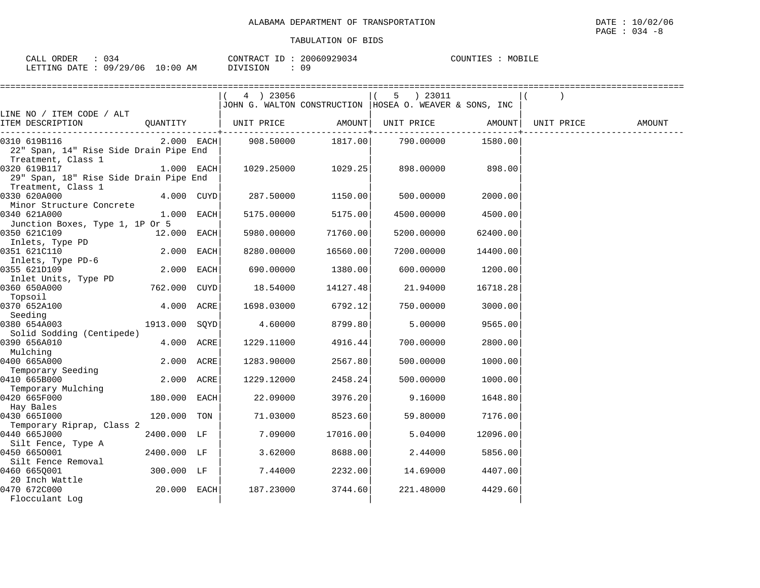ALABAMA DEPARTMENT OF TRANSPORTATION

TABULATION OF BIDS

DATE : 10/02/06
PAGE : 034 -8

CALL ORDER : 034
LETTING DATE : 09/29/06 10:00 AM

CONTRACT ID : 20060929034
DIVISION : 09

COUNTIES : MOBILE

| LINE NO / ITEM CODE / ALT ITEM DESCRIPTION | QUANTITY | ( 4 ) 23056 JOHN G. WALTON CONSTRUCTION UNIT PRICE | AMOUNT | ( 5 ) 23011 HOSEA O. WEAVER & SONS, INC UNIT PRICE | AMOUNT | ( ) UNIT PRICE | AMOUNT |
|---|---|---|---|---|---|---|---|
| 0310 619B116 22" Span, 14" Rise Side Drain Pipe End Treatment, Class 1 | 2.000 EACH | 908.50000 | 1817.00 | 790.00000 | 1580.00 | | |
| 0320 619B117 29" Span, 18" Rise Side Drain Pipe End Treatment, Class 1 | 1.000 EACH | 1029.25000 | 1029.25 | 898.00000 | 898.00 | | |
| 0330 620A000 Minor Structure Concrete | 4.000 CUYD | 287.50000 | 1150.00 | 500.00000 | 2000.00 | | |
| 0340 621A000 Junction Boxes, Type 1, 1P Or 5 | 1.000 EACH | 5175.00000 | 5175.00 | 4500.00000 | 4500.00 | | |
| 0350 621C109 Inlets, Type PD | 12.000 EACH | 5980.00000 | 71760.00 | 5200.00000 | 62400.00 | | |
| 0351 621C110 Inlets, Type PD-6 | 2.000 EACH | 8280.00000 | 16560.00 | 7200.00000 | 14400.00 | | |
| 0355 621D109 Inlet Units, Type PD | 2.000 EACH | 690.00000 | 1380.00 | 600.00000 | 1200.00 | | |
| 0360 650A000 Topsoil | 762.000 CUYD | 18.54000 | 14127.48 | 21.94000 | 16718.28 | | |
| 0370 652A100 Seeding | 4.000 ACRE | 1698.03000 | 6792.12 | 750.00000 | 3000.00 | | |
| 0380 654A003 Solid Sodding (Centipede) | 1913.000 SQYD | 4.60000 | 8799.80 | 5.00000 | 9565.00 | | |
| 0390 656A010 Mulching | 4.000 ACRE | 1229.11000 | 4916.44 | 700.00000 | 2800.00 | | |
| 0400 665A000 Temporary Seeding | 2.000 ACRE | 1283.90000 | 2567.80 | 500.00000 | 1000.00 | | |
| 0410 665B000 Temporary Mulching | 2.000 ACRE | 1229.12000 | 2458.24 | 500.00000 | 1000.00 | | |
| 0420 665F000 Hay Bales | 180.000 EACH | 22.09000 | 3976.20 | 9.16000 | 1648.80 | | |
| 0430 665I000 Temporary Riprap, Class 2 | 120.000 TON | 71.03000 | 8523.60 | 59.80000 | 7176.00 | | |
| 0440 665J000 Silt Fence, Type A | 2400.000 LF | 7.09000 | 17016.00 | 5.04000 | 12096.00 | | |
| 0450 665O001 Silt Fence Removal | 2400.000 LF | 3.62000 | 8688.00 | 2.44000 | 5856.00 | | |
| 0460 665Q001 20 Inch Wattle | 300.000 LF | 7.44000 | 2232.00 | 14.69000 | 4407.00 | | |
| 0470 672C000 Flocculant Log | 20.000 EACH | 187.23000 | 3744.60 | 221.48000 | 4429.60 | | |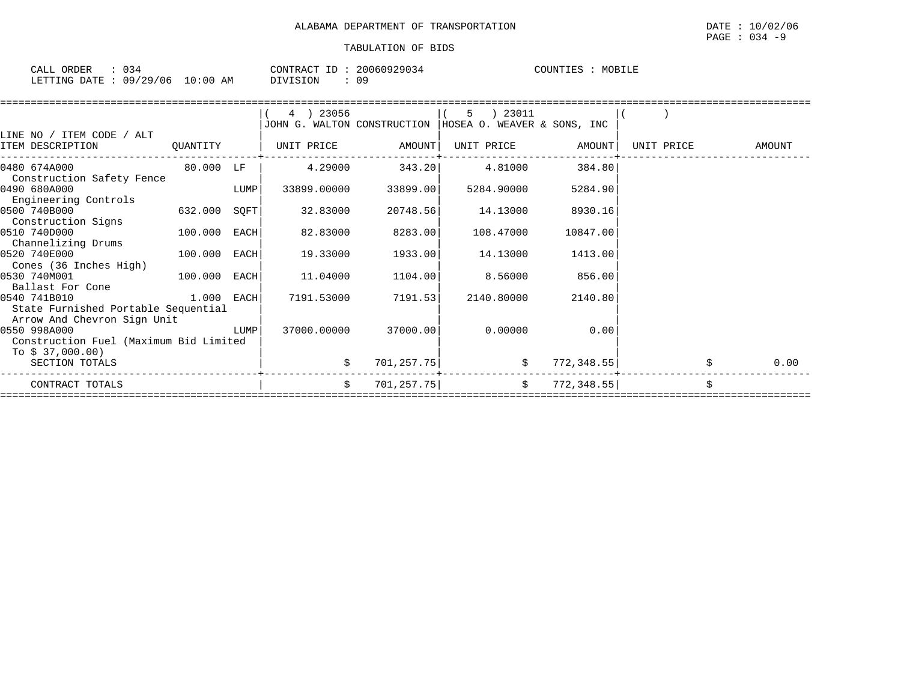ALABAMA DEPARTMENT OF TRANSPORTATION

DATE : 10/02/06

PAGE : 034 -9

TABULATION OF BIDS

CALL ORDER : 034    CONTRACT ID : 20060929034    COUNTIES : MOBILE

LETTING DATE : 09/29/06 10:00 AM    DIVISION : 09

| LINE NO / ITEM CODE / ALT ITEM DESCRIPTION | QUANTITY | | ( 4 ) 23056 JOHN G. WALTON CONSTRUCTION UNIT PRICE | AMOUNT | ( 5 ) 23011 HOSEA O. WEAVER & SONS, INC UNIT PRICE | AMOUNT | ( ) UNIT PRICE | AMOUNT |
|---|---|---|---|---|---|---|---|---|
| 0480 674A000 Construction Safety Fence | 80.000 | LF | 4.29000 | 343.20 | 4.81000 | 384.80 | | |
| 0490 680A000 Engineering Controls | | LUMP | 33899.00000 | 33899.00 | 5284.90000 | 5284.90 | | |
| 0500 740B000 Construction Signs | 632.000 | SQFT | 32.83000 | 20748.56 | 14.13000 | 8930.16 | | |
| 0510 740D000 Channelizing Drums | 100.000 | EACH | 82.83000 | 8283.00 | 108.47000 | 10847.00 | | |
| 0520 740E000 Cones (36 Inches High) | 100.000 | EACH | 19.33000 | 1933.00 | 14.13000 | 1413.00 | | |
| 0530 740M001 Ballast For Cone | 100.000 | EACH | 11.04000 | 1104.00 | 8.56000 | 856.00 | | |
| 0540 741B010 State Furnished Portable Sequential Arrow And Chevron Sign Unit | 1.000 | EACH | 7191.53000 | 7191.53 | 2140.80000 | 2140.80 | | |
| 0550 998A000 Construction Fuel (Maximum Bid Limited To $ 37,000.00) | | LUMP | 37000.00000 | 37000.00 | 0.00000 | 0.00 | | |
| SECTION TOTALS | | | $ | 701,257.75 | $ | 772,348.55 | $ | 0.00 |
| CONTRACT TOTALS | | | $ | 701,257.75 | $ | 772,348.55 | $ | |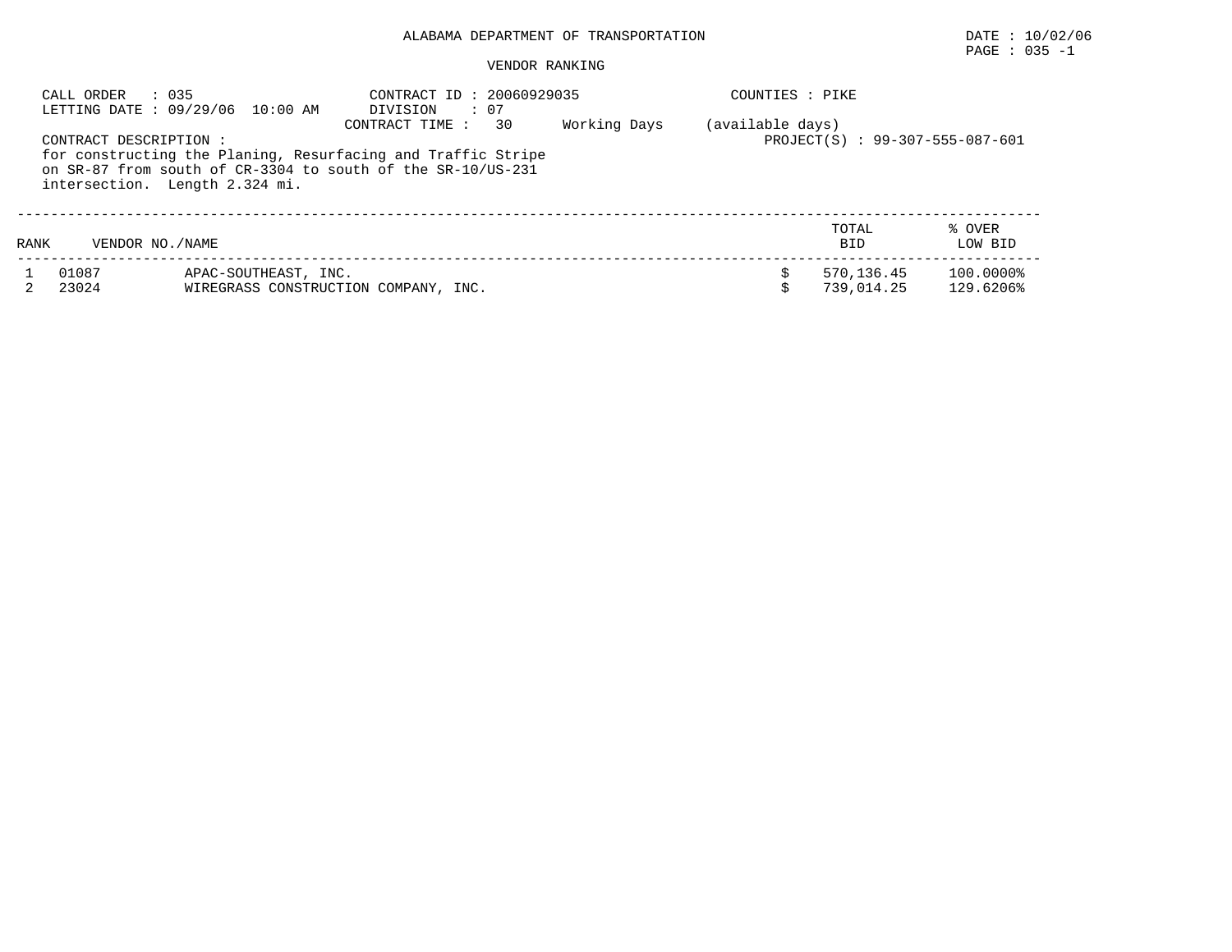ALABAMA DEPARTMENT OF TRANSPORTATION

DATE : 10/02/06

VENDOR RANKING

CALL ORDER : 035
LETTING DATE : 09/29/06 10:00 AM

CONTRACT ID : 20060929035
DIVISION : 07
CONTRACT TIME : 30 Working Days (available days)

COUNTIES : PIKE

PROJECT(S) : 99-307-555-087-601

CONTRACT DESCRIPTION :
for constructing the Planing, Resurfacing and Traffic Stripe on SR-87 from south of CR-3304 to south of the SR-10/US-231 intersection. Length 2.324 mi.

| RANK | VENDOR NO./NAME | | TOTAL BID | % OVER LOW BID |
|---|---|---|---|---|
| 1 | 01087 | APAC-SOUTHEAST, INC. | $ 570,136.45 | 100.0000% |
| 2 | 23024 | WIREGRASS CONSTRUCTION COMPANY, INC. | $ 739,014.25 | 129.6206% |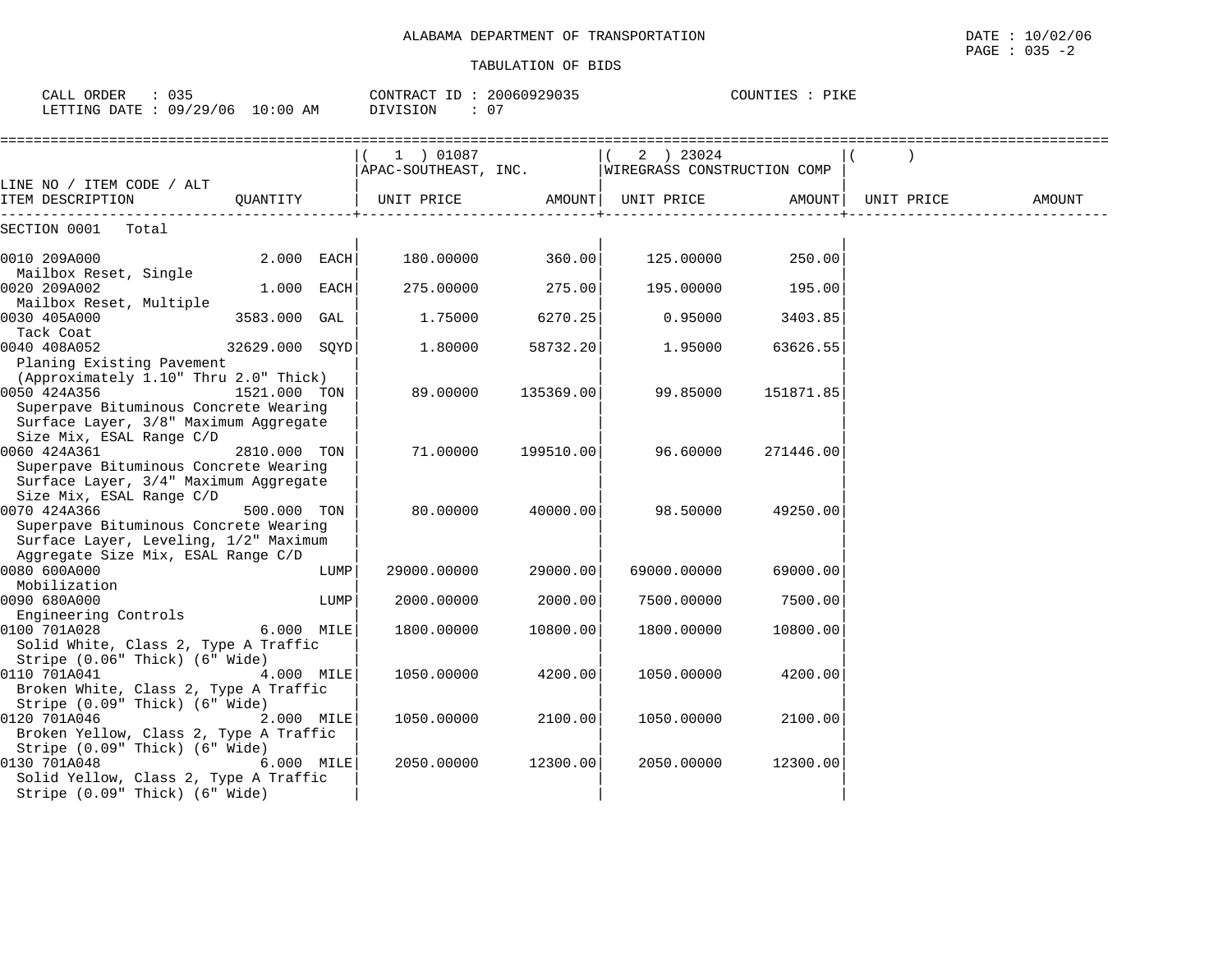ALABAMA DEPARTMENT OF TRANSPORTATION

DATE : 10/02/06

TABULATION OF BIDS

CALL ORDER : 035 CONTRACT ID : 20060929035 COUNTIES : PIKE
LETTING DATE : 09/29/06 10:00 AM DIVISION : 07

| LINE NO / ITEM CODE / ALT ITEM DESCRIPTION | QUANTITY | ( 1 ) 01087 APAC-SOUTHEAST, INC. UNIT PRICE | AMOUNT | ( 2 ) 23024 WIREGRASS CONSTRUCTION COMP UNIT PRICE | AMOUNT | ( ) UNIT PRICE | AMOUNT |
|---|---|---|---|---|---|---|---|
| SECTION 0001 Total | | | | | | | |
| 0010 209A000 Mailbox Reset, Single | 2.000 EACH | 180.00000 | 360.00 | 125.00000 | 250.00 | | |
| 0020 209A002 Mailbox Reset, Multiple | 1.000 EACH | 275.00000 | 275.00 | 195.00000 | 195.00 | | |
| 0030 405A000 Tack Coat | 3583.000 GAL | 1.75000 | 6270.25 | 0.95000 | 3403.85 | | |
| 0040 408A052 Planing Existing Pavement (Approximately 1.10" Thru 2.0" Thick) | 32629.000 SQYD | 1.80000 | 58732.20 | 1.95000 | 63626.55 | | |
| 0050 424A356 Superpave Bituminous Concrete Wearing Surface Layer, 3/8" Maximum Aggregate Size Mix, ESAL Range C/D | 1521.000 TON | 89.00000 | 135369.00 | 99.85000 | 151871.85 | | |
| 0060 424A361 Superpave Bituminous Concrete Wearing Surface Layer, 3/4" Maximum Aggregate Size Mix, ESAL Range C/D | 2810.000 TON | 71.00000 | 199510.00 | 96.60000 | 271446.00 | | |
| 0070 424A366 Superpave Bituminous Concrete Wearing Surface Layer, Leveling, 1/2" Maximum Aggregate Size Mix, ESAL Range C/D | 500.000 TON | 80.00000 | 40000.00 | 98.50000 | 49250.00 | | |
| 0080 600A000 Mobilization | LUMP | 29000.00000 | 29000.00 | 69000.00000 | 69000.00 | | |
| 0090 680A000 Engineering Controls | LUMP | 2000.00000 | 2000.00 | 7500.00000 | 7500.00 | | |
| 0100 701A028 Solid White, Class 2, Type A Traffic Stripe (0.06" Thick) (6" Wide) | 6.000 MILE | 1800.00000 | 10800.00 | 1800.00000 | 10800.00 | | |
| 0110 701A041 Broken White, Class 2, Type A Traffic Stripe (0.09" Thick) (6" Wide) | 4.000 MILE | 1050.00000 | 4200.00 | 1050.00000 | 4200.00 | | |
| 0120 701A046 Broken Yellow, Class 2, Type A Traffic Stripe (0.09" Thick) (6" Wide) | 2.000 MILE | 1050.00000 | 2100.00 | 1050.00000 | 2100.00 | | |
| 0130 701A048 Solid Yellow, Class 2, Type A Traffic Stripe (0.09" Thick) (6" Wide) | 6.000 MILE | 2050.00000 | 12300.00 | 2050.00000 | 12300.00 | | |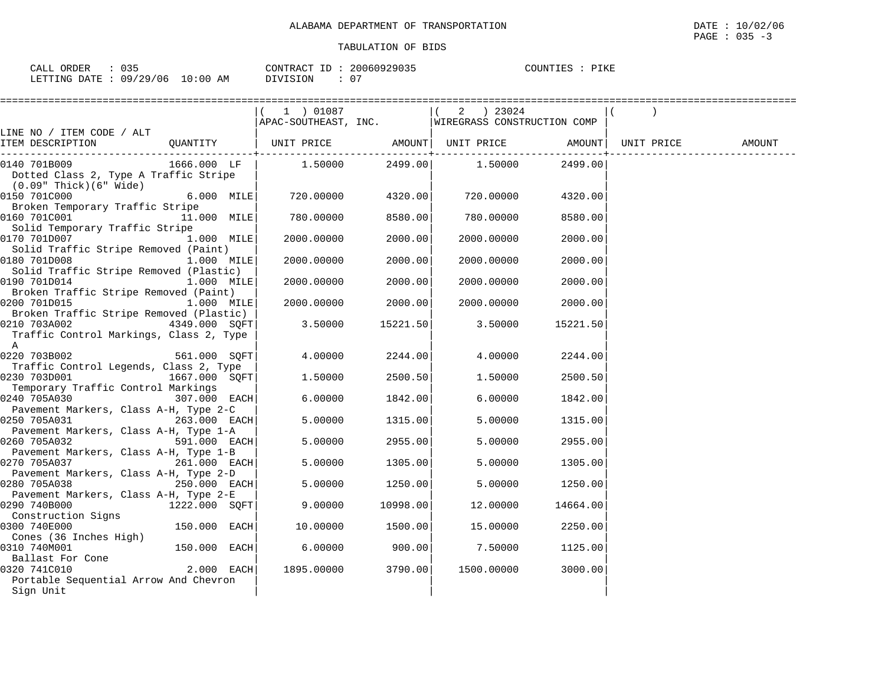ALABAMA DEPARTMENT OF TRANSPORTATION

TABULATION OF BIDS

CALL ORDER : 035  CONTRACT ID : 20060929035  COUNTIES : PIKE
LETTING DATE : 09/29/06 10:00 AM  DIVISION : 07

| LINE NO / ITEM CODE / ALT ITEM DESCRIPTION | QUANTITY | (1) 01087 APAC-SOUTHEAST, INC. UNIT PRICE | AMOUNT | (2) 23024 WIREGRASS CONSTRUCTION COMP UNIT PRICE | AMOUNT | ( ) UNIT PRICE | AMOUNT |
|---|---|---|---|---|---|---|---|
| 0140 701B009 Dotted Class 2, Type A Traffic Stripe (0.09" Thick)(6" Wide) | 1666.000 LF | 1.50000 | 2499.00 | 1.50000 | 2499.00 | | |
| 0150 701C000 Broken Temporary Traffic Stripe | 6.000 MILE | 720.00000 | 4320.00 | 720.00000 | 4320.00 | | |
| 0160 701C001 Solid Temporary Traffic Stripe | 11.000 MILE | 780.00000 | 8580.00 | 780.00000 | 8580.00 | | |
| 0170 701D007 Solid Traffic Stripe Removed (Paint) | 1.000 MILE | 2000.00000 | 2000.00 | 2000.00000 | 2000.00 | | |
| 0180 701D008 Solid Traffic Stripe Removed (Plastic) | 1.000 MILE | 2000.00000 | 2000.00 | 2000.00000 | 2000.00 | | |
| 0190 701D014 Broken Traffic Stripe Removed (Paint) | 1.000 MILE | 2000.00000 | 2000.00 | 2000.00000 | 2000.00 | | |
| 0200 701D015 Broken Traffic Stripe Removed (Plastic) | 1.000 MILE | 2000.00000 | 2000.00 | 2000.00000 | 2000.00 | | |
| 0210 703A002 Traffic Control Markings, Class 2, Type A | 4349.000 SQFT | 3.50000 | 15221.50 | 3.50000 | 15221.50 | | |
| 0220 703B002 Traffic Control Legends, Class 2, Type | 561.000 SQFT | 4.00000 | 2244.00 | 4.00000 | 2244.00 | | |
| 0230 703D001 Temporary Traffic Control Markings | 1667.000 SQFT | 1.50000 | 2500.50 | 1.50000 | 2500.50 | | |
| 0240 705A030 Pavement Markers, Class A-H, Type 2-C | 307.000 EACH | 6.00000 | 1842.00 | 6.00000 | 1842.00 | | |
| 0250 705A031 Pavement Markers, Class A-H, Type 1-A | 263.000 EACH | 5.00000 | 1315.00 | 5.00000 | 1315.00 | | |
| 0260 705A032 Pavement Markers, Class A-H, Type 1-B | 591.000 EACH | 5.00000 | 2955.00 | 5.00000 | 2955.00 | | |
| 0270 705A037 Pavement Markers, Class A-H, Type 2-D | 261.000 EACH | 5.00000 | 1305.00 | 5.00000 | 1305.00 | | |
| 0280 705A038 Pavement Markers, Class A-H, Type 2-E | 250.000 EACH | 5.00000 | 1250.00 | 5.00000 | 1250.00 | | |
| 0290 740B000 Construction Signs | 1222.000 SQFT | 9.00000 | 10998.00 | 12.00000 | 14664.00 | | |
| 0300 740E000 Cones (36 Inches High) | 150.000 EACH | 10.00000 | 1500.00 | 15.00000 | 2250.00 | | |
| 0310 740M001 Ballast For Cone | 150.000 EACH | 6.00000 | 900.00 | 7.50000 | 1125.00 | | |
| 0320 741C010 Portable Sequential Arrow And Chevron Sign Unit | 2.000 EACH | 1895.00000 | 3790.00 | 1500.00000 | 3000.00 | | |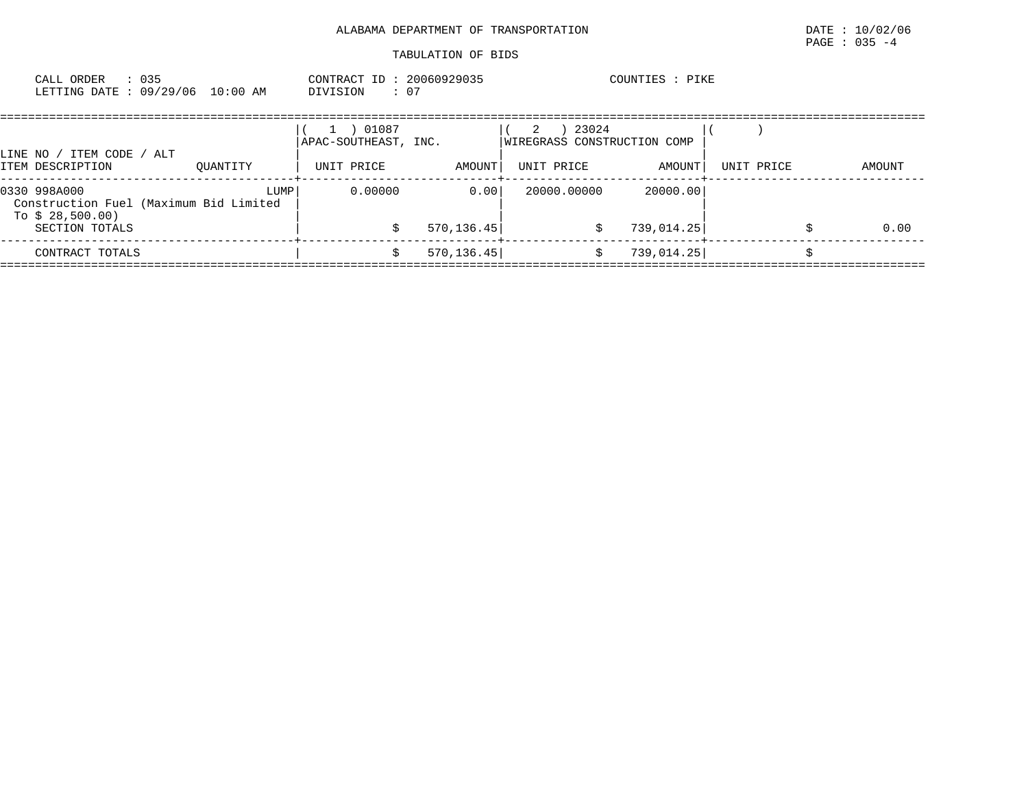ALABAMA DEPARTMENT OF TRANSPORTATION

TABULATION OF BIDS

DATE : 10/02/06
PAGE : 035 -4

CALL ORDER : 035
LETTING DATE : 09/29/06 10:00 AM

CONTRACT ID : 20060929035
DIVISION : 07

COUNTIES : PIKE

| LINE NO / ITEM CODE / ALT<br>ITEM DESCRIPTION | QUANTITY | ( 1 ) 01087<br>APAC-SOUTHEAST, INC.<br>UNIT PRICE | <br><br>AMOUNT | ( 2 ) 23024<br>WIREGRASS CONSTRUCTION COMP<br>UNIT PRICE | <br><br>AMOUNT | ( )<br><br>UNIT PRICE | <br><br>AMOUNT |
|---|---|---|---|---|---|---|---|
| 0330 998A000<br>Construction Fuel (Maximum Bid Limited To $ 28,500.00) | LUMP | 0.00000 | 0.00 | 20000.00000 | 20000.00 | | |
| SECTION TOTALS | | | $ 570,136.45 | | $ 739,014.25 | | $ 0.00 |
| CONTRACT TOTALS | | | $ 570,136.45 | | $ 739,014.25 | | $ |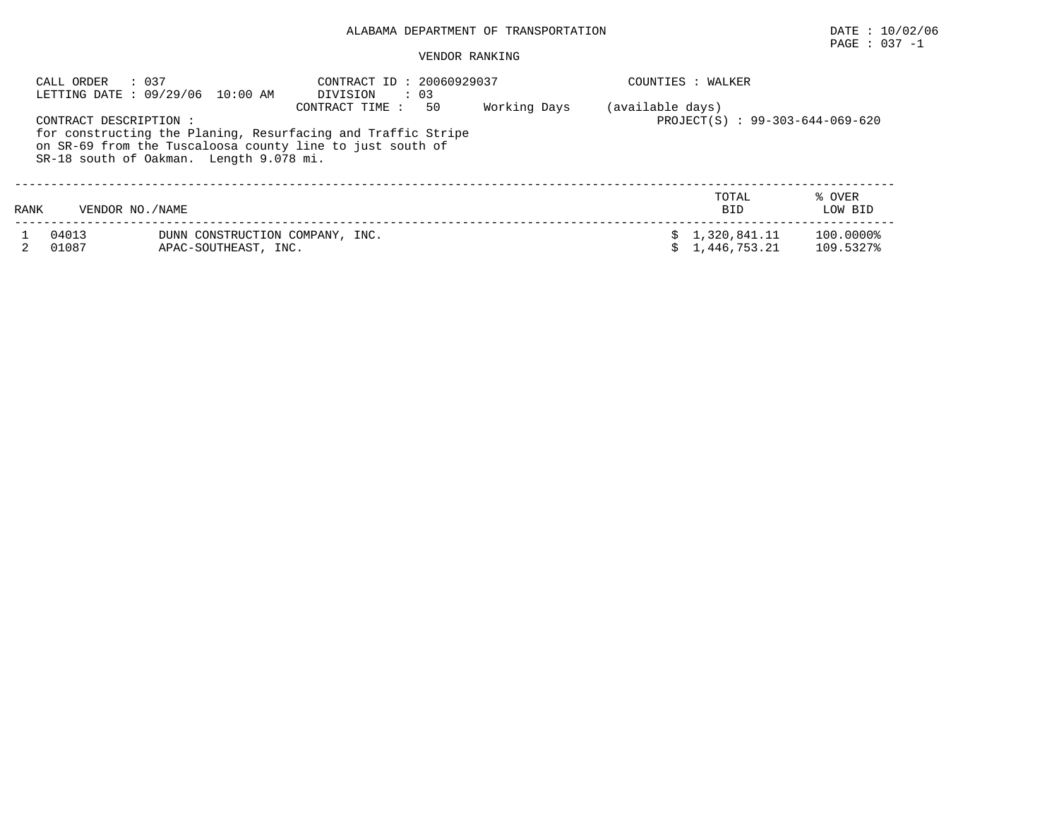ALABAMA DEPARTMENT OF TRANSPORTATION

DATE : 10/02/06

PAGE : 037 -1

VENDOR RANKING

CALL ORDER : 037
LETTING DATE : 09/29/06 10:00 AM

CONTRACT ID : 20060929037
DIVISION : 03
CONTRACT TIME : 50 Working Days (available days)

COUNTIES : WALKER

CONTRACT DESCRIPTION :
for constructing the Planing, Resurfacing and Traffic Stripe on SR-69 from the Tuscaloosa county line to just south of SR-18 south of Oakman. Length 9.078 mi.

PROJECT(S) : 99-303-644-069-620

| RANK | VENDOR NO./NAME | | TOTAL BID | % OVER LOW BID |
|---|---|---|---|---|
| 1 | 04013 | DUNN CONSTRUCTION COMPANY, INC. | $ 1,320,841.11 | 100.0000% |
| 2 | 01087 | APAC-SOUTHEAST, INC. | $ 1,446,753.21 | 109.5327% |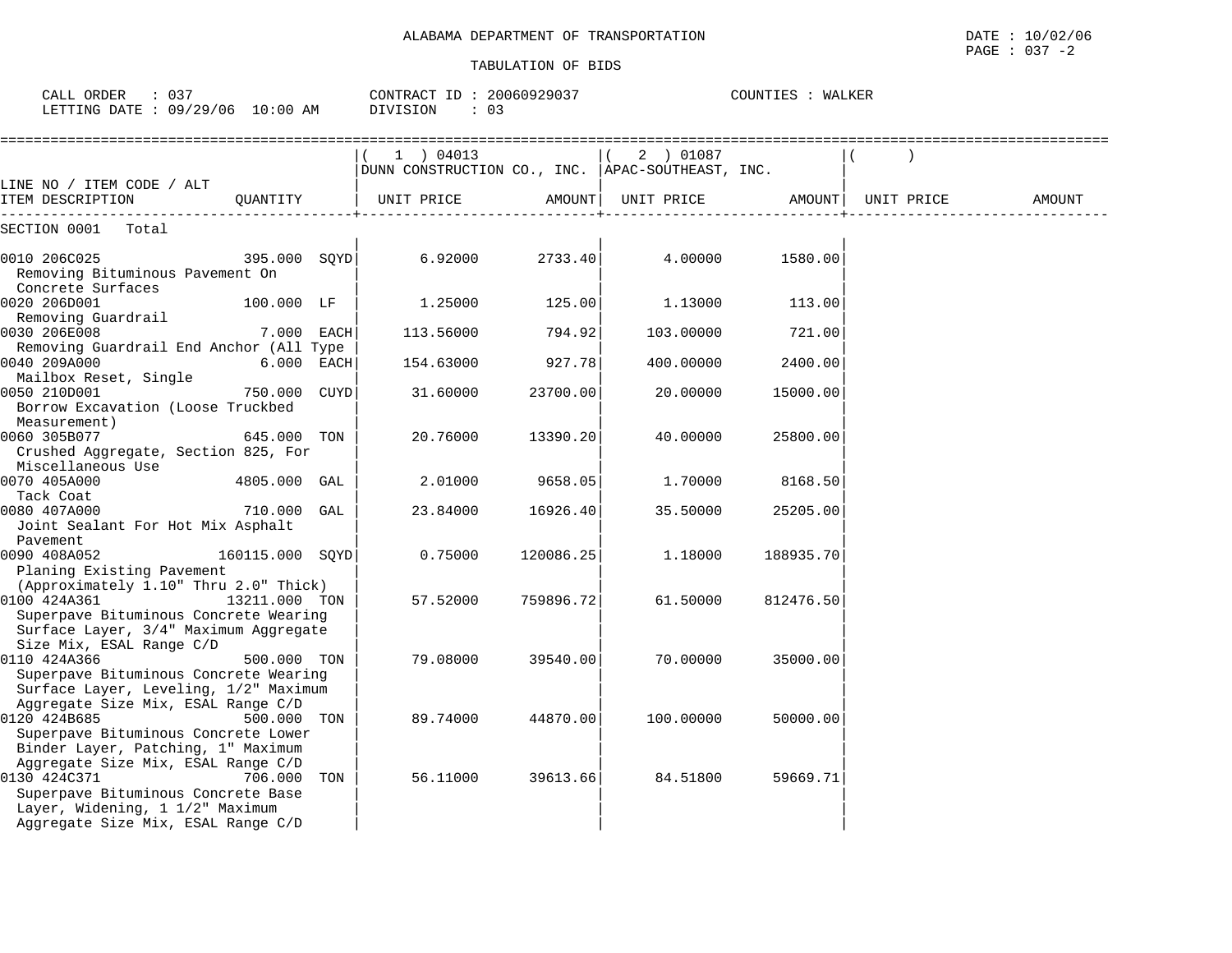ALABAMA DEPARTMENT OF TRANSPORTATION

TABULATION OF BIDS

DATE : 10/02/06
PAGE : 037 -2

CALL ORDER : 037 CONTRACT ID : 20060929037 COUNTIES : WALKER
LETTING DATE : 09/29/06 10:00 AM DIVISION : 03

| LINE NO / ITEM CODE / ALT ITEM DESCRIPTION | QUANTITY | ( 1 ) 04013 DUNN CONSTRUCTION CO., INC. UNIT PRICE | AMOUNT | ( 2 ) 01087 APAC-SOUTHEAST, INC. UNIT PRICE | AMOUNT | ( ) UNIT PRICE | AMOUNT |
|---|---|---|---|---|---|---|---|
| SECTION 0001 Total | | | | | | | |
| 0010 206C025 Removing Bituminous Pavement On Concrete Surfaces | 395.000 SQYD | 6.92000 | 2733.40 | 4.00000 | 1580.00 | | |
| 0020 206D001 Removing Guardrail | 100.000 LF | 1.25000 | 125.00 | 1.13000 | 113.00 | | |
| 0030 206E008 Removing Guardrail End Anchor (All Type | 7.000 EACH | 113.56000 | 794.92 | 103.00000 | 721.00 | | |
| 0040 209A000 Mailbox Reset, Single | 6.000 EACH | 154.63000 | 927.78 | 400.00000 | 2400.00 | | |
| 0050 210D001 Borrow Excavation (Loose Truckbed Measurement) | 750.000 CUYD | 31.60000 | 23700.00 | 20.00000 | 15000.00 | | |
| 0060 305B077 Crushed Aggregate, Section 825, For Miscellaneous Use | 645.000 TON | 20.76000 | 13390.20 | 40.00000 | 25800.00 | | |
| 0070 405A000 Tack Coat | 4805.000 GAL | 2.01000 | 9658.05 | 1.70000 | 8168.50 | | |
| 0080 407A000 Joint Sealant For Hot Mix Asphalt Pavement | 710.000 GAL | 23.84000 | 16926.40 | 35.50000 | 25205.00 | | |
| 0090 408A052 Planing Existing Pavement (Approximately 1.10" Thru 2.0" Thick) | 160115.000 SQYD | 0.75000 | 120086.25 | 1.18000 | 188935.70 | | |
| 0100 424A361 Superpave Bituminous Concrete Wearing Surface Layer, 3/4" Maximum Aggregate Size Mix, ESAL Range C/D | 13211.000 TON | 57.52000 | 759896.72 | 61.50000 | 812476.50 | | |
| 0110 424A366 Superpave Bituminous Concrete Wearing Surface Layer, Leveling, 1/2" Maximum Aggregate Size Mix, ESAL Range C/D | 500.000 TON | 79.08000 | 39540.00 | 70.00000 | 35000.00 | | |
| 0120 424B685 Superpave Bituminous Concrete Lower Binder Layer, Patching, 1" Maximum Aggregate Size Mix, ESAL Range C/D | 500.000 TON | 89.74000 | 44870.00 | 100.00000 | 50000.00 | | |
| 0130 424C371 Superpave Bituminous Concrete Base Layer, Widening, 1 1/2" Maximum Aggregate Size Mix, ESAL Range C/D | 706.000 TON | 56.11000 | 39613.66 | 84.51800 | 59669.71 | | |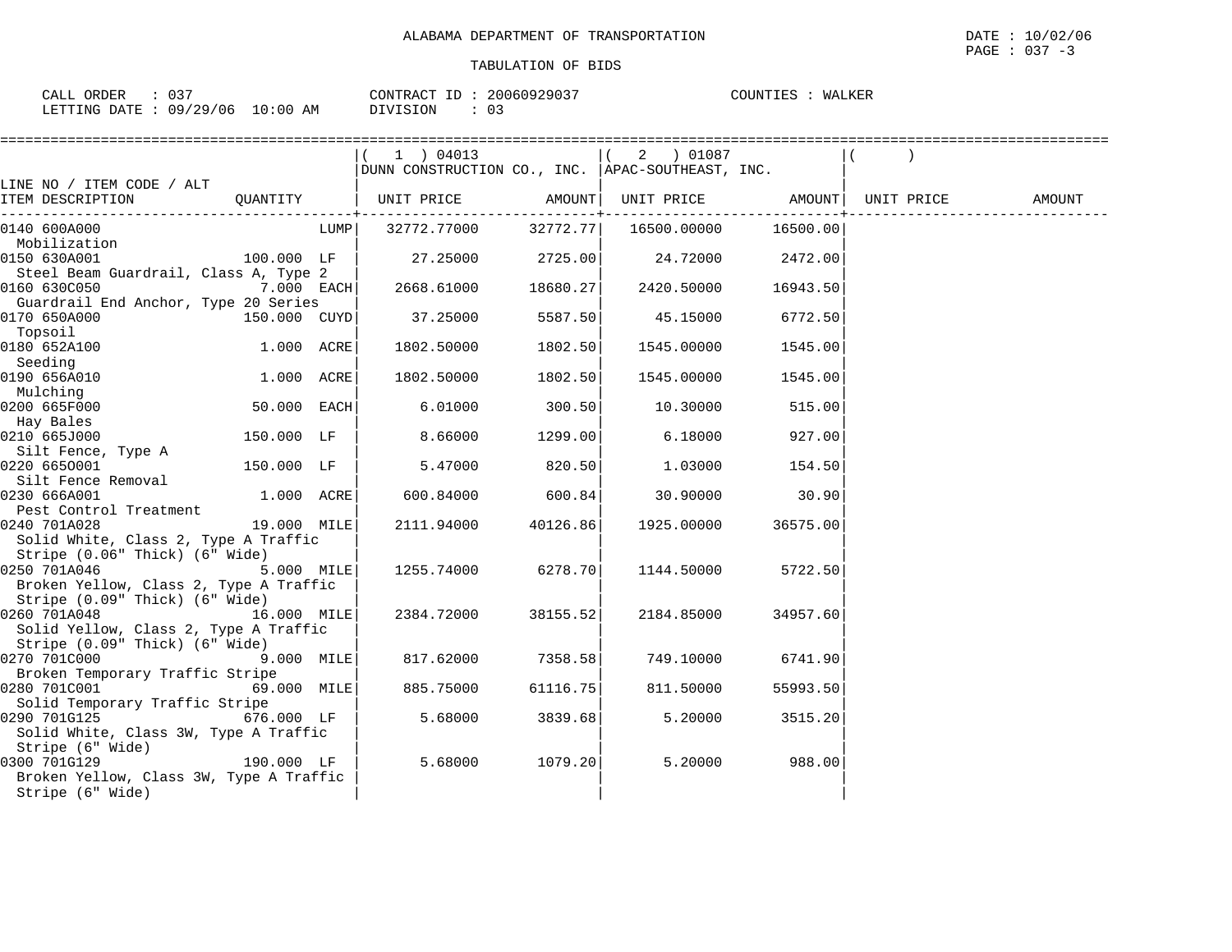ALABAMA DEPARTMENT OF TRANSPORTATION

TABULATION OF BIDS

CALL ORDER : 037
LETTING DATE : 09/29/06 10:00 AM

CONTRACT ID : 20060929037
DIVISION : 03

COUNTIES : WALKER

| LINE NO / ITEM CODE / ALT<br>ITEM DESCRIPTION | QUANTITY | ( 1 ) 04013<br>DUNN CONSTRUCTION CO., INC.<br>UNIT PRICE | AMOUNT | ( 2 ) 01087<br>APAC-SOUTHEAST, INC.<br>UNIT PRICE | AMOUNT | ( )<br>UNIT PRICE | AMOUNT |
|---|---|---|---|---|---|---|---|
| 0140 600A000<br>Mobilization | LUMP | 32772.77000 | 32772.77 | 16500.00000 | 16500.00 | | |
| 0150 630A001<br>Steel Beam Guardrail, Class A, Type 2 | 100.000 LF | 27.25000 | 2725.00 | 24.72000 | 2472.00 | | |
| 0160 630C050<br>Guardrail End Anchor, Type 20 Series | 7.000 EACH | 2668.61000 | 18680.27 | 2420.50000 | 16943.50 | | |
| 0170 650A000<br>Topsoil | 150.000 CUYD | 37.25000 | 5587.50 | 45.15000 | 6772.50 | | |
| 0180 652A100<br>Seeding | 1.000 ACRE | 1802.50000 | 1802.50 | 1545.00000 | 1545.00 | | |
| 0190 656A010<br>Mulching | 1.000 ACRE | 1802.50000 | 1802.50 | 1545.00000 | 1545.00 | | |
| 0200 665F000<br>Hay Bales | 50.000 EACH | 6.01000 | 300.50 | 10.30000 | 515.00 | | |
| 0210 665J000<br>Silt Fence, Type A | 150.000 LF | 8.66000 | 1299.00 | 6.18000 | 927.00 | | |
| 0220 665O001<br>Silt Fence Removal | 150.000 LF | 5.47000 | 820.50 | 1.03000 | 154.50 | | |
| 0230 666A001<br>Pest Control Treatment | 1.000 ACRE | 600.84000 | 600.84 | 30.90000 | 30.90 | | |
| 0240 701A028<br>Solid White, Class 2, Type A Traffic Stripe (0.06" Thick) (6" Wide) | 19.000 MILE | 2111.94000 | 40126.86 | 1925.00000 | 36575.00 | | |
| 0250 701A046<br>Broken Yellow, Class 2, Type A Traffic Stripe (0.09" Thick) (6" Wide) | 5.000 MILE | 1255.74000 | 6278.70 | 1144.50000 | 5722.50 | | |
| 0260 701A048<br>Solid Yellow, Class 2, Type A Traffic Stripe (0.09" Thick) (6" Wide) | 16.000 MILE | 2384.72000 | 38155.52 | 2184.85000 | 34957.60 | | |
| 0270 701C000<br>Broken Temporary Traffic Stripe | 9.000 MILE | 817.62000 | 7358.58 | 749.10000 | 6741.90 | | |
| 0280 701C001<br>Solid Temporary Traffic Stripe | 69.000 MILE | 885.75000 | 61116.75 | 811.50000 | 55993.50 | | |
| 0290 701G125<br>Solid White, Class 3W, Type A Traffic Stripe (6" Wide) | 676.000 LF | 5.68000 | 3839.68 | 5.20000 | 3515.20 | | |
| 0300 701G129<br>Broken Yellow, Class 3W, Type A Traffic Stripe (6" Wide) | 190.000 LF | 5.68000 | 1079.20 | 5.20000 | 988.00 | | |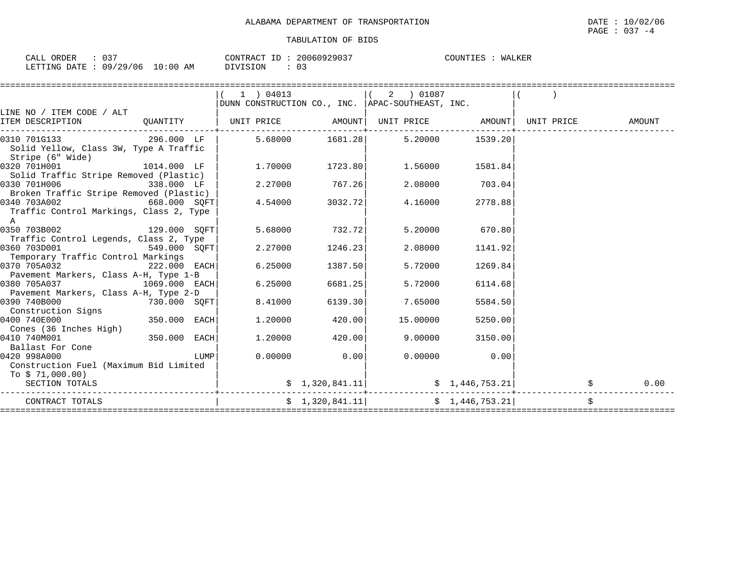ALABAMA DEPARTMENT OF TRANSPORTATION

DATE : 10/02/06

TABULATION OF BIDS

CALL ORDER : 037 | CONTRACT ID : 20060929037 | COUNTIES : WALKER
LETTING DATE : 09/29/06 10:00 AM | DIVISION : 03

| LINE NO / ITEM CODE / ALT ITEM DESCRIPTION | QUANTITY | ( 1 ) 04013 DUNN CONSTRUCTION CO., INC. UNIT PRICE | AMOUNT | ( 2 ) 01087 APAC-SOUTHEAST, INC. UNIT PRICE | AMOUNT | ( ) UNIT PRICE | AMOUNT |
|---|---|---|---|---|---|---|---|
| 0310 701G133 Solid Yellow, Class 3W, Type A Traffic Stripe (6" Wide) | 296.000 LF | 5.68000 | 1681.28 | 5.20000 | 1539.20 | | |
| 0320 701H001 Solid Traffic Stripe Removed (Plastic) | 1014.000 LF | 1.70000 | 1723.80 | 1.56000 | 1581.84 | | |
| 0330 701H006 Broken Traffic Stripe Removed (Plastic) | 338.000 LF | 2.27000 | 767.26 | 2.08000 | 703.04 | | |
| 0340 703A002 Traffic Control Markings, Class 2, Type A | 668.000 SQFT | 4.54000 | 3032.72 | 4.16000 | 2778.88 | | |
| 0350 703B002 Traffic Control Legends, Class 2, Type | 129.000 SQFT | 5.68000 | 732.72 | 5.20000 | 670.80 | | |
| 0360 703D001 Temporary Traffic Control Markings | 549.000 SQFT | 2.27000 | 1246.23 | 2.08000 | 1141.92 | | |
| 0370 705A032 Pavement Markers, Class A-H, Type 1-B | 222.000 EACH | 6.25000 | 1387.50 | 5.72000 | 1269.84 | | |
| 0380 705A037 Pavement Markers, Class A-H, Type 2-D | 1069.000 EACH | 6.25000 | 6681.25 | 5.72000 | 6114.68 | | |
| 0390 740B000 Construction Signs | 730.000 SQFT | 8.41000 | 6139.30 | 7.65000 | 5584.50 | | |
| 0400 740E000 Cones (36 Inches High) | 350.000 EACH | 1.20000 | 420.00 | 15.00000 | 5250.00 | | |
| 0410 740M001 Ballast For Cone | 350.000 EACH | 1.20000 | 420.00 | 9.00000 | 3150.00 | | |
| 0420 998A000 Construction Fuel (Maximum Bid Limited To $ 71,000.00) | LUMP | 0.00000 | 0.00 | 0.00000 | 0.00 | | |
| SECTION TOTALS | | | $ 1,320,841.11 | | $ 1,446,753.21 | | $ 0.00 |
| CONTRACT TOTALS | | | $ 1,320,841.11 | | $ 1,446,753.21 | | $ |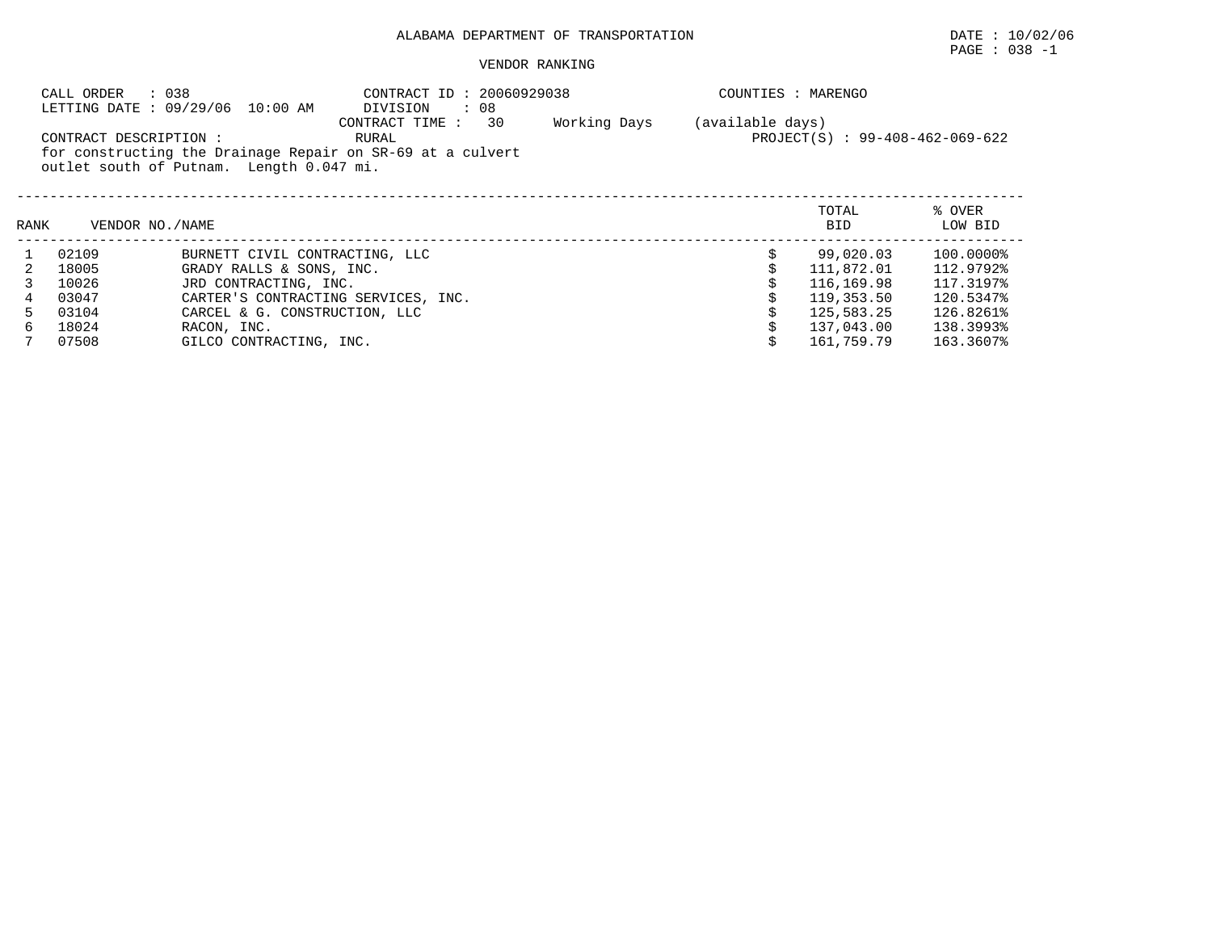ALABAMA DEPARTMENT OF TRANSPORTATION

DATE : 10/02/06

PAGE : 038 -1

VENDOR RANKING

CALL ORDER : 038
LETTING DATE : 09/29/06 10:00 AM

CONTRACT ID : 20060929038
DIVISION : 08
CONTRACT TIME : 30 Working Days (available days)

COUNTIES : MARENGO

CONTRACT DESCRIPTION : RURAL
for constructing the Drainage Repair on SR-69 at a culvert outlet south of Putnam. Length 0.047 mi.

PROJECT(S) : 99-408-462-069-622

| RANK | VENDOR NO. | NAME | TOTAL BID | % OVER LOW BID |
|---|---|---|---|---|
| 1 | 02109 | BURNETT CIVIL CONTRACTING, LLC | $ 99,020.03 | 100.0000% |
| 2 | 18005 | GRADY RALLS & SONS, INC. | $ 111,872.01 | 112.9792% |
| 3 | 10026 | JRD CONTRACTING, INC. | $ 116,169.98 | 117.3197% |
| 4 | 03047 | CARTER'S CONTRACTING SERVICES, INC. | $ 119,353.50 | 120.5347% |
| 5 | 03104 | CARCEL & G. CONSTRUCTION, LLC | $ 125,583.25 | 126.8261% |
| 6 | 18024 | RACON, INC. | $ 137,043.00 | 138.3993% |
| 7 | 07508 | GILCO CONTRACTING, INC. | $ 161,759.79 | 163.3607% |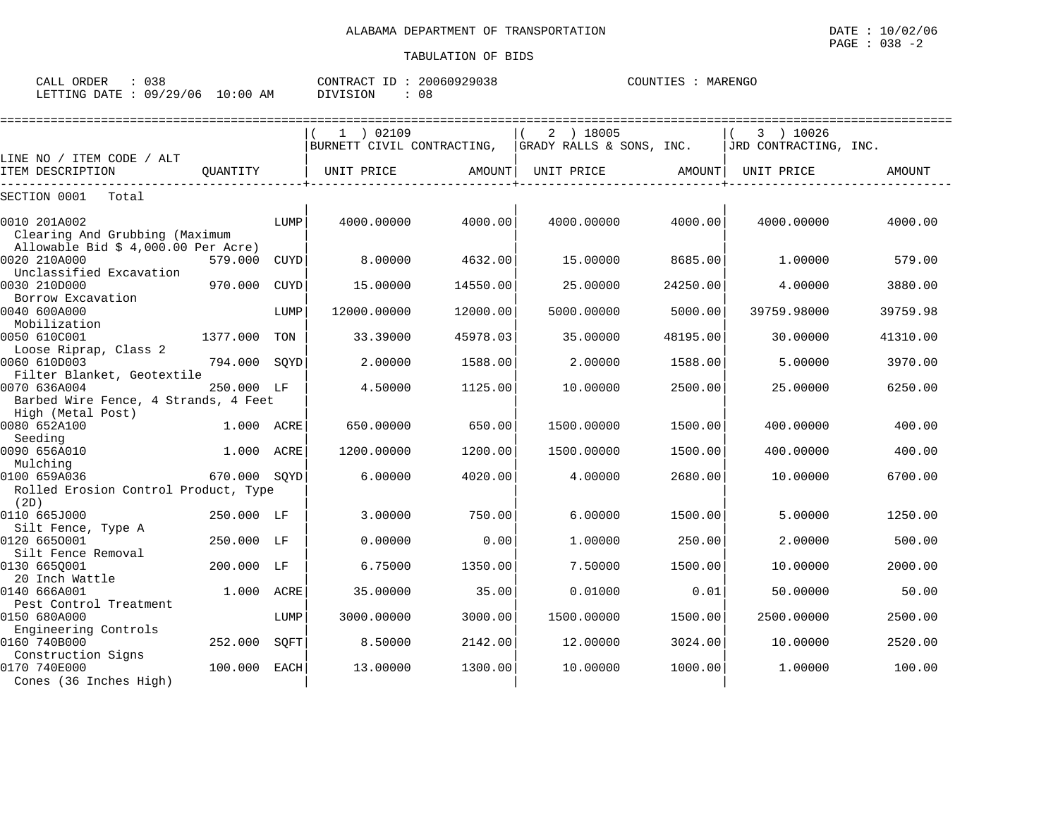ALABAMA DEPARTMENT OF TRANSPORTATION

TABULATION OF BIDS

DATE : 10/02/06

CALL ORDER : 038 | CONTRACT ID : 20060929038 | COUNTIES : MARENGO

LETTING DATE : 09/29/06 10:00 AM | DIVISION : 08

| LINE NO / ITEM CODE / ALT ITEM DESCRIPTION | QUANTITY | | (1) 02109 BURNETT CIVIL CONTRACTING, UNIT PRICE | AMOUNT | (2) 18005 GRADY RALLS & SONS, INC. UNIT PRICE | AMOUNT | (3) 10026 JRD CONTRACTING, INC. UNIT PRICE | AMOUNT |
|---|---|---|---|---|---|---|---|---|
| SECTION 0001 Total | | | | | | | | |
| 0010 201A002 Clearing And Grubbing (Maximum Allowable Bid $ 4,000.00 Per Acre) | | LUMP | 4000.00000 | 4000.00 | 4000.00000 | 4000.00 | 4000.00000 | 4000.00 |
| 0020 210A000 Unclassified Excavation | 579.000 | CUYD | 8.00000 | 4632.00 | 15.00000 | 8685.00 | 1.00000 | 579.00 |
| 0030 210D000 Borrow Excavation | 970.000 | CUYD | 15.00000 | 14550.00 | 25.00000 | 24250.00 | 4.00000 | 3880.00 |
| 0040 600A000 Mobilization | | LUMP | 12000.00000 | 12000.00 | 5000.00000 | 5000.00 | 39759.98000 | 39759.98 |
| 0050 610C001 Loose Riprap, Class 2 | 1377.000 | TON | 33.39000 | 45978.03 | 35.00000 | 48195.00 | 30.00000 | 41310.00 |
| 0060 610D003 Filter Blanket, Geotextile | 794.000 | SQYD | 2.00000 | 1588.00 | 2.00000 | 1588.00 | 5.00000 | 3970.00 |
| 0070 636A004 Barbed Wire Fence, 4 Strands, 4 Feet High (Metal Post) | 250.000 | LF | 4.50000 | 1125.00 | 10.00000 | 2500.00 | 25.00000 | 6250.00 |
| 0080 652A100 Seeding | 1.000 | ACRE | 650.00000 | 650.00 | 1500.00000 | 1500.00 | 400.00000 | 400.00 |
| 0090 656A010 Mulching | 1.000 | ACRE | 1200.00000 | 1200.00 | 1500.00000 | 1500.00 | 400.00000 | 400.00 |
| 0100 659A036 Rolled Erosion Control Product, Type (2D) | 670.000 | SQYD | 6.00000 | 4020.00 | 4.00000 | 2680.00 | 10.00000 | 6700.00 |
| 0110 665J000 Silt Fence, Type A | 250.000 | LF | 3.00000 | 750.00 | 6.00000 | 1500.00 | 5.00000 | 1250.00 |
| 0120 665O001 Silt Fence Removal | 250.000 | LF | 0.00000 | 0.00 | 1.00000 | 250.00 | 2.00000 | 500.00 |
| 0130 665Q001 20 Inch Wattle | 200.000 | LF | 6.75000 | 1350.00 | 7.50000 | 1500.00 | 10.00000 | 2000.00 |
| 0140 666A001 Pest Control Treatment | 1.000 | ACRE | 35.00000 | 35.00 | 0.01000 | 0.01 | 50.00000 | 50.00 |
| 0150 680A000 Engineering Controls | | LUMP | 3000.00000 | 3000.00 | 1500.00000 | 1500.00 | 2500.00000 | 2500.00 |
| 0160 740B000 Construction Signs | 252.000 | SQFT | 8.50000 | 2142.00 | 12.00000 | 3024.00 | 10.00000 | 2520.00 |
| 0170 740E000 Cones (36 Inches High) | 100.000 | EACH | 13.00000 | 1300.00 | 10.00000 | 1000.00 | 1.00000 | 100.00 |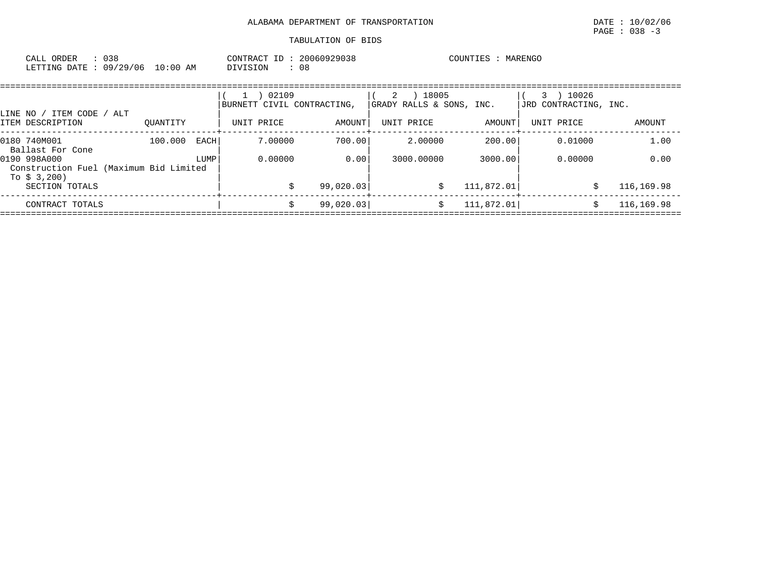ALABAMA DEPARTMENT OF TRANSPORTATION

TABULATION OF BIDS

CALL ORDER : 038
LETTING DATE : 09/29/06 10:00 AM

CONTRACT ID : 20060929038
DIVISION : 08

COUNTIES : MARENGO

| LINE NO / ITEM CODE / ALT ITEM DESCRIPTION | QUANTITY | ( 1 ) 02109 BURNETT CIVIL CONTRACTING, UNIT PRICE | AMOUNT | ( 2 ) 18005 GRADY RALLS & SONS, INC. UNIT PRICE | AMOUNT | ( 3 ) 10026 JRD CONTRACTING, INC. UNIT PRICE | AMOUNT |
|---|---|---|---|---|---|---|---|
| 0180 740M001 Ballast For Cone | 100.000 EACH | 7.00000 | 700.00 | 2.00000 | 200.00 | 0.01000 | 1.00 |
| 0190 998A000 Construction Fuel (Maximum Bid Limited To $ 3,200) | LUMP | 0.00000 | 0.00 | 3000.00000 | 3000.00 | 0.00000 | 0.00 |
| SECTION TOTALS | | $ | 99,020.03 | $ | 111,872.01 | $ | 116,169.98 |
| CONTRACT TOTALS | | $ | 99,020.03 | $ | 111,872.01 | $ | 116,169.98 |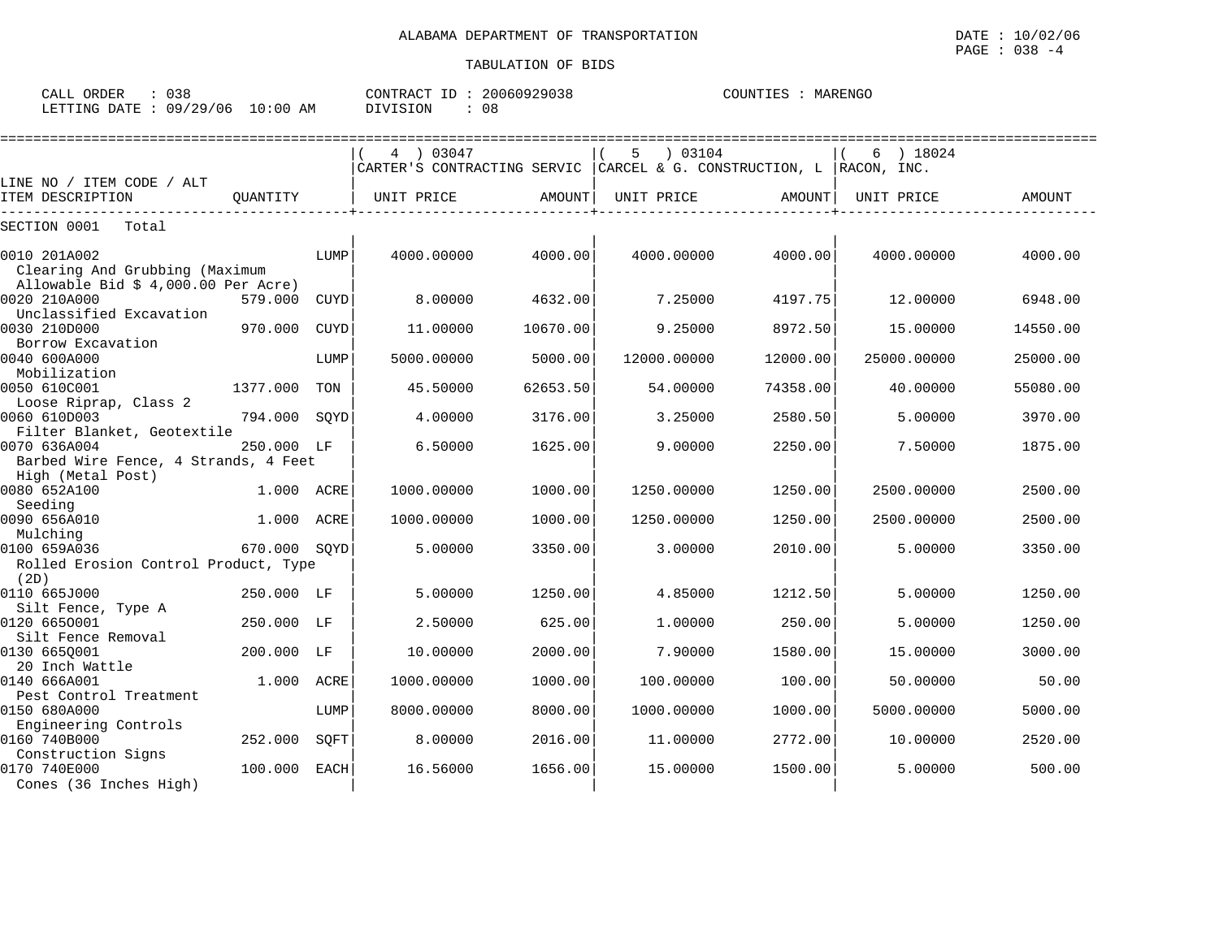ALABAMA DEPARTMENT OF TRANSPORTATION

DATE : 10/02/06

TABULATION OF BIDS

CALL ORDER : 038 &nbsp;&nbsp;&nbsp; CONTRACT ID : 20060929038 &nbsp;&nbsp;&nbsp; COUNTIES : MARENGO

LETTING DATE : 09/29/06 10:00 AM &nbsp;&nbsp;&nbsp; DIVISION : 08

| LINE NO / ITEM CODE / ALT ITEM DESCRIPTION | QUANTITY | UNIT | ( 4 ) 03047 CARTER'S CONTRACTING SERVIC UNIT PRICE | AMOUNT | ( 5 ) 03104 CARCEL & G. CONSTRUCTION, L UNIT PRICE | AMOUNT | ( 6 ) 18024 RACON, INC. UNIT PRICE | AMOUNT |
|---|---|---|---|---|---|---|---|---|
| SECTION 0001 Total | | | | | | | | |
| 0010 201A002 Clearing And Grubbing (Maximum Allowable Bid $ 4,000.00 Per Acre) | | LUMP | 4000.00000 | 4000.00 | 4000.00000 | 4000.00 | 4000.00000 | 4000.00 |
| 0020 210A000 Unclassified Excavation | 579.000 | CUYD | 8.00000 | 4632.00 | 7.25000 | 4197.75 | 12.00000 | 6948.00 |
| 0030 210D000 Borrow Excavation | 970.000 | CUYD | 11.00000 | 10670.00 | 9.25000 | 8972.50 | 15.00000 | 14550.00 |
| 0040 600A000 Mobilization | | LUMP | 5000.00000 | 5000.00 | 12000.00000 | 12000.00 | 25000.00000 | 25000.00 |
| 0050 610C001 Loose Riprap, Class 2 | 1377.000 | TON | 45.50000 | 62653.50 | 54.00000 | 74358.00 | 40.00000 | 55080.00 |
| 0060 610D003 Filter Blanket, Geotextile | 794.000 | SQYD | 4.00000 | 3176.00 | 3.25000 | 2580.50 | 5.00000 | 3970.00 |
| 0070 636A004 Barbed Wire Fence, 4 Strands, 4 Feet High (Metal Post) | 250.000 | LF | 6.50000 | 1625.00 | 9.00000 | 2250.00 | 7.50000 | 1875.00 |
| 0080 652A100 Seeding | 1.000 | ACRE | 1000.00000 | 1000.00 | 1250.00000 | 1250.00 | 2500.00000 | 2500.00 |
| 0090 656A010 Mulching | 1.000 | ACRE | 1000.00000 | 1000.00 | 1250.00000 | 1250.00 | 2500.00000 | 2500.00 |
| 0100 659A036 Rolled Erosion Control Product, Type (2D) | 670.000 | SQYD | 5.00000 | 3350.00 | 3.00000 | 2010.00 | 5.00000 | 3350.00 |
| 0110 665J000 Silt Fence, Type A | 250.000 | LF | 5.00000 | 1250.00 | 4.85000 | 1212.50 | 5.00000 | 1250.00 |
| 0120 665O001 Silt Fence Removal | 250.000 | LF | 2.50000 | 625.00 | 1.00000 | 250.00 | 5.00000 | 1250.00 |
| 0130 665Q001 20 Inch Wattle | 200.000 | LF | 10.00000 | 2000.00 | 7.90000 | 1580.00 | 15.00000 | 3000.00 |
| 0140 666A001 Pest Control Treatment | 1.000 | ACRE | 1000.00000 | 1000.00 | 100.00000 | 100.00 | 50.00000 | 50.00 |
| 0150 680A000 Engineering Controls | | LUMP | 8000.00000 | 8000.00 | 1000.00000 | 1000.00 | 5000.00000 | 5000.00 |
| 0160 740B000 Construction Signs | 252.000 | SQFT | 8.00000 | 2016.00 | 11.00000 | 2772.00 | 10.00000 | 2520.00 |
| 0170 740E000 Cones (36 Inches High) | 100.000 | EACH | 16.56000 | 1656.00 | 15.00000 | 1500.00 | 5.00000 | 500.00 |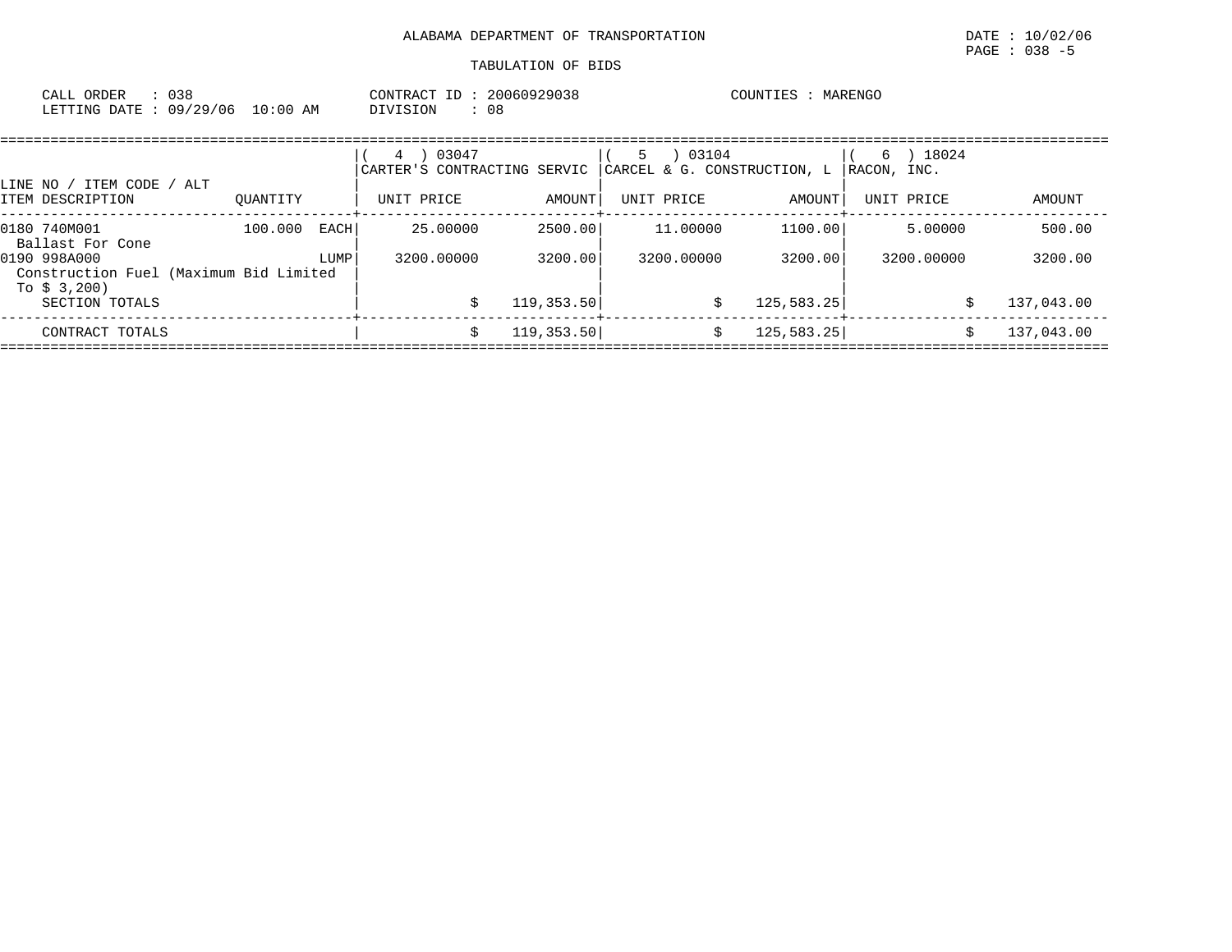ALABAMA DEPARTMENT OF TRANSPORTATION

DATE : 10/02/06

PAGE : 038 -5

TABULATION OF BIDS

CALL ORDER : 038 CONTRACT ID : 20060929038 COUNTIES : MARENGO

LETTING DATE : 09/29/06 10:00 AM DIVISION : 08

| LINE NO / ITEM CODE / ALT ITEM DESCRIPTION | QUANTITY | ( 4 ) 03047 CARTER'S CONTRACTING SERVIC UNIT PRICE | AMOUNT | ( 5 ) 03104 CARCEL & G. CONSTRUCTION, L UNIT PRICE | AMOUNT | ( 6 ) 18024 RACON, INC. UNIT PRICE | AMOUNT |
|---|---|---|---|---|---|---|---|
| 0180 740M001 Ballast For Cone | 100.000 EACH | 25.00000 | 2500.00 | 11.00000 | 1100.00 | 5.00000 | 500.00 |
| 0190 998A000 Construction Fuel (Maximum Bid Limited To $ 3,200) | LUMP | 3200.00000 | 3200.00 | 3200.00000 | 3200.00 | 3200.00000 | 3200.00 |
| SECTION TOTALS | | $ | 119,353.50 | $ | 125,583.25 | $ | 137,043.00 |
| CONTRACT TOTALS | | $ | 119,353.50 | $ | 125,583.25 | $ | 137,043.00 |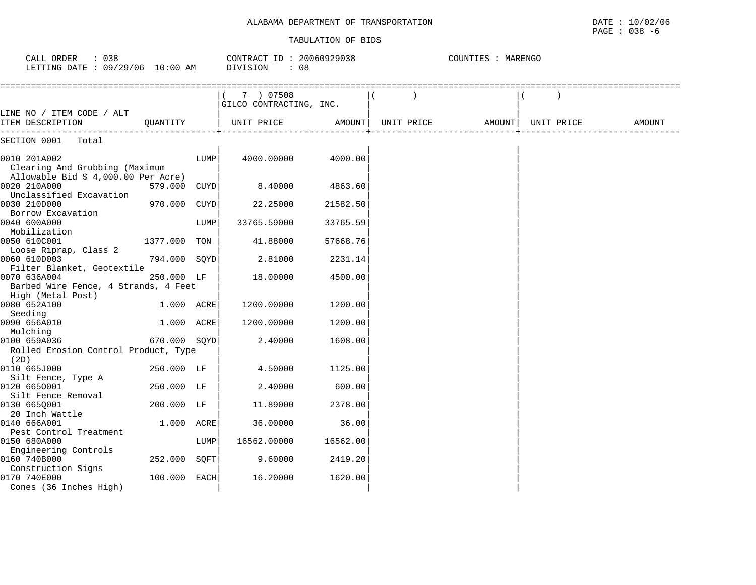ALABAMA DEPARTMENT OF TRANSPORTATION

TABULATION OF BIDS

DATE : 10/02/06
PAGE : 038 -6

CALL ORDER : 038 &nbsp;&nbsp;&nbsp; CONTRACT ID : 20060929038 &nbsp;&nbsp;&nbsp; COUNTIES : MARENGO
LETTING DATE : 09/29/06 10:00 AM &nbsp;&nbsp;&nbsp; DIVISION : 08

| LINE NO / ITEM CODE / ALT ITEM DESCRIPTION | QUANTITY | (7) 07508 GILCO CONTRACTING, INC. UNIT PRICE | AMOUNT | ( ) UNIT PRICE | AMOUNT | ( ) UNIT PRICE | AMOUNT |
|---|---|---|---|---|---|---|---|
| SECTION 0001 Total | | | | | | | |
| 0010 201A002 Clearing And Grubbing (Maximum Allowable Bid $ 4,000.00 Per Acre) | LUMP | 4000.00000 | 4000.00 | | | | |
| 0020 210A000 Unclassified Excavation | 579.000 CUYD | 8.40000 | 4863.60 | | | | |
| 0030 210D000 Borrow Excavation | 970.000 CUYD | 22.25000 | 21582.50 | | | | |
| 0040 600A000 Mobilization | LUMP | 33765.59000 | 33765.59 | | | | |
| 0050 610C001 Loose Riprap, Class 2 | 1377.000 TON | 41.88000 | 57668.76 | | | | |
| 0060 610D003 Filter Blanket, Geotextile | 794.000 SQYD | 2.81000 | 2231.14 | | | | |
| 0070 636A004 Barbed Wire Fence, 4 Strands, 4 Feet High (Metal Post) | 250.000 LF | 18.00000 | 4500.00 | | | | |
| 0080 652A100 Seeding | 1.000 ACRE | 1200.00000 | 1200.00 | | | | |
| 0090 656A010 Mulching | 1.000 ACRE | 1200.00000 | 1200.00 | | | | |
| 0100 659A036 Rolled Erosion Control Product, Type (2D) | 670.000 SQYD | 2.40000 | 1608.00 | | | | |
| 0110 665J000 Silt Fence, Type A | 250.000 LF | 4.50000 | 1125.00 | | | | |
| 0120 665O001 Silt Fence Removal | 250.000 LF | 2.40000 | 600.00 | | | | |
| 0130 665Q001 20 Inch Wattle | 200.000 LF | 11.89000 | 2378.00 | | | | |
| 0140 666A001 Pest Control Treatment | 1.000 ACRE | 36.00000 | 36.00 | | | | |
| 0150 680A000 Engineering Controls | LUMP | 16562.00000 | 16562.00 | | | | |
| 0160 740B000 Construction Signs | 252.000 SQFT | 9.60000 | 2419.20 | | | | |
| 0170 740E000 Cones (36 Inches High) | 100.000 EACH | 16.20000 | 1620.00 | | | | |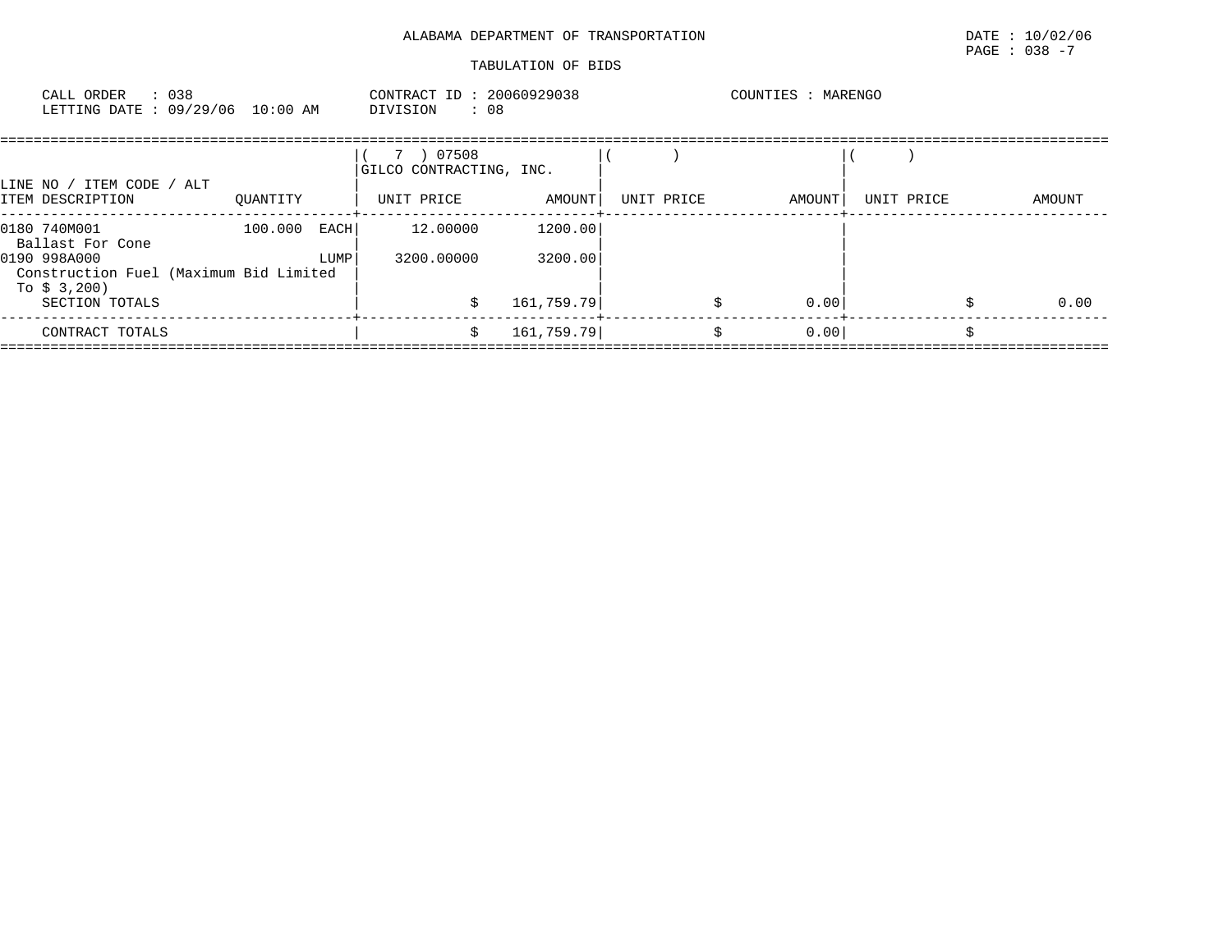ALABAMA DEPARTMENT OF TRANSPORTATION

TABULATION OF BIDS

DATE : 10/02/06
PAGE : 038 -7

CALL ORDER : 038
LETTING DATE : 09/29/06 10:00 AM

CONTRACT ID : 20060929038
DIVISION : 08

COUNTIES : MARENGO

| LINE NO / ITEM CODE / ALT ITEM DESCRIPTION | QUANTITY | ( 7 ) 07508 GILCO CONTRACTING, INC. UNIT PRICE | AMOUNT | ( ) UNIT PRICE | AMOUNT | ( ) UNIT PRICE | AMOUNT |
|---|---|---|---|---|---|---|---|
| 0180 740M001 Ballast For Cone | 100.000 EACH | 12.00000 | 1200.00 | | | | |
| 0190 998A000 Construction Fuel (Maximum Bid Limited To $ 3,200) | LUMP | 3200.00000 | 3200.00 | | | | |
| SECTION TOTALS | | | $ 161,759.79 | | $ 0.00 | | $ 0.00 |
| CONTRACT TOTALS | | | $ 161,759.79 | | $ 0.00 | | $ |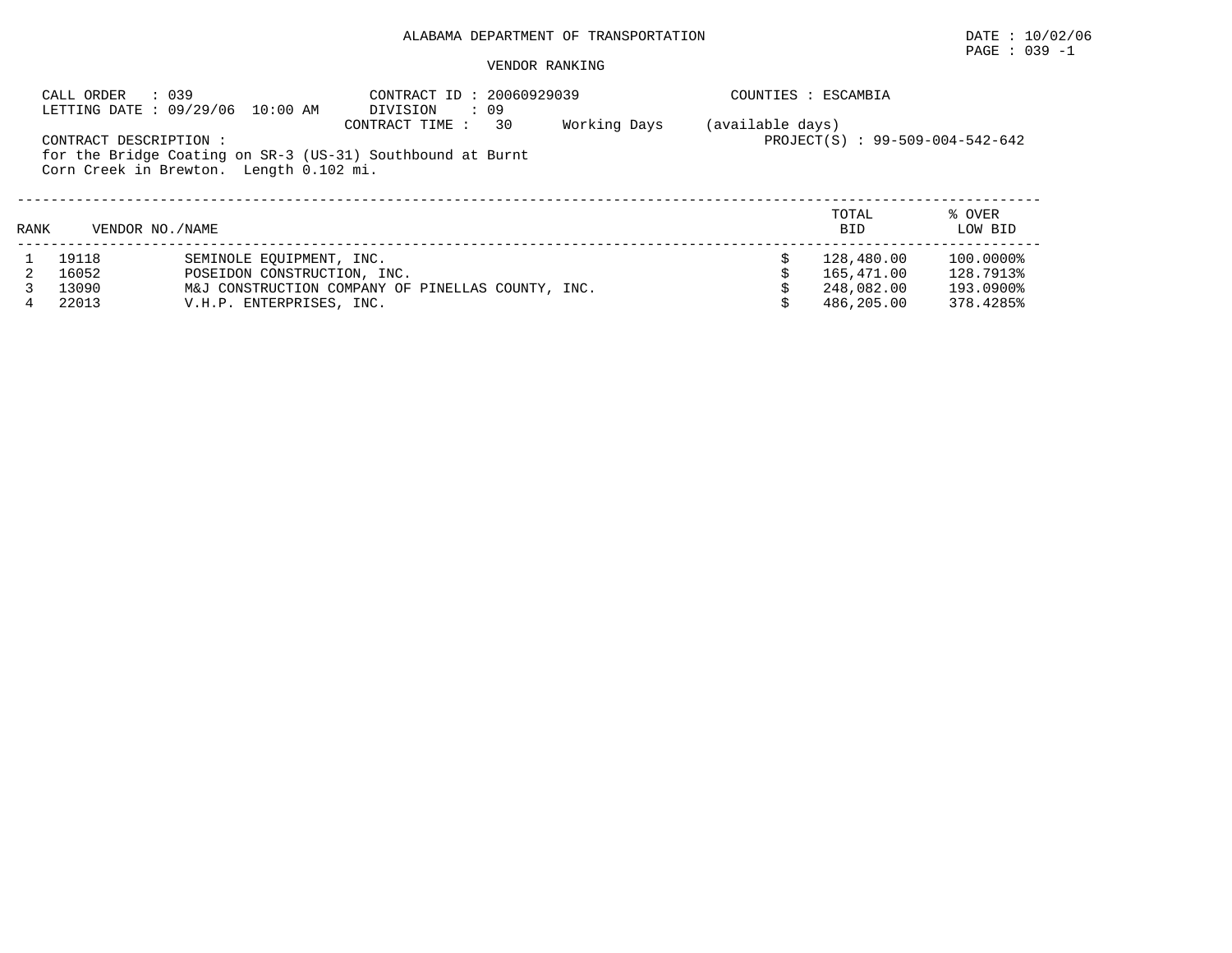ALABAMA DEPARTMENT OF TRANSPORTATION

DATE : 10/02/06

PAGE : 039 -1

VENDOR RANKING

CALL ORDER : 039
LETTING DATE : 09/29/06 10:00 AM

CONTRACT ID : 20060929039
DIVISION : 09
CONTRACT TIME : 30 Working Days (available days)

COUNTIES : ESCAMBIA

PROJECT(S) : 99-509-004-542-642

CONTRACT DESCRIPTION :
for the Bridge Coating on SR-3 (US-31) Southbound at Burnt Corn Creek in Brewton. Length 0.102 mi.

| RANK | VENDOR NO./NAME | | TOTAL BID | % OVER LOW BID |
|---|---|---|---|---|
| 1 | 19118 | SEMINOLE EQUIPMENT, INC. | $ 128,480.00 | 100.0000% |
| 2 | 16052 | POSEIDON CONSTRUCTION, INC. | $ 165,471.00 | 128.7913% |
| 3 | 13090 | M&J CONSTRUCTION COMPANY OF PINELLAS COUNTY, INC. | $ 248,082.00 | 193.0900% |
| 4 | 22013 | V.H.P. ENTERPRISES, INC. | $ 486,205.00 | 378.4285% |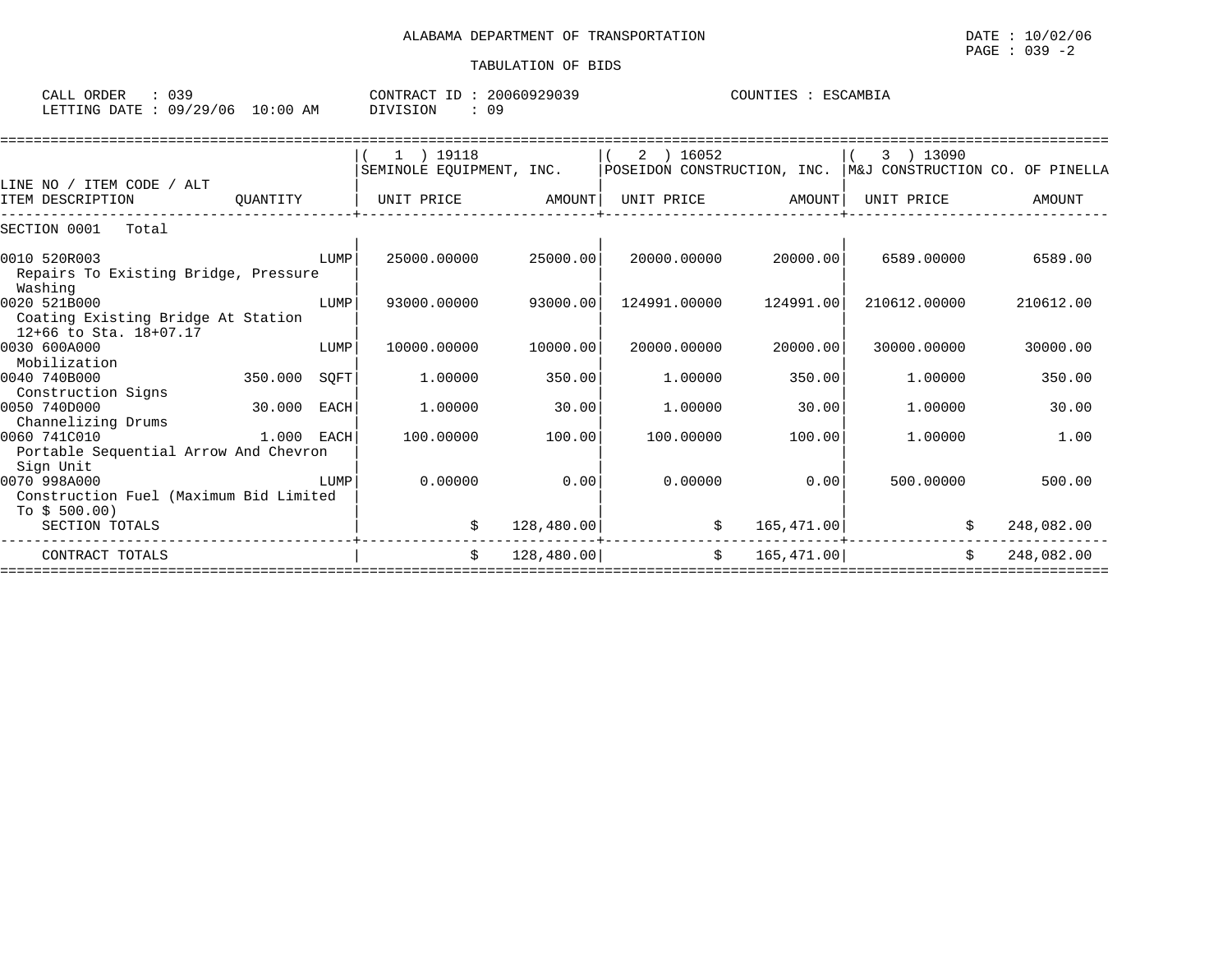ALABAMA DEPARTMENT OF TRANSPORTATION

DATE : 10/02/06

TABULATION OF BIDS

CALL ORDER : 039　　CONTRACT ID : 20060929039　　COUNTIES : ESCAMBIA

LETTING DATE : 09/29/06 10:00 AM　　DIVISION : 09

| LINE NO / ITEM CODE / ALT<br>ITEM DESCRIPTION | QUANTITY | (1) 19118 SEMINOLE EQUIPMENT, INC.<br>UNIT PRICE | AMOUNT | (2) 16052 POSEIDON CONSTRUCTION, INC.<br>UNIT PRICE | AMOUNT | (3) 13090 M&J CONSTRUCTION CO. OF PINELLA<br>UNIT PRICE | AMOUNT |
|---|---|---|---|---|---|---|---|
| SECTION 0001 Total | | | | | | | |
| 0010 520R003<br>Repairs To Existing Bridge, Pressure Washing | LUMP | 25000.00000 | 25000.00 | 20000.00000 | 20000.00 | 6589.00000 | 6589.00 |
| 0020 521B000<br>Coating Existing Bridge At Station 12+66 to Sta. 18+07.17 | LUMP | 93000.00000 | 93000.00 | 124991.00000 | 124991.00 | 210612.00000 | 210612.00 |
| 0030 600A000<br>Mobilization | LUMP | 10000.00000 | 10000.00 | 20000.00000 | 20000.00 | 30000.00000 | 30000.00 |
| 0040 740B000<br>Construction Signs | 350.000 SQFT | 1.00000 | 350.00 | 1.00000 | 350.00 | 1.00000 | 350.00 |
| 0050 740D000<br>Channelizing Drums | 30.000 EACH | 1.00000 | 30.00 | 1.00000 | 30.00 | 1.00000 | 30.00 |
| 0060 741C010<br>Portable Sequential Arrow And Chevron Sign Unit | 1.000 EACH | 100.00000 | 100.00 | 100.00000 | 100.00 | 1.00000 | 1.00 |
| 0070 998A000<br>Construction Fuel (Maximum Bid Limited To $ 500.00) | LUMP | 0.00000 | 0.00 | 0.00000 | 0.00 | 500.00000 | 500.00 |
| SECTION TOTALS | | | $ 128,480.00 | | $ 165,471.00 | | $ 248,082.00 |
| CONTRACT TOTALS | | | $ 128,480.00 | | $ 165,471.00 | | $ 248,082.00 |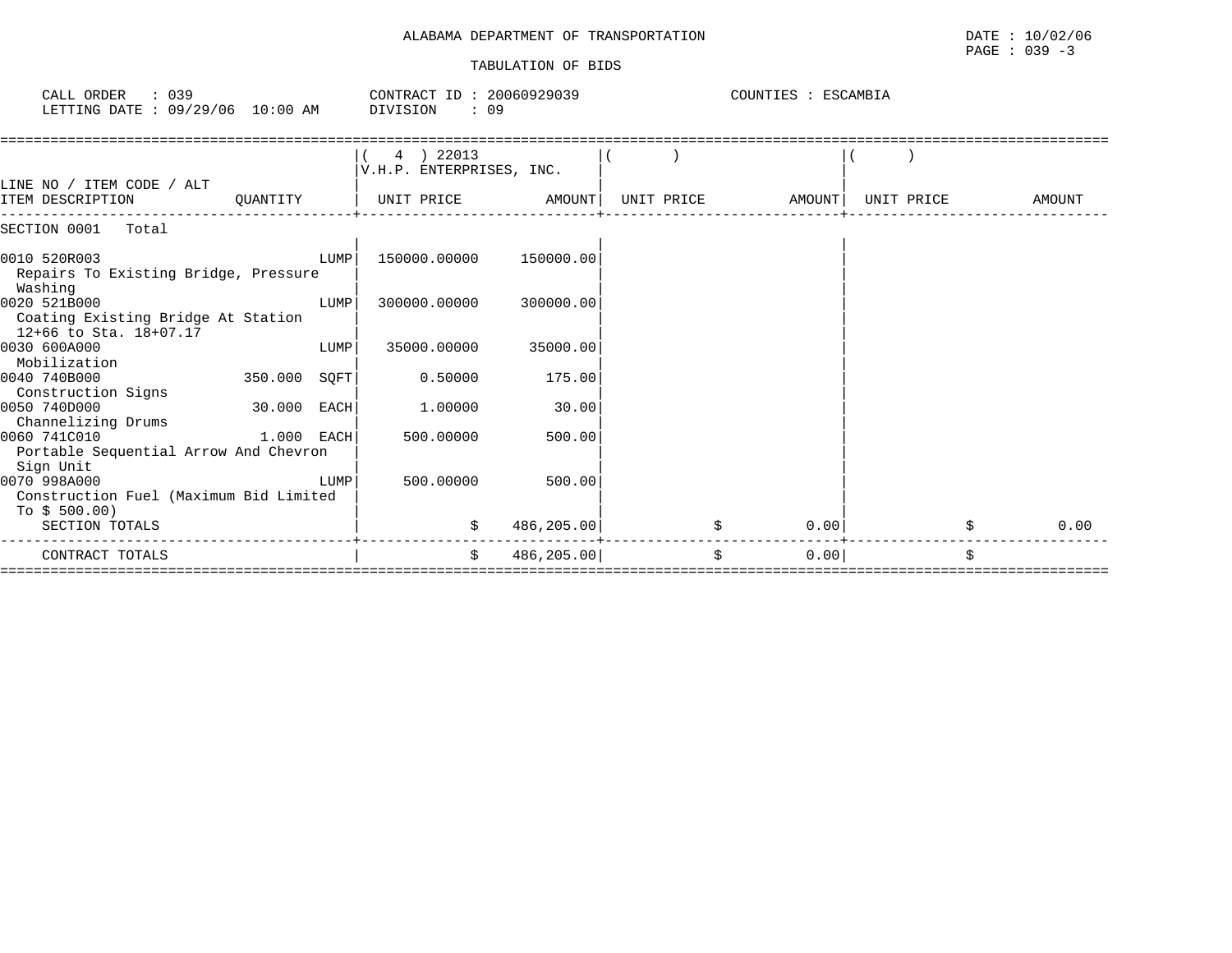ALABAMA DEPARTMENT OF TRANSPORTATION

TABULATION OF BIDS

DATE : 10/02/06
PAGE : 039 -3

CALL ORDER : 039
LETTING DATE : 09/29/06 10:00 AM

CONTRACT ID : 20060929039
DIVISION : 09

COUNTIES : ESCAMBIA

| LINE NO / ITEM CODE / ALT<br>ITEM DESCRIPTION | QUANTITY | ( 4 ) 22013<br>V.H.P. ENTERPRISES, INC.<br>UNIT PRICE | AMOUNT | ( )<br>UNIT PRICE | AMOUNT | ( )<br>UNIT PRICE | AMOUNT |
|---|---|---|---|---|---|---|---|
| SECTION 0001 Total | | | | | | | |
| 0010 520R003<br>Repairs To Existing Bridge, Pressure Washing | LUMP | 150000.00000 | 150000.00 | | | | |
| 0020 521B000<br>Coating Existing Bridge At Station 12+66 to Sta. 18+07.17 | LUMP | 300000.00000 | 300000.00 | | | | |
| 0030 600A000<br>Mobilization | LUMP | 35000.00000 | 35000.00 | | | | |
| 0040 740B000<br>Construction Signs | 350.000 SQFT | 0.50000 | 175.00 | | | | |
| 0050 740D000<br>Channelizing Drums | 30.000 EACH | 1.00000 | 30.00 | | | | |
| 0060 741C010<br>Portable Sequential Arrow And Chevron Sign Unit | 1.000 EACH | 500.00000 | 500.00 | | | | |
| 0070 998A000<br>Construction Fuel (Maximum Bid Limited To $ 500.00) | LUMP | 500.00000 | 500.00 | | | | |
| SECTION TOTALS | | $ | 486,205.00 | $ | 0.00 | $ | 0.00 |
| CONTRACT TOTALS | | $ | 486,205.00 | $ | 0.00 | $ | |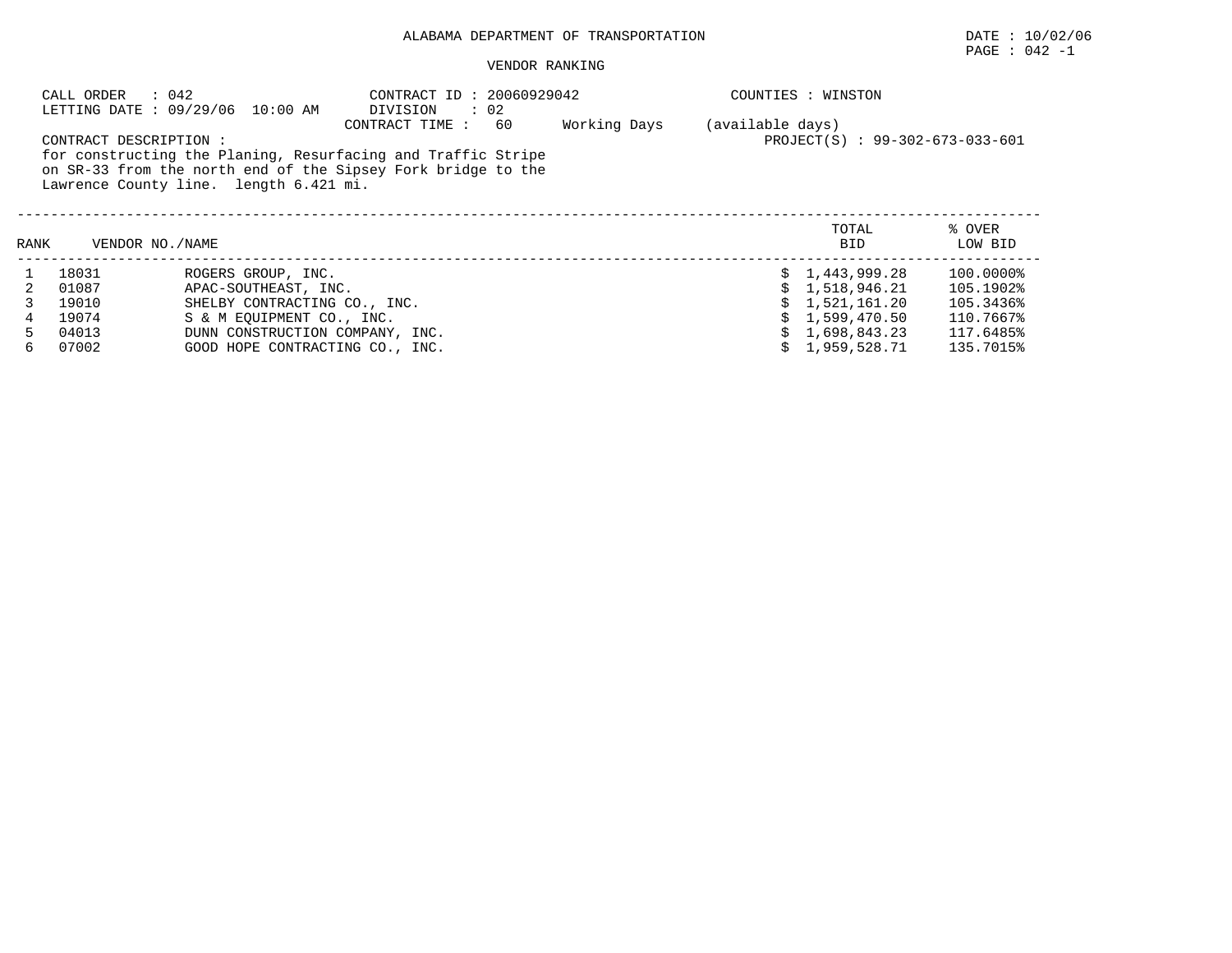ALABAMA DEPARTMENT OF TRANSPORTATION

DATE : 10/02/06

PAGE : 042 -1

VENDOR RANKING

CALL ORDER : 042
LETTING DATE : 09/29/06 10:00 AM

CONTRACT ID : 20060929042
DIVISION : 02
CONTRACT TIME : 60 Working Days (available days)

COUNTIES : WINSTON

PROJECT(S) : 99-302-673-033-601

CONTRACT DESCRIPTION :
for constructing the Planing, Resurfacing and Traffic Stripe on SR-33 from the north end of the Sipsey Fork bridge to the Lawrence County line. length 6.421 mi.

| RANK | VENDOR NO. | NAME | TOTAL BID | % OVER LOW BID |
|---|---|---|---|---|
| 1 | 18031 | ROGERS GROUP, INC. | $ 1,443,999.28 | 100.0000% |
| 2 | 01087 | APAC-SOUTHEAST, INC. | $ 1,518,946.21 | 105.1902% |
| 3 | 19010 | SHELBY CONTRACTING CO., INC. | $ 1,521,161.20 | 105.3436% |
| 4 | 19074 | S & M EQUIPMENT CO., INC. | $ 1,599,470.50 | 110.7667% |
| 5 | 04013 | DUNN CONSTRUCTION COMPANY, INC. | $ 1,698,843.23 | 117.6485% |
| 6 | 07002 | GOOD HOPE CONTRACTING CO., INC. | $ 1,959,528.71 | 135.7015% |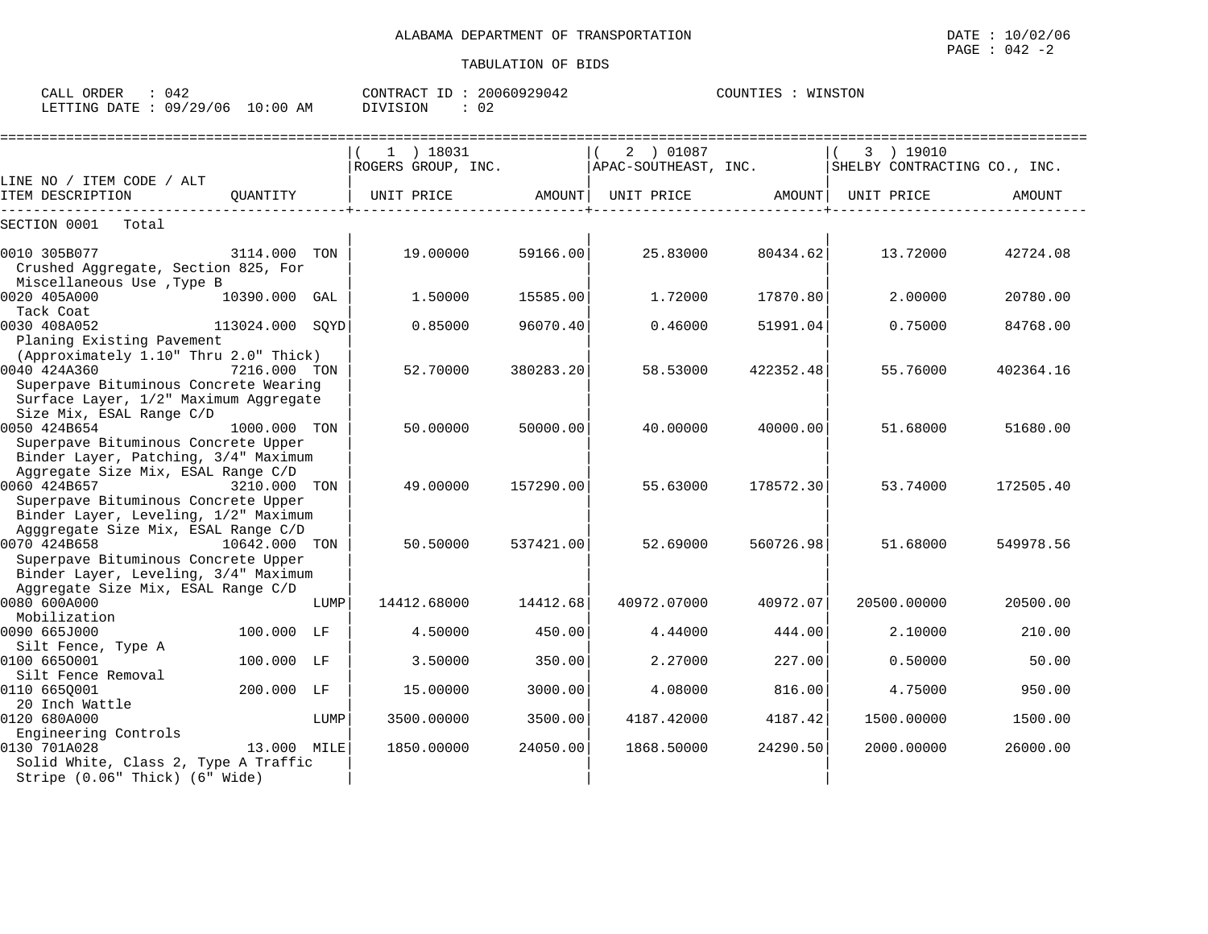ALABAMA DEPARTMENT OF TRANSPORTATION

TABULATION OF BIDS

DATE : 10/02/06
PAGE : 042 -2

CALL ORDER : 042
LETTING DATE : 09/29/06 10:00 AM

CONTRACT ID : 20060929042
DIVISION : 02

COUNTIES : WINSTON

| LINE NO / ITEM CODE / ALT ITEM DESCRIPTION | QUANTITY | ( 1 ) 18031 ROGERS GROUP, INC. UNIT PRICE | AMOUNT | ( 2 ) 01087 APAC-SOUTHEAST, INC. UNIT PRICE | AMOUNT | ( 3 ) 19010 SHELBY CONTRACTING CO., INC. UNIT PRICE | AMOUNT |
|---|---|---|---|---|---|---|---|
| SECTION 0001 Total | | | | | | | |
| 0010 305B077 Crushed Aggregate, Section 825, For Miscellaneous Use ,Type B | 3114.000 TON | 19.00000 | 59166.00 | 25.83000 | 80434.62 | 13.72000 | 42724.08 |
| 0020 405A000 Tack Coat | 10390.000 GAL | 1.50000 | 15585.00 | 1.72000 | 17870.80 | 2.00000 | 20780.00 |
| 0030 408A052 Planing Existing Pavement (Approximately 1.10" Thru 2.0" Thick) | 113024.000 SQYD | 0.85000 | 96070.40 | 0.46000 | 51991.04 | 0.75000 | 84768.00 |
| 0040 424A360 Superpave Bituminous Concrete Wearing Surface Layer, 1/2" Maximum Aggregate Size Mix, ESAL Range C/D | 7216.000 TON | 52.70000 | 380283.20 | 58.53000 | 422352.48 | 55.76000 | 402364.16 |
| 0050 424B654 Superpave Bituminous Concrete Upper Binder Layer, Patching, 3/4" Maximum Aggregate Size Mix, ESAL Range C/D | 1000.000 TON | 50.00000 | 50000.00 | 40.00000 | 40000.00 | 51.68000 | 51680.00 |
| 0060 424B657 Superpave Bituminous Concrete Upper Binder Layer, Leveling, 1/2" Maximum Agggregate Size Mix, ESAL Range C/D | 3210.000 TON | 49.00000 | 157290.00 | 55.63000 | 178572.30 | 53.74000 | 172505.40 |
| 0070 424B658 Superpave Bituminous Concrete Upper Binder Layer, Leveling, 3/4" Maximum Aggregate Size Mix, ESAL Range C/D | 10642.000 TON | 50.50000 | 537421.00 | 52.69000 | 560726.98 | 51.68000 | 549978.56 |
| 0080 600A000 Mobilization | LUMP | 14412.68000 | 14412.68 | 40972.07000 | 40972.07 | 20500.00000 | 20500.00 |
| 0090 665J000 Silt Fence, Type A | 100.000 LF | 4.50000 | 450.00 | 4.44000 | 444.00 | 2.10000 | 210.00 |
| 0100 665O001 Silt Fence Removal | 100.000 LF | 3.50000 | 350.00 | 2.27000 | 227.00 | 0.50000 | 50.00 |
| 0110 665Q001 20 Inch Wattle | 200.000 LF | 15.00000 | 3000.00 | 4.08000 | 816.00 | 4.75000 | 950.00 |
| 0120 680A000 Engineering Controls | LUMP | 3500.00000 | 3500.00 | 4187.42000 | 4187.42 | 1500.00000 | 1500.00 |
| 0130 701A028 Solid White, Class 2, Type A Traffic Stripe (0.06" Thick) (6" Wide) | 13.000 MILE | 1850.00000 | 24050.00 | 1868.50000 | 24290.50 | 2000.00000 | 26000.00 |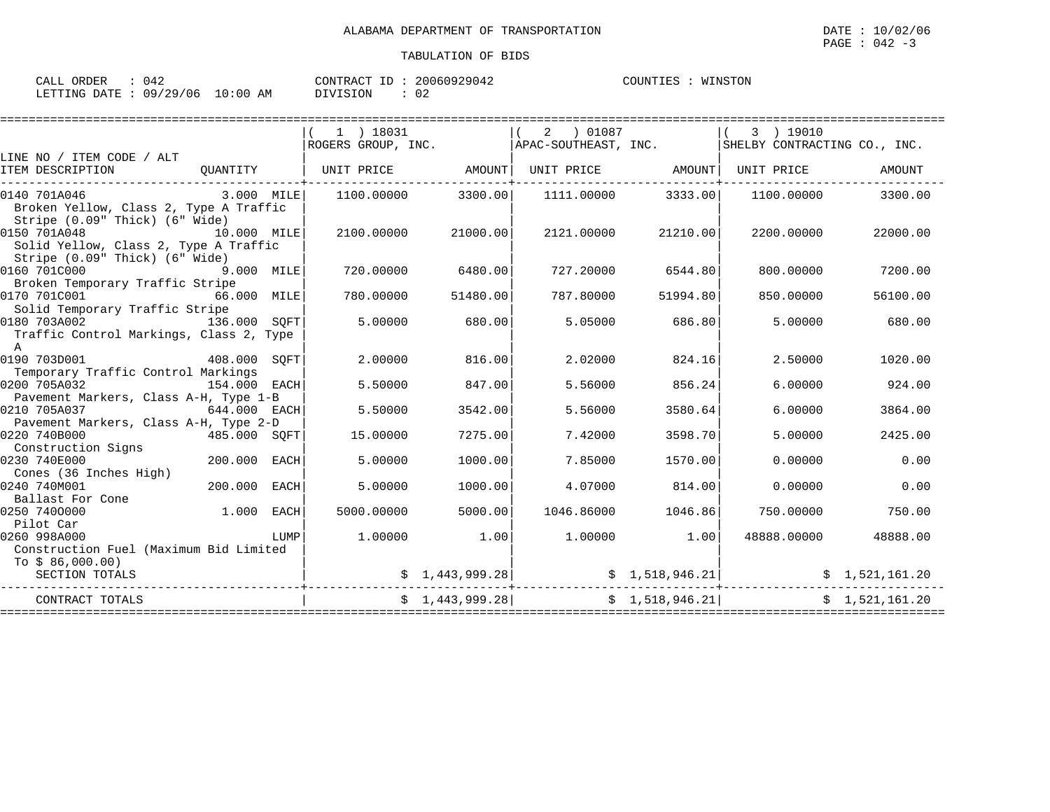ALABAMA DEPARTMENT OF TRANSPORTATION

TABULATION OF BIDS

DATE : 10/02/06
PAGE : 042 -3

CALL ORDER : 042 CONTRACT ID : 20060929042 COUNTIES : WINSTON
LETTING DATE : 09/29/06 10:00 AM DIVISION : 02

| LINE NO / ITEM CODE / ALT ITEM DESCRIPTION | QUANTITY | ( 1 ) 18031 ROGERS GROUP, INC. UNIT PRICE | AMOUNT | ( 2 ) 01087 APAC-SOUTHEAST, INC. UNIT PRICE | AMOUNT | ( 3 ) 19010 SHELBY CONTRACTING CO., INC. UNIT PRICE | AMOUNT |
|---|---|---|---|---|---|---|---|
| 0140 701A046 Broken Yellow, Class 2, Type A Traffic Stripe (0.09" Thick) (6" Wide) | 3.000 MILE | 1100.00000 | 3300.00 | 1111.00000 | 3333.00 | 1100.00000 | 3300.00 |
| 0150 701A048 Solid Yellow, Class 2, Type A Traffic Stripe (0.09" Thick) (6" Wide) | 10.000 MILE | 2100.00000 | 21000.00 | 2121.00000 | 21210.00 | 2200.00000 | 22000.00 |
| 0160 701C000 Broken Temporary Traffic Stripe | 9.000 MILE | 720.00000 | 6480.00 | 727.20000 | 6544.80 | 800.00000 | 7200.00 |
| 0170 701C001 Solid Temporary Traffic Stripe | 66.000 MILE | 780.00000 | 51480.00 | 787.80000 | 51994.80 | 850.00000 | 56100.00 |
| 0180 703A002 Traffic Control Markings, Class 2, Type A | 136.000 SQFT | 5.00000 | 680.00 | 5.05000 | 686.80 | 5.00000 | 680.00 |
| 0190 703D001 Temporary Traffic Control Markings | 408.000 SQFT | 2.00000 | 816.00 | 2.02000 | 824.16 | 2.50000 | 1020.00 |
| 0200 705A032 Pavement Markers, Class A-H, Type 1-B | 154.000 EACH | 5.50000 | 847.00 | 5.56000 | 856.24 | 6.00000 | 924.00 |
| 0210 705A037 Pavement Markers, Class A-H, Type 2-D | 644.000 EACH | 5.50000 | 3542.00 | 5.56000 | 3580.64 | 6.00000 | 3864.00 |
| 0220 740B000 Construction Signs | 485.000 SQFT | 15.00000 | 7275.00 | 7.42000 | 3598.70 | 5.00000 | 2425.00 |
| 0230 740E000 Cones (36 Inches High) | 200.000 EACH | 5.00000 | 1000.00 | 7.85000 | 1570.00 | 0.00000 | 0.00 |
| 0240 740M001 Ballast For Cone | 200.000 EACH | 5.00000 | 1000.00 | 4.07000 | 814.00 | 0.00000 | 0.00 |
| 0250 7400000 Pilot Car | 1.000 EACH | 5000.00000 | 5000.00 | 1046.86000 | 1046.86 | 750.00000 | 750.00 |
| 0260 998A000 Construction Fuel (Maximum Bid Limited To $ 86,000.00) | LUMP | 1.00000 | 1.00 | 1.00000 | 1.00 | 48888.00000 | 48888.00 |
| SECTION TOTALS | | | $ 1,443,999.28 | | $ 1,518,946.21 | | $ 1,521,161.20 |
| CONTRACT TOTALS | | | $ 1,443,999.28 | | $ 1,518,946.21 | | $ 1,521,161.20 |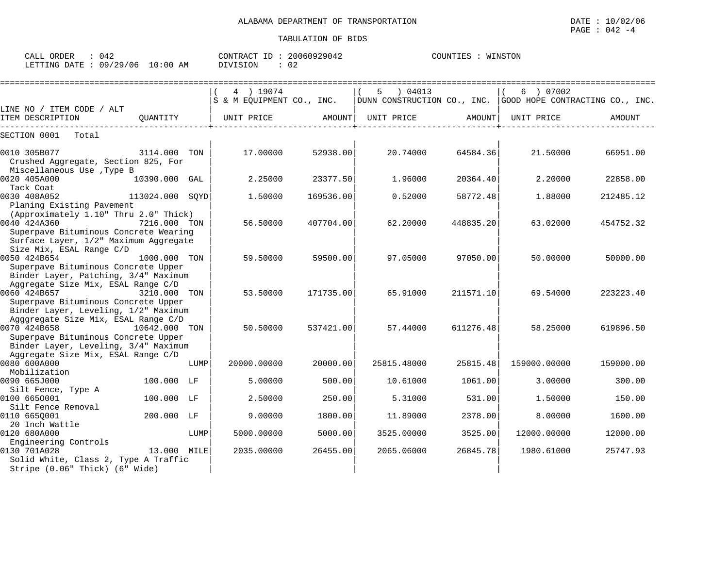ALABAMA DEPARTMENT OF TRANSPORTATION

TABULATION OF BIDS

DATE : 10/02/06
PAGE : 042 -4

CALL ORDER : 042
LETTING DATE : 09/29/06 10:00 AM

CONTRACT ID : 20060929042
DIVISION : 02

COUNTIES : WINSTON

| LINE NO / ITEM CODE / ALT<br>ITEM DESCRIPTION | QUANTITY | ( 4 ) 19074<br>S & M EQUIPMENT CO., INC.<br>UNIT PRICE | AMOUNT | ( 5 ) 04013<br>DUNN CONSTRUCTION CO., INC.<br>UNIT PRICE | AMOUNT | ( 6 ) 07002<br>GOOD HOPE CONTRACTING CO., INC.<br>UNIT PRICE | AMOUNT |
|---|---|---|---|---|---|---|---|
| SECTION 0001 Total | | | | | | | |
| 0010 305B077<br>Crushed Aggregate, Section 825, For Miscellaneous Use ,Type B | 3114.000 TON | 17.00000 | 52938.00 | 20.74000 | 64584.36 | 21.50000 | 66951.00 |
| 0020 405A000<br>Tack Coat | 10390.000 GAL | 2.25000 | 23377.50 | 1.96000 | 20364.40 | 2.20000 | 22858.00 |
| 0030 408A052<br>Planing Existing Pavement (Approximately 1.10" Thru 2.0" Thick) | 113024.000 SQYD | 1.50000 | 169536.00 | 0.52000 | 58772.48 | 1.88000 | 212485.12 |
| 0040 424A360<br>Superpave Bituminous Concrete Wearing Surface Layer, 1/2" Maximum Aggregate Size Mix, ESAL Range C/D | 7216.000 TON | 56.50000 | 407704.00 | 62.20000 | 448835.20 | 63.02000 | 454752.32 |
| 0050 424B654<br>Superpave Bituminous Concrete Upper Binder Layer, Patching, 3/4" Maximum Aggregate Size Mix, ESAL Range C/D | 1000.000 TON | 59.50000 | 59500.00 | 97.05000 | 97050.00 | 50.00000 | 50000.00 |
| 0060 424B657<br>Superpave Bituminous Concrete Upper Binder Layer, Leveling, 1/2" Maximum Agggregate Size Mix, ESAL Range C/D | 3210.000 TON | 53.50000 | 171735.00 | 65.91000 | 211571.10 | 69.54000 | 223223.40 |
| 0070 424B658<br>Superpave Bituminous Concrete Upper Binder Layer, Leveling, 3/4" Maximum Aggregate Size Mix, ESAL Range C/D | 10642.000 TON | 50.50000 | 537421.00 | 57.44000 | 611276.48 | 58.25000 | 619896.50 |
| 0080 600A000<br>Mobilization | LUMP | 20000.00000 | 20000.00 | 25815.48000 | 25815.48 | 159000.00000 | 159000.00 |
| 0090 665J000<br>Silt Fence, Type A | 100.000 LF | 5.00000 | 500.00 | 10.61000 | 1061.00 | 3.00000 | 300.00 |
| 0100 665O001<br>Silt Fence Removal | 100.000 LF | 2.50000 | 250.00 | 5.31000 | 531.00 | 1.50000 | 150.00 |
| 0110 665Q001<br>20 Inch Wattle | 200.000 LF | 9.00000 | 1800.00 | 11.89000 | 2378.00 | 8.00000 | 1600.00 |
| 0120 680A000<br>Engineering Controls | LUMP | 5000.00000 | 5000.00 | 3525.00000 | 3525.00 | 12000.00000 | 12000.00 |
| 0130 701A028<br>Solid White, Class 2, Type A Traffic Stripe (0.06" Thick) (6" Wide) | 13.000 MILE | 2035.00000 | 26455.00 | 2065.06000 | 26845.78 | 1980.61000 | 25747.93 |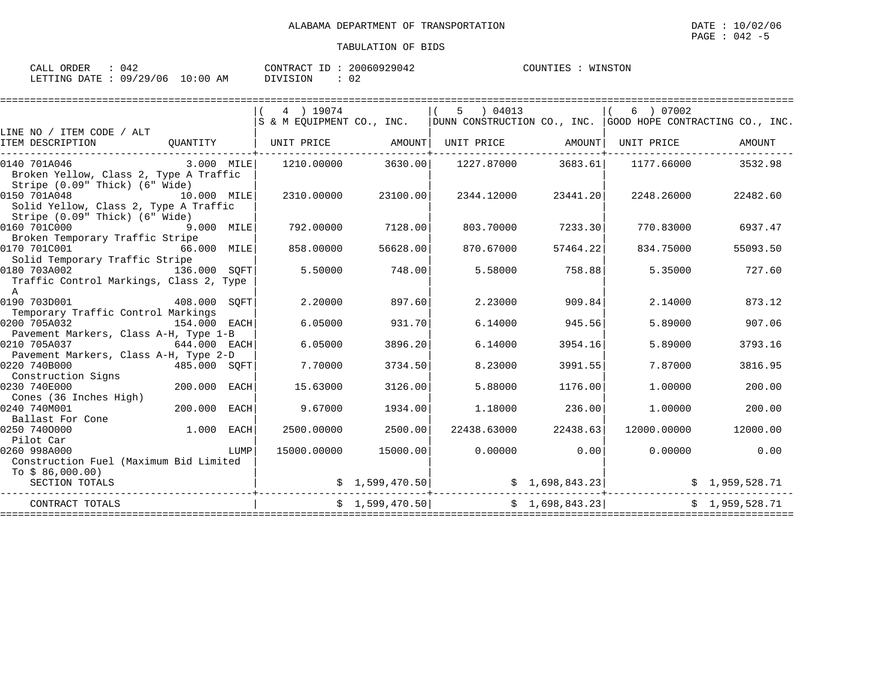ALABAMA DEPARTMENT OF TRANSPORTATION

TABULATION OF BIDS

DATE : 10/02/06

CALL ORDER : 042 CONTRACT ID : 20060929042 COUNTIES : WINSTON
LETTING DATE : 09/29/06 10:00 AM DIVISION : 02

| LINE NO / ITEM CODE / ALT ITEM DESCRIPTION | QUANTITY | ( 4 ) 19074 S & M EQUIPMENT CO., INC. UNIT PRICE | AMOUNT | ( 5 ) 04013 DUNN CONSTRUCTION CO., INC. UNIT PRICE | AMOUNT | ( 6 ) 07002 GOOD HOPE CONTRACTING CO., INC. UNIT PRICE | AMOUNT |
|---|---|---|---|---|---|---|---|
| 0140 701A046 Broken Yellow, Class 2, Type A Traffic Stripe (0.09" Thick) (6" Wide) | 3.000 MILE | 1210.00000 | 3630.00 | 1227.87000 | 3683.61 | 1177.66000 | 3532.98 |
| 0150 701A048 Solid Yellow, Class 2, Type A Traffic Stripe (0.09" Thick) (6" Wide) | 10.000 MILE | 2310.00000 | 23100.00 | 2344.12000 | 23441.20 | 2248.26000 | 22482.60 |
| 0160 701C000 Broken Temporary Traffic Stripe | 9.000 MILE | 792.00000 | 7128.00 | 803.70000 | 7233.30 | 770.83000 | 6937.47 |
| 0170 701C001 Solid Temporary Traffic Stripe | 66.000 MILE | 858.00000 | 56628.00 | 870.67000 | 57464.22 | 834.75000 | 55093.50 |
| 0180 703A002 Traffic Control Markings, Class 2, Type A | 136.000 SQFT | 5.50000 | 748.00 | 5.58000 | 758.88 | 5.35000 | 727.60 |
| 0190 703D001 Temporary Traffic Control Markings | 408.000 SQFT | 2.20000 | 897.60 | 2.23000 | 909.84 | 2.14000 | 873.12 |
| 0200 705A032 Pavement Markers, Class A-H, Type 1-B | 154.000 EACH | 6.05000 | 931.70 | 6.14000 | 945.56 | 5.89000 | 907.06 |
| 0210 705A037 Pavement Markers, Class A-H, Type 2-D | 644.000 EACH | 6.05000 | 3896.20 | 6.14000 | 3954.16 | 5.89000 | 3793.16 |
| 0220 740B000 Construction Signs | 485.000 SQFT | 7.70000 | 3734.50 | 8.23000 | 3991.55 | 7.87000 | 3816.95 |
| 0230 740E000 Cones (36 Inches High) | 200.000 EACH | 15.63000 | 3126.00 | 5.88000 | 1176.00 | 1.00000 | 200.00 |
| 0240 740M001 Ballast For Cone | 200.000 EACH | 9.67000 | 1934.00 | 1.18000 | 236.00 | 1.00000 | 200.00 |
| 0250 7400000 Pilot Car | 1.000 EACH | 2500.00000 | 2500.00 | 22438.63000 | 22438.63 | 12000.00000 | 12000.00 |
| 0260 998A000 Construction Fuel (Maximum Bid Limited To $ 86,000.00) | LUMP | 15000.00000 | 15000.00 | 0.00000 | 0.00 | 0.00000 | 0.00 |
| SECTION TOTALS | | | $ 1,599,470.50 | | $ 1,698,843.23 | | $ 1,959,528.71 |
| CONTRACT TOTALS | | | $ 1,599,470.50 | | $ 1,698,843.23 | | $ 1,959,528.71 |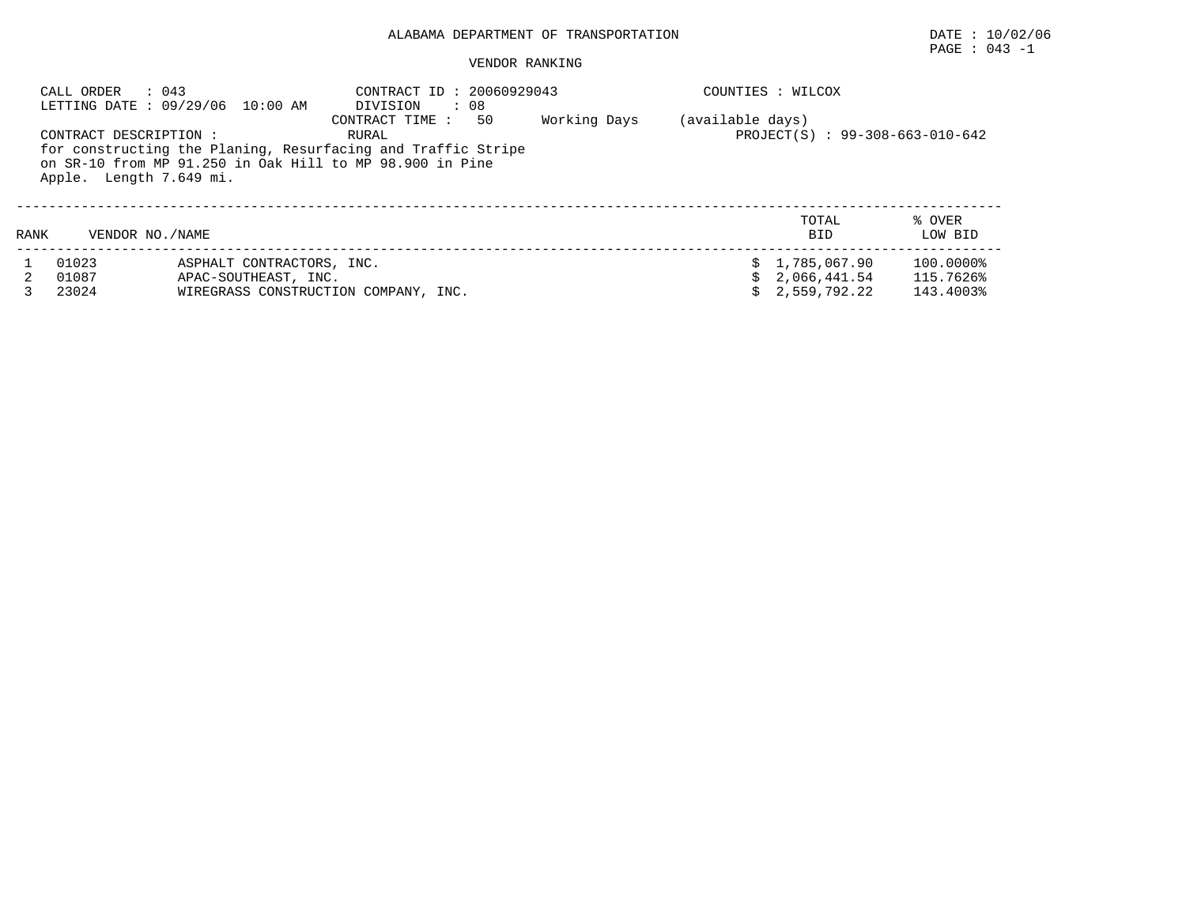ALABAMA DEPARTMENT OF TRANSPORTATION

DATE : 10/02/06

PAGE : 043 -1

VENDOR RANKING

CALL ORDER : 043
LETTING DATE : 09/29/06 10:00 AM

CONTRACT ID : 20060929043
DIVISION : 08
CONTRACT TIME : 50 Working Days (available days)

COUNTIES : WILCOX

CONTRACT DESCRIPTION : RURAL

PROJECT(S) : 99-308-663-010-642

for constructing the Planing, Resurfacing and Traffic Stripe on SR-10 from MP 91.250 in Oak Hill to MP 98.900 in Pine Apple. Length 7.649 mi.

| RANK | VENDOR NO./NAME | | TOTAL BID | % OVER LOW BID |
|---|---|---|---|---|
| 1 | 01023 | ASPHALT CONTRACTORS, INC. | $ 1,785,067.90 | 100.0000% |
| 2 | 01087 | APAC-SOUTHEAST, INC. | $ 2,066,441.54 | 115.7626% |
| 3 | 23024 | WIREGRASS CONSTRUCTION COMPANY, INC. | $ 2,559,792.22 | 143.4003% |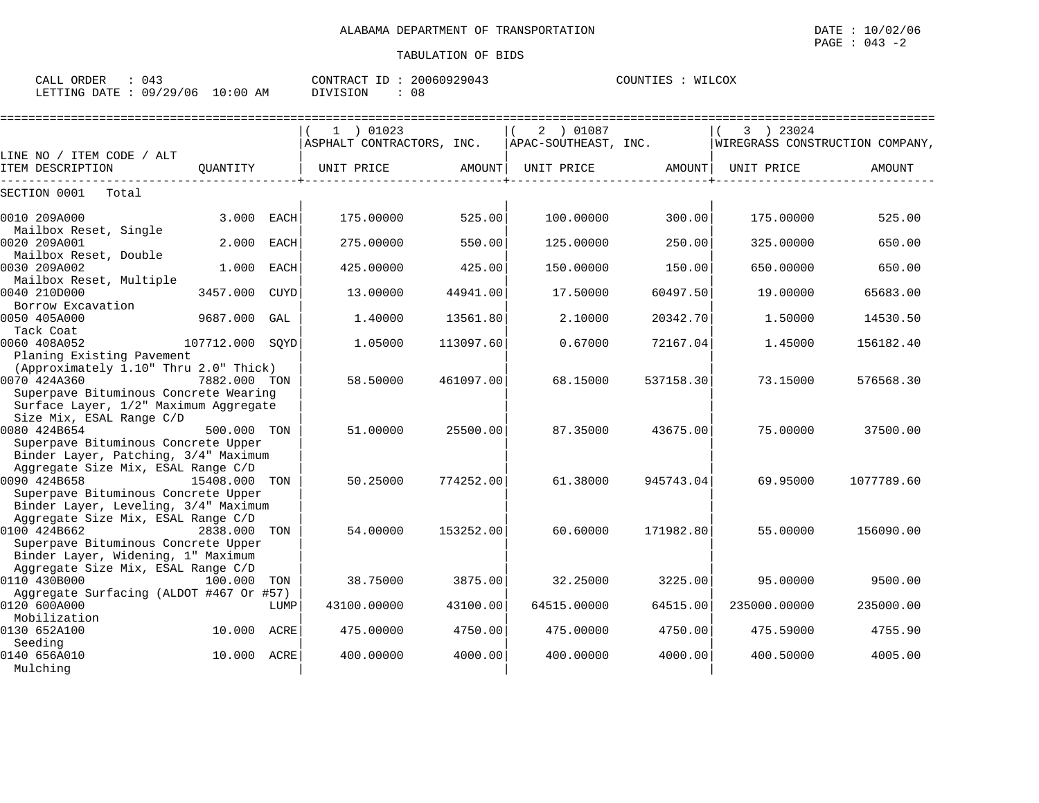ALABAMA DEPARTMENT OF TRANSPORTATION

DATE : 10/02/06
PAGE : 043 -2

TABULATION OF BIDS

CALL ORDER : 043
LETTING DATE : 09/29/06 10:00 AM

CONTRACT ID : 20060929043
DIVISION : 08

COUNTIES : WILCOX

| LINE NO / ITEM CODE / ALT ITEM DESCRIPTION | QUANTITY | ( 1 ) 01023 ASPHALT CONTRACTORS, INC. UNIT PRICE | AMOUNT | ( 2 ) 01087 APAC-SOUTHEAST, INC. UNIT PRICE | AMOUNT | ( 3 ) 23024 WIREGRASS CONSTRUCTION COMPANY, UNIT PRICE | AMOUNT |
|---|---|---|---|---|---|---|---|
| SECTION 0001 Total | | | | | | | |
| 0010 209A000 Mailbox Reset, Single | 3.000 EACH | 175.00000 | 525.00 | 100.00000 | 300.00 | 175.00000 | 525.00 |
| 0020 209A001 Mailbox Reset, Double | 2.000 EACH | 275.00000 | 550.00 | 125.00000 | 250.00 | 325.00000 | 650.00 |
| 0030 209A002 Mailbox Reset, Multiple | 1.000 EACH | 425.00000 | 425.00 | 150.00000 | 150.00 | 650.00000 | 650.00 |
| 0040 210D000 Borrow Excavation | 3457.000 CUYD | 13.00000 | 44941.00 | 17.50000 | 60497.50 | 19.00000 | 65683.00 |
| 0050 405A000 Tack Coat | 9687.000 GAL | 1.40000 | 13561.80 | 2.10000 | 20342.70 | 1.50000 | 14530.50 |
| 0060 408A052 Planing Existing Pavement (Approximately 1.10" Thru 2.0" Thick) | 107712.000 SQYD | 1.05000 | 113097.60 | 0.67000 | 72167.04 | 1.45000 | 156182.40 |
| 0070 424A360 Superpave Bituminous Concrete Wearing Surface Layer, 1/2" Maximum Aggregate Size Mix, ESAL Range C/D | 7882.000 TON | 58.50000 | 461097.00 | 68.15000 | 537158.30 | 73.15000 | 576568.30 |
| 0080 424B654 Superpave Bituminous Concrete Upper Binder Layer, Patching, 3/4" Maximum Aggregate Size Mix, ESAL Range C/D | 500.000 TON | 51.00000 | 25500.00 | 87.35000 | 43675.00 | 75.00000 | 37500.00 |
| 0090 424B658 Superpave Bituminous Concrete Upper Binder Layer, Leveling, 3/4" Maximum Aggregate Size Mix, ESAL Range C/D | 15408.000 TON | 50.25000 | 774252.00 | 61.38000 | 945743.04 | 69.95000 | 1077789.60 |
| 0100 424B662 Superpave Bituminous Concrete Upper Binder Layer, Widening, 1" Maximum Aggregate Size Mix, ESAL Range C/D | 2838.000 TON | 54.00000 | 153252.00 | 60.60000 | 171982.80 | 55.00000 | 156090.00 |
| 0110 430B000 Aggregate Surfacing (ALDOT #467 Or #57) | 100.000 TON | 38.75000 | 3875.00 | 32.25000 | 3225.00 | 95.00000 | 9500.00 |
| 0120 600A000 Mobilization | LUMP | 43100.00000 | 43100.00 | 64515.00000 | 64515.00 | 235000.00000 | 235000.00 |
| 0130 652A100 Seeding | 10.000 ACRE | 475.00000 | 4750.00 | 475.00000 | 4750.00 | 475.59000 | 4755.90 |
| 0140 656A010 Mulching | 10.000 ACRE | 400.00000 | 4000.00 | 400.00000 | 4000.00 | 400.50000 | 4005.00 |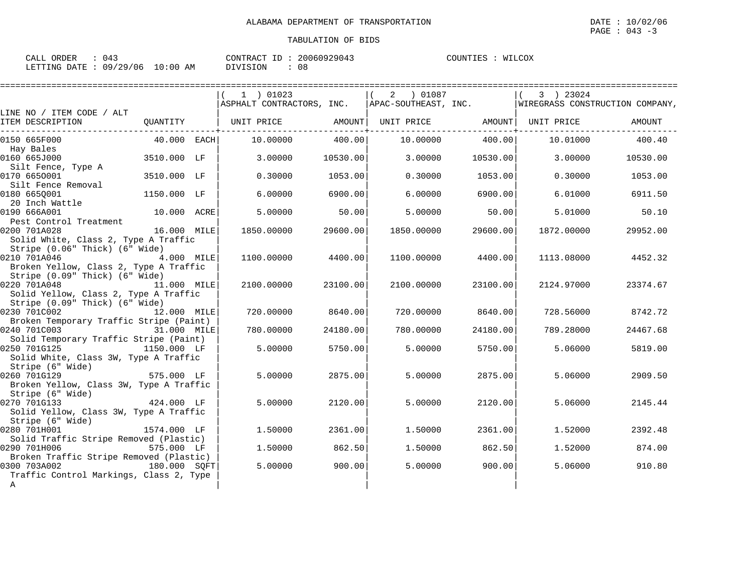ALABAMA DEPARTMENT OF TRANSPORTATION

DATE : 10/02/06

TABULATION OF BIDS

CALL ORDER : 043 | CONTRACT ID : 20060929043 | COUNTIES : WILCOX

LETTING DATE : 09/29/06 10:00 AM | DIVISION : 08

| LINE NO / ITEM CODE / ALT ITEM DESCRIPTION | QUANTITY | ( 1 ) 01023 ASPHALT CONTRACTORS, INC. UNIT PRICE | AMOUNT | ( 2 ) 01087 APAC-SOUTHEAST, INC. UNIT PRICE | AMOUNT | ( 3 ) 23024 WIREGRASS CONSTRUCTION COMPANY, UNIT PRICE | AMOUNT |
|---|---|---|---|---|---|---|---|
| 0150 665F000 Hay Bales | 40.000 EACH | 10.00000 | 400.00 | 10.00000 | 400.00 | 10.01000 | 400.40 |
| 0160 665J000 Silt Fence, Type A | 3510.000 LF | 3.00000 | 10530.00 | 3.00000 | 10530.00 | 3.00000 | 10530.00 |
| 0170 665O001 Silt Fence Removal | 3510.000 LF | 0.30000 | 1053.00 | 0.30000 | 1053.00 | 0.30000 | 1053.00 |
| 0180 665Q001 20 Inch Wattle | 1150.000 LF | 6.00000 | 6900.00 | 6.00000 | 6900.00 | 6.01000 | 6911.50 |
| 0190 666A001 Pest Control Treatment | 10.000 ACRE | 5.00000 | 50.00 | 5.00000 | 50.00 | 5.01000 | 50.10 |
| 0200 701A028 Solid White, Class 2, Type A Traffic Stripe (0.06" Thick) (6" Wide) | 16.000 MILE | 1850.00000 | 29600.00 | 1850.00000 | 29600.00 | 1872.00000 | 29952.00 |
| 0210 701A046 Broken Yellow, Class 2, Type A Traffic Stripe (0.09" Thick) (6" Wide) | 4.000 MILE | 1100.00000 | 4400.00 | 1100.00000 | 4400.00 | 1113.08000 | 4452.32 |
| 0220 701A048 Solid Yellow, Class 2, Type A Traffic Stripe (0.09" Thick) (6" Wide) | 11.000 MILE | 2100.00000 | 23100.00 | 2100.00000 | 23100.00 | 2124.97000 | 23374.67 |
| 0230 701C002 Broken Temporary Traffic Stripe (Paint) | 12.000 MILE | 720.00000 | 8640.00 | 720.00000 | 8640.00 | 728.56000 | 8742.72 |
| 0240 701C003 Solid Temporary Traffic Stripe (Paint) | 31.000 MILE | 780.00000 | 24180.00 | 780.00000 | 24180.00 | 789.28000 | 24467.68 |
| 0250 701G125 Solid White, Class 3W, Type A Traffic Stripe (6" Wide) | 1150.000 LF | 5.00000 | 5750.00 | 5.00000 | 5750.00 | 5.06000 | 5819.00 |
| 0260 701G129 Broken Yellow, Class 3W, Type A Traffic Stripe (6" Wide) | 575.000 LF | 5.00000 | 2875.00 | 5.00000 | 2875.00 | 5.06000 | 2909.50 |
| 0270 701G133 Solid Yellow, Class 3W, Type A Traffic Stripe (6" Wide) | 424.000 LF | 5.00000 | 2120.00 | 5.00000 | 2120.00 | 5.06000 | 2145.44 |
| 0280 701H001 Solid Traffic Stripe Removed (Plastic) | 1574.000 LF | 1.50000 | 2361.00 | 1.50000 | 2361.00 | 1.52000 | 2392.48 |
| 0290 701H006 Broken Traffic Stripe Removed (Plastic) | 575.000 LF | 1.50000 | 862.50 | 1.50000 | 862.50 | 1.52000 | 874.00 |
| 0300 703A002 Traffic Control Markings, Class 2, Type A | 180.000 SQFT | 5.00000 | 900.00 | 5.00000 | 900.00 | 5.06000 | 910.80 |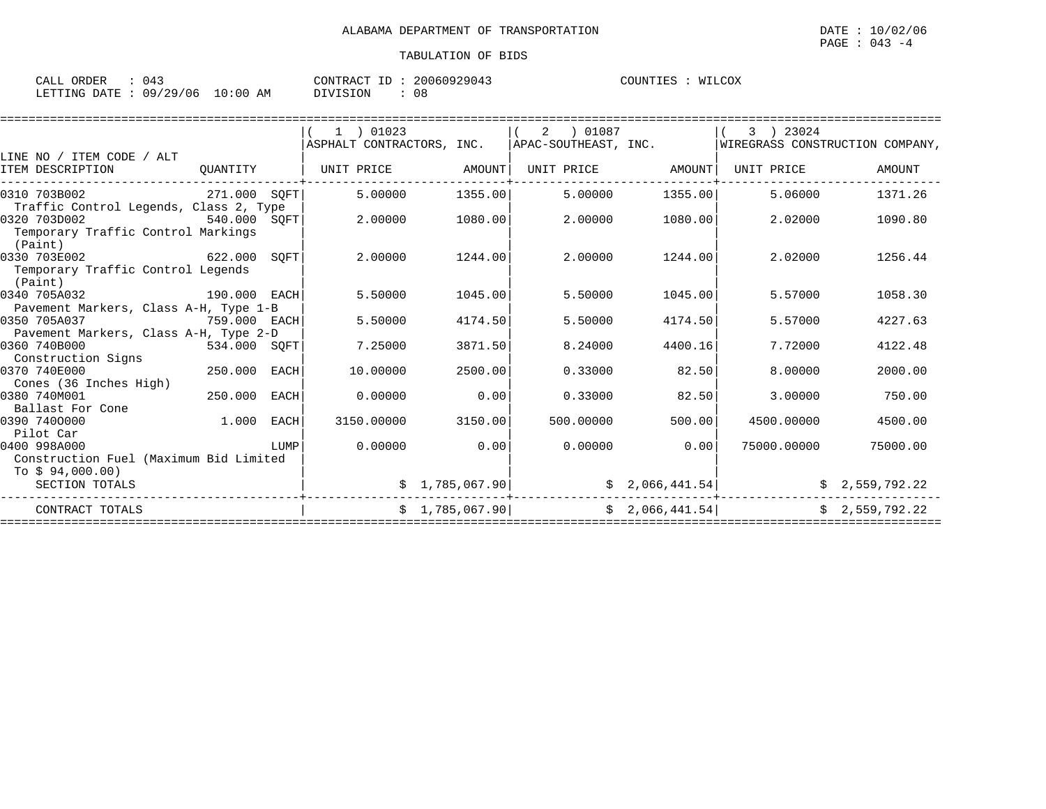ALABAMA DEPARTMENT OF TRANSPORTATION

TABULATION OF BIDS

DATE : 10/02/06
PAGE : 043 -4

CALL ORDER : 043 &nbsp;&nbsp;&nbsp; CONTRACT ID : 20060929043 &nbsp;&nbsp;&nbsp; COUNTIES : WILCOX
LETTING DATE : 09/29/06 10:00 AM &nbsp;&nbsp;&nbsp; DIVISION : 08

| LINE NO / ITEM CODE / ALT ITEM DESCRIPTION | QUANTITY | ( 1 ) 01023 ASPHALT CONTRACTORS, INC. UNIT PRICE | AMOUNT | ( 2 ) 01087 APAC-SOUTHEAST, INC. UNIT PRICE | AMOUNT | ( 3 ) 23024 WIREGRASS CONSTRUCTION COMPANY, UNIT PRICE | AMOUNT |
|---|---|---|---|---|---|---|---|
| 0310 703B002 Traffic Control Legends, Class 2, Type | 271.000 SQFT | 5.00000 | 1355.00 | 5.00000 | 1355.00 | 5.06000 | 1371.26 |
| 0320 703D002 Temporary Traffic Control Markings (Paint) | 540.000 SQFT | 2.00000 | 1080.00 | 2.00000 | 1080.00 | 2.02000 | 1090.80 |
| 0330 703E002 Temporary Traffic Control Legends (Paint) | 622.000 SQFT | 2.00000 | 1244.00 | 2.00000 | 1244.00 | 2.02000 | 1256.44 |
| 0340 705A032 Pavement Markers, Class A-H, Type 1-B | 190.000 EACH | 5.50000 | 1045.00 | 5.50000 | 1045.00 | 5.57000 | 1058.30 |
| 0350 705A037 Pavement Markers, Class A-H, Type 2-D | 759.000 EACH | 5.50000 | 4174.50 | 5.50000 | 4174.50 | 5.57000 | 4227.63 |
| 0360 740B000 Construction Signs | 534.000 SQFT | 7.25000 | 3871.50 | 8.24000 | 4400.16 | 7.72000 | 4122.48 |
| 0370 740E000 Cones (36 Inches High) | 250.000 EACH | 10.00000 | 2500.00 | 0.33000 | 82.50 | 8.00000 | 2000.00 |
| 0380 740M001 Ballast For Cone | 250.000 EACH | 0.00000 | 0.00 | 0.33000 | 82.50 | 3.00000 | 750.00 |
| 0390 740O000 Pilot Car | 1.000 EACH | 3150.00000 | 3150.00 | 500.00000 | 500.00 | 4500.00000 | 4500.00 |
| 0400 998A000 Construction Fuel (Maximum Bid Limited To $ 94,000.00) | LUMP | 0.00000 | 0.00 | 0.00000 | 0.00 | 75000.00000 | 75000.00 |
| SECTION TOTALS | | | $ 1,785,067.90 | | $ 2,066,441.54 | | $ 2,559,792.22 |
| CONTRACT TOTALS | | | $ 1,785,067.90 | | $ 2,066,441.54 | | $ 2,559,792.22 |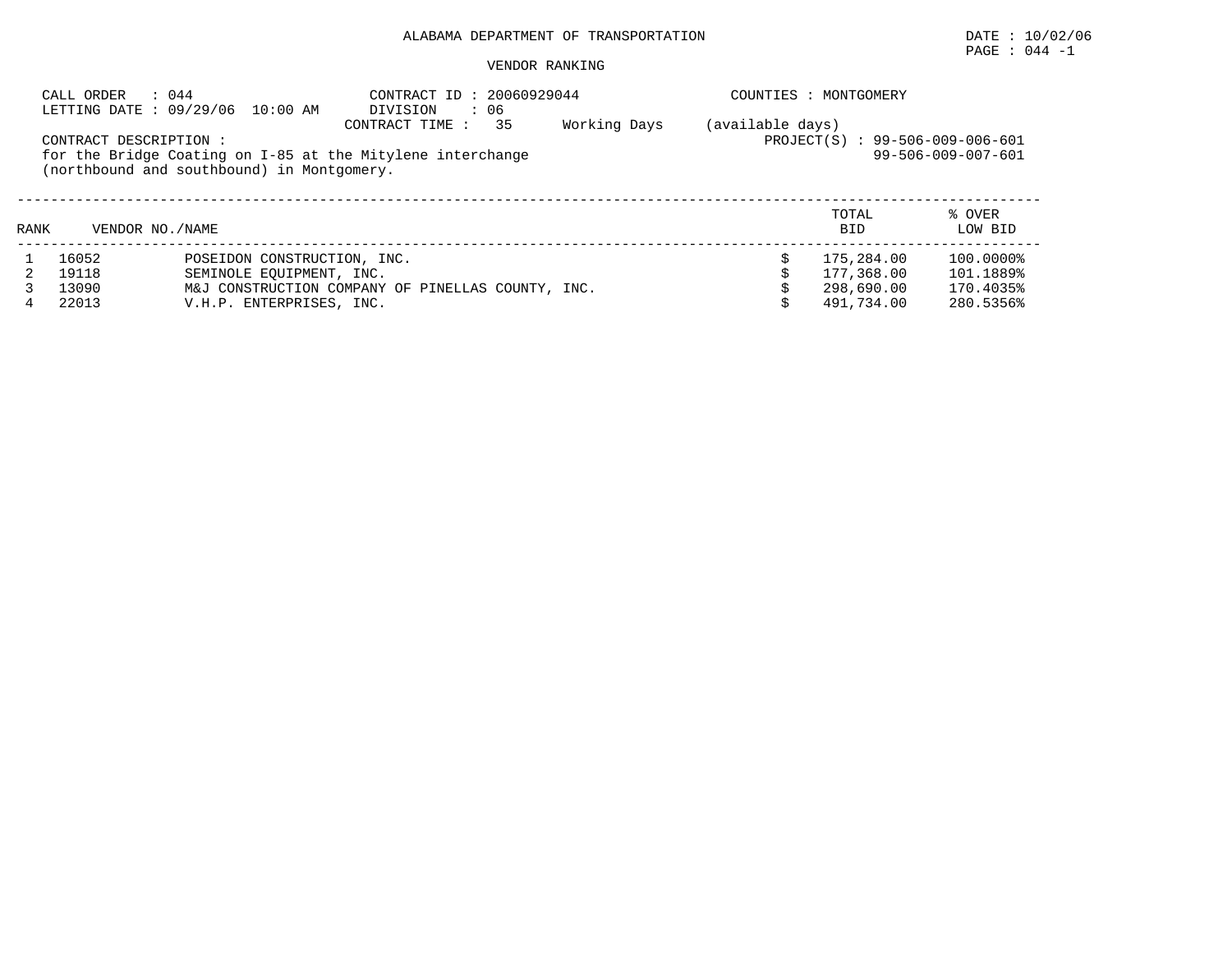ALABAMA DEPARTMENT OF TRANSPORTATION

DATE : 10/02/06

PAGE : 044 -1

VENDOR RANKING

CALL ORDER : 044
LETTING DATE : 09/29/06 10:00 AM

CONTRACT ID : 20060929044
DIVISION : 06
CONTRACT TIME : 35 Working Days (available days)

COUNTIES : MONTGOMERY

CONTRACT DESCRIPTION :
for the Bridge Coating on I-85 at the Mitylene interchange (northbound and southbound) in Montgomery.

PROJECT(S) : 99-506-009-006-601
99-506-009-007-601

| RANK | VENDOR NO./NAME | | TOTAL BID | % OVER LOW BID |
|---|---|---|---|---|
| 1 | 16052 | POSEIDON CONSTRUCTION, INC. | $ 175,284.00 | 100.0000% |
| 2 | 19118 | SEMINOLE EQUIPMENT, INC. | $ 177,368.00 | 101.1889% |
| 3 | 13090 | M&J CONSTRUCTION COMPANY OF PINELLAS COUNTY, INC. | $ 298,690.00 | 170.4035% |
| 4 | 22013 | V.H.P. ENTERPRISES, INC. | $ 491,734.00 | 280.5356% |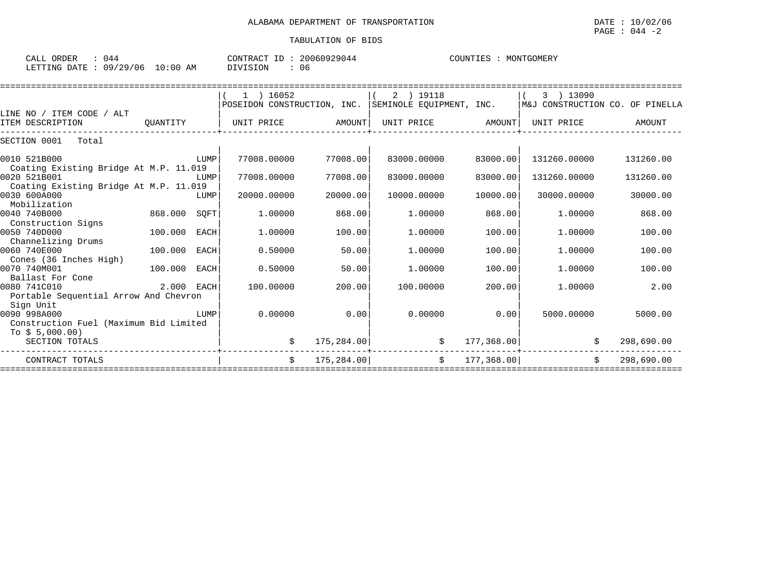ALABAMA DEPARTMENT OF TRANSPORTATION

TABULATION OF BIDS

DATE : 10/02/06

CALL ORDER : 044 CONTRACT ID : 20060929044 COUNTIES : MONTGOMERY
LETTING DATE : 09/29/06 10:00 AM DIVISION : 06

| LINE NO / ITEM CODE / ALT ITEM DESCRIPTION | QUANTITY | ( 1 ) 16052 POSEIDON CONSTRUCTION, INC. UNIT PRICE | AMOUNT | ( 2 ) 19118 SEMINOLE EQUIPMENT, INC. UNIT PRICE | AMOUNT | ( 3 ) 13090 M&J CONSTRUCTION CO. OF PINELLA UNIT PRICE | AMOUNT |
|---|---|---|---|---|---|---|---|
| SECTION 0001 Total | | | | | | | |
| 0010 521B000 Coating Existing Bridge At M.P. 11.019 | LUMP | 77008.00000 | 77008.00 | 83000.00000 | 83000.00 | 131260.00000 | 131260.00 |
| 0020 521B001 Coating Existing Bridge At M.P. 11.019 | LUMP | 77008.00000 | 77008.00 | 83000.00000 | 83000.00 | 131260.00000 | 131260.00 |
| 0030 600A000 Mobilization | LUMP | 20000.00000 | 20000.00 | 10000.00000 | 10000.00 | 30000.00000 | 30000.00 |
| 0040 740B000 Construction Signs | 868.000 SQFT | 1.00000 | 868.00 | 1.00000 | 868.00 | 1.00000 | 868.00 |
| 0050 740D000 Channelizing Drums | 100.000 EACH | 1.00000 | 100.00 | 1.00000 | 100.00 | 1.00000 | 100.00 |
| 0060 740E000 Cones (36 Inches High) | 100.000 EACH | 0.50000 | 50.00 | 1.00000 | 100.00 | 1.00000 | 100.00 |
| 0070 740M001 Ballast For Cone | 100.000 EACH | 0.50000 | 50.00 | 1.00000 | 100.00 | 1.00000 | 100.00 |
| 0080 741C010 Portable Sequential Arrow And Chevron Sign Unit | 2.000 EACH | 100.00000 | 200.00 | 100.00000 | 200.00 | 1.00000 | 2.00 |
| 0090 998A000 Construction Fuel (Maximum Bid Limited To $ 5,000.00) | LUMP | 0.00000 | 0.00 | 0.00000 | 0.00 | 5000.00000 | 5000.00 |
| SECTION TOTALS | | $ | 175,284.00 | $ | 177,368.00 | $ | 298,690.00 |
| CONTRACT TOTALS | | $ | 175,284.00 | $ | 177,368.00 | $ | 298,690.00 |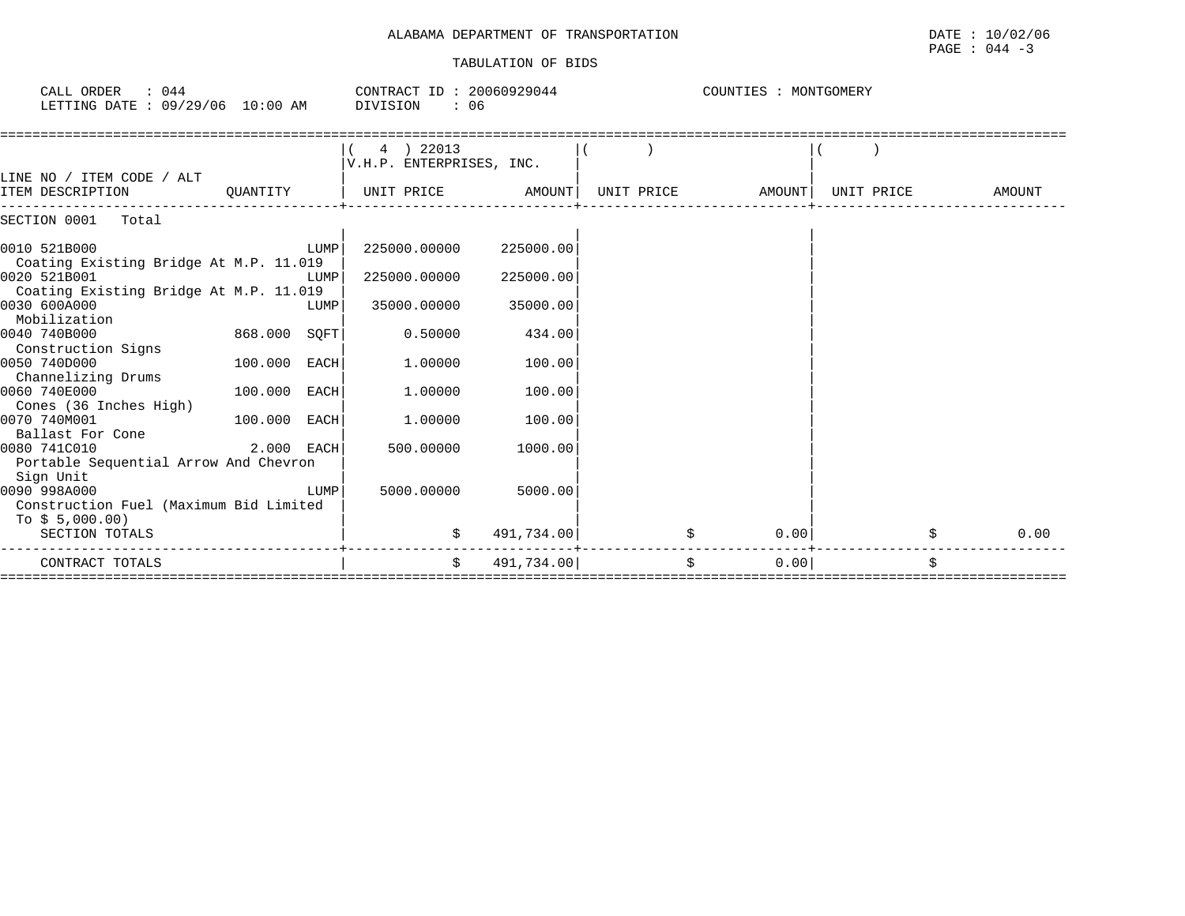ALABAMA DEPARTMENT OF TRANSPORTATION

DATE : 10/02/06

PAGE : 044 -3

TABULATION OF BIDS

CALL ORDER : 044 CONTRACT ID : 20060929044 COUNTIES : MONTGOMERY

LETTING DATE : 09/29/06 10:00 AM DIVISION : 06

| LINE NO / ITEM CODE / ALT ITEM DESCRIPTION | QUANTITY | ( 4 ) 22013 V.H.P. ENTERPRISES, INC. UNIT PRICE | AMOUNT | ( ) UNIT PRICE | AMOUNT | ( ) UNIT PRICE | AMOUNT |
|---|---|---|---|---|---|---|---|
| SECTION 0001 Total | | | | | | | |
| 0010 521B000 Coating Existing Bridge At M.P. 11.019 | LUMP | 225000.00000 | 225000.00 | | | | |
| 0020 521B001 Coating Existing Bridge At M.P. 11.019 | LUMP | 225000.00000 | 225000.00 | | | | |
| 0030 600A000 Mobilization | LUMP | 35000.00000 | 35000.00 | | | | |
| 0040 740B000 Construction Signs | 868.000 SQFT | 0.50000 | 434.00 | | | | |
| 0050 740D000 Channelizing Drums | 100.000 EACH | 1.00000 | 100.00 | | | | |
| 0060 740E000 Cones (36 Inches High) | 100.000 EACH | 1.00000 | 100.00 | | | | |
| 0070 740M001 Ballast For Cone | 100.000 EACH | 1.00000 | 100.00 | | | | |
| 0080 741C010 Portable Sequential Arrow And Chevron Sign Unit | 2.000 EACH | 500.00000 | 1000.00 | | | | |
| 0090 998A000 Construction Fuel (Maximum Bid Limited To $ 5,000.00) | LUMP | 5000.00000 | 5000.00 | | | | |
| SECTION TOTALS | | $ | 491,734.00 | $ | 0.00 | $ | 0.00 |
| CONTRACT TOTALS | | $ | 491,734.00 | $ | 0.00 | $ | |